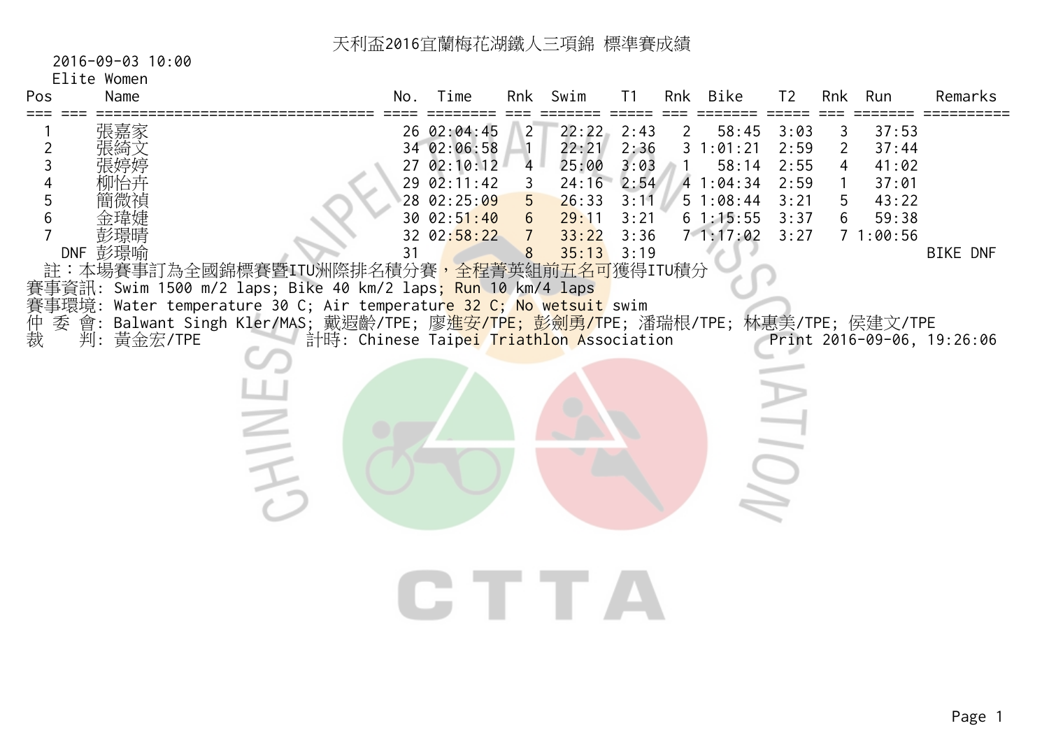# 天利盃2016宜蘭梅花湖鐵人三項錦 標準賽成績

2016-09-03 10:00

Elite Women

| Pos | Name | No. | Time | Rnk | Swim | T1 | Rnk | Bike | T2 | Rnk | Run | Remarks |
|---|---|---|---|---|---|---|---|---|---|---|---|---|
| 1 | 張嘉家 | 26 | 02:04:45 | 2 | 22:22 | 2:43 | 2 | 58:45 | 3:03 | 3 | 37:53 | |
| 2 | 張綺文 | 34 | 02:06:58 | 1 | 22:21 | 2:36 | 3 | 1:01:21 | 2:59 | 2 | 37:44 | |
| 3 | 張婷婷 | 27 | 02:10:12 | 4 | 25:00 | 3:03 | 1 | 58:14 | 2:55 | 4 | 41:02 | |
| 4 | 柳怡卉 | 29 | 02:11:42 | 3 | 24:16 | 2:54 | 4 | 1:04:34 | 2:59 | 1 | 37:01 | |
| 5 | 簡微禎 | 28 | 02:25:09 | 5 | 26:33 | 3:11 | 5 | 1:08:44 | 3:21 | 5 | 43:22 | |
| 6 | 金瑋婕 | 30 | 02:51:40 | 6 | 29:11 | 3:21 | 6 | 1:15:55 | 3:37 | 6 | 59:38 | |
| 7 | 彭璟晴 | 32 | 02:58:22 | 7 | 33:22 | 3:36 | 7 | 1:17:02 | 3:27 | 7 | 1:00:56 | |
| DNF | 彭璟喻 | 31 | | 8 | 35:13 | 3:19 | | | | | | BIKE DNF |

註：本場賽事訂為全國錦標賽暨ITU洲際排名積分賽，全程菁英組前五名可獲得ITU積分

賽事資訊: Swim 1500 m/2 laps; Bike 40 km/2 laps; Run 10 km/4 laps

賽事環境: Water temperature 30 C; Air temperature 32 C; No wetsuit swim

仲 委 會: Balwant Singh Kler/MAS; 戴遐齡/TPE; 廖進安/TPE; 彭劍勇/TPE; 潘瑞根/TPE; 林惠美/TPE; 侯建文/TPE

裁 判: 黃金宏/TPE 計時: Chinese Taipei Triathlon Association Print 2016-09-06, 19:26:06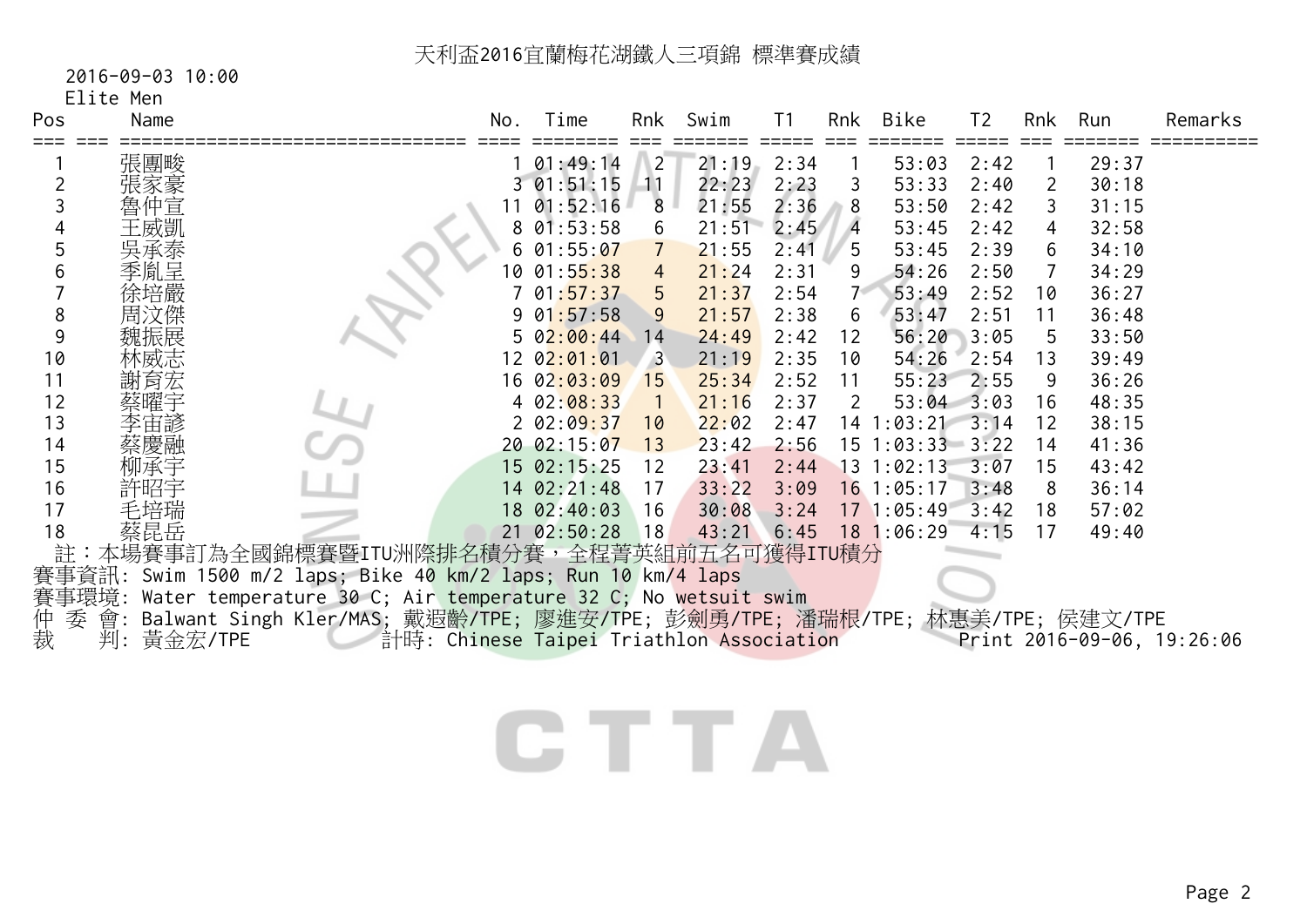# 天利盃2016宜蘭梅花湖鐵人三項錦 標準賽成績

2016-09-03 10:00

Elite Men

| Pos | Name | No. | Time | Rnk | Swim | T1 | Rnk | Bike | T2 | Rnk | Run | Remarks |
|---|---|---|---|---|---|---|---|---|---|---|---|---|
| 1 | 張團畯 | 1 | 01:49:14 | 2 | 21:19 | 2:34 | 1 | 53:03 | 2:42 | 1 | 29:37 | |
| 2 | 張家豪 | 3 | 01:51:15 | 11 | 22:23 | 2:23 | 3 | 53:33 | 2:40 | 2 | 30:18 | |
| 3 | 魯仲宣 | 11 | 01:52:16 | 8 | 21:55 | 2:36 | 8 | 53:50 | 2:42 | 3 | 31:15 | |
| 4 | 王威凱 | 8 | 01:53:58 | 6 | 21:51 | 2:45 | 4 | 53:45 | 2:42 | 4 | 32:58 | |
| 5 | 吳承泰 | 6 | 01:55:07 | 7 | 21:55 | 2:41 | 5 | 53:45 | 2:39 | 6 | 34:10 | |
| 6 | 季胤呈 | 10 | 01:55:38 | 4 | 21:24 | 2:31 | 9 | 54:26 | 2:50 | 7 | 34:29 | |
| 7 | 徐培嚴 | 7 | 01:57:37 | 5 | 21:37 | 2:54 | 7 | 53:49 | 2:52 | 10 | 36:27 | |
| 8 | 周汶傑 | 9 | 01:57:58 | 9 | 21:57 | 2:38 | 6 | 53:47 | 2:51 | 11 | 36:48 | |
| 9 | 魏振展 | 5 | 02:00:44 | 14 | 24:49 | 2:42 | 12 | 56:20 | 3:05 | 5 | 33:50 | |
| 10 | 林威志 | 12 | 02:01:01 | 3 | 21:19 | 2:35 | 10 | 54:26 | 2:54 | 13 | 39:49 | |
| 11 | 謝育宏 | 16 | 02:03:09 | 15 | 25:34 | 2:52 | 11 | 55:23 | 2:55 | 9 | 36:26 | |
| 12 | 蔡曜宇 | 4 | 02:08:33 | 1 | 21:16 | 2:37 | 2 | 53:04 | 3:03 | 16 | 48:35 | |
| 13 | 李宙諺 | 2 | 02:09:37 | 10 | 22:02 | 2:47 | 14 | 1:03:21 | 3:14 | 12 | 38:15 | |
| 14 | 蔡慶融 | 20 | 02:15:07 | 13 | 23:42 | 2:56 | 15 | 1:03:33 | 3:22 | 14 | 41:36 | |
| 15 | 柳承宇 | 15 | 02:15:25 | 12 | 23:41 | 2:44 | 13 | 1:02:13 | 3:07 | 15 | 43:42 | |
| 16 | 許昭宇 | 14 | 02:21:48 | 17 | 33:22 | 3:09 | 16 | 1:05:17 | 3:48 | 8 | 36:14 | |
| 17 | 毛培瑞 | 18 | 02:40:03 | 16 | 30:08 | 3:24 | 17 | 1:05:49 | 3:42 | 18 | 57:02 | |
| 18 | 蔡昆岳 | 21 | 02:50:28 | 18 | 43:21 | 6:45 | 18 | 1:06:29 | 4:15 | 17 | 49:40 | |

註：本場賽事訂為全國錦標賽暨ITU洲際排名積分賽，全程菁英組前五名可獲得ITU積分

賽事資訊: Swim 1500 m/2 laps; Bike 40 km/2 laps; Run 10 km/4 laps

賽事環境: Water temperature 30 C; Air temperature 32 C; No wetsuit swim

仲 委 會: Balwant Singh Kler/MAS; 戴遐齡/TPE; 廖進安/TPE; 彭劍勇/TPE; 潘瑞根/TPE; 林惠美/TPE; 侯建文/TPE

裁　　判: 黃金宏/TPE　　計時: Chinese Taipei Triathlon Association　　Print 2016-09-06, 19:26:06

CTTA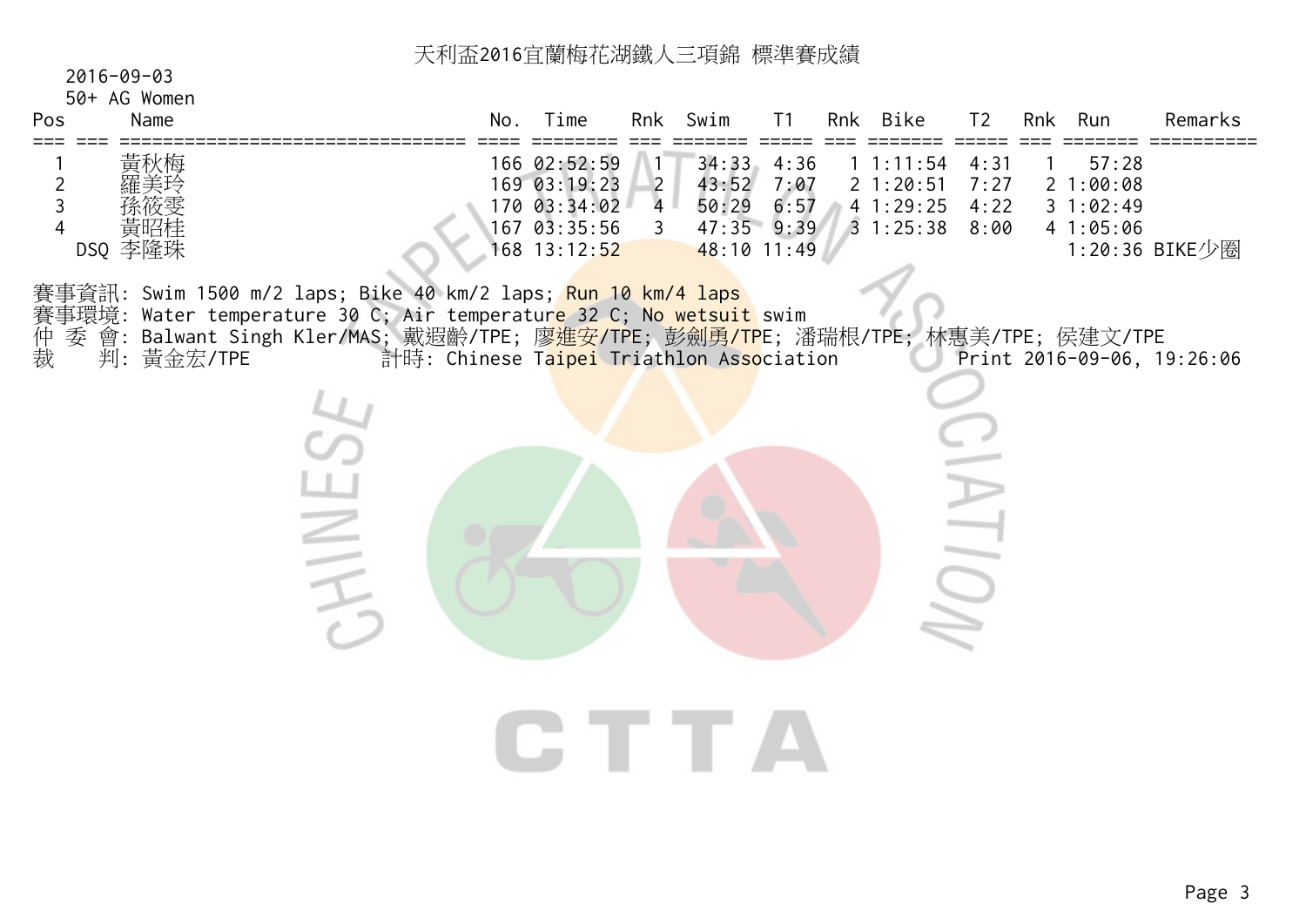# 天利盃2016宜蘭梅花湖鐵人三項錦 標準賽成績

2016-09-03

50+ AG Women

| Pos | Name | No. | Time | Rnk | Swim | T1 | Rnk | Bike | T2 | Rnk | Run | Remarks |
|---|---|---|---|---|---|---|---|---|---|---|---|---|
| 1 | 黃秋梅 | 166 | 02:52:59 | 1 | 34:33 | 4:36 | 1 | 1:11:54 | 4:31 | 1 | 57:28 | |
| 2 | 羅美玲 | 169 | 03:19:23 | 2 | 43:52 | 7:07 | 2 | 1:20:51 | 7:27 | 2 | 1:00:08 | |
| 3 | 孫筱雯 | 170 | 03:34:02 | 4 | 50:29 | 6:57 | 4 | 1:29:25 | 4:22 | 3 | 1:02:49 | |
| 4 | 黃昭桂 | 167 | 03:35:56 | 3 | 47:35 | 9:39 | 3 | 1:25:38 | 8:00 | 4 | 1:05:06 | |
| DSQ | 李隆珠 | 168 | 13:12:52 | | 48:10 | 11:49 | | | | | 1:20:36 | BIKE少圈 |

賽事資訊: Swim 1500 m/2 laps; Bike 40 km/2 laps; Run 10 km/4 laps

賽事環境: Water temperature 30 C; Air temperature 32 C; No wetsuit swim

仲 委 會: Balwant Singh Kler/MAS; 戴遐齡/TPE; 廖進安/TPE; 彭劍勇/TPE; 潘瑞根/TPE; 林惠美/TPE; 侯建文/TPE

裁　 判: 黃金宏/TPE　　計時: Chinese Taipei Triathlon Association　　Print 2016-09-06, 19:26:06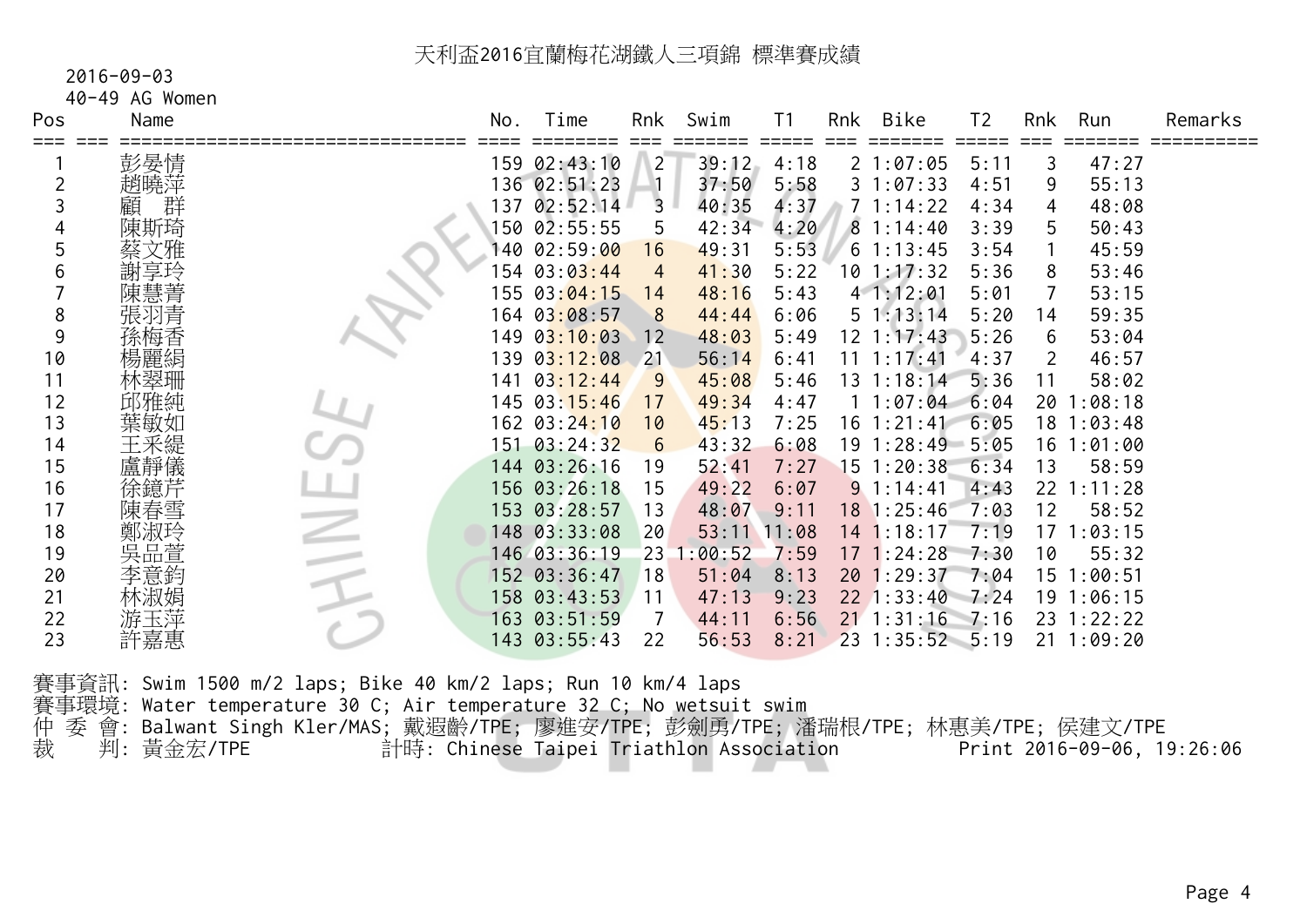# 天利盃2016宜蘭梅花湖鐵人三項錦 標準賽成績

2016-09-03

40-49 AG Women

| Pos | Name | No. | Time | Rnk | Swim | T1 | Rnk | Bike | T2 | Rnk | Run | Remarks |
|---|---|---|---|---|---|---|---|---|---|---|---|---|
| 1 | 彭晏情 | 159 | 02:43:10 | 2 | 39:12 | 4:18 | 2 | 1:07:05 | 5:11 | 3 | 47:27 | |
| 2 | 趙曉萍 | 136 | 02:51:23 | 1 | 37:50 | 5:58 | 3 | 1:07:33 | 4:51 | 9 | 55:13 | |
| 3 | 顧　群 | 137 | 02:52:14 | 3 | 40:35 | 4:37 | 7 | 1:14:22 | 4:34 | 4 | 48:08 | |
| 4 | 陳斯琦 | 150 | 02:55:55 | 5 | 42:34 | 4:20 | 8 | 1:14:40 | 3:39 | 5 | 50:43 | |
| 5 | 蔡文雅 | 140 | 02:59:00 | 16 | 49:31 | 5:53 | 6 | 1:13:45 | 3:54 | 1 | 45:59 | |
| 6 | 謝享玲 | 154 | 03:03:44 | 4 | 41:30 | 5:22 | 10 | 1:17:32 | 5:36 | 8 | 53:46 | |
| 7 | 陳慧菁 | 155 | 03:04:15 | 14 | 48:16 | 5:43 | 4 | 1:12:01 | 5:01 | 7 | 53:15 | |
| 8 | 張羽青 | 164 | 03:08:57 | 8 | 44:44 | 6:06 | 5 | 1:13:14 | 5:20 | 14 | 59:35 | |
| 9 | 孫梅香 | 149 | 03:10:03 | 12 | 48:03 | 5:49 | 12 | 1:17:43 | 5:26 | 6 | 53:04 | |
| 10 | 楊麗絹 | 139 | 03:12:08 | 21 | 56:14 | 6:41 | 11 | 1:17:41 | 4:37 | 2 | 46:57 | |
| 11 | 林翠珊 | 141 | 03:12:44 | 9 | 45:08 | 5:46 | 13 | 1:18:14 | 5:36 | 11 | 58:02 | |
| 12 | 邱雅純 | 145 | 03:15:46 | 17 | 49:34 | 4:47 | 1 | 1:07:04 | 6:04 | 20 | 1:08:18 | |
| 13 | 葉敏如 | 162 | 03:24:10 | 10 | 45:13 | 7:25 | 16 | 1:21:41 | 6:05 | 18 | 1:03:48 | |
| 14 | 王釆緹 | 151 | 03:24:32 | 6 | 43:32 | 6:08 | 19 | 1:28:49 | 5:05 | 16 | 1:01:00 | |
| 15 | 盧靜儀 | 144 | 03:26:16 | 19 | 52:41 | 7:27 | 15 | 1:20:38 | 6:34 | 13 | 58:59 | |
| 16 | 徐鐿芹 | 156 | 03:26:18 | 15 | 49:22 | 6:07 | 9 | 1:14:41 | 4:43 | 22 | 1:11:28 | |
| 17 | 陳春雪 | 153 | 03:28:57 | 13 | 48:07 | 9:11 | 18 | 1:25:46 | 7:03 | 12 | 58:52 | |
| 18 | 鄭淑玲 | 148 | 03:33:08 | 20 | 53:11 | 11:08 | 14 | 1:18:17 | 7:19 | 17 | 1:03:15 | |
| 19 | 吳品萱 | 146 | 03:36:19 | 23 | 1:00:52 | 7:59 | 17 | 1:24:28 | 7:30 | 10 | 55:32 | |
| 20 | 李意鈞 | 152 | 03:36:47 | 18 | 51:04 | 8:13 | 20 | 1:29:37 | 7:04 | 15 | 1:00:51 | |
| 21 | 林淑娟 | 158 | 03:43:53 | 11 | 47:13 | 9:23 | 22 | 1:33:40 | 7:24 | 19 | 1:06:15 | |
| 22 | 游玉萍 | 163 | 03:51:59 | 7 | 44:11 | 6:56 | 21 | 1:31:16 | 7:16 | 23 | 1:22:22 | |
| 23 | 許嘉惠 | 143 | 03:55:43 | 22 | 56:53 | 8:21 | 23 | 1:35:52 | 5:19 | 21 | 1:09:20 | |

賽事資訊: Swim 1500 m/2 laps; Bike 40 km/2 laps; Run 10 km/4 laps

賽事環境: Water temperature 30 C; Air temperature 32 C; No wetsuit swim

仲 委 會: Balwant Singh Kler/MAS; 戴遐齡/TPE; 廖進安/TPE; 彭劍勇/TPE; 潘瑞根/TPE; 林惠美/TPE; 侯建文/TPE

裁　　判: 黃金宏/TPE　　計時: Chinese Taipei Triathlon Association　　Print 2016-09-06, 19:26:06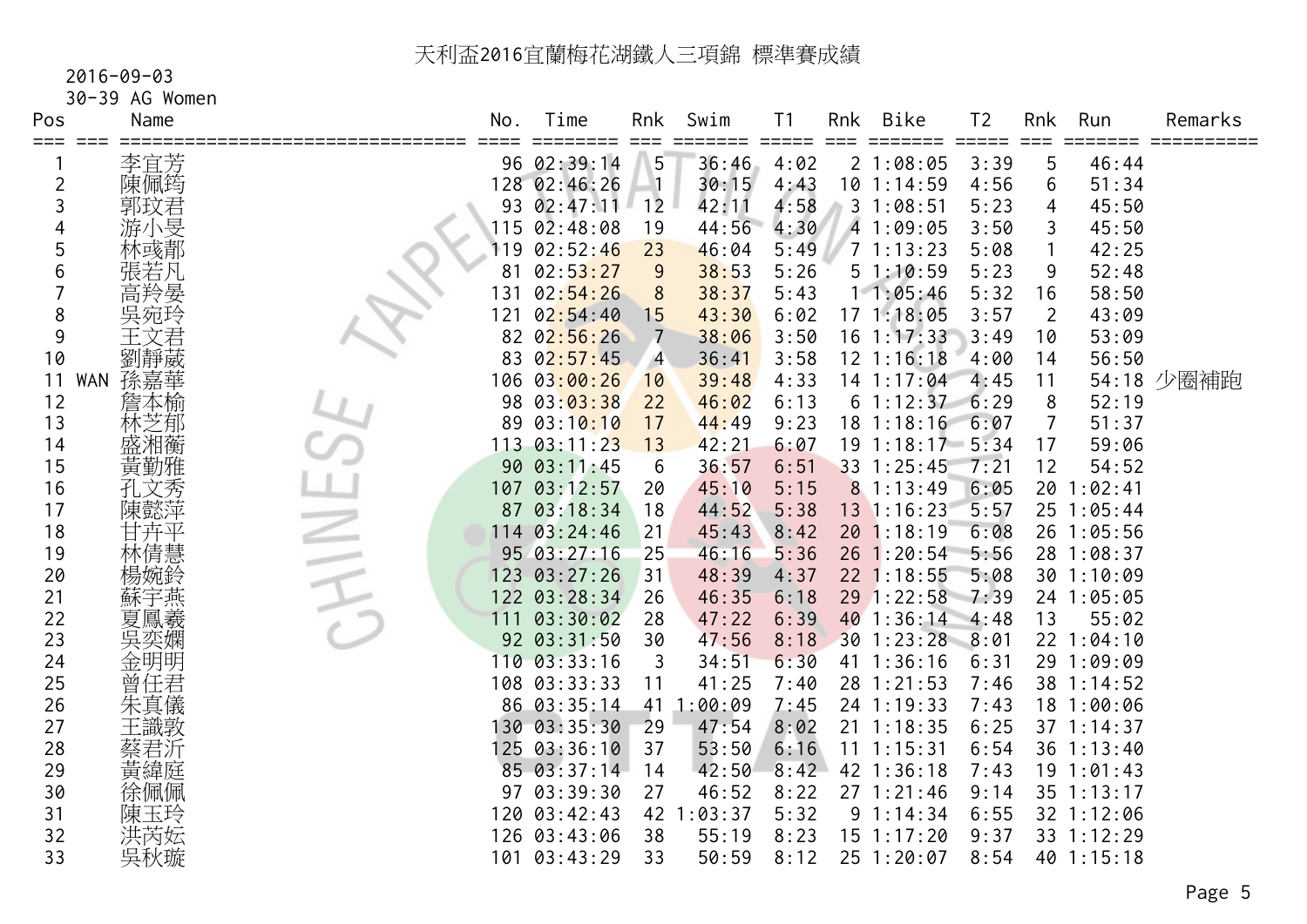# 天利盃2016宜蘭梅花湖鐵人三項錦 標準賽成績

2016-09-03

30-39 AG Women

| Pos | | Name | No. | Time | Rnk | Swim | T1 | Rnk | Bike | T2 | Rnk | Run | Remarks |
|---|---|---|---|---|---|---|---|---|---|---|---|---|---|
| 1 | | 李宜芳 | 96 | 02:39:14 | 5 | 36:46 | 4:02 | 2 | 1:08:05 | 3:39 | 5 | 46:44 | |
| 2 | | 陳佩筠 | 128 | 02:46:26 | 1 | 30:15 | 4:43 | 10 | 1:14:59 | 4:56 | 6 | 51:34 | |
| 3 | | 郭玟君 | 93 | 02:47:11 | 12 | 42:11 | 4:58 | 3 | 1:08:51 | 5:23 | 4 | 45:50 | |
| 4 | | 游小旻 | 115 | 02:48:08 | 19 | 44:56 | 4:30 | 4 | 1:09:05 | 3:50 | 3 | 45:50 | |
| 5 | | 林彧鄀 | 119 | 02:52:46 | 23 | 46:04 | 5:49 | 7 | 1:13:23 | 5:08 | 1 | 42:25 | |
| 6 | | 張若凡 | 81 | 02:53:27 | 9 | 38:53 | 5:26 | 5 | 1:10:59 | 5:23 | 9 | 52:48 | |
| 7 | | 高羚晏 | 131 | 02:54:26 | 8 | 38:37 | 5:43 | 1 | 1:05:46 | 5:32 | 16 | 58:50 | |
| 8 | | 吳宛玲 | 121 | 02:54:40 | 15 | 43:30 | 6:02 | 17 | 1:18:05 | 3:57 | 2 | 43:09 | |
| 9 | | 王文君 | 82 | 02:56:26 | 7 | 38:06 | 3:50 | 16 | 1:17:33 | 3:49 | 10 | 53:09 | |
| 10 | | 劉靜葳 | 83 | 02:57:45 | 4 | 36:41 | 3:58 | 12 | 1:16:18 | 4:00 | 14 | 56:50 | |
| 11 | WAN | 孫嘉華 | 106 | 03:00:26 | 10 | 39:48 | 4:33 | 14 | 1:17:04 | 4:45 | 11 | 54:18 | 少圈補跑 |
| 12 | | 詹本榆 | 98 | 03:03:38 | 22 | 46:02 | 6:13 | 6 | 1:12:37 | 6:29 | 8 | 52:19 | |
| 13 | | 林芝郁 | 89 | 03:10:10 | 17 | 44:49 | 9:23 | 18 | 1:18:16 | 6:07 | 7 | 51:37 | |
| 14 | | 盛湘蘅 | 113 | 03:11:23 | 13 | 42:21 | 6:07 | 19 | 1:18:17 | 5:34 | 17 | 59:06 | |
| 15 | | 黃勤雅 | 90 | 03:11:45 | 6 | 36:57 | 6:51 | 33 | 1:25:45 | 7:21 | 12 | 54:52 | |
| 16 | | 孔文秀 | 107 | 03:12:57 | 20 | 45:10 | 5:15 | 8 | 1:13:49 | 6:05 | 20 | 1:02:41 | |
| 17 | | 陳懿萍 | 87 | 03:18:34 | 18 | 44:52 | 5:38 | 13 | 1:16:23 | 5:57 | 25 | 1:05:44 | |
| 18 | | 甘卉平 | 114 | 03:24:46 | 21 | 45:43 | 8:42 | 20 | 1:18:19 | 6:08 | 26 | 1:05:56 | |
| 19 | | 林倩慧 | 95 | 03:27:16 | 25 | 46:16 | 5:36 | 26 | 1:20:54 | 5:56 | 28 | 1:08:37 | |
| 20 | | 楊婉鈴 | 123 | 03:27:26 | 31 | 48:39 | 4:37 | 22 | 1:18:55 | 5:08 | 30 | 1:10:09 | |
| 21 | | 蘇宇燕 | 122 | 03:28:34 | 26 | 46:35 | 6:18 | 29 | 1:22:58 | 7:39 | 24 | 1:05:05 | |
| 22 | | 夏鳳羲 | 111 | 03:30:02 | 28 | 47:22 | 6:39 | 40 | 1:36:14 | 4:48 | 13 | 55:02 | |
| 23 | | 吳奕嫻 | 92 | 03:31:50 | 30 | 47:56 | 8:18 | 30 | 1:23:28 | 8:01 | 22 | 1:04:10 | |
| 24 | | 金明明 | 110 | 03:33:16 | 3 | 34:51 | 6:30 | 41 | 1:36:16 | 6:31 | 29 | 1:09:09 | |
| 25 | | 曾任君 | 108 | 03:33:33 | 11 | 41:25 | 7:40 | 28 | 1:21:53 | 7:46 | 38 | 1:14:52 | |
| 26 | | 朱真儀 | 86 | 03:35:14 | 41 | 1:00:09 | 7:45 | 24 | 1:19:33 | 7:43 | 18 | 1:00:06 | |
| 27 | | 王識敦 | 130 | 03:35:30 | 29 | 47:54 | 8:02 | 21 | 1:18:35 | 6:25 | 37 | 1:14:37 | |
| 28 | | 蔡君沂 | 125 | 03:36:10 | 37 | 53:50 | 6:16 | 11 | 1:15:31 | 6:54 | 36 | 1:13:40 | |
| 29 | | 黃緯庭 | 85 | 03:37:14 | 14 | 42:50 | 8:42 | 42 | 1:36:18 | 7:43 | 19 | 1:01:43 | |
| 30 | | 徐佩佩 | 97 | 03:39:30 | 27 | 46:52 | 8:22 | 27 | 1:21:46 | 9:14 | 35 | 1:13:17 | |
| 31 | | 陳玉玲 | 120 | 03:42:43 | 42 | 1:03:37 | 5:32 | 9 | 1:14:34 | 6:55 | 32 | 1:12:06 | |
| 32 | | 洪芮妘 | 126 | 03:43:06 | 38 | 55:19 | 8:23 | 15 | 1:17:20 | 9:37 | 33 | 1:12:29 | |
| 33 | | 吳秋璇 | 101 | 03:43:29 | 33 | 50:59 | 8:12 | 25 | 1:20:07 | 8:54 | 40 | 1:15:18 | |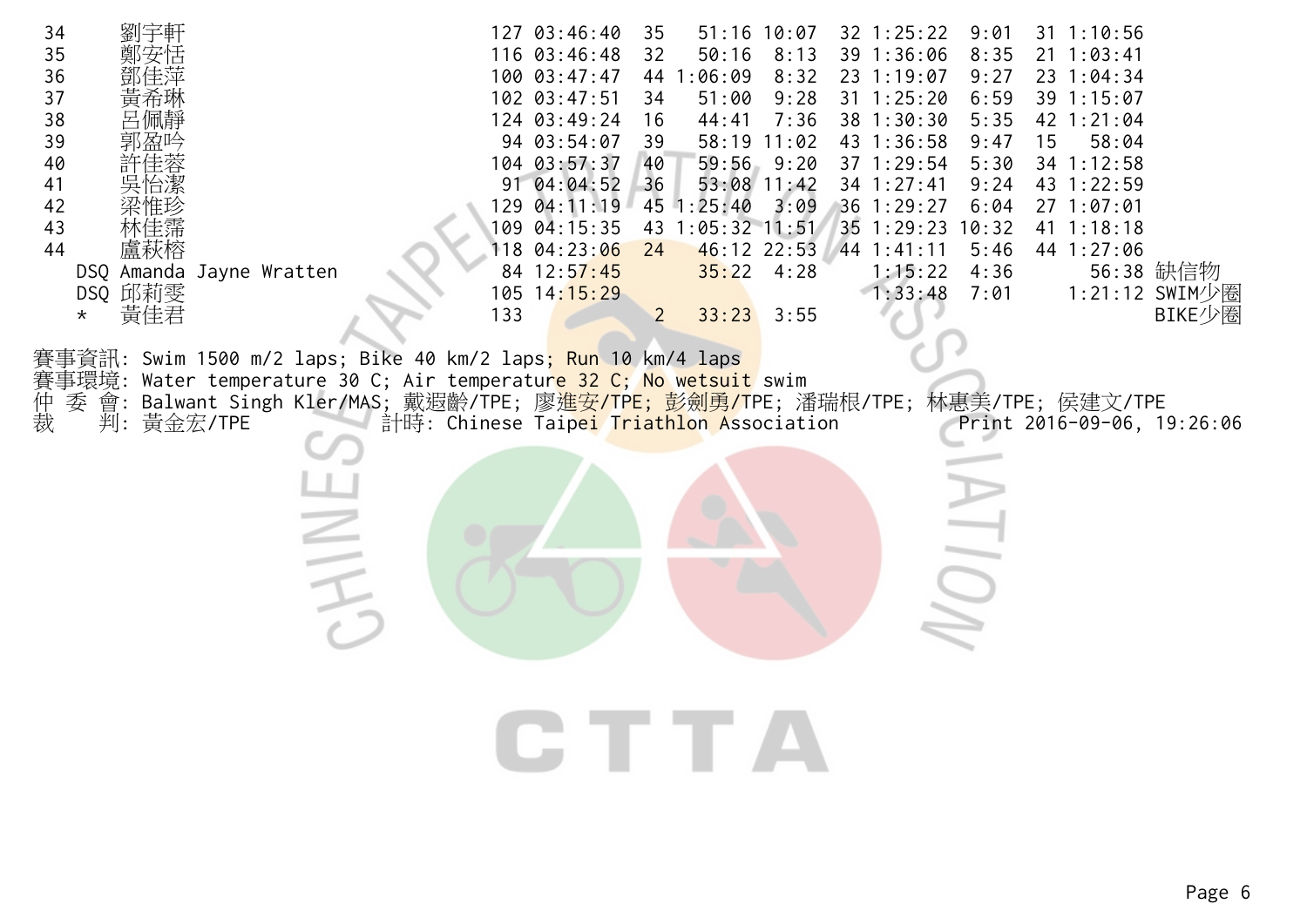| 34 | 劉宇軒 | 127 | 03:46:40 | 35 | 51:16 | 10:07 | 32 | 1:25:22 | 9:01 | 31 | 1:10:56 | |
|---|---|---|---|---|---|---|---|---|---|---|---|---|
| 35 | 鄭安恬 | 116 | 03:46:48 | 32 | 50:16 | 8:13 | 39 | 1:36:06 | 8:35 | 21 | 1:03:41 | |
| 36 | 鄧佳萍 | 100 | 03:47:47 | 44 | 1:06:09 | 8:32 | 23 | 1:19:07 | 9:27 | 23 | 1:04:34 | |
| 37 | 黃希琳 | 102 | 03:47:51 | 34 | 51:00 | 9:28 | 31 | 1:25:20 | 6:59 | 39 | 1:15:07 | |
| 38 | 呂佩靜 | 124 | 03:49:24 | 16 | 44:41 | 7:36 | 38 | 1:30:30 | 5:35 | 42 | 1:21:04 | |
| 39 | 郭盈吟 | 94 | 03:54:07 | 39 | 58:19 | 11:02 | 43 | 1:36:58 | 9:47 | 15 | 58:04 | |
| 40 | 許佳蓉 | 104 | 03:57:37 | 40 | 59:56 | 9:20 | 37 | 1:29:54 | 5:30 | 34 | 1:12:58 | |
| 41 | 吳怡潔 | 91 | 04:04:52 | 36 | 53:08 | 11:42 | 34 | 1:27:41 | 9:24 | 43 | 1:22:59 | |
| 42 | 梁惟珍 | 129 | 04:11:19 | 45 | 1:25:40 | 3:09 | 36 | 1:29:27 | 6:04 | 27 | 1:07:01 | |
| 43 | 林佳霈 | 109 | 04:15:35 | 43 | 1:05:32 | 11:51 | 35 | 1:29:23 | 10:32 | 41 | 1:18:18 | |
| 44 | 盧萩榕 | 118 | 04:23:06 | 24 | 46:12 | 22:53 | 44 | 1:41:11 | 5:46 | 44 | 1:27:06 | |
| DSQ | Amanda Jayne Wratten | 84 | 12:57:45 | | 35:22 | 4:28 | | 1:15:22 | 4:36 | | 56:38 | 缺信物 |
| DSQ | 邱莉雯 | 105 | 14:15:29 | | | | | 1:33:48 | 7:01 | | 1:21:12 | SWIM少圈 |
| * | 黃佳君 | 133 | | 2 | 33:23 | 3:55 | | | | | | BIKE少圈 |

賽事資訊: Swim 1500 m/2 laps; Bike 40 km/2 laps; Run 10 km/4 laps
賽事環境: Water temperature 30 C; Air temperature 32 C; No wetsuit swim
仲 委 會: Balwant Singh Kler/MAS; 戴遐齡/TPE; 廖進安/TPE; 彭劍勇/TPE; 潘瑞根/TPE; 林惠美/TPE; 侯建文/TPE
裁　　判: 黃金宏/TPE　　計時: Chinese Taipei Triathlon Association　　Print 2016-09-06, 19:26:06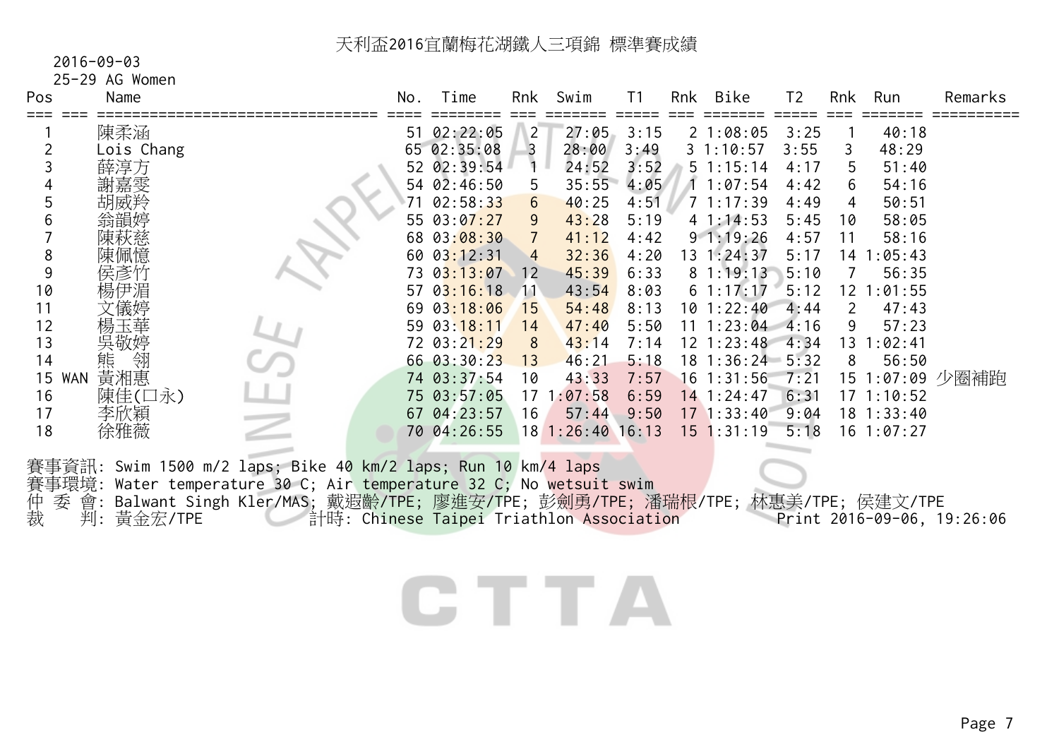# 天利盃2016宜蘭梅花湖鐵人三項錦 標準賽成績

2016-09-03

25-29 AG Women

| Pos | | Name | No. | Time | Rnk | Swim | T1 | Rnk | Bike | T2 | Rnk | Run | Remarks |
|---|---|---|---|---|---|---|---|---|---|---|---|---|---|
| 1 | | 陳柔涵 | 51 | 02:22:05 | 2 | 27:05 | 3:15 | 2 | 1:08:05 | 3:25 | 1 | 40:18 | |
| 2 | | Lois Chang | 65 | 02:35:08 | 3 | 28:00 | 3:49 | 3 | 1:10:57 | 3:55 | 3 | 48:29 | |
| 3 | | 薛淳方 | 52 | 02:39:54 | 1 | 24:52 | 3:52 | 5 | 1:15:14 | 4:17 | 5 | 51:40 | |
| 4 | | 謝嘉雯 | 54 | 02:46:50 | 5 | 35:55 | 4:05 | 1 | 1:07:54 | 4:42 | 6 | 54:16 | |
| 5 | | 胡威羚 | 71 | 02:58:33 | 6 | 40:25 | 4:51 | 7 | 1:17:39 | 4:49 | 4 | 50:51 | |
| 6 | | 翁韻婷 | 55 | 03:07:27 | 9 | 43:28 | 5:19 | 4 | 1:14:53 | 5:45 | 10 | 58:05 | |
| 7 | | 陳萩慈 | 68 | 03:08:30 | 7 | 41:12 | 4:42 | 9 | 1:19:26 | 4:57 | 11 | 58:16 | |
| 8 | | 陳佩憶 | 60 | 03:12:31 | 4 | 32:36 | 4:20 | 13 | 1:24:37 | 5:17 | 14 | 1:05:43 | |
| 9 | | 侯彥竹 | 73 | 03:13:07 | 12 | 45:39 | 6:33 | 8 | 1:19:13 | 5:10 | 7 | 56:35 | |
| 10 | | 楊伊湄 | 57 | 03:16:18 | 11 | 43:54 | 8:03 | 6 | 1:17:17 | 5:12 | 12 | 1:01:55 | |
| 11 | | 文儀婷 | 69 | 03:18:06 | 15 | 54:48 | 8:13 | 10 | 1:22:40 | 4:44 | 2 | 47:43 | |
| 12 | | 楊玉華 | 59 | 03:18:11 | 14 | 47:40 | 5:50 | 11 | 1:23:04 | 4:16 | 9 | 57:23 | |
| 13 | | 吳敬婷 | 72 | 03:21:29 | 8 | 43:14 | 7:14 | 12 | 1:23:48 | 4:34 | 13 | 1:02:41 | |
| 14 | | 熊　翎 | 66 | 03:30:23 | 13 | 46:21 | 5:18 | 18 | 1:36:24 | 5:32 | 8 | 56:50 | |
| 15 | WAN | 黃湘惠 | 74 | 03:37:54 | 10 | 43:33 | 7:57 | 16 | 1:31:56 | 7:21 | 15 | 1:07:09 | 少圈補跑 |
| 16 | | 陳佳(口永) | 75 | 03:57:05 | 17 | 1:07:58 | 6:59 | 14 | 1:24:47 | 6:31 | 17 | 1:10:52 | |
| 17 | | 李欣穎 | 67 | 04:23:57 | 16 | 57:44 | 9:50 | 17 | 1:33:40 | 9:04 | 18 | 1:33:40 | |
| 18 | | 徐雅薇 | 70 | 04:26:55 | 18 | 1:26:40 | 16:13 | 15 | 1:31:19 | 5:18 | 16 | 1:07:27 | |

賽事資訊: Swim 1500 m/2 laps; Bike 40 km/2 laps; Run 10 km/4 laps

賽事環境: Water temperature 30 C; Air temperature 32 C; No wetsuit swim

仲 委 會: Balwant Singh Kler/MAS; 戴遐齡/TPE; 廖進安/TPE; 彭劍勇/TPE; 潘瑞根/TPE; 林惠美/TPE; 侯建文/TPE

裁　　判: 黃金宏/TPE　　計時: Chinese Taipei Triathlon Association　　Print 2016-09-06, 19:26:06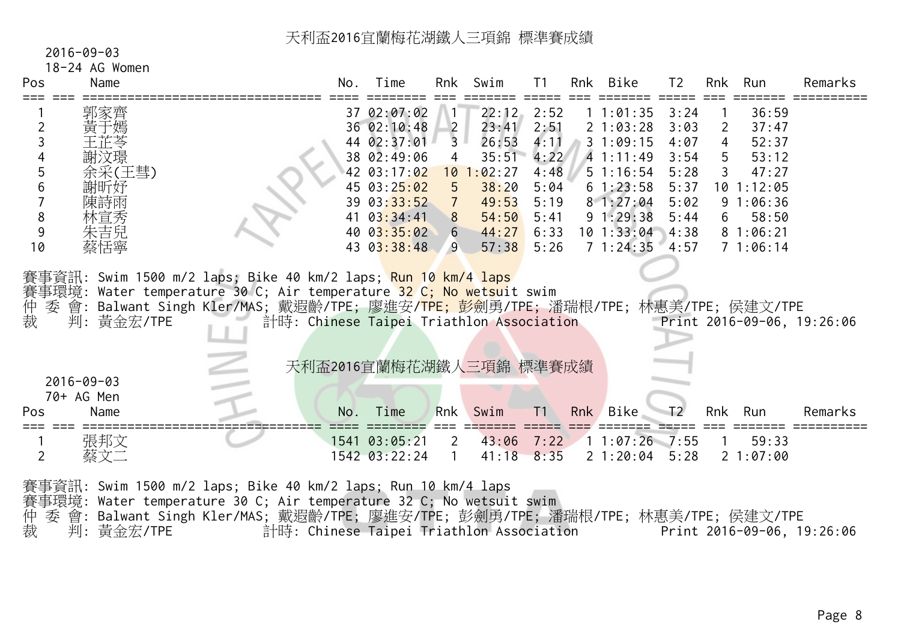## 天利盃2016宜蘭梅花湖鐵人三項錦 標準賽成績

2016-09-03
18-24 AG Women

| Pos | Name | No. | Time | Rnk | Swim | T1 | Rnk | Bike | T2 | Rnk | Run | Remarks |
|---|---|---|---|---|---|---|---|---|---|---|---|---|
| 1 | 郭家齊 | 37 | 02:07:02 | 1 | 22:12 | 2:52 | 1 | 1:01:35 | 3:24 | 1 | 36:59 | |
| 2 | 黃于嫣 | 36 | 02:10:48 | 2 | 23:41 | 2:51 | 2 | 1:03:28 | 3:03 | 2 | 37:47 | |
| 3 | 王芷苓 | 44 | 02:37:01 | 3 | 26:53 | 4:11 | 3 | 1:09:15 | 4:07 | 4 | 52:37 | |
| 4 | 謝汶璟 | 38 | 02:49:06 | 4 | 35:51 | 4:22 | 4 | 1:11:49 | 3:54 | 5 | 53:12 | |
| 5 | 余采(王彗) | 42 | 03:17:02 | 10 | 1:02:27 | 4:48 | 5 | 1:16:54 | 5:28 | 3 | 47:27 | |
| 6 | 謝昕妤 | 45 | 03:25:02 | 5 | 38:20 | 5:04 | 6 | 1:23:58 | 5:37 | 10 | 1:12:05 | |
| 7 | 陳詩雨 | 39 | 03:33:52 | 7 | 49:53 | 5:19 | 8 | 1:27:04 | 5:02 | 9 | 1:06:36 | |
| 8 | 林宣秀 | 41 | 03:34:41 | 8 | 54:50 | 5:41 | 9 | 1:29:38 | 5:44 | 6 | 58:50 | |
| 9 | 朱吉兒 | 40 | 03:35:02 | 6 | 44:27 | 6:33 | 10 | 1:33:04 | 4:38 | 8 | 1:06:21 | |
| 10 | 蔡恬寧 | 43 | 03:38:48 | 9 | 57:38 | 5:26 | 7 | 1:24:35 | 4:57 | 7 | 1:06:14 | |

賽事資訊: Swim 1500 m/2 laps; Bike 40 km/2 laps; Run 10 km/4 laps
賽事環境: Water temperature 30 C; Air temperature 32 C; No wetsuit swim
仲 委 會: Balwant Singh Kler/MAS; 戴遐齡/TPE; 廖進安/TPE; 彭劍勇/TPE; 潘瑞根/TPE; 林惠美/TPE; 侯建文/TPE
裁　 判: 黃金宏/TPE　　計時: Chinese Taipei Triathlon Association　　Print 2016-09-06, 19:26:06

## 天利盃2016宜蘭梅花湖鐵人三項錦 標準賽成績

2016-09-03
70+ AG Men

| Pos | Name | No. | Time | Rnk | Swim | T1 | Rnk | Bike | T2 | Rnk | Run | Remarks |
|---|---|---|---|---|---|---|---|---|---|---|---|---|
| 1 | 張邦文 | 1541 | 03:05:21 | 2 | 43:06 | 7:22 | 1 | 1:07:26 | 7:55 | 1 | 59:33 | |
| 2 | 蔡文二 | 1542 | 03:22:24 | 1 | 41:18 | 8:35 | 2 | 1:20:04 | 5:28 | 2 | 1:07:00 | |

賽事資訊: Swim 1500 m/2 laps; Bike 40 km/2 laps; Run 10 km/4 laps
賽事環境: Water temperature 30 C; Air temperature 32 C; No wetsuit swim
仲 委 會: Balwant Singh Kler/MAS; 戴遐齡/TPE; 廖進安/TPE; 彭劍勇/TPE; 潘瑞根/TPE; 林惠美/TPE; 侯建文/TPE
裁　 判: 黃金宏/TPE　　計時: Chinese Taipei Triathlon Association　　Print 2016-09-06, 19:26:06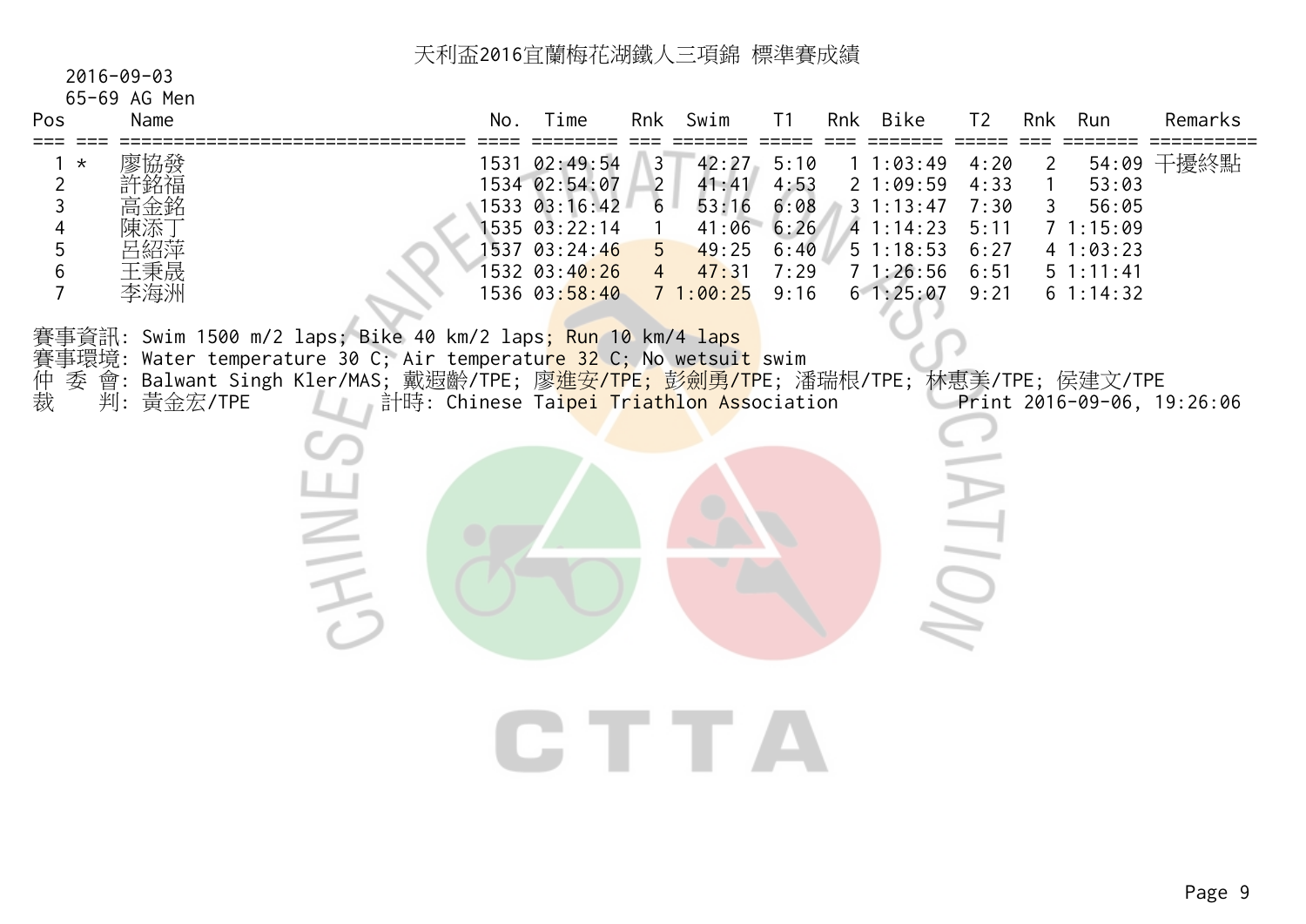# 天利盃2016宜蘭梅花湖鐵人三項錦 標準賽成績

2016-09-03

65-69 AG Men

| Pos | | Name | No. | Time | Rnk | Swim | T1 | Rnk | Bike | T2 | Rnk | Run | Remarks |
|---|---|---|---|---|---|---|---|---|---|---|---|---|---|
| 1 | * | 廖協發 | 1531 | 02:49:54 | 3 | 42:27 | 5:10 | 1 | 1:03:49 | 4:20 | 2 | 54:09 | 干擾終點 |
| 2 | | 許銘福 | 1534 | 02:54:07 | 2 | 41:41 | 4:53 | 2 | 1:09:59 | 4:33 | 1 | 53:03 | |
| 3 | | 高金銘 | 1533 | 03:16:42 | 6 | 53:16 | 6:08 | 3 | 1:13:47 | 7:30 | 3 | 56:05 | |
| 4 | | 陳添丁 | 1535 | 03:22:14 | 1 | 41:06 | 6:26 | 4 | 1:14:23 | 5:11 | 7 | 1:15:09 | |
| 5 | | 呂紹萍 | 1537 | 03:24:46 | 5 | 49:25 | 6:40 | 5 | 1:18:53 | 6:27 | 4 | 1:03:23 | |
| 6 | | 王秉晟 | 1532 | 03:40:26 | 4 | 47:31 | 7:29 | 7 | 1:26:56 | 6:51 | 5 | 1:11:41 | |
| 7 | | 李海洲 | 1536 | 03:58:40 | 7 | 1:00:25 | 9:16 | 6 | 1:25:07 | 9:21 | 6 | 1:14:32 | |

賽事資訊: Swim 1500 m/2 laps; Bike 40 km/2 laps; Run 10 km/4 laps

賽事環境: Water temperature 30 C; Air temperature 32 C; No wetsuit swim

仲 委 會: Balwant Singh Kler/MAS; 戴遐齡/TPE; 廖進安/TPE; 彭劍勇/TPE; 潘瑞根/TPE; 林惠美/TPE; 侯建文/TPE

裁　　判: 黃金宏/TPE　　計時: Chinese Taipei Triathlon Association　　Print 2016-09-06, 19:26:06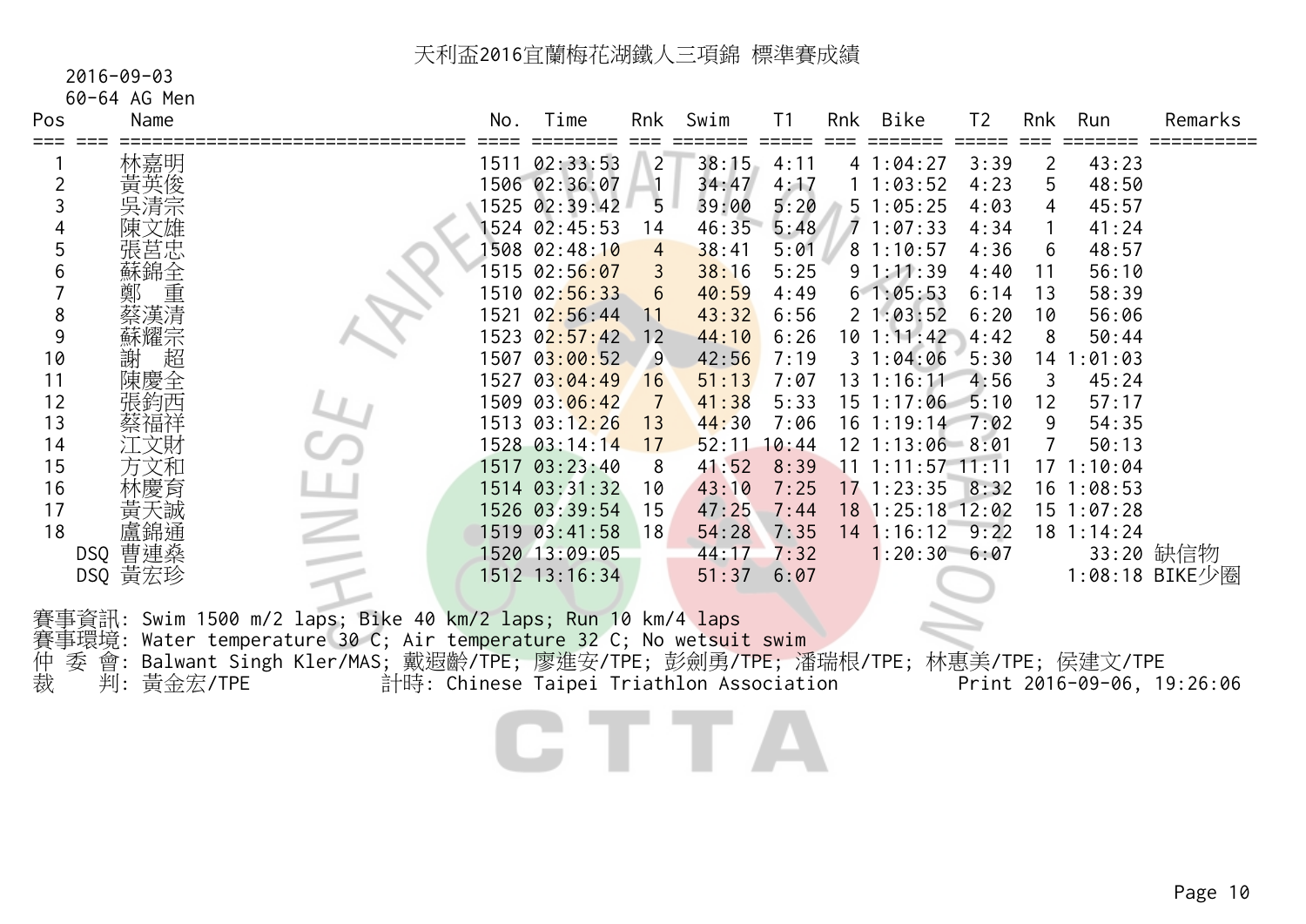# 天利盃2016宜蘭梅花湖鐵人三項錦 標準賽成績

2016-09-03

60-64 AG Men

| Pos | Name | No. | Time | Rnk | Swim | T1 | Rnk | Bike | T2 | Rnk | Run | Remarks |
|---|---|---|---|---|---|---|---|---|---|---|---|---|
| 1 | 林嘉明 | 1511 | 02:33:53 | 2 | 38:15 | 4:11 | 4 | 1:04:27 | 3:39 | 2 | 43:23 | |
| 2 | 黃英俊 | 1506 | 02:36:07 | 1 | 34:47 | 4:17 | 1 | 1:03:52 | 4:23 | 5 | 48:50 | |
| 3 | 吳清宗 | 1525 | 02:39:42 | 5 | 39:00 | 5:20 | 5 | 1:05:25 | 4:03 | 4 | 45:57 | |
| 4 | 陳文雄 | 1524 | 02:45:53 | 14 | 46:35 | 5:48 | 7 | 1:07:33 | 4:34 | 1 | 41:24 | |
| 5 | 張莒忠 | 1508 | 02:48:10 | 4 | 38:41 | 5:01 | 8 | 1:10:57 | 4:36 | 6 | 48:57 | |
| 6 | 蘇錦全 | 1515 | 02:56:07 | 3 | 38:16 | 5:25 | 9 | 1:11:39 | 4:40 | 11 | 56:10 | |
| 7 | 鄭 重 | 1510 | 02:56:33 | 6 | 40:59 | 4:49 | 6 | 1:05:53 | 6:14 | 13 | 58:39 | |
| 8 | 蔡漢清 | 1521 | 02:56:44 | 11 | 43:32 | 6:56 | 2 | 1:03:52 | 6:20 | 10 | 56:06 | |
| 9 | 蘇耀宗 | 1523 | 02:57:42 | 12 | 44:10 | 6:26 | 10 | 1:11:42 | 4:42 | 8 | 50:44 | |
| 10 | 謝 超 | 1507 | 03:00:52 | 9 | 42:56 | 7:19 | 3 | 1:04:06 | 5:30 | 14 | 1:01:03 | |
| 11 | 陳慶全 | 1527 | 03:04:49 | 16 | 51:13 | 7:07 | 13 | 1:16:11 | 4:56 | 3 | 45:24 | |
| 12 | 張鈞西 | 1509 | 03:06:42 | 7 | 41:38 | 5:33 | 15 | 1:17:06 | 5:10 | 12 | 57:17 | |
| 13 | 蔡福祥 | 1513 | 03:12:26 | 13 | 44:30 | 7:06 | 16 | 1:19:14 | 7:02 | 9 | 54:35 | |
| 14 | 江文財 | 1528 | 03:14:14 | 17 | 52:11 | 10:44 | 12 | 1:13:06 | 8:01 | 7 | 50:13 | |
| 15 | 方文和 | 1517 | 03:23:40 | 8 | 41:52 | 8:39 | 11 | 1:11:57 | 11:11 | 17 | 1:10:04 | |
| 16 | 林慶育 | 1514 | 03:31:32 | 10 | 43:10 | 7:25 | 17 | 1:23:35 | 8:32 | 16 | 1:08:53 | |
| 17 | 黃天誠 | 1526 | 03:39:54 | 15 | 47:25 | 7:44 | 18 | 1:25:18 | 12:02 | 15 | 1:07:28 | |
| 18 | 盧錦通 | 1519 | 03:41:58 | 18 | 54:28 | 7:35 | 14 | 1:16:12 | 9:22 | 18 | 1:14:24 | |
| DSQ | 曹連燊 | 1520 | 13:09:05 | | 44:17 | 7:32 | | 1:20:30 | 6:07 | | 33:20 | 缺信物 |
| DSQ | 黃宏珍 | 1512 | 13:16:34 | | 51:37 | 6:07 | | | | | 1:08:18 | BIKE少圈 |

賽事資訊: Swim 1500 m/2 laps; Bike 40 km/2 laps; Run 10 km/4 laps

賽事環境: Water temperature 30 C; Air temperature 32 C; No wetsuit swim

仲 委 會: Balwant Singh Kler/MAS; 戴遐齡/TPE; 廖進安/TPE; 彭劍勇/TPE; 潘瑞根/TPE; 林惠美/TPE; 侯建文/TPE

裁 判: 黃金宏/TPE 計時: Chinese Taipei Triathlon Association Print 2016-09-06, 19:26:06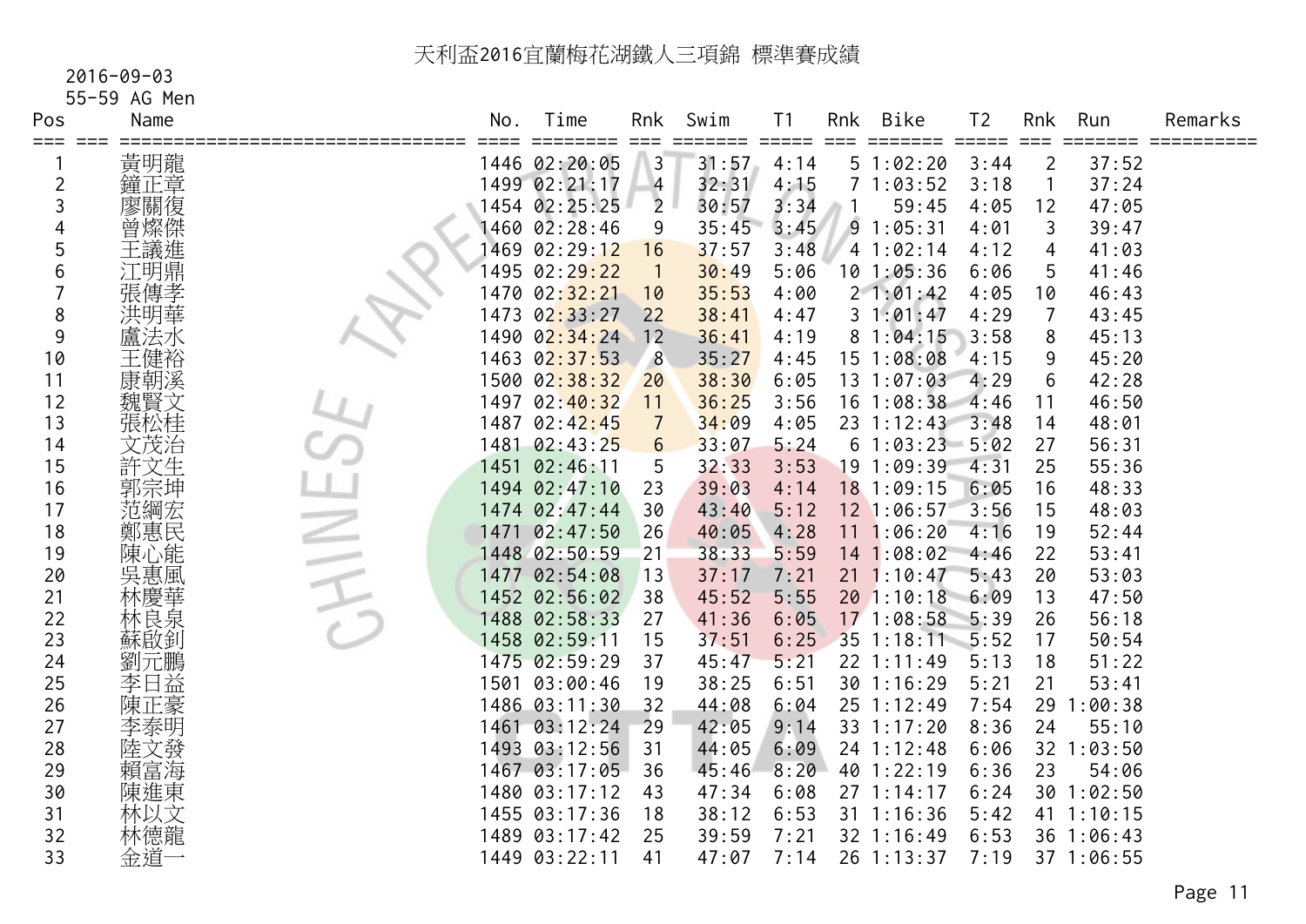# 天利盃2016宜蘭梅花湖鐵人三項錦 標準賽成績

2016-09-03

55-59 AG Men

| Pos | Name | No. | Time | Rnk | Swim | T1 | Rnk | Bike | T2 | Rnk | Run | Remarks |
|---|---|---|---|---|---|---|---|---|---|---|---|---|
| 1 | 黃明龍 | 1446 | 02:20:05 | 3 | 31:57 | 4:14 | 5 | 1:02:20 | 3:44 | 2 | 37:52 | |
| 2 | 鐘正章 | 1499 | 02:21:17 | 4 | 32:31 | 4:15 | 7 | 1:03:52 | 3:18 | 1 | 37:24 | |
| 3 | 廖關復 | 1454 | 02:25:25 | 2 | 30:57 | 3:34 | 1 | 59:45 | 4:05 | 12 | 47:05 | |
| 4 | 曾燦傑 | 1460 | 02:28:46 | 9 | 35:45 | 3:45 | 9 | 1:05:31 | 4:01 | 3 | 39:47 | |
| 5 | 王議進 | 1469 | 02:29:12 | 16 | 37:57 | 3:48 | 4 | 1:02:14 | 4:12 | 4 | 41:03 | |
| 6 | 江明鼎 | 1495 | 02:29:22 | 1 | 30:49 | 5:06 | 10 | 1:05:36 | 6:06 | 5 | 41:46 | |
| 7 | 張傳孝 | 1470 | 02:32:21 | 10 | 35:53 | 4:00 | 2 | 1:01:42 | 4:05 | 10 | 46:43 | |
| 8 | 洪明華 | 1473 | 02:33:27 | 22 | 38:41 | 4:47 | 3 | 1:01:47 | 4:29 | 7 | 43:45 | |
| 9 | 盧法水 | 1490 | 02:34:24 | 12 | 36:41 | 4:19 | 8 | 1:04:15 | 3:58 | 8 | 45:13 | |
| 10 | 王健裕 | 1463 | 02:37:53 | 8 | 35:27 | 4:45 | 15 | 1:08:08 | 4:15 | 9 | 45:20 | |
| 11 | 康朝溪 | 1500 | 02:38:32 | 20 | 38:30 | 6:05 | 13 | 1:07:03 | 4:29 | 6 | 42:28 | |
| 12 | 魏賢文 | 1497 | 02:40:32 | 11 | 36:25 | 3:56 | 16 | 1:08:38 | 4:46 | 11 | 46:50 | |
| 13 | 張松桂 | 1487 | 02:42:45 | 7 | 34:09 | 4:05 | 23 | 1:12:43 | 3:48 | 14 | 48:01 | |
| 14 | 文茂治 | 1481 | 02:43:25 | 6 | 33:07 | 5:24 | 6 | 1:03:23 | 5:02 | 27 | 56:31 | |
| 15 | 許文生 | 1451 | 02:46:11 | 5 | 32:33 | 3:53 | 19 | 1:09:39 | 4:31 | 25 | 55:36 | |
| 16 | 郭宗坤 | 1494 | 02:47:10 | 23 | 39:03 | 4:14 | 18 | 1:09:15 | 6:05 | 16 | 48:33 | |
| 17 | 范綱宏 | 1474 | 02:47:44 | 30 | 43:40 | 5:12 | 12 | 1:06:57 | 3:56 | 15 | 48:03 | |
| 18 | 鄭惠民 | 1471 | 02:47:50 | 26 | 40:05 | 4:28 | 11 | 1:06:20 | 4:16 | 19 | 52:44 | |
| 19 | 陳心能 | 1448 | 02:50:59 | 21 | 38:33 | 5:59 | 14 | 1:08:02 | 4:46 | 22 | 53:41 | |
| 20 | 吳惠風 | 1477 | 02:54:08 | 13 | 37:17 | 7:21 | 21 | 1:10:47 | 5:43 | 20 | 53:03 | |
| 21 | 林慶華 | 1452 | 02:56:02 | 38 | 45:52 | 5:55 | 20 | 1:10:18 | 6:09 | 13 | 47:50 | |
| 22 | 林良泉 | 1488 | 02:58:33 | 27 | 41:36 | 6:05 | 17 | 1:08:58 | 5:39 | 26 | 56:18 | |
| 23 | 蘇啟釗 | 1458 | 02:59:11 | 15 | 37:51 | 6:25 | 35 | 1:18:11 | 5:52 | 17 | 50:54 | |
| 24 | 劉元鵬 | 1475 | 02:59:29 | 37 | 45:47 | 5:21 | 22 | 1:11:49 | 5:13 | 18 | 51:22 | |
| 25 | 李日益 | 1501 | 03:00:46 | 19 | 38:25 | 6:51 | 30 | 1:16:29 | 5:21 | 21 | 53:41 | |
| 26 | 陳正豪 | 1486 | 03:11:30 | 32 | 44:08 | 6:04 | 25 | 1:12:49 | 7:54 | 29 | 1:00:38 | |
| 27 | 李泰明 | 1461 | 03:12:24 | 29 | 42:05 | 9:14 | 33 | 1:17:20 | 8:36 | 24 | 55:10 | |
| 28 | 陸文發 | 1493 | 03:12:56 | 31 | 44:05 | 6:09 | 24 | 1:12:48 | 6:06 | 32 | 1:03:50 | |
| 29 | 賴富海 | 1467 | 03:17:05 | 36 | 45:46 | 8:20 | 40 | 1:22:19 | 6:36 | 23 | 54:06 | |
| 30 | 陳進東 | 1480 | 03:17:12 | 43 | 47:34 | 6:08 | 27 | 1:14:17 | 6:24 | 30 | 1:02:50 | |
| 31 | 林以文 | 1455 | 03:17:36 | 18 | 38:12 | 6:53 | 31 | 1:16:36 | 5:42 | 41 | 1:10:15 | |
| 32 | 林德龍 | 1489 | 03:17:42 | 25 | 39:59 | 7:21 | 32 | 1:16:49 | 6:53 | 36 | 1:06:43 | |
| 33 | 金道一 | 1449 | 03:22:11 | 41 | 47:07 | 7:14 | 26 | 1:13:37 | 7:19 | 37 | 1:06:55 | |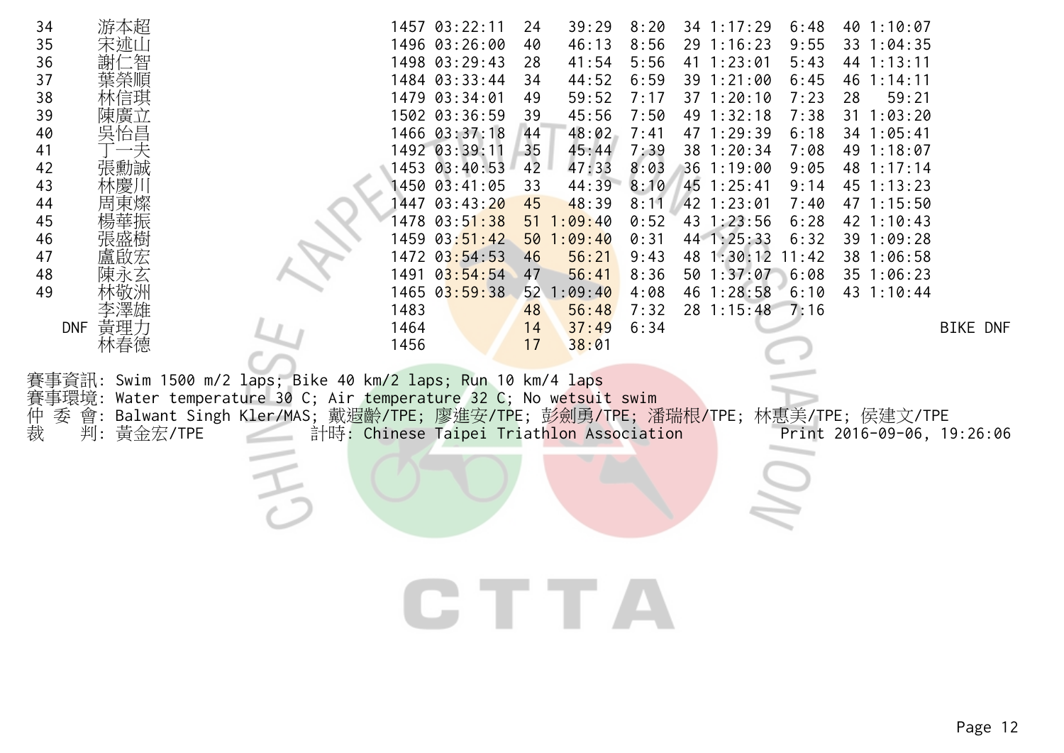| | | | | | | | | | | | | |
|---|---|---|---|---|---|---|---|---|---|---|---|---|
| 34 | 游本超 | 1457 | 03:22:11 | 24 | 39:29 | 8:20 | 34 | 1:17:29 | 6:48 | 40 | 1:10:07 | |
| 35 | 宋述山 | 1496 | 03:26:00 | 40 | 46:13 | 8:56 | 29 | 1:16:23 | 9:55 | 33 | 1:04:35 | |
| 36 | 謝仁智 | 1498 | 03:29:43 | 28 | 41:54 | 5:56 | 41 | 1:23:01 | 5:43 | 44 | 1:13:11 | |
| 37 | 葉榮順 | 1484 | 03:33:44 | 34 | 44:52 | 6:59 | 39 | 1:21:00 | 6:45 | 46 | 1:14:11 | |
| 38 | 林信琪 | 1479 | 03:34:01 | 49 | 59:52 | 7:17 | 37 | 1:20:10 | 7:23 | 28 | 59:21 | |
| 39 | 陳廣立 | 1502 | 03:36:59 | 39 | 45:56 | 7:50 | 49 | 1:32:18 | 7:38 | 31 | 1:03:20 | |
| 40 | 吳怡昌 | 1466 | 03:37:18 | 44 | 48:02 | 7:41 | 47 | 1:29:39 | 6:18 | 34 | 1:05:41 | |
| 41 | 丁一夫 | 1492 | 03:39:11 | 35 | 45:44 | 7:39 | 38 | 1:20:34 | 7:08 | 49 | 1:18:07 | |
| 42 | 張勳誠 | 1453 | 03:40:53 | 42 | 47:33 | 8:03 | 36 | 1:19:00 | 9:05 | 48 | 1:17:14 | |
| 43 | 林慶川 | 1450 | 03:41:05 | 33 | 44:39 | 8:10 | 45 | 1:25:41 | 9:14 | 45 | 1:13:23 | |
| 44 | 周東燦 | 1447 | 03:43:20 | 45 | 48:39 | 8:11 | 42 | 1:23:01 | 7:40 | 47 | 1:15:50 | |
| 45 | 楊華振 | 1478 | 03:51:38 | 51 | 1:09:40 | 0:52 | 43 | 1:23:56 | 6:28 | 42 | 1:10:43 | |
| 46 | 張盛樹 | 1459 | 03:51:42 | 50 | 1:09:40 | 0:31 | 44 | 1:25:33 | 6:32 | 39 | 1:09:28 | |
| 47 | 盧啟宏 | 1472 | 03:54:53 | 46 | 56:21 | 9:43 | 48 | 1:30:12 | 11:42 | 38 | 1:06:58 | |
| 48 | 陳永玄 | 1491 | 03:54:54 | 47 | 56:41 | 8:36 | 50 | 1:37:07 | 6:08 | 35 | 1:06:23 | |
| 49 | 林敬洲 | 1465 | 03:59:38 | 52 | 1:09:40 | 4:08 | 46 | 1:28:58 | 6:10 | 43 | 1:10:44 | |
| | 李澤雄 | 1483 | | 48 | 56:48 | 7:32 | 28 | 1:15:48 | 7:16 | | | |
| DNF | 黃理力 | 1464 | | 14 | 37:49 | 6:34 | | | | | | BIKE DNF |
| | 林春德 | 1456 | | 17 | 38:01 | | | | | | | |

賽事資訊: Swim 1500 m/2 laps; Bike 40 km/2 laps; Run 10 km/4 laps
賽事環境: Water temperature 30 C; Air temperature 32 C; No wetsuit swim
仲 委 會: Balwant Singh Kler/MAS; 戴遐齡/TPE; 廖進安/TPE; 彭劍勇/TPE; 潘瑞根/TPE; 林惠美/TPE; 侯建文/TPE
裁　 判: 黃金宏/TPE　　計時: Chinese Taipei Triathlon Association　　Print 2016-09-06, 19:26:06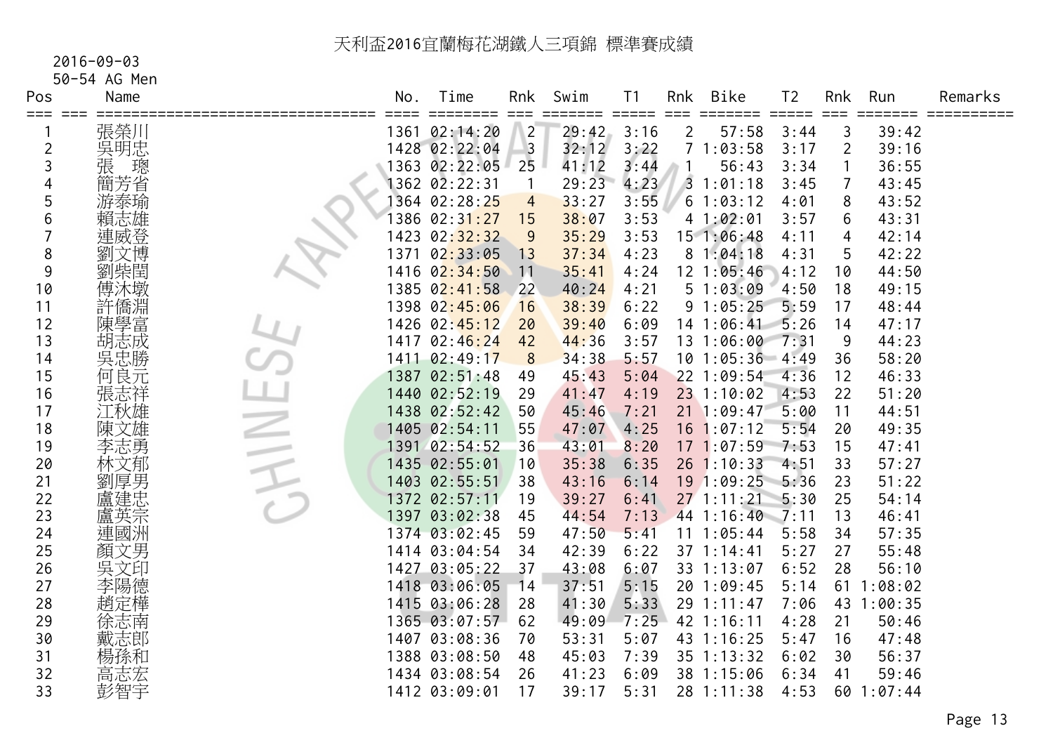# 天利盃2016宜蘭梅花湖鐵人三項錦 標準賽成績

2016-09-03

50-54 AG Men

| Pos | Name | No. | Time | Rnk | Swim | T1 | Rnk | Bike | T2 | Rnk | Run | Remarks |
|---|---|---|---|---|---|---|---|---|---|---|---|---|
| 1 | 張榮川 | 1361 | 02:14:20 | 2 | 29:42 | 3:16 | 2 | 57:58 | 3:44 | 3 | 39:42 | |
| 2 | 吳明忠 | 1428 | 02:22:04 | 3 | 32:12 | 3:22 | 7 | 1:03:58 | 3:17 | 2 | 39:16 | |
| 3 | 張　璁 | 1363 | 02:22:05 | 25 | 41:12 | 3:44 | 1 | 56:43 | 3:34 | 1 | 36:55 | |
| 4 | 簡芳省 | 1362 | 02:22:31 | 1 | 29:23 | 4:23 | 3 | 1:01:18 | 3:45 | 7 | 43:45 | |
| 5 | 游泰瑜 | 1364 | 02:28:25 | 4 | 33:27 | 3:55 | 6 | 1:03:12 | 4:01 | 8 | 43:52 | |
| 6 | 賴志雄 | 1386 | 02:31:27 | 15 | 38:07 | 3:53 | 4 | 1:02:01 | 3:57 | 6 | 43:31 | |
| 7 | 連威登 | 1423 | 02:32:32 | 9 | 35:29 | 3:53 | 15 | 1:06:48 | 4:11 | 4 | 42:14 | |
| 8 | 劉文博 | 1371 | 02:33:05 | 13 | 37:34 | 4:23 | 8 | 1:04:18 | 4:31 | 5 | 42:22 | |
| 9 | 劉柴閏 | 1416 | 02:34:50 | 11 | 35:41 | 4:24 | 12 | 1:05:46 | 4:12 | 10 | 44:50 | |
| 10 | 傅沐墩 | 1385 | 02:41:58 | 22 | 40:24 | 4:21 | 5 | 1:03:09 | 4:50 | 18 | 49:15 | |
| 11 | 許僑淵 | 1398 | 02:45:06 | 16 | 38:39 | 6:22 | 9 | 1:05:25 | 5:59 | 17 | 48:44 | |
| 12 | 陳學富 | 1426 | 02:45:12 | 20 | 39:40 | 6:09 | 14 | 1:06:41 | 5:26 | 14 | 47:17 | |
| 13 | 胡志成 | 1417 | 02:46:24 | 42 | 44:36 | 3:57 | 13 | 1:06:00 | 7:31 | 9 | 44:23 | |
| 14 | 吳忠勝 | 1411 | 02:49:17 | 8 | 34:38 | 5:57 | 10 | 1:05:36 | 4:49 | 36 | 58:20 | |
| 15 | 何良元 | 1387 | 02:51:48 | 49 | 45:43 | 5:04 | 22 | 1:09:54 | 4:36 | 12 | 46:33 | |
| 16 | 張志祥 | 1440 | 02:52:19 | 29 | 41:47 | 4:19 | 23 | 1:10:02 | 4:53 | 22 | 51:20 | |
| 17 | 江秋雄 | 1438 | 02:52:42 | 50 | 45:46 | 7:21 | 21 | 1:09:47 | 5:00 | 11 | 44:51 | |
| 18 | 陳文雄 | 1405 | 02:54:11 | 55 | 47:07 | 4:25 | 16 | 1:07:12 | 5:54 | 20 | 49:35 | |
| 19 | 李志勇 | 1391 | 02:54:52 | 36 | 43:01 | 8:20 | 17 | 1:07:59 | 7:53 | 15 | 47:41 | |
| 20 | 林文郁 | 1435 | 02:55:01 | 10 | 35:38 | 6:35 | 26 | 1:10:33 | 4:51 | 33 | 57:27 | |
| 21 | 劉厚男 | 1403 | 02:55:51 | 38 | 43:16 | 6:14 | 19 | 1:09:25 | 5:36 | 23 | 51:22 | |
| 22 | 盧建忠 | 1372 | 02:57:11 | 19 | 39:27 | 6:41 | 27 | 1:11:21 | 5:30 | 25 | 54:14 | |
| 23 | 盧英宗 | 1397 | 03:02:38 | 45 | 44:54 | 7:13 | 44 | 1:16:40 | 7:11 | 13 | 46:41 | |
| 24 | 連國洲 | 1374 | 03:02:45 | 59 | 47:50 | 5:41 | 11 | 1:05:44 | 5:58 | 34 | 57:35 | |
| 25 | 顏文男 | 1414 | 03:04:54 | 34 | 42:39 | 6:22 | 37 | 1:14:41 | 5:27 | 27 | 55:48 | |
| 26 | 吳文印 | 1427 | 03:05:22 | 37 | 43:08 | 6:07 | 33 | 1:13:07 | 6:52 | 28 | 56:10 | |
| 27 | 李陽德 | 1418 | 03:06:05 | 14 | 37:51 | 5:15 | 20 | 1:09:45 | 5:14 | 61 | 1:08:02 | |
| 28 | 趙定樺 | 1415 | 03:06:28 | 28 | 41:30 | 5:33 | 29 | 1:11:47 | 7:06 | 43 | 1:00:35 | |
| 29 | 徐志南 | 1365 | 03:07:57 | 62 | 49:09 | 7:25 | 42 | 1:16:11 | 4:28 | 21 | 50:46 | |
| 30 | 戴志郎 | 1407 | 03:08:36 | 70 | 53:31 | 5:07 | 43 | 1:16:25 | 5:47 | 16 | 47:48 | |
| 31 | 楊孫和 | 1388 | 03:08:50 | 48 | 45:03 | 7:39 | 35 | 1:13:32 | 6:02 | 30 | 56:37 | |
| 32 | 高志宏 | 1434 | 03:08:54 | 26 | 41:23 | 6:09 | 38 | 1:15:06 | 6:34 | 41 | 59:46 | |
| 33 | 彭智宇 | 1412 | 03:09:01 | 17 | 39:17 | 5:31 | 28 | 1:11:38 | 4:53 | 60 | 1:07:44 | |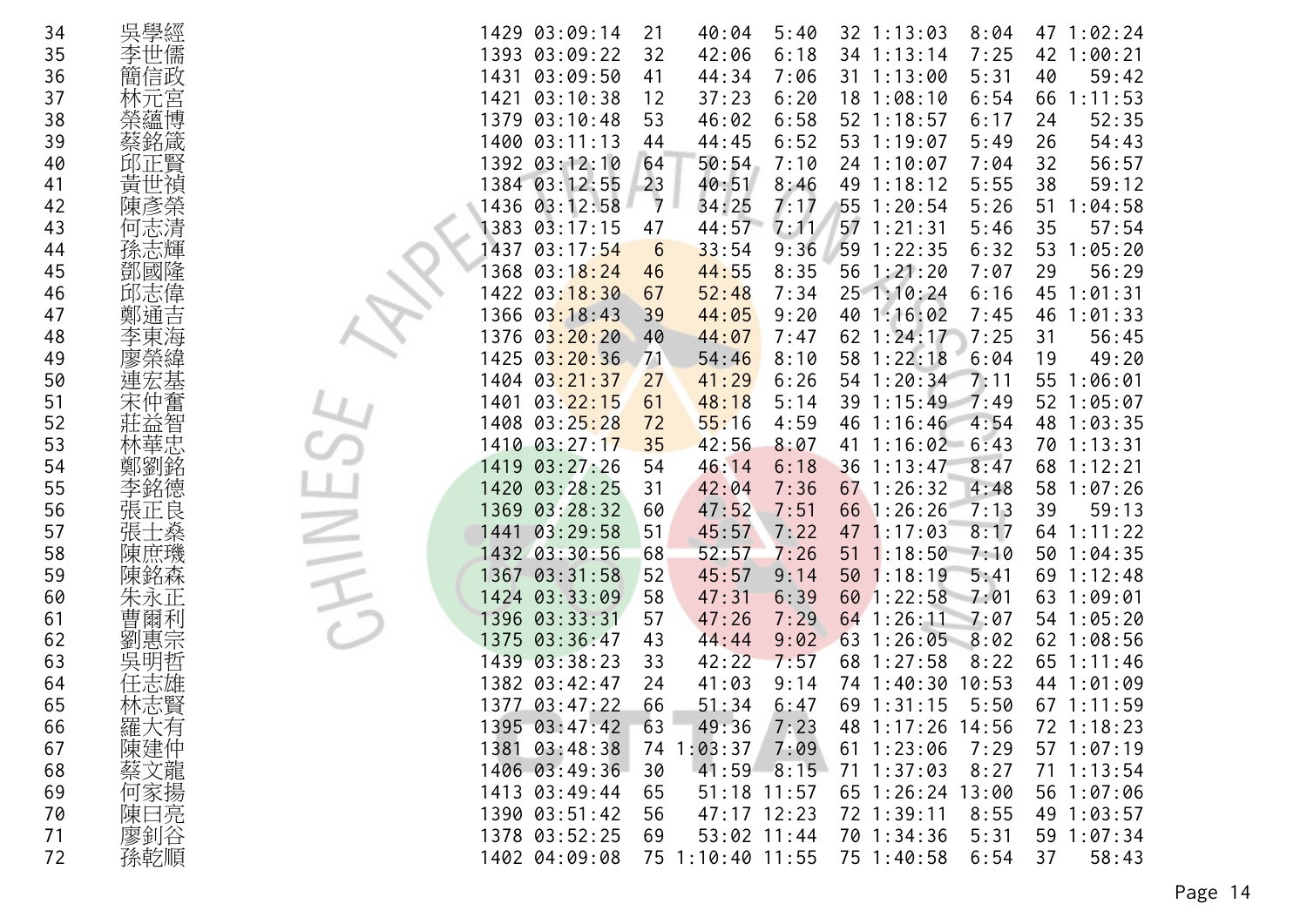| | | | | | | | | | | | |
|---|---|---|---|---|---|---|---|---|---|---|---|
| 34 | 吳學經 | 1429 | 03:09:14 | 21 | 40:04 | 5:40 | 32 | 1:13:03 | 8:04 | 47 | 1:02:24 |
| 35 | 李世儒 | 1393 | 03:09:22 | 32 | 42:06 | 6:18 | 34 | 1:13:14 | 7:25 | 42 | 1:00:21 |
| 36 | 簡信政 | 1431 | 03:09:50 | 41 | 44:34 | 7:06 | 31 | 1:13:00 | 5:31 | 40 | 59:42 |
| 37 | 林元宮 | 1421 | 03:10:38 | 12 | 37:23 | 6:20 | 18 | 1:08:10 | 6:54 | 66 | 1:11:53 |
| 38 | 榮蘊博 | 1379 | 03:10:48 | 53 | 46:02 | 6:58 | 52 | 1:18:57 | 6:17 | 24 | 52:35 |
| 39 | 蔡銘箴 | 1400 | 03:11:13 | 44 | 44:45 | 6:52 | 53 | 1:19:07 | 5:49 | 26 | 54:43 |
| 40 | 邱正賢 | 1392 | 03:12:10 | 64 | 50:54 | 7:10 | 24 | 1:10:07 | 7:04 | 32 | 56:57 |
| 41 | 黃世禎 | 1384 | 03:12:55 | 23 | 40:51 | 8:46 | 49 | 1:18:12 | 5:55 | 38 | 59:12 |
| 42 | 陳彥榮 | 1436 | 03:12:58 | 7 | 34:25 | 7:17 | 55 | 1:20:54 | 5:26 | 51 | 1:04:58 |
| 43 | 何志清 | 1383 | 03:17:15 | 47 | 44:57 | 7:11 | 57 | 1:21:31 | 5:46 | 35 | 57:54 |
| 44 | 孫志輝 | 1437 | 03:17:54 | 6 | 33:54 | 9:36 | 59 | 1:22:35 | 6:32 | 53 | 1:05:20 |
| 45 | 鄧國隆 | 1368 | 03:18:24 | 46 | 44:55 | 8:35 | 56 | 1:21:20 | 7:07 | 29 | 56:29 |
| 46 | 邱志偉 | 1422 | 03:18:30 | 67 | 52:48 | 7:34 | 25 | 1:10:24 | 6:16 | 45 | 1:01:31 |
| 47 | 鄭通吉 | 1366 | 03:18:43 | 39 | 44:05 | 9:20 | 40 | 1:16:02 | 7:45 | 46 | 1:01:33 |
| 48 | 李東海 | 1376 | 03:20:20 | 40 | 44:07 | 7:47 | 62 | 1:24:17 | 7:25 | 31 | 56:45 |
| 49 | 廖榮緯 | 1425 | 03:20:36 | 71 | 54:46 | 8:10 | 58 | 1:22:18 | 6:04 | 19 | 49:20 |
| 50 | 連宏基 | 1404 | 03:21:37 | 27 | 41:29 | 6:26 | 54 | 1:20:34 | 7:11 | 55 | 1:06:01 |
| 51 | 宋仲奮 | 1401 | 03:22:15 | 61 | 48:18 | 5:14 | 39 | 1:15:49 | 7:49 | 52 | 1:05:07 |
| 52 | 莊益智 | 1408 | 03:25:28 | 72 | 55:16 | 4:59 | 46 | 1:16:46 | 4:54 | 48 | 1:03:35 |
| 53 | 林華忠 | 1410 | 03:27:17 | 35 | 42:56 | 8:07 | 41 | 1:16:02 | 6:43 | 70 | 1:13:31 |
| 54 | 鄭劉銘 | 1419 | 03:27:26 | 54 | 46:14 | 6:18 | 36 | 1:13:47 | 8:47 | 68 | 1:12:21 |
| 55 | 李銘德 | 1420 | 03:28:25 | 31 | 42:04 | 7:36 | 67 | 1:26:32 | 4:48 | 58 | 1:07:26 |
| 56 | 張正良 | 1369 | 03:28:32 | 60 | 47:52 | 7:51 | 66 | 1:26:26 | 7:13 | 39 | 59:13 |
| 57 | 張士燊 | 1441 | 03:29:58 | 51 | 45:57 | 7:22 | 47 | 1:17:03 | 8:17 | 64 | 1:11:22 |
| 58 | 陳庶璣 | 1432 | 03:30:56 | 68 | 52:57 | 7:26 | 51 | 1:18:50 | 7:10 | 50 | 1:04:35 |
| 59 | 陳銘森 | 1367 | 03:31:58 | 52 | 45:57 | 9:14 | 50 | 1:18:19 | 5:41 | 69 | 1:12:48 |
| 60 | 朱永正 | 1424 | 03:33:09 | 58 | 47:31 | 6:39 | 60 | 1:22:58 | 7:01 | 63 | 1:09:01 |
| 61 | 曹爾利 | 1396 | 03:33:31 | 57 | 47:26 | 7:29 | 64 | 1:26:11 | 7:07 | 54 | 1:05:20 |
| 62 | 劉惠宗 | 1375 | 03:36:47 | 43 | 44:44 | 9:02 | 63 | 1:26:05 | 8:02 | 62 | 1:08:56 |
| 63 | 吳明哲 | 1439 | 03:38:23 | 33 | 42:22 | 7:57 | 68 | 1:27:58 | 8:22 | 65 | 1:11:46 |
| 64 | 任志雄 | 1382 | 03:42:47 | 24 | 41:03 | 9:14 | 74 | 1:40:30 | 10:53 | 44 | 1:01:09 |
| 65 | 林志賢 | 1377 | 03:47:22 | 66 | 51:34 | 6:47 | 69 | 1:31:15 | 5:50 | 67 | 1:11:59 |
| 66 | 羅大有 | 1395 | 03:47:42 | 63 | 49:36 | 7:23 | 48 | 1:17:26 | 14:56 | 72 | 1:18:23 |
| 67 | 陳建仲 | 1381 | 03:48:38 | 74 | 1:03:37 | 7:09 | 61 | 1:23:06 | 7:29 | 57 | 1:07:19 |
| 68 | 蔡文龍 | 1406 | 03:49:36 | 30 | 41:59 | 8:15 | 71 | 1:37:03 | 8:27 | 71 | 1:13:54 |
| 69 | 何家揚 | 1413 | 03:49:44 | 65 | 51:18 | 11:57 | 65 | 1:26:24 | 13:00 | 56 | 1:07:06 |
| 70 | 陳日亮 | 1390 | 03:51:42 | 56 | 47:17 | 12:23 | 72 | 1:39:11 | 8:55 | 49 | 1:03:57 |
| 71 | 廖釗谷 | 1378 | 03:52:25 | 69 | 53:02 | 11:44 | 70 | 1:34:36 | 5:31 | 59 | 1:07:34 |
| 72 | 孫乾順 | 1402 | 04:09:08 | 75 | 1:10:40 | 11:55 | 75 | 1:40:58 | 6:54 | 37 | 58:43 |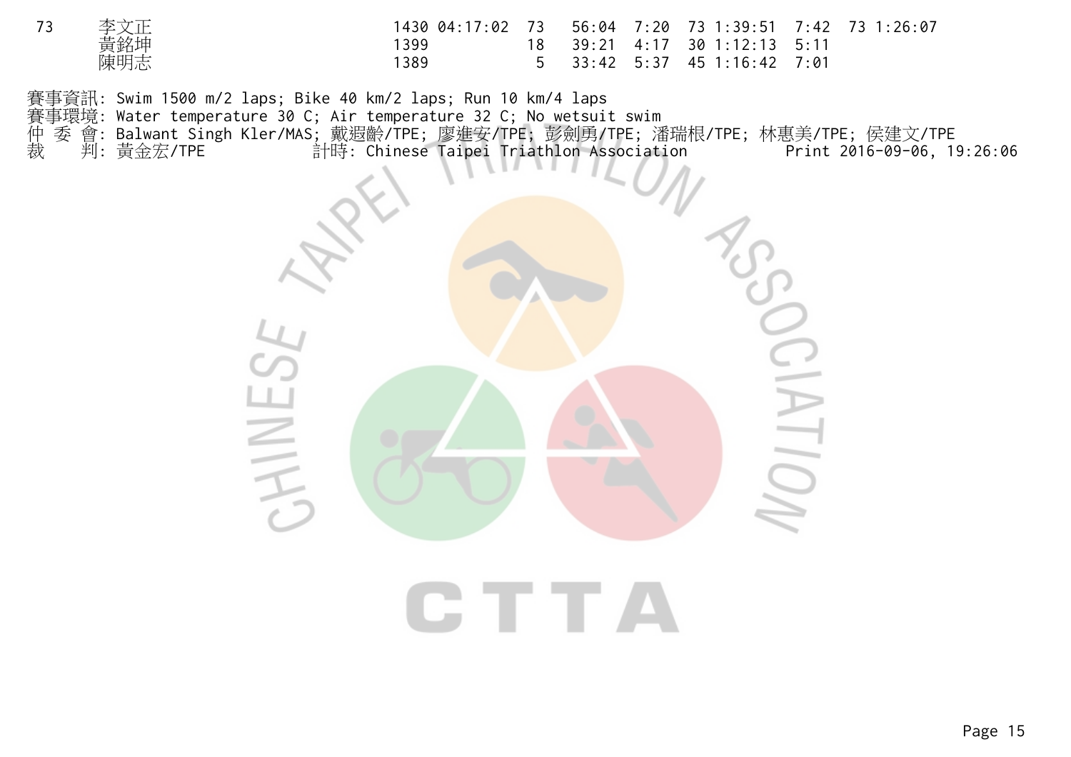| | | | | | | | | | | | |
|---|---|---|---|---|---|---|---|---|---|---|---|
| 73 | 李文正 | 1430 | 04:17:02 | 73 | 56:04 | 7:20 | 73 | 1:39:51 | 7:42 | 73 | 1:26:07 |
| | 黃銘坤 | 1399 | | 18 | 39:21 | 4:17 | 30 | 1:12:13 | 5:11 | | |
| | 陳明志 | 1389 | | 5 | 33:42 | 5:37 | 45 | 1:16:42 | 7:01 | | |

賽事資訊: Swim 1500 m/2 laps; Bike 40 km/2 laps; Run 10 km/4 laps
賽事環境: Water temperature 30 C; Air temperature 32 C; No wetsuit swim
仲 委 會: Balwant Singh Kler/MAS; 戴遐齡/TPE; 廖進安/TPE; 彭劍勇/TPE; 潘瑞根/TPE; 林惠美/TPE; 侯建文/TPE
裁　　判: 黃金宏/TPE　　　計時: Chinese Taipei Triathlon Association　　　Print 2016-09-06, 19:26:06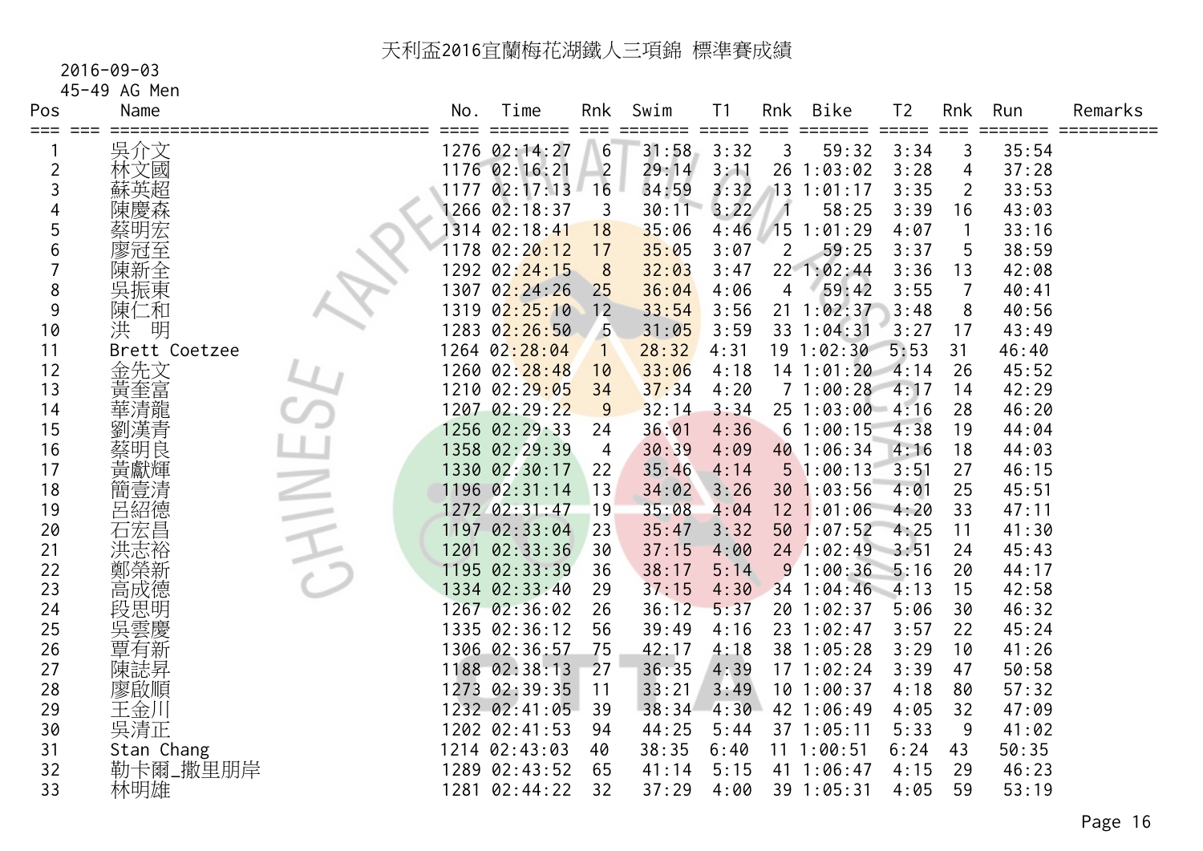# 天利盃2016宜蘭梅花湖鐵人三項錦 標準賽成績

2016-09-03

45-49 AG Men

| Pos | Name | No. | Time | Rnk | Swim | T1 | Rnk | Bike | T2 | Rnk | Run | Remarks |
|---|---|---|---|---|---|---|---|---|---|---|---|---|
| 1 | 吳介文 | 1276 | 02:14:27 | 6 | 31:58 | 3:32 | 3 | 59:32 | 3:34 | 3 | 35:54 | |
| 2 | 林文國 | 1176 | 02:16:21 | 2 | 29:14 | 3:11 | 26 | 1:03:02 | 3:28 | 4 | 37:28 | |
| 3 | 蘇英超 | 1177 | 02:17:13 | 16 | 34:59 | 3:32 | 13 | 1:01:17 | 3:35 | 2 | 33:53 | |
| 4 | 陳慶森 | 1266 | 02:18:37 | 3 | 30:11 | 3:22 | 1 | 58:25 | 3:39 | 16 | 43:03 | |
| 5 | 蔡明宏 | 1314 | 02:18:41 | 18 | 35:06 | 4:46 | 15 | 1:01:29 | 4:07 | 1 | 33:16 | |
| 6 | 廖冠至 | 1178 | 02:20:12 | 17 | 35:05 | 3:07 | 2 | 59:25 | 3:37 | 5 | 38:59 | |
| 7 | 陳新全 | 1292 | 02:24:15 | 8 | 32:03 | 3:47 | 22 | 1:02:44 | 3:36 | 13 | 42:08 | |
| 8 | 吳振東 | 1307 | 02:24:26 | 25 | 36:04 | 4:06 | 4 | 59:42 | 3:55 | 7 | 40:41 | |
| 9 | 陳仁和 | 1319 | 02:25:10 | 12 | 33:54 | 3:56 | 21 | 1:02:37 | 3:48 | 8 | 40:56 | |
| 10 | 洪 明 | 1283 | 02:26:50 | 5 | 31:05 | 3:59 | 33 | 1:04:31 | 3:27 | 17 | 43:49 | |
| 11 | Brett Coetzee | 1264 | 02:28:04 | 1 | 28:32 | 4:31 | 19 | 1:02:30 | 5:53 | 31 | 46:40 | |
| 12 | 金先文 | 1260 | 02:28:48 | 10 | 33:06 | 4:18 | 14 | 1:01:20 | 4:14 | 26 | 45:52 | |
| 13 | 黃奎富 | 1210 | 02:29:05 | 34 | 37:34 | 4:20 | 7 | 1:00:28 | 4:17 | 14 | 42:29 | |
| 14 | 華清龍 | 1207 | 02:29:22 | 9 | 32:14 | 3:34 | 25 | 1:03:00 | 4:16 | 28 | 46:20 | |
| 15 | 劉漢青 | 1256 | 02:29:33 | 24 | 36:01 | 4:36 | 6 | 1:00:15 | 4:38 | 19 | 44:04 | |
| 16 | 蔡明良 | 1358 | 02:29:39 | 4 | 30:39 | 4:09 | 40 | 1:06:34 | 4:16 | 18 | 44:03 | |
| 17 | 黃獻輝 | 1330 | 02:30:17 | 22 | 35:46 | 4:14 | 5 | 1:00:13 | 3:51 | 27 | 46:15 | |
| 18 | 簡壹清 | 1196 | 02:31:14 | 13 | 34:02 | 3:26 | 30 | 1:03:56 | 4:01 | 25 | 45:51 | |
| 19 | 呂紹德 | 1272 | 02:31:47 | 19 | 35:08 | 4:04 | 12 | 1:01:06 | 4:20 | 33 | 47:11 | |
| 20 | 石宏昌 | 1197 | 02:33:04 | 23 | 35:47 | 3:32 | 50 | 1:07:52 | 4:25 | 11 | 41:30 | |
| 21 | 洪志裕 | 1201 | 02:33:36 | 30 | 37:15 | 4:00 | 24 | 1:02:49 | 3:51 | 24 | 45:43 | |
| 22 | 鄭榮新 | 1195 | 02:33:39 | 36 | 38:17 | 5:14 | 9 | 1:00:36 | 5:16 | 20 | 44:17 | |
| 23 | 高成德 | 1334 | 02:33:40 | 29 | 37:15 | 4:30 | 34 | 1:04:46 | 4:13 | 15 | 42:58 | |
| 24 | 段思明 | 1267 | 02:36:02 | 26 | 36:12 | 5:37 | 20 | 1:02:37 | 5:06 | 30 | 46:32 | |
| 25 | 吳雲慶 | 1335 | 02:36:12 | 56 | 39:49 | 4:16 | 23 | 1:02:47 | 3:57 | 22 | 45:24 | |
| 26 | 覃有新 | 1306 | 02:36:57 | 75 | 42:17 | 4:18 | 38 | 1:05:28 | 3:29 | 10 | 41:26 | |
| 27 | 陳誌昇 | 1188 | 02:38:13 | 27 | 36:35 | 4:39 | 17 | 1:02:24 | 3:39 | 47 | 50:58 | |
| 28 | 廖啟順 | 1273 | 02:39:35 | 11 | 33:21 | 3:49 | 10 | 1:00:37 | 4:18 | 80 | 57:32 | |
| 29 | 王金川 | 1232 | 02:41:05 | 39 | 38:34 | 4:30 | 42 | 1:06:49 | 4:05 | 32 | 47:09 | |
| 30 | 吳清正 | 1202 | 02:41:53 | 94 | 44:25 | 5:44 | 37 | 1:05:11 | 5:33 | 9 | 41:02 | |
| 31 | Stan Chang | 1214 | 02:43:03 | 40 | 38:35 | 6:40 | 11 | 1:00:51 | 6:24 | 43 | 50:35 | |
| 32 | 勒卡爾_撒里朋岸 | 1289 | 02:43:52 | 65 | 41:14 | 5:15 | 41 | 1:06:47 | 4:15 | 29 | 46:23 | |
| 33 | 林明雄 | 1281 | 02:44:22 | 32 | 37:29 | 4:00 | 39 | 1:05:31 | 4:05 | 59 | 53:19 | |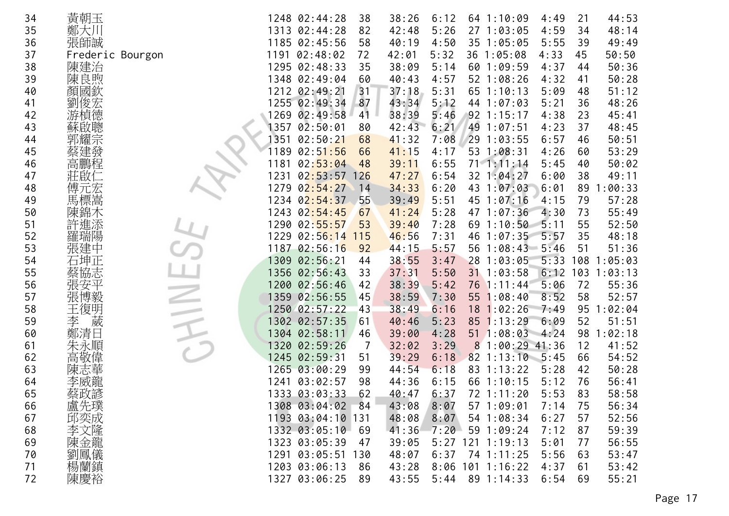| | | | | | | | | | | | |
|---|---|---|---|---|---|---|---|---|---|---|---|
| 34 | 黃朝玉 | 1248 | 02:44:28 | 38 | 38:26 | 6:12 | 64 | 1:10:09 | 4:49 | 21 | 44:53 |
| 35 | 鄭大川 | 1313 | 02:44:28 | 82 | 42:48 | 5:26 | 27 | 1:03:05 | 4:59 | 34 | 48:14 |
| 36 | 張師誠 | 1185 | 02:45:56 | 58 | 40:19 | 4:50 | 35 | 1:05:05 | 5:55 | 39 | 49:49 |
| 37 | Frederic Bourgon | 1191 | 02:48:02 | 72 | 42:01 | 5:32 | 36 | 1:05:08 | 4:33 | 45 | 50:50 |
| 38 | 陳建治 | 1295 | 02:48:33 | 35 | 38:09 | 5:14 | 60 | 1:09:59 | 4:37 | 44 | 50:36 |
| 39 | 陳良煦 | 1348 | 02:49:04 | 60 | 40:43 | 4:57 | 52 | 1:08:26 | 4:32 | 41 | 50:28 |
| 40 | 顏國欽 | 1212 | 02:49:21 | 31 | 37:18 | 5:31 | 65 | 1:10:13 | 5:09 | 48 | 51:12 |
| 41 | 劉俊宏 | 1255 | 02:49:34 | 87 | 43:34 | 5:12 | 44 | 1:07:03 | 5:21 | 36 | 48:26 |
| 42 | 游楨德 | 1269 | 02:49:58 | 41 | 38:39 | 5:46 | 92 | 1:15:17 | 4:38 | 23 | 45:41 |
| 43 | 蘇啟聰 | 1357 | 02:50:01 | 80 | 42:43 | 6:21 | 49 | 1:07:51 | 4:23 | 37 | 48:45 |
| 44 | 郭耀宗 | 1351 | 02:50:21 | 68 | 41:32 | 7:08 | 29 | 1:03:55 | 6:57 | 46 | 50:51 |
| 45 | 蔡建發 | 1189 | 02:51:56 | 66 | 41:15 | 4:17 | 53 | 1:08:31 | 4:26 | 60 | 53:29 |
| 46 | 高鵬程 | 1181 | 02:53:04 | 48 | 39:11 | 6:55 | 71 | 1:11:14 | 5:45 | 40 | 50:02 |
| 47 | 莊啟仁 | 1231 | 02:53:57 | 126 | 47:27 | 6:54 | 32 | 1:04:27 | 6:00 | 38 | 49:11 |
| 48 | 傅元宏 | 1279 | 02:54:27 | 14 | 34:33 | 6:20 | 43 | 1:07:03 | 6:01 | 89 | 1:00:33 |
| 49 | 馬標嵩 | 1234 | 02:54:37 | 55 | 39:49 | 5:51 | 45 | 1:07:16 | 4:15 | 79 | 57:28 |
| 50 | 陳錦木 | 1243 | 02:54:45 | 67 | 41:24 | 5:28 | 47 | 1:07:36 | 4:30 | 73 | 55:49 |
| 51 | 許進添 | 1290 | 02:55:57 | 53 | 39:40 | 7:28 | 69 | 1:10:50 | 5:11 | 55 | 52:50 |
| 52 | 羅瑞陽 | 1229 | 02:56:14 | 115 | 46:56 | 7:31 | 46 | 1:07:35 | 5:57 | 35 | 48:18 |
| 53 | 張建中 | 1187 | 02:56:16 | 92 | 44:15 | 5:57 | 56 | 1:08:43 | 5:46 | 51 | 51:36 |
| 54 | 石坤正 | 1309 | 02:56:21 | 44 | 38:55 | 3:47 | 28 | 1:03:05 | 5:33 | 108 | 1:05:03 |
| 55 | 蔡協志 | 1356 | 02:56:43 | 33 | 37:31 | 5:50 | 31 | 1:03:58 | 6:12 | 103 | 1:03:13 |
| 56 | 張安平 | 1200 | 02:56:46 | 42 | 38:39 | 5:42 | 76 | 1:11:44 | 5:06 | 72 | 55:36 |
| 57 | 張博毅 | 1359 | 02:56:55 | 45 | 38:59 | 7:30 | 55 | 1:08:40 | 8:52 | 58 | 52:57 |
| 58 | 王復明 | 1250 | 02:57:22 | 43 | 38:49 | 6:16 | 18 | 1:02:26 | 7:49 | 95 | 1:02:04 |
| 59 | 李　葳 | 1302 | 02:57:35 | 61 | 40:46 | 5:23 | 85 | 1:13:29 | 6:09 | 52 | 51:51 |
| 60 | 鄭清日 | 1304 | 02:58:11 | 46 | 39:00 | 4:28 | 51 | 1:08:03 | 4:24 | 98 | 1:02:18 |
| 61 | 朱永順 | 1320 | 02:59:26 | 7 | 32:02 | 3:29 | 8 | 1:00:29 | 41:36 | 12 | 41:52 |
| 62 | 高敬偉 | 1245 | 02:59:31 | 51 | 39:29 | 6:18 | 82 | 1:13:10 | 5:45 | 66 | 54:52 |
| 63 | 陳志華 | 1265 | 03:00:29 | 99 | 44:54 | 6:18 | 83 | 1:13:22 | 5:28 | 42 | 50:28 |
| 64 | 李威龍 | 1241 | 03:02:57 | 98 | 44:36 | 6:15 | 66 | 1:10:15 | 5:12 | 76 | 56:41 |
| 65 | 蔡政諺 | 1333 | 03:03:33 | 62 | 40:47 | 6:37 | 72 | 1:11:20 | 5:53 | 83 | 58:58 |
| 66 | 盧先璞 | 1308 | 03:04:02 | 84 | 43:08 | 8:07 | 57 | 1:09:01 | 7:14 | 75 | 56:34 |
| 67 | 邱奕成 | 1193 | 03:04:10 | 131 | 48:08 | 8:07 | 54 | 1:08:34 | 6:27 | 57 | 52:56 |
| 68 | 李文隆 | 1332 | 03:05:10 | 69 | 41:36 | 7:20 | 59 | 1:09:24 | 7:12 | 87 | 59:39 |
| 69 | 陳金龍 | 1323 | 03:05:39 | 47 | 39:05 | 5:27 | 121 | 1:19:13 | 5:01 | 77 | 56:55 |
| 70 | 劉鳳儀 | 1291 | 03:05:51 | 130 | 48:07 | 6:37 | 74 | 1:11:25 | 5:56 | 63 | 53:47 |
| 71 | 楊蘭鎮 | 1203 | 03:06:13 | 86 | 43:28 | 8:06 | 101 | 1:16:22 | 4:37 | 61 | 53:42 |
| 72 | 陳慶裕 | 1327 | 03:06:25 | 89 | 43:55 | 5:44 | 89 | 1:14:33 | 6:54 | 69 | 55:21 |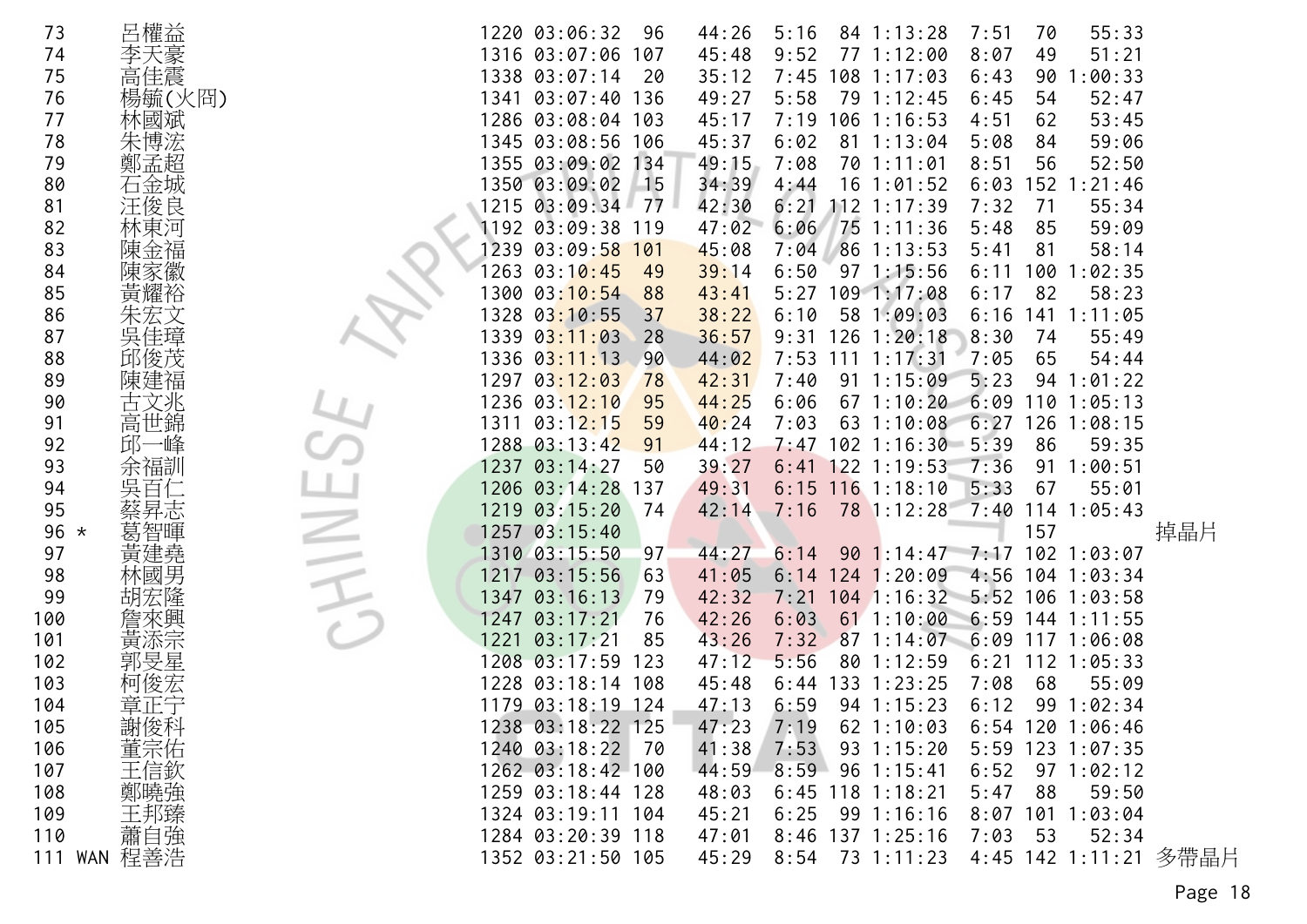| | | | | | | | | | | | | | |
|---|---|---|---|---|---|---|---|---|---|---|---|---|---|
| 73 | | 呂權益 | 1220 | 03:06:32 | 96 | 44:26 | 5:16 | 84 | 1:13:28 | 7:51 | 70 | 55:33 | |
| 74 | | 李天豪 | 1316 | 03:07:06 | 107 | 45:48 | 9:52 | 77 | 1:12:00 | 8:07 | 49 | 51:21 | |
| 75 | | 高佳震 | 1338 | 03:07:14 | 20 | 35:12 | 7:45 | 108 | 1:17:03 | 6:43 | 90 | 1:00:33 | |
| 76 | | 楊毓(火冏) | 1341 | 03:07:40 | 136 | 49:27 | 5:58 | 79 | 1:12:45 | 6:45 | 54 | 52:47 | |
| 77 | | 林國斌 | 1286 | 03:08:04 | 103 | 45:17 | 7:19 | 106 | 1:16:53 | 4:51 | 62 | 53:45 | |
| 78 | | 朱博浤 | 1345 | 03:08:56 | 106 | 45:37 | 6:02 | 81 | 1:13:04 | 5:08 | 84 | 59:06 | |
| 79 | | 鄭孟超 | 1355 | 03:09:02 | 134 | 49:15 | 7:08 | 70 | 1:11:01 | 8:51 | 56 | 52:50 | |
| 80 | | 石金城 | 1350 | 03:09:02 | 15 | 34:39 | 4:44 | 16 | 1:01:52 | 6:03 | 152 | 1:21:46 | |
| 81 | | 汪俊良 | 1215 | 03:09:34 | 77 | 42:30 | 6:21 | 112 | 1:17:39 | 7:32 | 71 | 55:34 | |
| 82 | | 林東河 | 1192 | 03:09:38 | 119 | 47:02 | 6:06 | 75 | 1:11:36 | 5:48 | 85 | 59:09 | |
| 83 | | 陳金福 | 1239 | 03:09:58 | 101 | 45:08 | 7:04 | 86 | 1:13:53 | 5:41 | 81 | 58:14 | |
| 84 | | 陳家徽 | 1263 | 03:10:45 | 49 | 39:14 | 6:50 | 97 | 1:15:56 | 6:11 | 100 | 1:02:35 | |
| 85 | | 黃耀裕 | 1300 | 03:10:54 | 88 | 43:41 | 5:27 | 109 | 1:17:08 | 6:17 | 82 | 58:23 | |
| 86 | | 朱宏文 | 1328 | 03:10:55 | 37 | 38:22 | 6:10 | 58 | 1:09:03 | 6:16 | 141 | 1:11:05 | |
| 87 | | 吳佳璋 | 1339 | 03:11:03 | 28 | 36:57 | 9:31 | 126 | 1:20:18 | 8:30 | 74 | 55:49 | |
| 88 | | 邱俊茂 | 1336 | 03:11:13 | 90 | 44:02 | 7:53 | 111 | 1:17:31 | 7:05 | 65 | 54:44 | |
| 89 | | 陳建福 | 1297 | 03:12:03 | 78 | 42:31 | 7:40 | 91 | 1:15:09 | 5:23 | 94 | 1:01:22 | |
| 90 | | 古文兆 | 1236 | 03:12:10 | 95 | 44:25 | 6:06 | 67 | 1:10:20 | 6:09 | 110 | 1:05:13 | |
| 91 | | 高世錦 | 1311 | 03:12:15 | 59 | 40:24 | 7:03 | 63 | 1:10:08 | 6:27 | 126 | 1:08:15 | |
| 92 | | 邱一峰 | 1288 | 03:13:42 | 91 | 44:12 | 7:47 | 102 | 1:16:30 | 5:39 | 86 | 59:35 | |
| 93 | | 余福訓 | 1237 | 03:14:27 | 50 | 39:27 | 6:41 | 122 | 1:19:53 | 7:36 | 91 | 1:00:51 | |
| 94 | | 吳百仁 | 1206 | 03:14:28 | 137 | 49:31 | 6:15 | 116 | 1:18:10 | 5:33 | 67 | 55:01 | |
| 95 | | 蔡昇志 | 1219 | 03:15:20 | 74 | 42:14 | 7:16 | 78 | 1:12:28 | 7:40 | 114 | 1:05:43 | |
| 96 | * | 葛智暉 | 1257 | 03:15:40 | | | | | | | 157 | | 掉晶片 |
| 97 | | 黃建堯 | 1310 | 03:15:50 | 97 | 44:27 | 6:14 | 90 | 1:14:47 | 7:17 | 102 | 1:03:07 | |
| 98 | | 林國男 | 1217 | 03:15:56 | 63 | 41:05 | 6:14 | 124 | 1:20:09 | 4:56 | 104 | 1:03:34 | |
| 99 | | 胡宏隆 | 1347 | 03:16:13 | 79 | 42:32 | 7:21 | 104 | 1:16:32 | 5:52 | 106 | 1:03:58 | |
| 100 | | 詹來興 | 1247 | 03:17:21 | 76 | 42:26 | 6:03 | 61 | 1:10:00 | 6:59 | 144 | 1:11:55 | |
| 101 | | 黃添宗 | 1221 | 03:17:21 | 85 | 43:26 | 7:32 | 87 | 1:14:07 | 6:09 | 117 | 1:06:08 | |
| 102 | | 郭旻星 | 1208 | 03:17:59 | 123 | 47:12 | 5:56 | 80 | 1:12:59 | 6:21 | 112 | 1:05:33 | |
| 103 | | 柯俊宏 | 1228 | 03:18:14 | 108 | 45:48 | 6:44 | 133 | 1:23:25 | 7:08 | 68 | 55:09 | |
| 104 | | 章正宁 | 1179 | 03:18:19 | 124 | 47:13 | 6:59 | 94 | 1:15:23 | 6:12 | 99 | 1:02:34 | |
| 105 | | 謝俊科 | 1238 | 03:18:22 | 125 | 47:23 | 7:19 | 62 | 1:10:03 | 6:54 | 120 | 1:06:46 | |
| 106 | | 董宗佑 | 1240 | 03:18:22 | 70 | 41:38 | 7:53 | 93 | 1:15:20 | 5:59 | 123 | 1:07:35 | |
| 107 | | 王信欽 | 1262 | 03:18:42 | 100 | 44:59 | 8:59 | 96 | 1:15:41 | 6:52 | 97 | 1:02:12 | |
| 108 | | 鄭曉強 | 1259 | 03:18:44 | 128 | 48:03 | 6:45 | 118 | 1:18:21 | 5:47 | 88 | 59:50 | |
| 109 | | 王邦臻 | 1324 | 03:19:11 | 104 | 45:21 | 6:25 | 99 | 1:16:16 | 8:07 | 101 | 1:03:04 | |
| 110 | | 蕭自強 | 1284 | 03:20:39 | 118 | 47:01 | 8:46 | 137 | 1:25:16 | 7:03 | 53 | 52:34 | |
| 111 | WAN | 程善浩 | 1352 | 03:21:50 | 105 | 45:29 | 8:54 | 73 | 1:11:23 | 4:45 | 142 | 1:11:21 | 多帶晶片 |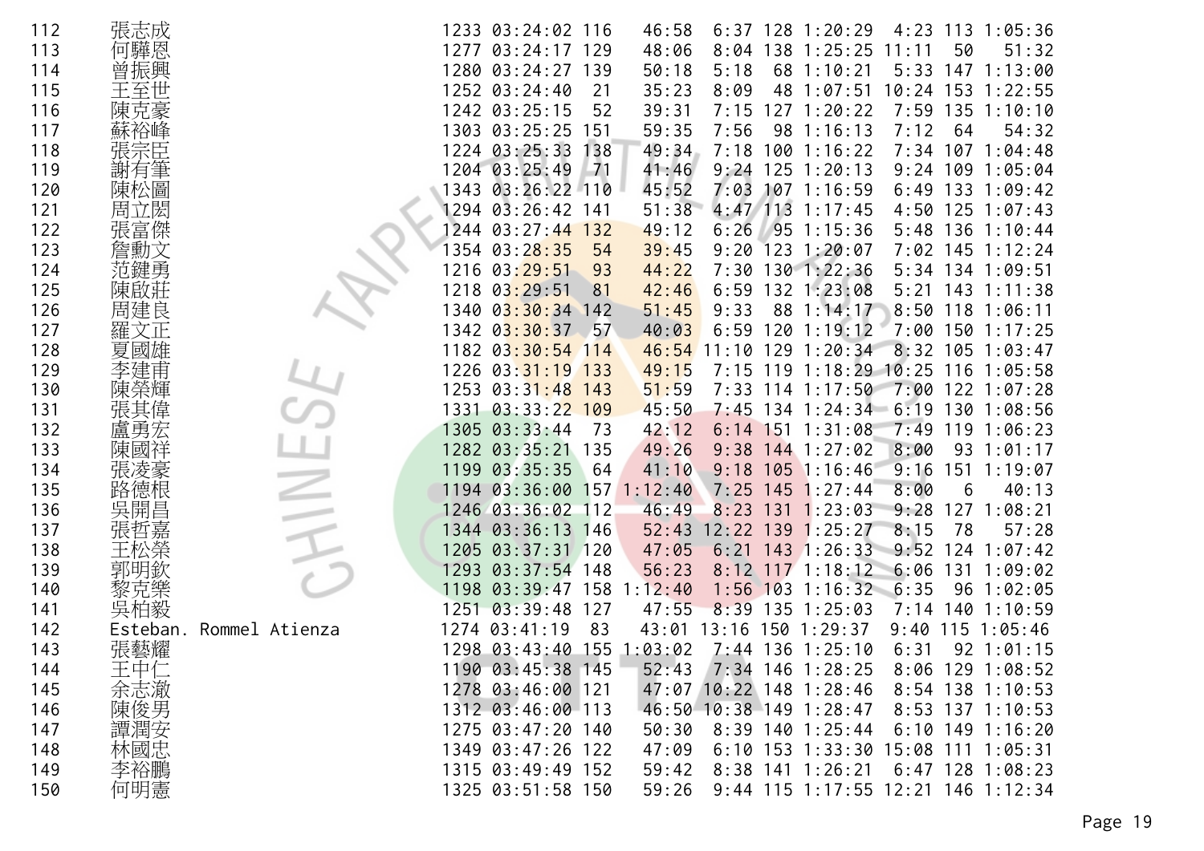| 112 | 張志成 | 1233 | 03:24:02 | 116 | 46:58 | 6:37 | 128 | 1:20:29 | 4:23 | 113 | 1:05:36 |
|---|---|---|---|---|---|---|---|---|---|---|---|
| 113 | 何驊恩 | 1277 | 03:24:17 | 129 | 48:06 | 8:04 | 138 | 1:25:25 | 11:11 | 50 | 51:32 |
| 114 | 曾振興 | 1280 | 03:24:27 | 139 | 50:18 | 5:18 | 68 | 1:10:21 | 5:33 | 147 | 1:13:00 |
| 115 | 王至世 | 1252 | 03:24:40 | 21 | 35:23 | 8:09 | 48 | 1:07:51 | 10:24 | 153 | 1:22:55 |
| 116 | 陳克豪 | 1242 | 03:25:15 | 52 | 39:31 | 7:15 | 127 | 1:20:22 | 7:59 | 135 | 1:10:10 |
| 117 | 蘇裕峰 | 1303 | 03:25:25 | 151 | 59:35 | 7:56 | 98 | 1:16:13 | 7:12 | 64 | 54:32 |
| 118 | 張宗臣 | 1224 | 03:25:33 | 138 | 49:34 | 7:18 | 100 | 1:16:22 | 7:34 | 107 | 1:04:48 |
| 119 | 謝有筆 | 1204 | 03:25:49 | 71 | 41:46 | 9:24 | 125 | 1:20:13 | 9:24 | 109 | 1:05:04 |
| 120 | 陳松圖 | 1343 | 03:26:22 | 110 | 45:52 | 7:03 | 107 | 1:16:59 | 6:49 | 133 | 1:09:42 |
| 121 | 周立閎 | 1294 | 03:26:42 | 141 | 51:38 | 4:47 | 113 | 1:17:45 | 4:50 | 125 | 1:07:43 |
| 122 | 張富傑 | 1244 | 03:27:44 | 132 | 49:12 | 6:26 | 95 | 1:15:36 | 5:48 | 136 | 1:10:44 |
| 123 | 詹勳文 | 1354 | 03:28:35 | 54 | 39:45 | 9:20 | 123 | 1:20:07 | 7:02 | 145 | 1:12:24 |
| 124 | 范鍵勇 | 1216 | 03:29:51 | 93 | 44:22 | 7:30 | 130 | 1:22:36 | 5:34 | 134 | 1:09:51 |
| 125 | 陳啟莊 | 1218 | 03:29:51 | 81 | 42:46 | 6:59 | 132 | 1:23:08 | 5:21 | 143 | 1:11:38 |
| 126 | 周建良 | 1340 | 03:30:34 | 142 | 51:45 | 9:33 | 88 | 1:14:17 | 8:50 | 118 | 1:06:11 |
| 127 | 羅文正 | 1342 | 03:30:37 | 57 | 40:03 | 6:59 | 120 | 1:19:12 | 7:00 | 150 | 1:17:25 |
| 128 | 夏國雄 | 1182 | 03:30:54 | 114 | 46:54 | 11:10 | 129 | 1:20:34 | 8:32 | 105 | 1:03:47 |
| 129 | 李建甫 | 1226 | 03:31:19 | 133 | 49:15 | 7:15 | 119 | 1:18:29 | 10:25 | 116 | 1:05:58 |
| 130 | 陳榮輝 | 1253 | 03:31:48 | 143 | 51:59 | 7:33 | 114 | 1:17:50 | 7:00 | 122 | 1:07:28 |
| 131 | 張其偉 | 1331 | 03:33:22 | 109 | 45:50 | 7:45 | 134 | 1:24:34 | 6:19 | 130 | 1:08:56 |
| 132 | 盧勇宏 | 1305 | 03:33:44 | 73 | 42:12 | 6:14 | 151 | 1:31:08 | 7:49 | 119 | 1:06:23 |
| 133 | 陳國祥 | 1282 | 03:35:21 | 135 | 49:26 | 9:38 | 144 | 1:27:02 | 8:00 | 93 | 1:01:17 |
| 134 | 張凌豪 | 1199 | 03:35:35 | 64 | 41:10 | 9:18 | 105 | 1:16:46 | 9:16 | 151 | 1:19:07 |
| 135 | 路德根 | 1194 | 03:36:00 | 157 | 1:12:40 | 7:25 | 145 | 1:27:44 | 8:00 | 6 | 40:13 |
| 136 | 吳開昌 | 1246 | 03:36:02 | 112 | 46:49 | 8:23 | 131 | 1:23:03 | 9:28 | 127 | 1:08:21 |
| 137 | 張哲嘉 | 1344 | 03:36:13 | 146 | 52:43 | 12:22 | 139 | 1:25:27 | 8:15 | 78 | 57:28 |
| 138 | 王松榮 | 1205 | 03:37:31 | 120 | 47:05 | 6:21 | 143 | 1:26:33 | 9:52 | 124 | 1:07:42 |
| 139 | 郭明欽 | 1293 | 03:37:54 | 148 | 56:23 | 8:12 | 117 | 1:18:12 | 6:06 | 131 | 1:09:02 |
| 140 | 黎克樂 | 1198 | 03:39:47 | 158 | 1:12:40 | 1:56 | 103 | 1:16:32 | 6:35 | 96 | 1:02:05 |
| 141 | 吳柏毅 | 1251 | 03:39:48 | 127 | 47:55 | 8:39 | 135 | 1:25:03 | 7:14 | 140 | 1:10:59 |
| 142 | Esteban. Rommel Atienza | 1274 | 03:41:19 | 83 | 43:01 | 13:16 | 150 | 1:29:37 | 9:40 | 115 | 1:05:46 |
| 143 | 張藝耀 | 1298 | 03:43:40 | 155 | 1:03:02 | 7:44 | 136 | 1:25:10 | 6:31 | 92 | 1:01:15 |
| 144 | 王中仁 | 1190 | 03:45:38 | 145 | 52:43 | 7:34 | 146 | 1:28:25 | 8:06 | 129 | 1:08:52 |
| 145 | 余志澈 | 1278 | 03:46:00 | 121 | 47:07 | 10:22 | 148 | 1:28:46 | 8:54 | 138 | 1:10:53 |
| 146 | 陳俊男 | 1312 | 03:46:00 | 113 | 46:50 | 10:38 | 149 | 1:28:47 | 8:53 | 137 | 1:10:53 |
| 147 | 譚潤安 | 1275 | 03:47:20 | 140 | 50:30 | 8:39 | 140 | 1:25:44 | 6:10 | 149 | 1:16:20 |
| 148 | 林國忠 | 1349 | 03:47:26 | 122 | 47:09 | 6:10 | 153 | 1:33:30 | 15:08 | 111 | 1:05:31 |
| 149 | 李裕鵬 | 1315 | 03:49:49 | 152 | 59:42 | 8:38 | 141 | 1:26:21 | 6:47 | 128 | 1:08:23 |
| 150 | 何明憲 | 1325 | 03:51:58 | 150 | 59:26 | 9:44 | 115 | 1:17:55 | 12:21 | 146 | 1:12:34 |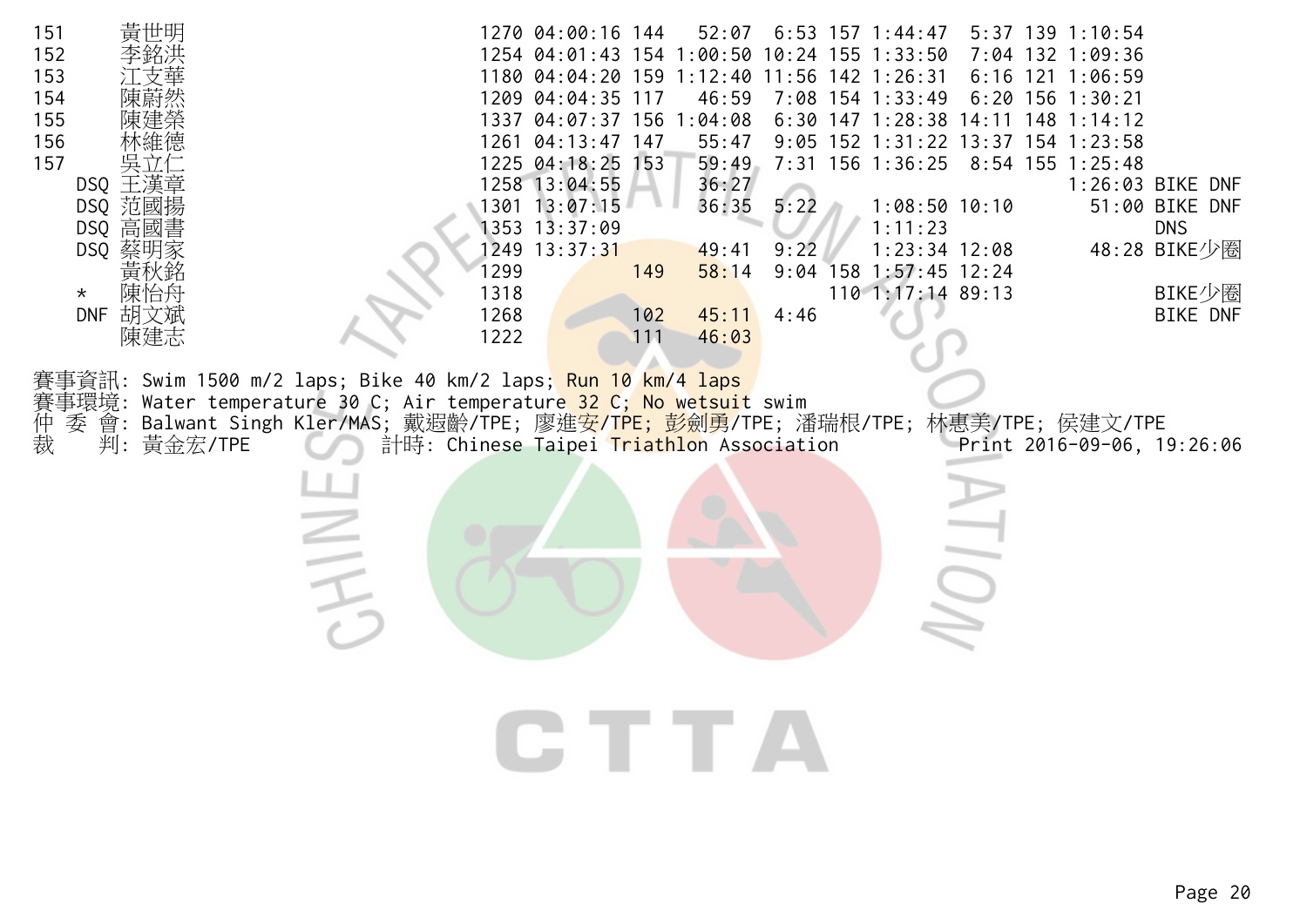| | | | | | | | | | | | | |
|---|---|---|---|---|---|---|---|---|---|---|---|---|
| 151 | 黃世明 | 1270 | 04:00:16 | 144 | 52:07 | 6:53 | 157 | 1:44:47 | 5:37 | 139 | 1:10:54 | |
| 152 | 李銘洪 | 1254 | 04:01:43 | 154 | 1:00:50 | 10:24 | 155 | 1:33:50 | 7:04 | 132 | 1:09:36 | |
| 153 | 江支華 | 1180 | 04:04:20 | 159 | 1:12:40 | 11:56 | 142 | 1:26:31 | 6:16 | 121 | 1:06:59 | |
| 154 | 陳蔚然 | 1209 | 04:04:35 | 117 | 46:59 | 7:08 | 154 | 1:33:49 | 6:20 | 156 | 1:30:21 | |
| 155 | 陳建榮 | 1337 | 04:07:37 | 156 | 1:04:08 | 6:30 | 147 | 1:28:38 | 14:11 | 148 | 1:14:12 | |
| 156 | 林維德 | 1261 | 04:13:47 | 147 | 55:47 | 9:05 | 152 | 1:31:22 | 13:37 | 154 | 1:23:58 | |
| 157 | 吳立仁 | 1225 | 04:18:25 | 153 | 59:49 | 7:31 | 156 | 1:36:25 | 8:54 | 155 | 1:25:48 | |
| DSQ | 王漢章 | 1258 | 13:04:55 | | 36:27 | | | | | | 1:26:03 | BIKE DNF |
| DSQ | 范國揚 | 1301 | 13:07:15 | | 36:35 | 5:22 | | 1:08:50 | 10:10 | | 51:00 | BIKE DNF |
| DSQ | 高國書 | 1353 | 13:37:09 | | | | | 1:11:23 | | | | DNS |
| DSQ | 蔡明家 | 1249 | 13:37:31 | | 49:41 | 9:22 | | 1:23:34 | 12:08 | | 48:28 | BIKE少圈 |
| | 黃秋銘 | 1299 | | 149 | 58:14 | 9:04 | 158 | 1:57:45 | 12:24 | | | |
| * | 陳怡舟 | 1318 | | | | | 110 | 1:17:14 | 89:13 | | | BIKE少圈 |
| DNF | 胡文斌 | 1268 | | 102 | 45:11 | 4:46 | | | | | | BIKE DNF |
| | 陳建志 | 1222 | | 111 | 46:03 | | | | | | | |

賽事資訊: Swim 1500 m/2 laps; Bike 40 km/2 laps; Run 10 km/4 laps
賽事環境: Water temperature 30 C; Air temperature 32 C; No wetsuit swim
仲 委 會: Balwant Singh Kler/MAS; 戴遐齡/TPE; 廖進安/TPE; 彭劍勇/TPE; 潘瑞根/TPE; 林惠美/TPE; 侯建文/TPE
裁 判: 黃金宏/TPE 計時: Chinese Taipei Triathlon Association Print 2016-09-06, 19:26:06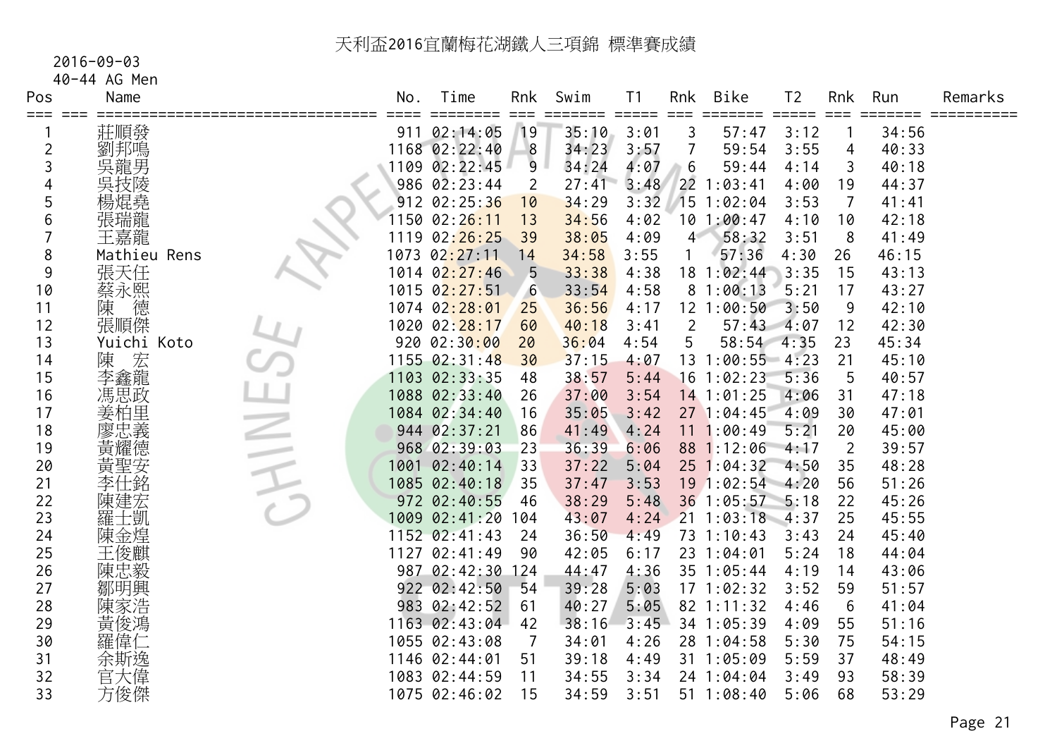# 天利盃2016宜蘭梅花湖鐵人三項錦 標準賽成績

2016-09-03

40-44 AG Men

| Pos | Name | No. | Time | Rnk | Swim | T1 | Rnk | Bike | T2 | Rnk | Run | Remarks |
|---|---|---|---|---|---|---|---|---|---|---|---|---|
| 1 | 莊順發 | 911 | 02:14:05 | 19 | 35:10 | 3:01 | 3 | 57:47 | 3:12 | 1 | 34:56 | |
| 2 | 劉邦鳴 | 1168 | 02:22:40 | 8 | 34:23 | 3:57 | 7 | 59:54 | 3:55 | 4 | 40:33 | |
| 3 | 吳龍男 | 1109 | 02:22:45 | 9 | 34:24 | 4:07 | 6 | 59:44 | 4:14 | 3 | 40:18 | |
| 4 | 吳技陵 | 986 | 02:23:44 | 2 | 27:41 | 3:48 | 22 | 1:03:41 | 4:00 | 19 | 44:37 | |
| 5 | 楊焜堯 | 912 | 02:25:36 | 10 | 34:29 | 3:32 | 15 | 1:02:04 | 3:53 | 7 | 41:41 | |
| 6 | 張瑞龍 | 1150 | 02:26:11 | 13 | 34:56 | 4:02 | 10 | 1:00:47 | 4:10 | 10 | 42:18 | |
| 7 | 王嘉龍 | 1119 | 02:26:25 | 39 | 38:05 | 4:09 | 4 | 58:32 | 3:51 | 8 | 41:49 | |
| 8 | Mathieu Rens | 1073 | 02:27:11 | 14 | 34:58 | 3:55 | 1 | 57:36 | 4:30 | 26 | 46:15 | |
| 9 | 張天任 | 1014 | 02:27:46 | 5 | 33:38 | 4:38 | 18 | 1:02:44 | 3:35 | 15 | 43:13 | |
| 10 | 蔡永熙 | 1015 | 02:27:51 | 6 | 33:54 | 4:58 | 8 | 1:00:13 | 5:21 | 17 | 43:27 | |
| 11 | 陳 德 | 1074 | 02:28:01 | 25 | 36:56 | 4:17 | 12 | 1:00:50 | 3:50 | 9 | 42:10 | |
| 12 | 張順傑 | 1020 | 02:28:17 | 60 | 40:18 | 3:41 | 2 | 57:43 | 4:07 | 12 | 42:30 | |
| 13 | Yuichi Koto | 920 | 02:30:00 | 20 | 36:04 | 4:54 | 5 | 58:54 | 4:35 | 23 | 45:34 | |
| 14 | 陳 宏 | 1155 | 02:31:48 | 30 | 37:15 | 4:07 | 13 | 1:00:55 | 4:23 | 21 | 45:10 | |
| 15 | 李鑫龍 | 1103 | 02:33:35 | 48 | 38:57 | 5:44 | 16 | 1:02:23 | 5:36 | 5 | 40:57 | |
| 16 | 馮思政 | 1088 | 02:33:40 | 26 | 37:00 | 3:54 | 14 | 1:01:25 | 4:06 | 31 | 47:18 | |
| 17 | 姜柏里 | 1084 | 02:34:40 | 16 | 35:05 | 3:42 | 27 | 1:04:45 | 4:09 | 30 | 47:01 | |
| 18 | 廖忠義 | 944 | 02:37:21 | 86 | 41:49 | 4:24 | 11 | 1:00:49 | 5:21 | 20 | 45:00 | |
| 19 | 黃耀德 | 968 | 02:39:03 | 23 | 36:39 | 6:06 | 88 | 1:12:06 | 4:17 | 2 | 39:57 | |
| 20 | 黃聖安 | 1001 | 02:40:14 | 33 | 37:22 | 5:04 | 25 | 1:04:32 | 4:50 | 35 | 48:28 | |
| 21 | 李仕銘 | 1085 | 02:40:18 | 35 | 37:47 | 3:53 | 19 | 1:02:54 | 4:20 | 56 | 51:26 | |
| 22 | 陳建宏 | 972 | 02:40:55 | 46 | 38:29 | 5:48 | 36 | 1:05:57 | 5:18 | 22 | 45:26 | |
| 23 | 羅士凱 | 1009 | 02:41:20 | 104 | 43:07 | 4:24 | 21 | 1:03:18 | 4:37 | 25 | 45:55 | |
| 24 | 陳金煌 | 1152 | 02:41:43 | 24 | 36:50 | 4:49 | 73 | 1:10:43 | 3:43 | 24 | 45:40 | |
| 25 | 王俊麒 | 1127 | 02:41:49 | 90 | 42:05 | 6:17 | 23 | 1:04:01 | 5:24 | 18 | 44:04 | |
| 26 | 陳忠毅 | 987 | 02:42:30 | 124 | 44:47 | 4:36 | 35 | 1:05:44 | 4:19 | 14 | 43:06 | |
| 27 | 鄒明興 | 922 | 02:42:50 | 54 | 39:28 | 5:03 | 17 | 1:02:32 | 3:52 | 59 | 51:57 | |
| 28 | 陳家浩 | 983 | 02:42:52 | 61 | 40:27 | 5:05 | 82 | 1:11:32 | 4:46 | 6 | 41:04 | |
| 29 | 黃俊鴻 | 1163 | 02:43:04 | 42 | 38:16 | 3:45 | 34 | 1:05:39 | 4:09 | 55 | 51:16 | |
| 30 | 羅偉仁 | 1055 | 02:43:08 | 7 | 34:01 | 4:26 | 28 | 1:04:58 | 5:30 | 75 | 54:15 | |
| 31 | 余斯逸 | 1146 | 02:44:01 | 51 | 39:18 | 4:49 | 31 | 1:05:09 | 5:59 | 37 | 48:49 | |
| 32 | 官大偉 | 1083 | 02:44:59 | 11 | 34:55 | 3:34 | 24 | 1:04:04 | 3:49 | 93 | 58:39 | |
| 33 | 方俊傑 | 1075 | 02:46:02 | 15 | 34:59 | 3:51 | 51 | 1:08:40 | 5:06 | 68 | 53:29 | |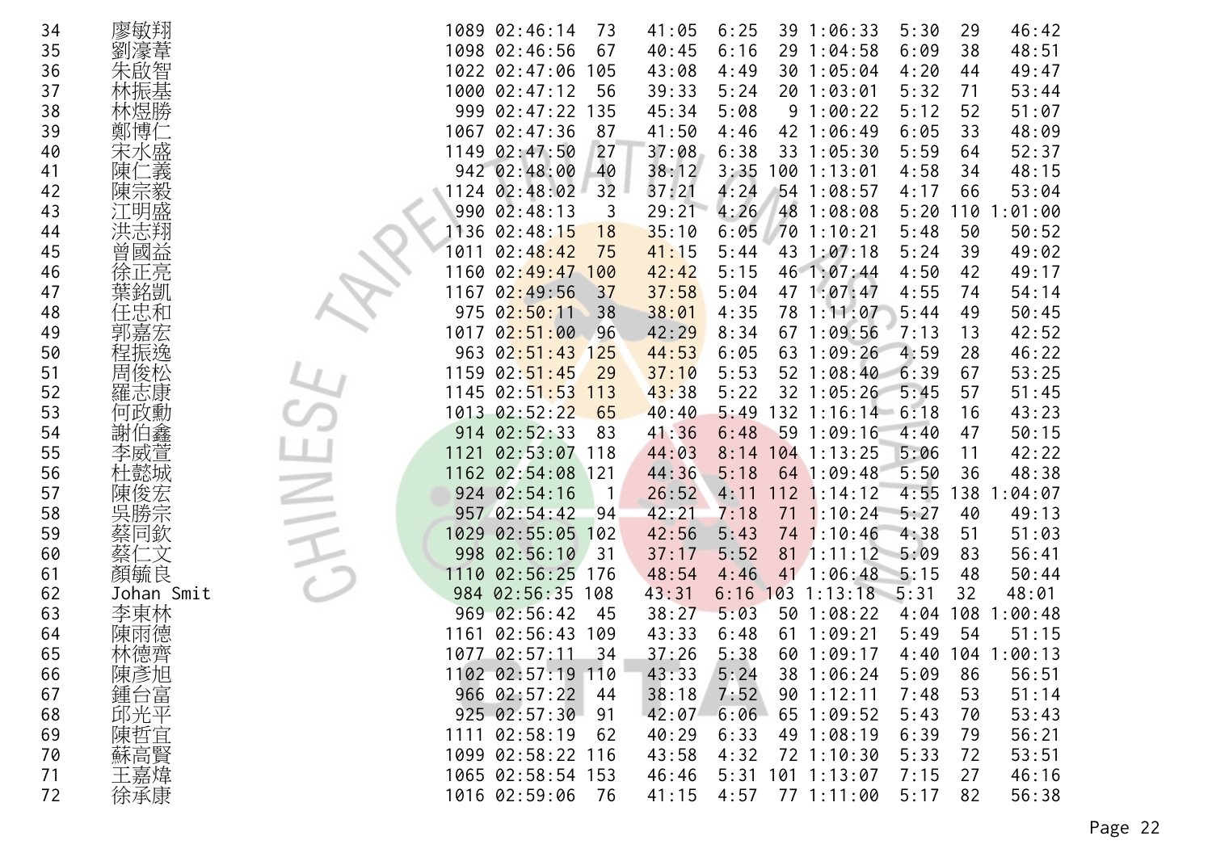| | | | | | | | | | | | | |
|---|---|---|---|---|---|---|---|---|---|---|---|---|
| 34 | 廖敏翔 | 1089 | 02:46:14 | 73 | 41:05 | 6:25 | 39 | 1:06:33 | 5:30 | 29 | 46:42 |
| 35 | 劉濠葦 | 1098 | 02:46:56 | 67 | 40:45 | 6:16 | 29 | 1:04:58 | 6:09 | 38 | 48:51 |
| 36 | 朱啟智 | 1022 | 02:47:06 | 105 | 43:08 | 4:49 | 30 | 1:05:04 | 4:20 | 44 | 49:47 |
| 37 | 林振基 | 1000 | 02:47:12 | 56 | 39:33 | 5:24 | 20 | 1:03:01 | 5:32 | 71 | 53:44 |
| 38 | 林煜勝 | 999 | 02:47:22 | 135 | 45:34 | 5:08 | 9 | 1:00:22 | 5:12 | 52 | 51:07 |
| 39 | 鄭博仁 | 1067 | 02:47:36 | 87 | 41:50 | 4:46 | 42 | 1:06:49 | 6:05 | 33 | 48:09 |
| 40 | 宋水盛 | 1149 | 02:47:50 | 27 | 37:08 | 6:38 | 33 | 1:05:30 | 5:59 | 64 | 52:37 |
| 41 | 陳仁義 | 942 | 02:48:00 | 40 | 38:12 | 3:35 | 100 | 1:13:01 | 4:58 | 34 | 48:15 |
| 42 | 陳宗毅 | 1124 | 02:48:02 | 32 | 37:21 | 4:24 | 54 | 1:08:57 | 4:17 | 66 | 53:04 |
| 43 | 江明盛 | 990 | 02:48:13 | 3 | 29:21 | 4:26 | 48 | 1:08:08 | 5:20 | 110 | 1:01:00 |
| 44 | 洪志翔 | 1136 | 02:48:15 | 18 | 35:10 | 6:05 | 70 | 1:10:21 | 5:48 | 50 | 50:52 |
| 45 | 曾國益 | 1011 | 02:48:42 | 75 | 41:15 | 5:44 | 43 | 1:07:18 | 5:24 | 39 | 49:02 |
| 46 | 徐正亮 | 1160 | 02:49:47 | 100 | 42:42 | 5:15 | 46 | 1:07:44 | 4:50 | 42 | 49:17 |
| 47 | 葉銘凱 | 1167 | 02:49:56 | 37 | 37:58 | 5:04 | 47 | 1:07:47 | 4:55 | 74 | 54:14 |
| 48 | 任忠和 | 975 | 02:50:11 | 38 | 38:01 | 4:35 | 78 | 1:11:07 | 5:44 | 49 | 50:45 |
| 49 | 郭嘉宏 | 1017 | 02:51:00 | 96 | 42:29 | 8:34 | 67 | 1:09:56 | 7:13 | 13 | 42:52 |
| 50 | 程振逸 | 963 | 02:51:43 | 125 | 44:53 | 6:05 | 63 | 1:09:26 | 4:59 | 28 | 46:22 |
| 51 | 周俊松 | 1159 | 02:51:45 | 29 | 37:10 | 5:53 | 52 | 1:08:40 | 6:39 | 67 | 53:25 |
| 52 | 羅志康 | 1145 | 02:51:53 | 113 | 43:38 | 5:22 | 32 | 1:05:26 | 5:45 | 57 | 51:45 |
| 53 | 何政勳 | 1013 | 02:52:22 | 65 | 40:40 | 5:49 | 132 | 1:16:14 | 6:18 | 16 | 43:23 |
| 54 | 謝伯鑫 | 914 | 02:52:33 | 83 | 41:36 | 6:48 | 59 | 1:09:16 | 4:40 | 47 | 50:15 |
| 55 | 李威萱 | 1121 | 02:53:07 | 118 | 44:03 | 8:14 | 104 | 1:13:25 | 5:06 | 11 | 42:22 |
| 56 | 杜懿城 | 1162 | 02:54:08 | 121 | 44:36 | 5:18 | 64 | 1:09:48 | 5:50 | 36 | 48:38 |
| 57 | 陳俊宏 | 924 | 02:54:16 | 1 | 26:52 | 4:11 | 112 | 1:14:12 | 4:55 | 138 | 1:04:07 |
| 58 | 吳勝宗 | 957 | 02:54:42 | 94 | 42:21 | 7:18 | 71 | 1:10:24 | 5:27 | 40 | 49:13 |
| 59 | 蔡同欽 | 1029 | 02:55:05 | 102 | 42:56 | 5:43 | 74 | 1:10:46 | 4:38 | 51 | 51:03 |
| 60 | 蔡仁文 | 998 | 02:56:10 | 31 | 37:17 | 5:52 | 81 | 1:11:12 | 5:09 | 83 | 56:41 |
| 61 | 顏毓良 | 1110 | 02:56:25 | 176 | 48:54 | 4:46 | 41 | 1:06:48 | 5:15 | 48 | 50:44 |
| 62 | Johan Smit | 984 | 02:56:35 | 108 | 43:31 | 6:16 | 103 | 1:13:18 | 5:31 | 32 | 48:01 |
| 63 | 李東林 | 969 | 02:56:42 | 45 | 38:27 | 5:03 | 50 | 1:08:22 | 4:04 | 108 | 1:00:48 |
| 64 | 陳雨德 | 1161 | 02:56:43 | 109 | 43:33 | 6:48 | 61 | 1:09:21 | 5:49 | 54 | 51:15 |
| 65 | 林德齊 | 1077 | 02:57:11 | 34 | 37:26 | 5:38 | 60 | 1:09:17 | 4:40 | 104 | 1:00:13 |
| 66 | 陳彥旭 | 1102 | 02:57:19 | 110 | 43:33 | 5:24 | 38 | 1:06:24 | 5:09 | 86 | 56:51 |
| 67 | 鍾台富 | 966 | 02:57:22 | 44 | 38:18 | 7:52 | 90 | 1:12:11 | 7:48 | 53 | 51:14 |
| 68 | 邱光平 | 925 | 02:57:30 | 91 | 42:07 | 6:06 | 65 | 1:09:52 | 5:43 | 70 | 53:43 |
| 69 | 陳哲宜 | 1111 | 02:58:19 | 62 | 40:29 | 6:33 | 49 | 1:08:19 | 6:39 | 79 | 56:21 |
| 70 | 蘇高賢 | 1099 | 02:58:22 | 116 | 43:58 | 4:32 | 72 | 1:10:30 | 5:33 | 72 | 53:51 |
| 71 | 王嘉煒 | 1065 | 02:58:54 | 153 | 46:46 | 5:31 | 101 | 1:13:07 | 7:15 | 27 | 46:16 |
| 72 | 徐承康 | 1016 | 02:59:06 | 76 | 41:15 | 4:57 | 77 | 1:11:00 | 5:17 | 82 | 56:38 |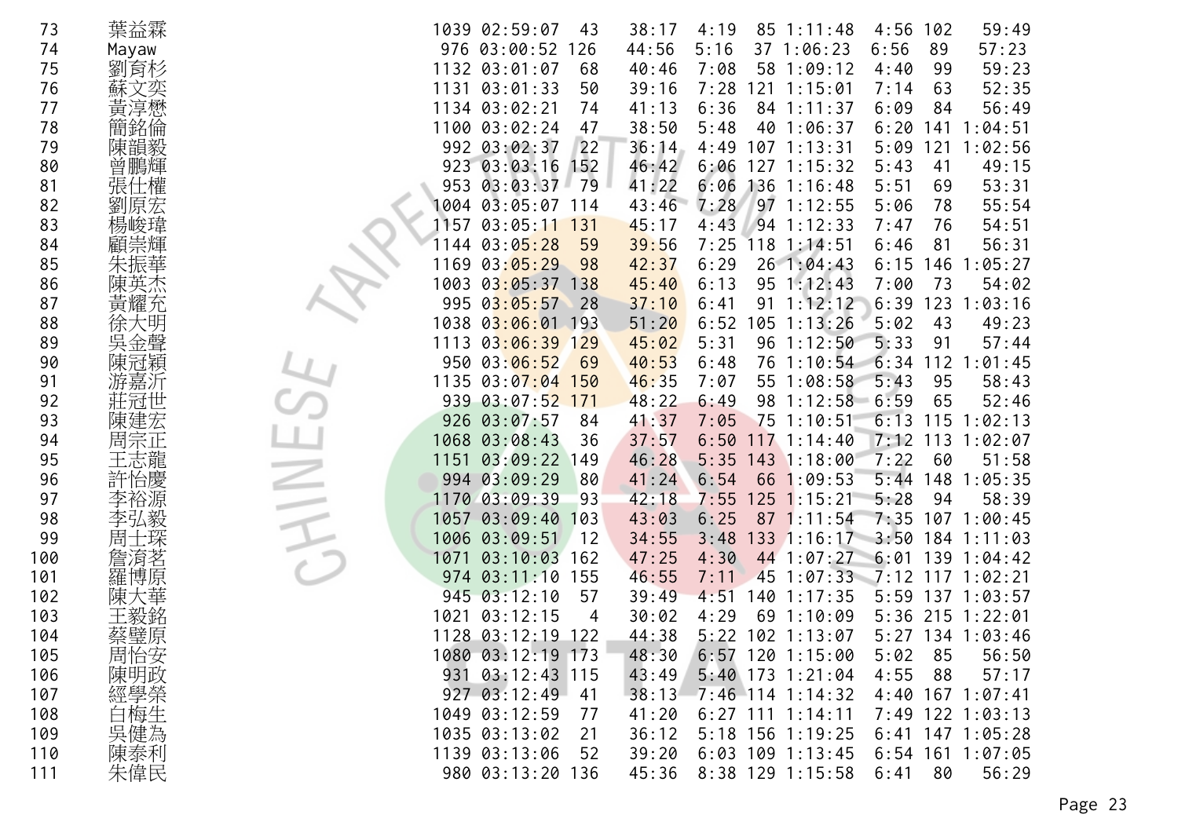| | | | | | | | | | | | | |
|---|---|---|---|---|---|---|---|---|---|---|---|---|
| 73 | 葉益霖 | 1039 | 02:59:07 | 43 | 38:17 | 4:19 | 85 | 1:11:48 | 4:56 | 102 | 59:49 |
| 74 | Mayaw | 976 | 03:00:52 | 126 | 44:56 | 5:16 | 37 | 1:06:23 | 6:56 | 89 | 57:23 |
| 75 | 劉育杉 | 1132 | 03:01:07 | 68 | 40:46 | 7:08 | 58 | 1:09:12 | 4:40 | 99 | 59:23 |
| 76 | 蘇文奕 | 1131 | 03:01:33 | 50 | 39:16 | 7:28 | 121 | 1:15:01 | 7:14 | 63 | 52:35 |
| 77 | 黃淳懋 | 1134 | 03:02:21 | 74 | 41:13 | 6:36 | 84 | 1:11:37 | 6:09 | 84 | 56:49 |
| 78 | 簡銘倫 | 1100 | 03:02:24 | 47 | 38:50 | 5:48 | 40 | 1:06:37 | 6:20 | 141 | 1:04:51 |
| 79 | 陳韻毅 | 992 | 03:02:37 | 22 | 36:14 | 4:49 | 107 | 1:13:31 | 5:09 | 121 | 1:02:56 |
| 80 | 曾鵬輝 | 923 | 03:03:16 | 152 | 46:42 | 6:06 | 127 | 1:15:32 | 5:43 | 41 | 49:15 |
| 81 | 張仕權 | 953 | 03:03:37 | 79 | 41:22 | 6:06 | 136 | 1:16:48 | 5:51 | 69 | 53:31 |
| 82 | 劉原宏 | 1004 | 03:05:07 | 114 | 43:46 | 7:28 | 97 | 1:12:55 | 5:06 | 78 | 55:54 |
| 83 | 楊峻瑋 | 1157 | 03:05:11 | 131 | 45:17 | 4:43 | 94 | 1:12:33 | 7:47 | 76 | 54:51 |
| 84 | 顧崇輝 | 1144 | 03:05:28 | 59 | 39:56 | 7:25 | 118 | 1:14:51 | 6:46 | 81 | 56:31 |
| 85 | 朱振華 | 1169 | 03:05:29 | 98 | 42:37 | 6:29 | 26 | 1:04:43 | 6:15 | 146 | 1:05:27 |
| 86 | 陳英杰 | 1003 | 03:05:37 | 138 | 45:40 | 6:13 | 95 | 1:12:43 | 7:00 | 73 | 54:02 |
| 87 | 黃耀充 | 995 | 03:05:57 | 28 | 37:10 | 6:41 | 91 | 1:12:12 | 6:39 | 123 | 1:03:16 |
| 88 | 徐大明 | 1038 | 03:06:01 | 193 | 51:20 | 6:52 | 105 | 1:13:26 | 5:02 | 43 | 49:23 |
| 89 | 吳金聲 | 1113 | 03:06:39 | 129 | 45:02 | 5:31 | 96 | 1:12:50 | 5:33 | 91 | 57:44 |
| 90 | 陳冠穎 | 950 | 03:06:52 | 69 | 40:53 | 6:48 | 76 | 1:10:54 | 6:34 | 112 | 1:01:45 |
| 91 | 游嘉沂 | 1135 | 03:07:04 | 150 | 46:35 | 7:07 | 55 | 1:08:58 | 5:43 | 95 | 58:43 |
| 92 | 莊冠世 | 939 | 03:07:52 | 171 | 48:22 | 6:49 | 98 | 1:12:58 | 6:59 | 65 | 52:46 |
| 93 | 陳建宏 | 926 | 03:07:57 | 84 | 41:37 | 7:05 | 75 | 1:10:51 | 6:13 | 115 | 1:02:13 |
| 94 | 周宗正 | 1068 | 03:08:43 | 36 | 37:57 | 6:50 | 117 | 1:14:40 | 7:12 | 113 | 1:02:07 |
| 95 | 王志龍 | 1151 | 03:09:22 | 149 | 46:28 | 5:35 | 143 | 1:18:00 | 7:22 | 60 | 51:58 |
| 96 | 許怡慶 | 994 | 03:09:29 | 80 | 41:24 | 6:54 | 66 | 1:09:53 | 5:44 | 148 | 1:05:35 |
| 97 | 李裕源 | 1170 | 03:09:39 | 93 | 42:18 | 7:55 | 125 | 1:15:21 | 5:28 | 94 | 58:39 |
| 98 | 李弘毅 | 1057 | 03:09:40 | 103 | 43:03 | 6:25 | 87 | 1:11:54 | 7:35 | 107 | 1:00:45 |
| 99 | 周士琛 | 1006 | 03:09:51 | 12 | 34:55 | 3:48 | 133 | 1:16:17 | 3:50 | 184 | 1:11:03 |
| 100 | 詹淯茗 | 1071 | 03:10:03 | 162 | 47:25 | 4:30 | 44 | 1:07:27 | 6:01 | 139 | 1:04:42 |
| 101 | 羅博原 | 974 | 03:11:10 | 155 | 46:55 | 7:11 | 45 | 1:07:33 | 7:12 | 117 | 1:02:21 |
| 102 | 陳大華 | 945 | 03:12:10 | 57 | 39:49 | 4:51 | 140 | 1:17:35 | 5:59 | 137 | 1:03:57 |
| 103 | 王毅銘 | 1021 | 03:12:15 | 4 | 30:02 | 4:29 | 69 | 1:10:09 | 5:36 | 215 | 1:22:01 |
| 104 | 蔡璧原 | 1128 | 03:12:19 | 122 | 44:38 | 5:22 | 102 | 1:13:07 | 5:27 | 134 | 1:03:46 |
| 105 | 周怡安 | 1080 | 03:12:19 | 173 | 48:30 | 6:57 | 120 | 1:15:00 | 5:02 | 85 | 56:50 |
| 106 | 陳明政 | 931 | 03:12:43 | 115 | 43:49 | 5:40 | 173 | 1:21:04 | 4:55 | 88 | 57:17 |
| 107 | 經學榮 | 927 | 03:12:49 | 41 | 38:13 | 7:46 | 114 | 1:14:32 | 4:40 | 167 | 1:07:41 |
| 108 | 白梅生 | 1049 | 03:12:59 | 77 | 41:20 | 6:27 | 111 | 1:14:11 | 7:49 | 122 | 1:03:13 |
| 109 | 吳健為 | 1035 | 03:13:02 | 21 | 36:12 | 5:18 | 156 | 1:19:25 | 6:41 | 147 | 1:05:28 |
| 110 | 陳泰利 | 1139 | 03:13:06 | 52 | 39:20 | 6:03 | 109 | 1:13:45 | 6:54 | 161 | 1:07:05 |
| 111 | 朱偉民 | 980 | 03:13:20 | 136 | 45:36 | 8:38 | 129 | 1:15:58 | 6:41 | 80 | 56:29 |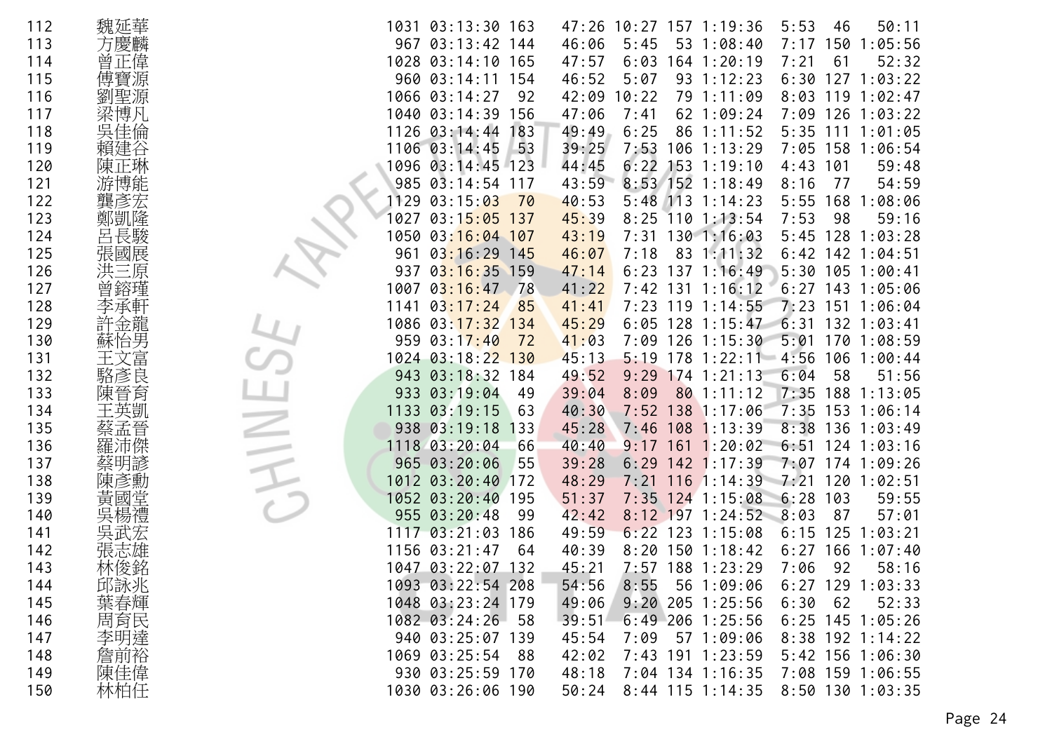| | | | | | | | | | | | | |
|---|---|---|---|---|---|---|---|---|---|---|---|---|
| 112 | 魏延華 | 1031 | 03:13:30 | 163 | 47:26 | 10:27 | 157 | 1:19:36 | 5:53 | 46 | 50:11 |
| 113 | 方慶麟 | 967 | 03:13:42 | 144 | 46:06 | 5:45 | 53 | 1:08:40 | 7:17 | 150 | 1:05:56 |
| 114 | 曾正偉 | 1028 | 03:14:10 | 165 | 47:57 | 6:03 | 164 | 1:20:19 | 7:21 | 61 | 52:32 |
| 115 | 傅寶源 | 960 | 03:14:11 | 154 | 46:52 | 5:07 | 93 | 1:12:23 | 6:30 | 127 | 1:03:22 |
| 116 | 劉聖源 | 1066 | 03:14:27 | 92 | 42:09 | 10:22 | 79 | 1:11:09 | 8:03 | 119 | 1:02:47 |
| 117 | 梁博凡 | 1040 | 03:14:39 | 156 | 47:06 | 7:41 | 62 | 1:09:24 | 7:09 | 126 | 1:03:22 |
| 118 | 吳佳倫 | 1126 | 03:14:44 | 183 | 49:49 | 6:25 | 86 | 1:11:52 | 5:35 | 111 | 1:01:05 |
| 119 | 賴建谷 | 1106 | 03:14:45 | 53 | 39:25 | 7:53 | 106 | 1:13:29 | 7:05 | 158 | 1:06:54 |
| 120 | 陳正琳 | 1096 | 03:14:45 | 123 | 44:45 | 6:22 | 153 | 1:19:10 | 4:43 | 101 | 59:48 |
| 121 | 游博能 | 985 | 03:14:54 | 117 | 43:59 | 8:53 | 152 | 1:18:49 | 8:16 | 77 | 54:59 |
| 122 | 龔彥宏 | 1129 | 03:15:03 | 70 | 40:53 | 5:48 | 113 | 1:14:23 | 5:55 | 168 | 1:08:06 |
| 123 | 鄭凱隆 | 1027 | 03:15:05 | 137 | 45:39 | 8:25 | 110 | 1:13:54 | 7:53 | 98 | 59:16 |
| 124 | 呂長駿 | 1050 | 03:16:04 | 107 | 43:19 | 7:31 | 130 | 1:16:03 | 5:45 | 128 | 1:03:28 |
| 125 | 張國展 | 961 | 03:16:29 | 145 | 46:07 | 7:18 | 83 | 1:11:32 | 6:42 | 142 | 1:04:51 |
| 126 | 洪三原 | 937 | 03:16:35 | 159 | 47:14 | 6:23 | 137 | 1:16:49 | 5:30 | 105 | 1:00:41 |
| 127 | 曾鎔瑾 | 1007 | 03:16:47 | 78 | 41:22 | 7:42 | 131 | 1:16:12 | 6:27 | 143 | 1:05:06 |
| 128 | 李承軒 | 1141 | 03:17:24 | 85 | 41:41 | 7:23 | 119 | 1:14:55 | 7:23 | 151 | 1:06:04 |
| 129 | 許金龍 | 1086 | 03:17:32 | 134 | 45:29 | 6:05 | 128 | 1:15:47 | 6:31 | 132 | 1:03:41 |
| 130 | 蘇怡男 | 959 | 03:17:40 | 72 | 41:03 | 7:09 | 126 | 1:15:30 | 5:01 | 170 | 1:08:59 |
| 131 | 王文富 | 1024 | 03:18:22 | 130 | 45:13 | 5:19 | 178 | 1:22:11 | 4:56 | 106 | 1:00:44 |
| 132 | 駱彥良 | 943 | 03:18:32 | 184 | 49:52 | 9:29 | 174 | 1:21:13 | 6:04 | 58 | 51:56 |
| 133 | 陳晉育 | 933 | 03:19:04 | 49 | 39:04 | 8:09 | 80 | 1:11:12 | 7:35 | 188 | 1:13:05 |
| 134 | 王英凱 | 1133 | 03:19:15 | 63 | 40:30 | 7:52 | 138 | 1:17:06 | 7:35 | 153 | 1:06:14 |
| 135 | 蔡孟晉 | 938 | 03:19:18 | 133 | 45:28 | 7:46 | 108 | 1:13:39 | 8:38 | 136 | 1:03:49 |
| 136 | 羅沛傑 | 1118 | 03:20:04 | 66 | 40:40 | 9:17 | 161 | 1:20:02 | 6:51 | 124 | 1:03:16 |
| 137 | 蔡明諺 | 965 | 03:20:06 | 55 | 39:28 | 6:29 | 142 | 1:17:39 | 7:07 | 174 | 1:09:26 |
| 138 | 陳彥勳 | 1012 | 03:20:40 | 172 | 48:29 | 7:21 | 116 | 1:14:39 | 7:21 | 120 | 1:02:51 |
| 139 | 黃國堂 | 1052 | 03:20:40 | 195 | 51:37 | 7:35 | 124 | 1:15:08 | 6:28 | 103 | 59:55 |
| 140 | 吳楊禮 | 955 | 03:20:48 | 99 | 42:42 | 8:12 | 197 | 1:24:52 | 8:03 | 87 | 57:01 |
| 141 | 吳武宏 | 1117 | 03:21:03 | 186 | 49:59 | 6:22 | 123 | 1:15:08 | 6:15 | 125 | 1:03:21 |
| 142 | 張志雄 | 1156 | 03:21:47 | 64 | 40:39 | 8:20 | 150 | 1:18:42 | 6:27 | 166 | 1:07:40 |
| 143 | 林俊銘 | 1047 | 03:22:07 | 132 | 45:21 | 7:57 | 188 | 1:23:29 | 7:06 | 92 | 58:16 |
| 144 | 邱詠兆 | 1093 | 03:22:54 | 208 | 54:56 | 8:55 | 56 | 1:09:06 | 6:27 | 129 | 1:03:33 |
| 145 | 葉春輝 | 1048 | 03:23:24 | 179 | 49:06 | 9:20 | 205 | 1:25:56 | 6:30 | 62 | 52:33 |
| 146 | 周育民 | 1082 | 03:24:26 | 58 | 39:51 | 6:49 | 206 | 1:25:56 | 6:25 | 145 | 1:05:26 |
| 147 | 李明達 | 940 | 03:25:07 | 139 | 45:54 | 7:09 | 57 | 1:09:06 | 8:38 | 192 | 1:14:22 |
| 148 | 詹前裕 | 1069 | 03:25:54 | 88 | 42:02 | 7:43 | 191 | 1:23:59 | 5:42 | 156 | 1:06:30 |
| 149 | 陳佳偉 | 930 | 03:25:59 | 170 | 48:18 | 7:04 | 134 | 1:16:35 | 7:08 | 159 | 1:06:55 |
| 150 | 林柏任 | 1030 | 03:26:06 | 190 | 50:24 | 8:44 | 115 | 1:14:35 | 8:50 | 130 | 1:03:35 |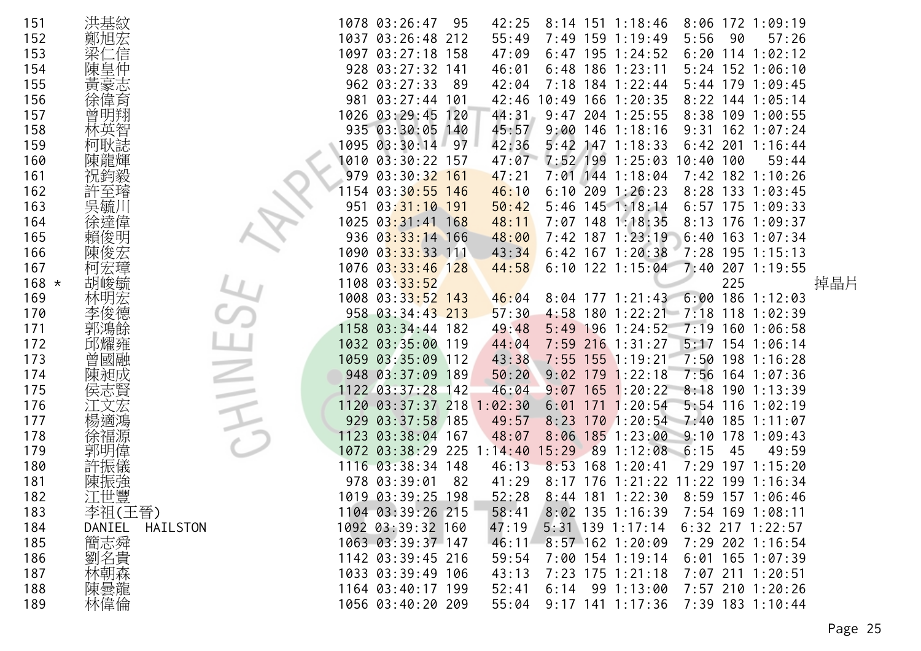| | | | | | | | | | | | | | |
|---|---|---|---|---|---|---|---|---|---|---|---|---|---|
| 151 | 洪基紋 | 1078 | 03:26:47 | 95 | 42:25 | 8:14 | 151 | 1:18:46 | 8:06 | 172 | 1:09:19 | |
| 152 | 鄭旭宏 | 1037 | 03:26:48 | 212 | 55:49 | 7:49 | 159 | 1:19:49 | 5:56 | 90 | 57:26 | |
| 153 | 梁仁信 | 1097 | 03:27:18 | 158 | 47:09 | 6:47 | 195 | 1:24:52 | 6:20 | 114 | 1:02:12 | |
| 154 | 陳皇仲 | 928 | 03:27:32 | 141 | 46:01 | 6:48 | 186 | 1:23:11 | 5:24 | 152 | 1:06:10 | |
| 155 | 黃豪志 | 962 | 03:27:33 | 89 | 42:04 | 7:18 | 184 | 1:22:44 | 5:44 | 179 | 1:09:45 | |
| 156 | 徐偉育 | 981 | 03:27:44 | 101 | 42:46 | 10:49 | 166 | 1:20:35 | 8:22 | 144 | 1:05:14 | |
| 157 | 曾明翔 | 1026 | 03:29:45 | 120 | 44:31 | 9:47 | 204 | 1:25:55 | 8:38 | 109 | 1:00:55 | |
| 158 | 林英智 | 935 | 03:30:05 | 140 | 45:57 | 9:00 | 146 | 1:18:16 | 9:31 | 162 | 1:07:24 | |
| 159 | 柯耿誌 | 1095 | 03:30:14 | 97 | 42:36 | 5:42 | 147 | 1:18:33 | 6:42 | 201 | 1:16:44 | |
| 160 | 陳龍輝 | 1010 | 03:30:22 | 157 | 47:07 | 7:52 | 199 | 1:25:03 | 10:40 | 100 | 59:44 | |
| 161 | 祝鈞毅 | 979 | 03:30:32 | 161 | 47:21 | 7:01 | 144 | 1:18:04 | 7:42 | 182 | 1:10:26 | |
| 162 | 許至璿 | 1154 | 03:30:55 | 146 | 46:10 | 6:10 | 209 | 1:26:23 | 8:28 | 133 | 1:03:45 | |
| 163 | 吳毓川 | 951 | 03:31:10 | 191 | 50:42 | 5:46 | 145 | 1:18:14 | 6:57 | 175 | 1:09:33 | |
| 164 | 徐達偉 | 1025 | 03:31:41 | 168 | 48:11 | 7:07 | 148 | 1:18:35 | 8:13 | 176 | 1:09:37 | |
| 165 | 賴俊明 | 936 | 03:33:14 | 166 | 48:00 | 7:42 | 187 | 1:23:19 | 6:40 | 163 | 1:07:34 | |
| 166 | 陳俊宏 | 1090 | 03:33:33 | 111 | 43:34 | 6:42 | 167 | 1:20:38 | 7:28 | 195 | 1:15:13 | |
| 167 | 柯宏璋 | 1076 | 03:33:46 | 128 | 44:58 | 6:10 | 122 | 1:15:04 | 7:40 | 207 | 1:19:55 | |
| 168 * | 胡峻毓 | 1108 | 03:33:52 | | | | | | | 225 | | 掉晶片 |
| 169 | 林明宏 | 1008 | 03:33:52 | 143 | 46:04 | 8:04 | 177 | 1:21:43 | 6:00 | 186 | 1:12:03 | |
| 170 | 李俊德 | 958 | 03:34:43 | 213 | 57:30 | 4:58 | 180 | 1:22:21 | 7:18 | 118 | 1:02:39 | |
| 171 | 郭鴻餘 | 1158 | 03:34:44 | 182 | 49:48 | 5:49 | 196 | 1:24:52 | 7:19 | 160 | 1:06:58 | |
| 172 | 邱耀雍 | 1032 | 03:35:00 | 119 | 44:04 | 7:59 | 216 | 1:31:27 | 5:17 | 154 | 1:06:14 | |
| 173 | 曾國融 | 1059 | 03:35:09 | 112 | 43:38 | 7:55 | 155 | 1:19:21 | 7:50 | 198 | 1:16:28 | |
| 174 | 陳昶成 | 948 | 03:37:09 | 189 | 50:20 | 9:02 | 179 | 1:22:18 | 7:56 | 164 | 1:07:36 | |
| 175 | 侯志賢 | 1122 | 03:37:28 | 142 | 46:04 | 9:07 | 165 | 1:20:22 | 8:18 | 190 | 1:13:39 | |
| 176 | 江文宏 | 1120 | 03:37:37 | 218 | 1:02:30 | 6:01 | 171 | 1:20:54 | 5:54 | 116 | 1:02:19 | |
| 177 | 楊適鴻 | 929 | 03:37:58 | 185 | 49:57 | 8:23 | 170 | 1:20:54 | 7:40 | 185 | 1:11:07 | |
| 178 | 徐福源 | 1123 | 03:38:04 | 167 | 48:07 | 8:06 | 185 | 1:23:00 | 9:10 | 178 | 1:09:43 | |
| 179 | 郭明偉 | 1072 | 03:38:29 | 225 | 1:14:40 | 15:29 | 89 | 1:12:08 | 6:15 | 45 | 49:59 | |
| 180 | 許振儀 | 1116 | 03:38:34 | 148 | 46:13 | 8:53 | 168 | 1:20:41 | 7:29 | 197 | 1:15:20 | |
| 181 | 陳振強 | 978 | 03:39:01 | 82 | 41:29 | 8:17 | 176 | 1:21:22 | 11:22 | 199 | 1:16:34 | |
| 182 | 江世豐 | 1019 | 03:39:25 | 198 | 52:28 | 8:44 | 181 | 1:22:30 | 8:59 | 157 | 1:06:46 | |
| 183 | 李祖(王晉) | 1104 | 03:39:26 | 215 | 58:41 | 8:02 | 135 | 1:16:39 | 7:54 | 169 | 1:08:11 | |
| 184 | DANIEL HAILSTON | 1092 | 03:39:32 | 160 | 47:19 | 5:31 | 139 | 1:17:14 | 6:32 | 217 | 1:22:57 | |
| 185 | 簡志舜 | 1063 | 03:39:37 | 147 | 46:11 | 8:57 | 162 | 1:20:09 | 7:29 | 202 | 1:16:54 | |
| 186 | 劉名貴 | 1142 | 03:39:45 | 216 | 59:54 | 7:00 | 154 | 1:19:14 | 6:01 | 165 | 1:07:39 | |
| 187 | 林朝森 | 1033 | 03:39:49 | 106 | 43:13 | 7:23 | 175 | 1:21:18 | 7:07 | 211 | 1:20:51 | |
| 188 | 陳曇龍 | 1164 | 03:40:17 | 199 | 52:41 | 6:14 | 99 | 1:13:00 | 7:57 | 210 | 1:20:26 | |
| 189 | 林偉倫 | 1056 | 03:40:20 | 209 | 55:04 | 9:17 | 141 | 1:17:36 | 7:39 | 183 | 1:10:44 | |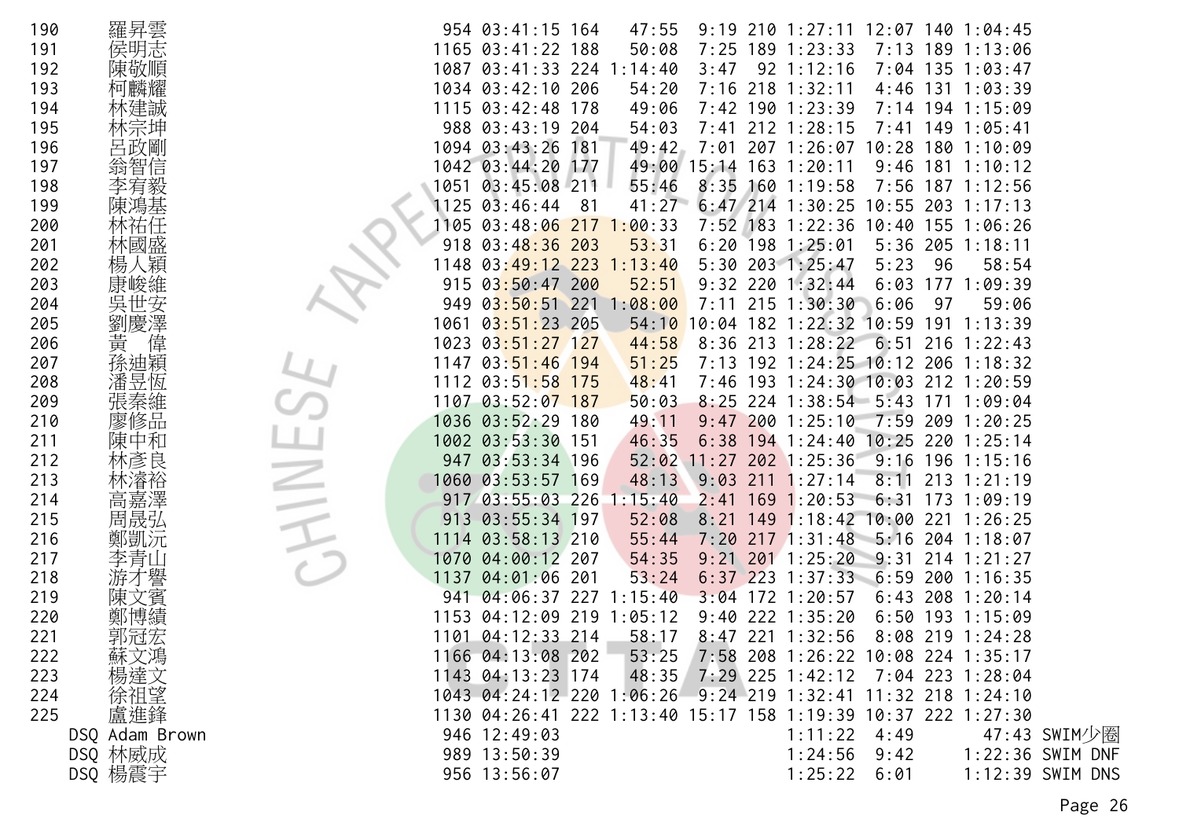| 190 | 羅昇雲 | 954 | 03:41:15 | 164 | 47:55 | 9:19 | 210 | 1:27:11 | 12:07 | 140 | 1:04:45 | |
|---|---|---|---|---|---|---|---|---|---|---|---|---|
| 191 | 侯明志 | 1165 | 03:41:22 | 188 | 50:08 | 7:25 | 189 | 1:23:33 | 7:13 | 189 | 1:13:06 | |
| 192 | 陳敬順 | 1087 | 03:41:33 | 224 | 1:14:40 | 3:47 | 92 | 1:12:16 | 7:04 | 135 | 1:03:47 | |
| 193 | 柯麟耀 | 1034 | 03:42:10 | 206 | 54:20 | 7:16 | 218 | 1:32:11 | 4:46 | 131 | 1:03:39 | |
| 194 | 林建誠 | 1115 | 03:42:48 | 178 | 49:06 | 7:42 | 190 | 1:23:39 | 7:14 | 194 | 1:15:09 | |
| 195 | 林宗坤 | 988 | 03:43:19 | 204 | 54:03 | 7:41 | 212 | 1:28:15 | 7:41 | 149 | 1:05:41 | |
| 196 | 呂政剛 | 1094 | 03:43:26 | 181 | 49:42 | 7:01 | 207 | 1:26:07 | 10:28 | 180 | 1:10:09 | |
| 197 | 翁智信 | 1042 | 03:44:20 | 177 | 49:00 | 15:14 | 163 | 1:20:11 | 9:46 | 181 | 1:10:12 | |
| 198 | 李宥毅 | 1051 | 03:45:08 | 211 | 55:46 | 8:35 | 160 | 1:19:58 | 7:56 | 187 | 1:12:56 | |
| 199 | 陳鴻基 | 1125 | 03:46:44 | 81 | 41:27 | 6:47 | 214 | 1:30:25 | 10:55 | 203 | 1:17:13 | |
| 200 | 林祐任 | 1105 | 03:48:06 | 217 | 1:00:33 | 7:52 | 183 | 1:22:36 | 10:40 | 155 | 1:06:26 | |
| 201 | 林國盛 | 918 | 03:48:36 | 203 | 53:31 | 6:20 | 198 | 1:25:01 | 5:36 | 205 | 1:18:11 | |
| 202 | 楊人穎 | 1148 | 03:49:12 | 223 | 1:13:40 | 5:30 | 203 | 1:25:47 | 5:23 | 96 | 58:54 | |
| 203 | 康峻維 | 915 | 03:50:47 | 200 | 52:51 | 9:32 | 220 | 1:32:44 | 6:03 | 177 | 1:09:39 | |
| 204 | 吳世安 | 949 | 03:50:51 | 221 | 1:08:00 | 7:11 | 215 | 1:30:30 | 6:06 | 97 | 59:06 | |
| 205 | 劉慶澤 | 1061 | 03:51:23 | 205 | 54:10 | 10:04 | 182 | 1:22:32 | 10:59 | 191 | 1:13:39 | |
| 206 | 黃　偉 | 1023 | 03:51:27 | 127 | 44:58 | 8:36 | 213 | 1:28:22 | 6:51 | 216 | 1:22:43 | |
| 207 | 孫迪穎 | 1147 | 03:51:46 | 194 | 51:25 | 7:13 | 192 | 1:24:25 | 10:12 | 206 | 1:18:32 | |
| 208 | 潘昱恆 | 1112 | 03:51:58 | 175 | 48:41 | 7:46 | 193 | 1:24:30 | 10:03 | 212 | 1:20:59 | |
| 209 | 張秦維 | 1107 | 03:52:07 | 187 | 50:03 | 8:25 | 224 | 1:38:54 | 5:43 | 171 | 1:09:04 | |
| 210 | 廖修品 | 1036 | 03:52:29 | 180 | 49:11 | 9:47 | 200 | 1:25:10 | 7:59 | 209 | 1:20:25 | |
| 211 | 陳中和 | 1002 | 03:53:30 | 151 | 46:35 | 6:38 | 194 | 1:24:40 | 10:25 | 220 | 1:25:14 | |
| 212 | 林彥良 | 947 | 03:53:34 | 196 | 52:02 | 11:27 | 202 | 1:25:36 | 9:16 | 196 | 1:15:16 | |
| 213 | 林濬裕 | 1060 | 03:53:57 | 169 | 48:13 | 9:03 | 211 | 1:27:14 | 8:11 | 213 | 1:21:19 | |
| 214 | 高嘉澤 | 917 | 03:55:03 | 226 | 1:15:40 | 2:41 | 169 | 1:20:53 | 6:31 | 173 | 1:09:19 | |
| 215 | 周晟弘 | 913 | 03:55:34 | 197 | 52:08 | 8:21 | 149 | 1:18:42 | 10:00 | 221 | 1:26:25 | |
| 216 | 鄭凱沅 | 1114 | 03:58:13 | 210 | 55:44 | 7:20 | 217 | 1:31:48 | 5:16 | 204 | 1:18:07 | |
| 217 | 李青山 | 1070 | 04:00:12 | 207 | 54:35 | 9:21 | 201 | 1:25:20 | 9:31 | 214 | 1:21:27 | |
| 218 | 游才譽 | 1137 | 04:01:06 | 201 | 53:24 | 6:37 | 223 | 1:37:33 | 6:59 | 200 | 1:16:35 | |
| 219 | 陳文賓 | 941 | 04:06:37 | 227 | 1:15:40 | 3:04 | 172 | 1:20:57 | 6:43 | 208 | 1:20:14 | |
| 220 | 鄭博績 | 1153 | 04:12:09 | 219 | 1:05:12 | 9:40 | 222 | 1:35:20 | 6:50 | 193 | 1:15:09 | |
| 221 | 郭冠宏 | 1101 | 04:12:33 | 214 | 58:17 | 8:47 | 221 | 1:32:56 | 8:08 | 219 | 1:24:28 | |
| 222 | 蘇文鴻 | 1166 | 04:13:08 | 202 | 53:25 | 7:58 | 208 | 1:26:22 | 10:08 | 224 | 1:35:17 | |
| 223 | 楊達文 | 1143 | 04:13:23 | 174 | 48:35 | 7:29 | 225 | 1:42:12 | 7:04 | 223 | 1:28:04 | |
| 224 | 徐祖望 | 1043 | 04:24:12 | 220 | 1:06:26 | 9:24 | 219 | 1:32:41 | 11:32 | 218 | 1:24:10 | |
| 225 | 盧進鋒 | 1130 | 04:26:41 | 222 | 1:13:40 | 15:17 | 158 | 1:19:39 | 10:37 | 222 | 1:27:30 | |
| DSQ | Adam Brown | 946 | 12:49:03 | | | | | 1:11:22 | 4:49 | | 47:43 | SWIM少圈 |
| DSQ | 林威成 | 989 | 13:50:39 | | | | | 1:24:56 | 9:42 | | 1:22:36 | SWIM DNF |
| DSQ | 楊震宇 | 956 | 13:56:07 | | | | | 1:25:22 | 6:01 | | 1:12:39 | SWIM DNS |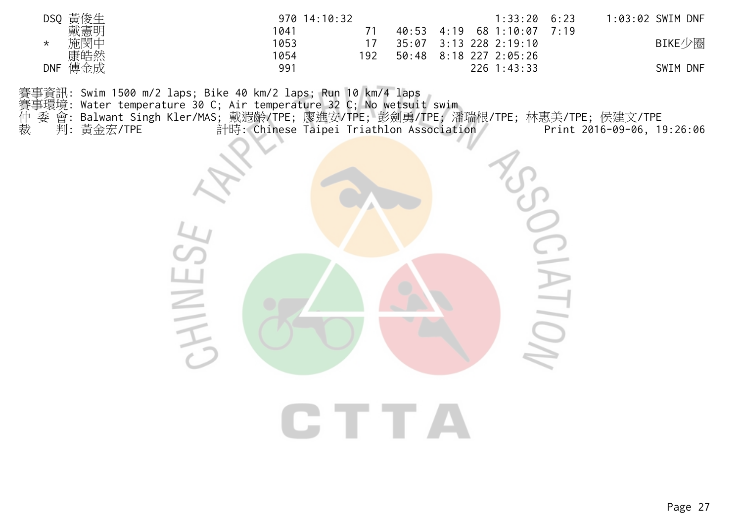| | | | | | | | | | | | |
|---|---|---|---|---|---|---|---|---|---|---|---|
| DSQ | 黃俊生 | 970 | 14:10:32 | | | | | 1:33:20 | 6:23 | 1:03:02 | SWIM DNF |
| | 戴憲明 | 1041 | | 71 | 40:53 | 4:19 | 68 | 1:10:07 | 7:19 | | |
| * | 施閔中 | 1053 | | 17 | 35:07 | 3:13 | 228 | 2:19:10 | | | BIKE少圈 |
| | 康皓然 | 1054 | | 192 | 50:48 | 8:18 | 227 | 2:05:26 | | | |
| DNF | 傅金成 | 991 | | | | | 226 | 1:43:33 | | | SWIM DNF |

賽事資訊: Swim 1500 m/2 laps; Bike 40 km/2 laps; Run 10 km/4 laps
賽事環境: Water temperature 30 C; Air temperature 32 C; No wetsuit swim
仲 委 會: Balwant Singh Kler/MAS; 戴遐齡/TPE; 廖進安/TPE; 彭劍勇/TPE; 潘瑞根/TPE; 林惠美/TPE; 侯建文/TPE
裁 判: 黃金宏/TPE 計時: Chinese Taipei Triathlon Association Print 2016-09-06, 19:26:06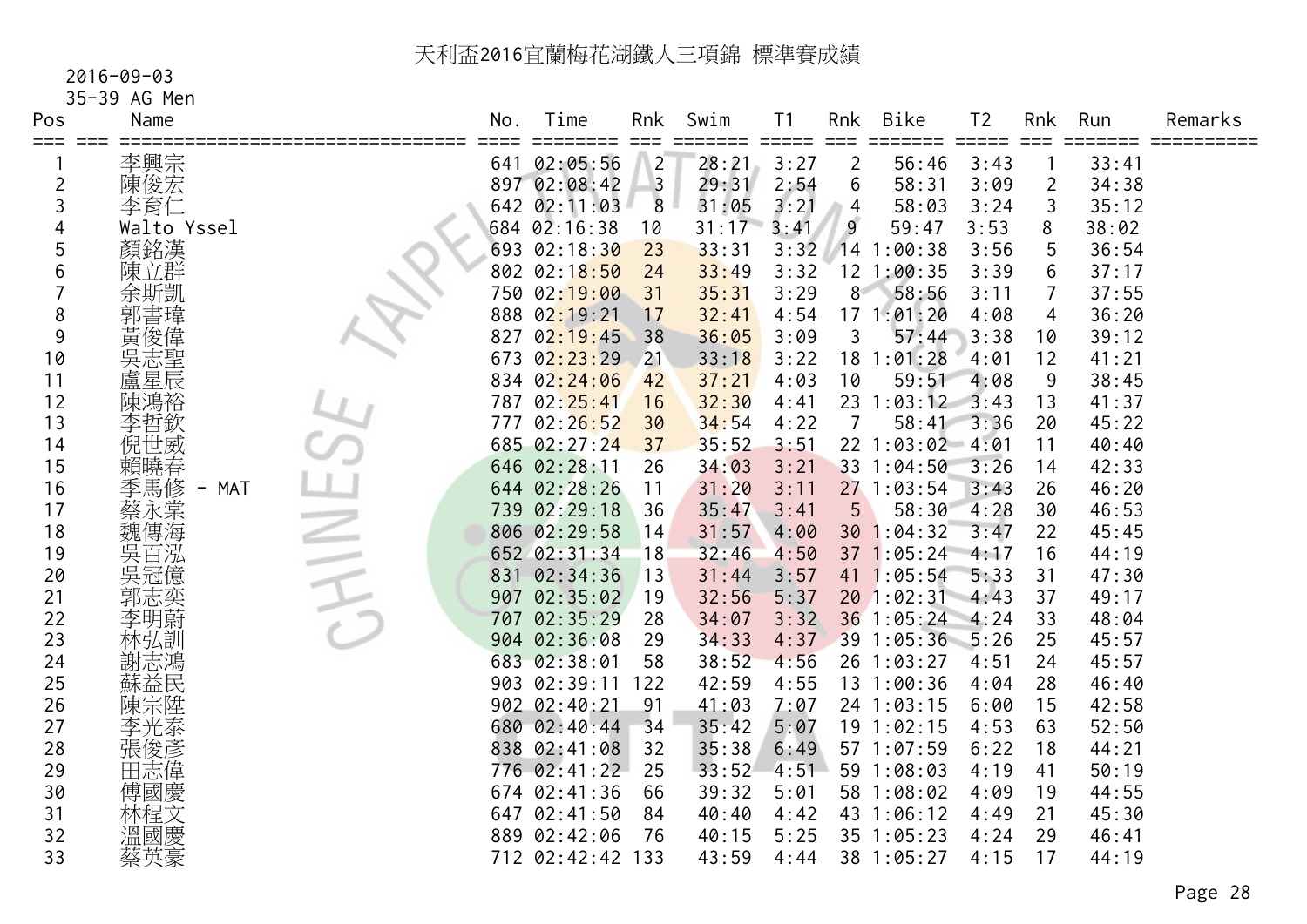# 天利盃2016宜蘭梅花湖鐵人三項錦 標準賽成績

2016-09-03

35-39 AG Men

| Pos | Name | No. | Time | Rnk | Swim | T1 | Rnk | Bike | T2 | Rnk | Run | Remarks |
|---|---|---|---|---|---|---|---|---|---|---|---|---|
| 1 | 李興宗 | 641 | 02:05:56 | 2 | 28:21 | 3:27 | 2 | 56:46 | 3:43 | 1 | 33:41 | |
| 2 | 陳俊宏 | 897 | 02:08:42 | 3 | 29:31 | 2:54 | 6 | 58:31 | 3:09 | 2 | 34:38 | |
| 3 | 李育仁 | 642 | 02:11:03 | 8 | 31:05 | 3:21 | 4 | 58:03 | 3:24 | 3 | 35:12 | |
| 4 | Walto Yssel | 684 | 02:16:38 | 10 | 31:17 | 3:41 | 9 | 59:47 | 3:53 | 8 | 38:02 | |
| 5 | 顏銘漢 | 693 | 02:18:30 | 23 | 33:31 | 3:32 | 14 | 1:00:38 | 3:56 | 5 | 36:54 | |
| 6 | 陳立群 | 802 | 02:18:50 | 24 | 33:49 | 3:32 | 12 | 1:00:35 | 3:39 | 6 | 37:17 | |
| 7 | 余斯凱 | 750 | 02:19:00 | 31 | 35:31 | 3:29 | 8 | 58:56 | 3:11 | 7 | 37:55 | |
| 8 | 郭書瑋 | 888 | 02:19:21 | 17 | 32:41 | 4:54 | 17 | 1:01:20 | 4:08 | 4 | 36:20 | |
| 9 | 黃俊偉 | 827 | 02:19:45 | 38 | 36:05 | 3:09 | 3 | 57:44 | 3:38 | 10 | 39:12 | |
| 10 | 吳志聖 | 673 | 02:23:29 | 21 | 33:18 | 3:22 | 18 | 1:01:28 | 4:01 | 12 | 41:21 | |
| 11 | 盧星辰 | 834 | 02:24:06 | 42 | 37:21 | 4:03 | 10 | 59:51 | 4:08 | 9 | 38:45 | |
| 12 | 陳鴻裕 | 787 | 02:25:41 | 16 | 32:30 | 4:41 | 23 | 1:03:12 | 3:43 | 13 | 41:37 | |
| 13 | 李哲欽 | 777 | 02:26:52 | 30 | 34:54 | 4:22 | 7 | 58:41 | 3:36 | 20 | 45:22 | |
| 14 | 倪世威 | 685 | 02:27:24 | 37 | 35:52 | 3:51 | 22 | 1:03:02 | 4:01 | 11 | 40:40 | |
| 15 | 賴曉春 | 646 | 02:28:11 | 26 | 34:03 | 3:21 | 33 | 1:04:50 | 3:26 | 14 | 42:33 | |
| 16 | 季馬修 - MAT | 644 | 02:28:26 | 11 | 31:20 | 3:11 | 27 | 1:03:54 | 3:43 | 26 | 46:20 | |
| 17 | 蔡永棠 | 739 | 02:29:18 | 36 | 35:47 | 3:41 | 5 | 58:30 | 4:28 | 30 | 46:53 | |
| 18 | 魏傳海 | 806 | 02:29:58 | 14 | 31:57 | 4:00 | 30 | 1:04:32 | 3:47 | 22 | 45:45 | |
| 19 | 吳百泓 | 652 | 02:31:34 | 18 | 32:46 | 4:50 | 37 | 1:05:24 | 4:17 | 16 | 44:19 | |
| 20 | 吳冠億 | 831 | 02:34:36 | 13 | 31:44 | 3:57 | 41 | 1:05:54 | 5:33 | 31 | 47:30 | |
| 21 | 郭志奕 | 907 | 02:35:02 | 19 | 32:56 | 5:37 | 20 | 1:02:31 | 4:43 | 37 | 49:17 | |
| 22 | 李明蔚 | 707 | 02:35:29 | 28 | 34:07 | 3:32 | 36 | 1:05:24 | 4:24 | 33 | 48:04 | |
| 23 | 林弘訓 | 904 | 02:36:08 | 29 | 34:33 | 4:37 | 39 | 1:05:36 | 5:26 | 25 | 45:57 | |
| 24 | 謝志鴻 | 683 | 02:38:01 | 58 | 38:52 | 4:56 | 26 | 1:03:27 | 4:51 | 24 | 45:57 | |
| 25 | 蘇益民 | 903 | 02:39:11 | 122 | 42:59 | 4:55 | 13 | 1:00:36 | 4:04 | 28 | 46:40 | |
| 26 | 陳宗陞 | 902 | 02:40:21 | 91 | 41:03 | 7:07 | 24 | 1:03:15 | 6:00 | 15 | 42:58 | |
| 27 | 李光泰 | 680 | 02:40:44 | 34 | 35:42 | 5:07 | 19 | 1:02:15 | 4:53 | 63 | 52:50 | |
| 28 | 張俊彥 | 838 | 02:41:08 | 32 | 35:38 | 6:49 | 57 | 1:07:59 | 6:22 | 18 | 44:21 | |
| 29 | 田志偉 | 776 | 02:41:22 | 25 | 33:52 | 4:51 | 59 | 1:08:03 | 4:19 | 41 | 50:19 | |
| 30 | 傅國慶 | 674 | 02:41:36 | 66 | 39:32 | 5:01 | 58 | 1:08:02 | 4:09 | 19 | 44:55 | |
| 31 | 林程文 | 647 | 02:41:50 | 84 | 40:40 | 4:42 | 43 | 1:06:12 | 4:49 | 21 | 45:30 | |
| 32 | 溫國慶 | 889 | 02:42:06 | 76 | 40:15 | 5:25 | 35 | 1:05:23 | 4:24 | 29 | 46:41 | |
| 33 | 蔡英豪 | 712 | 02:42:42 | 133 | 43:59 | 4:44 | 38 | 1:05:27 | 4:15 | 17 | 44:19 | |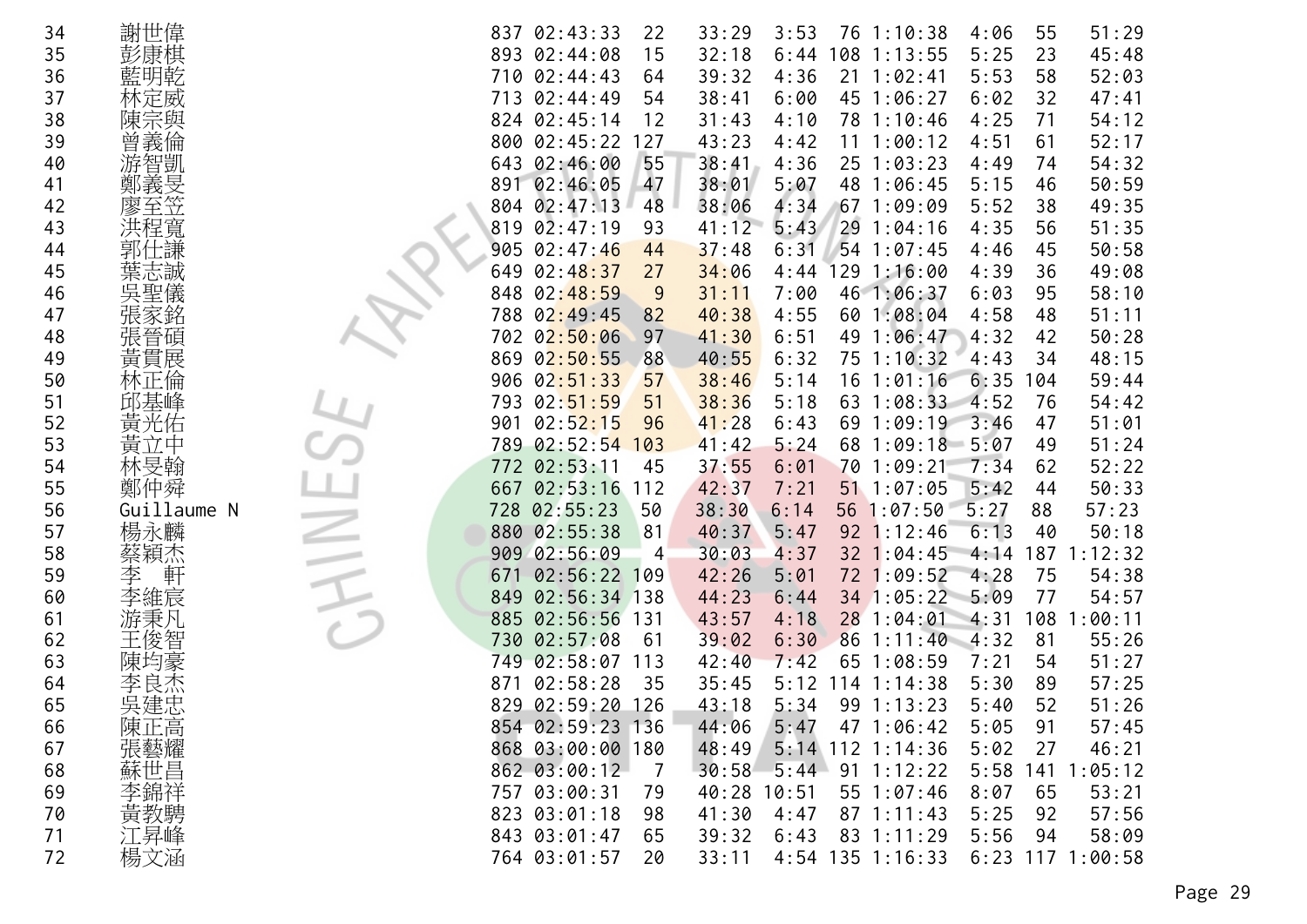| | | | | | | | | | | | |
|---|---|---|---|---|---|---|---|---|---|---|---|
| 34 | 謝世偉 | 837 | 02:43:33 | 22 | 33:29 | 3:53 | 76 | 1:10:38 | 4:06 | 55 | 51:29 |
| 35 | 彭康棋 | 893 | 02:44:08 | 15 | 32:18 | 6:44 | 108 | 1:13:55 | 5:25 | 23 | 45:48 |
| 36 | 藍明乾 | 710 | 02:44:43 | 64 | 39:32 | 4:36 | 21 | 1:02:41 | 5:53 | 58 | 52:03 |
| 37 | 林定威 | 713 | 02:44:49 | 54 | 38:41 | 6:00 | 45 | 1:06:27 | 6:02 | 32 | 47:41 |
| 38 | 陳宗與 | 824 | 02:45:14 | 12 | 31:43 | 4:10 | 78 | 1:10:46 | 4:25 | 71 | 54:12 |
| 39 | 曾義倫 | 800 | 02:45:22 | 127 | 43:23 | 4:42 | 11 | 1:00:12 | 4:51 | 61 | 52:17 |
| 40 | 游智凱 | 643 | 02:46:00 | 55 | 38:41 | 4:36 | 25 | 1:03:23 | 4:49 | 74 | 54:32 |
| 41 | 鄭義旻 | 891 | 02:46:05 | 47 | 38:01 | 5:07 | 48 | 1:06:45 | 5:15 | 46 | 50:59 |
| 42 | 廖至笠 | 804 | 02:47:13 | 48 | 38:06 | 4:34 | 67 | 1:09:09 | 5:52 | 38 | 49:35 |
| 43 | 洪程寬 | 819 | 02:47:19 | 93 | 41:12 | 5:43 | 29 | 1:04:16 | 4:35 | 56 | 51:35 |
| 44 | 郭仕謙 | 905 | 02:47:46 | 44 | 37:48 | 6:31 | 54 | 1:07:45 | 4:46 | 45 | 50:58 |
| 45 | 葉志誠 | 649 | 02:48:37 | 27 | 34:06 | 4:44 | 129 | 1:16:00 | 4:39 | 36 | 49:08 |
| 46 | 吳聖儀 | 848 | 02:48:59 | 9 | 31:11 | 7:00 | 46 | 1:06:37 | 6:03 | 95 | 58:10 |
| 47 | 張家銘 | 788 | 02:49:45 | 82 | 40:38 | 4:55 | 60 | 1:08:04 | 4:58 | 48 | 51:11 |
| 48 | 張晉碩 | 702 | 02:50:06 | 97 | 41:30 | 6:51 | 49 | 1:06:47 | 4:32 | 42 | 50:28 |
| 49 | 黃貫展 | 869 | 02:50:55 | 88 | 40:55 | 6:32 | 75 | 1:10:32 | 4:43 | 34 | 48:15 |
| 50 | 林正倫 | 906 | 02:51:33 | 57 | 38:46 | 5:14 | 16 | 1:01:16 | 6:35 | 104 | 59:44 |
| 51 | 邱基峰 | 793 | 02:51:59 | 51 | 38:36 | 5:18 | 63 | 1:08:33 | 4:52 | 76 | 54:42 |
| 52 | 黃光佑 | 901 | 02:52:15 | 96 | 41:28 | 6:43 | 69 | 1:09:19 | 3:46 | 47 | 51:01 |
| 53 | 黃立中 | 789 | 02:52:54 | 103 | 41:42 | 5:24 | 68 | 1:09:18 | 5:07 | 49 | 51:24 |
| 54 | 林旻翰 | 772 | 02:53:11 | 45 | 37:55 | 6:01 | 70 | 1:09:21 | 7:34 | 62 | 52:22 |
| 55 | 鄭仲舜 | 667 | 02:53:16 | 112 | 42:37 | 7:21 | 51 | 1:07:05 | 5:42 | 44 | 50:33 |
| 56 | Guillaume N | 728 | 02:55:23 | 50 | 38:30 | 6:14 | 56 | 1:07:50 | 5:27 | 88 | 57:23 |
| 57 | 楊永麟 | 880 | 02:55:38 | 81 | 40:37 | 5:47 | 92 | 1:12:46 | 6:13 | 40 | 50:18 |
| 58 | 蔡穎杰 | 909 | 02:56:09 | 4 | 30:03 | 4:37 | 32 | 1:04:45 | 4:14 | 187 | 1:12:32 |
| 59 | 李　軒 | 671 | 02:56:22 | 109 | 42:26 | 5:01 | 72 | 1:09:52 | 4:28 | 75 | 54:38 |
| 60 | 李維宸 | 849 | 02:56:34 | 138 | 44:23 | 6:44 | 34 | 1:05:22 | 5:09 | 77 | 54:57 |
| 61 | 游秉凡 | 885 | 02:56:56 | 131 | 43:57 | 4:18 | 28 | 1:04:01 | 4:31 | 108 | 1:00:11 |
| 62 | 王俊智 | 730 | 02:57:08 | 61 | 39:02 | 6:30 | 86 | 1:11:40 | 4:32 | 81 | 55:26 |
| 63 | 陳均豪 | 749 | 02:58:07 | 113 | 42:40 | 7:42 | 65 | 1:08:59 | 7:21 | 54 | 51:27 |
| 64 | 李良杰 | 871 | 02:58:28 | 35 | 35:45 | 5:12 | 114 | 1:14:38 | 5:30 | 89 | 57:25 |
| 65 | 吳建忠 | 829 | 02:59:20 | 126 | 43:18 | 5:34 | 99 | 1:13:23 | 5:40 | 52 | 51:26 |
| 66 | 陳正高 | 854 | 02:59:23 | 136 | 44:06 | 5:47 | 47 | 1:06:42 | 5:05 | 91 | 57:45 |
| 67 | 張藝耀 | 868 | 03:00:00 | 180 | 48:49 | 5:14 | 112 | 1:14:36 | 5:02 | 27 | 46:21 |
| 68 | 蘇世昌 | 862 | 03:00:12 | 7 | 30:58 | 5:44 | 91 | 1:12:22 | 5:58 | 141 | 1:05:12 |
| 69 | 李錦祥 | 757 | 03:00:31 | 79 | 40:28 | 10:51 | 55 | 1:07:46 | 8:07 | 65 | 53:21 |
| 70 | 黃教騁 | 823 | 03:01:18 | 98 | 41:30 | 4:47 | 87 | 1:11:43 | 5:25 | 92 | 57:56 |
| 71 | 江昇峰 | 843 | 03:01:47 | 65 | 39:32 | 6:43 | 83 | 1:11:29 | 5:56 | 94 | 58:09 |
| 72 | 楊文涵 | 764 | 03:01:57 | 20 | 33:11 | 4:54 | 135 | 1:16:33 | 6:23 | 117 | 1:00:58 |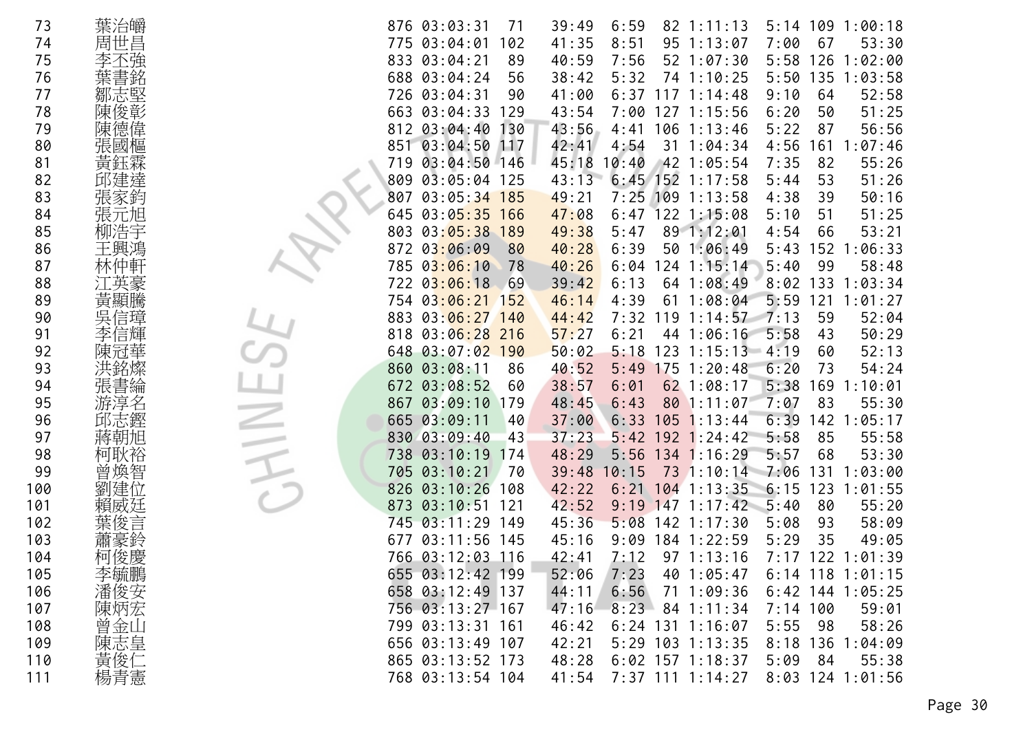| | | | | | | | | | | | | |
|---|---|---|---|---|---|---|---|---|---|---|---|---|
| 73 | 葉治嶓 | 876 | 03:03:31 | 71 | 39:49 | 6:59 | 82 | 1:11:13 | 5:14 | 109 | 1:00:18 |
| 74 | 周世昌 | 775 | 03:04:01 | 102 | 41:35 | 8:51 | 95 | 1:13:07 | 7:00 | 67 | 53:30 |
| 75 | 李丕強 | 833 | 03:04:21 | 89 | 40:59 | 7:56 | 52 | 1:07:30 | 5:58 | 126 | 1:02:00 |
| 76 | 葉書銘 | 688 | 03:04:24 | 56 | 38:42 | 5:32 | 74 | 1:10:25 | 5:50 | 135 | 1:03:58 |
| 77 | 鄒志堅 | 726 | 03:04:31 | 90 | 41:00 | 6:37 | 117 | 1:14:48 | 9:10 | 64 | 52:58 |
| 78 | 陳俊彰 | 663 | 03:04:33 | 129 | 43:54 | 7:00 | 127 | 1:15:56 | 6:20 | 50 | 51:25 |
| 79 | 陳德偉 | 812 | 03:04:40 | 130 | 43:56 | 4:41 | 106 | 1:13:46 | 5:22 | 87 | 56:56 |
| 80 | 張國樞 | 851 | 03:04:50 | 117 | 42:41 | 4:54 | 31 | 1:04:34 | 4:56 | 161 | 1:07:46 |
| 81 | 黃鈺霖 | 719 | 03:04:50 | 146 | 45:18 | 10:40 | 42 | 1:05:54 | 7:35 | 82 | 55:26 |
| 82 | 邱建達 | 809 | 03:05:04 | 125 | 43:13 | 6:45 | 152 | 1:17:58 | 5:44 | 53 | 51:26 |
| 83 | 張家鈞 | 807 | 03:05:34 | 185 | 49:21 | 7:25 | 109 | 1:13:58 | 4:38 | 39 | 50:16 |
| 84 | 張元旭 | 645 | 03:05:35 | 166 | 47:08 | 6:47 | 122 | 1:15:08 | 5:10 | 51 | 51:25 |
| 85 | 柳浩宇 | 803 | 03:05:38 | 189 | 49:38 | 5:47 | 89 | 1:12:01 | 4:54 | 66 | 53:21 |
| 86 | 王興鴻 | 872 | 03:06:09 | 80 | 40:28 | 6:39 | 50 | 1:06:49 | 5:43 | 152 | 1:06:33 |
| 87 | 林仲軒 | 785 | 03:06:10 | 78 | 40:26 | 6:04 | 124 | 1:15:14 | 5:40 | 99 | 58:48 |
| 88 | 江英豪 | 722 | 03:06:18 | 69 | 39:42 | 6:13 | 64 | 1:08:49 | 8:02 | 133 | 1:03:34 |
| 89 | 黃顯騰 | 754 | 03:06:21 | 152 | 46:14 | 4:39 | 61 | 1:08:04 | 5:59 | 121 | 1:01:27 |
| 90 | 吳信璋 | 883 | 03:06:27 | 140 | 44:42 | 7:32 | 119 | 1:14:57 | 7:13 | 59 | 52:04 |
| 91 | 李信輝 | 818 | 03:06:28 | 216 | 57:27 | 6:21 | 44 | 1:06:16 | 5:58 | 43 | 50:29 |
| 92 | 陳冠華 | 648 | 03:07:02 | 190 | 50:02 | 5:18 | 123 | 1:15:13 | 4:19 | 60 | 52:13 |
| 93 | 洪銘燦 | 860 | 03:08:11 | 86 | 40:52 | 5:49 | 175 | 1:20:48 | 6:20 | 73 | 54:24 |
| 94 | 張書綸 | 672 | 03:08:52 | 60 | 38:57 | 6:01 | 62 | 1:08:17 | 5:38 | 169 | 1:10:01 |
| 95 | 游淳名 | 867 | 03:09:10 | 179 | 48:45 | 6:43 | 80 | 1:11:07 | 7:07 | 83 | 55:30 |
| 96 | 邱志鏗 | 665 | 03:09:11 | 40 | 37:00 | 6:33 | 105 | 1:13:44 | 6:39 | 142 | 1:05:17 |
| 97 | 蔣朝旭 | 830 | 03:09:40 | 43 | 37:23 | 5:42 | 192 | 1:24:42 | 5:58 | 85 | 55:58 |
| 98 | 柯耿裕 | 738 | 03:10:19 | 174 | 48:29 | 5:56 | 134 | 1:16:29 | 5:57 | 68 | 53:30 |
| 99 | 曾煥智 | 705 | 03:10:21 | 70 | 39:48 | 10:15 | 73 | 1:10:14 | 7:06 | 131 | 1:03:00 |
| 100 | 劉建位 | 826 | 03:10:26 | 108 | 42:22 | 6:21 | 104 | 1:13:35 | 6:15 | 123 | 1:01:55 |
| 101 | 賴威廷 | 873 | 03:10:51 | 121 | 42:52 | 9:19 | 147 | 1:17:42 | 5:40 | 80 | 55:20 |
| 102 | 葉俊言 | 745 | 03:11:29 | 149 | 45:36 | 5:08 | 142 | 1:17:30 | 5:08 | 93 | 58:09 |
| 103 | 蕭豪鈴 | 677 | 03:11:56 | 145 | 45:16 | 9:09 | 184 | 1:22:59 | 5:29 | 35 | 49:05 |
| 104 | 柯俊慶 | 766 | 03:12:03 | 116 | 42:41 | 7:12 | 97 | 1:13:16 | 7:17 | 122 | 1:01:39 |
| 105 | 李毓鵬 | 655 | 03:12:42 | 199 | 52:06 | 7:23 | 40 | 1:05:47 | 6:14 | 118 | 1:01:15 |
| 106 | 潘俊安 | 658 | 03:12:49 | 137 | 44:11 | 6:56 | 71 | 1:09:36 | 6:42 | 144 | 1:05:25 |
| 107 | 陳炳宏 | 756 | 03:13:27 | 167 | 47:16 | 8:23 | 84 | 1:11:34 | 7:14 | 100 | 59:01 |
| 108 | 曾金山 | 799 | 03:13:31 | 161 | 46:42 | 6:24 | 131 | 1:16:07 | 5:55 | 98 | 58:26 |
| 109 | 陳志皇 | 656 | 03:13:49 | 107 | 42:21 | 5:29 | 103 | 1:13:35 | 8:18 | 136 | 1:04:09 |
| 110 | 黃俊仁 | 865 | 03:13:52 | 173 | 48:28 | 6:02 | 157 | 1:18:37 | 5:09 | 84 | 55:38 |
| 111 | 楊青憲 | 768 | 03:13:54 | 104 | 41:54 | 7:37 | 111 | 1:14:27 | 8:03 | 124 | 1:01:56 |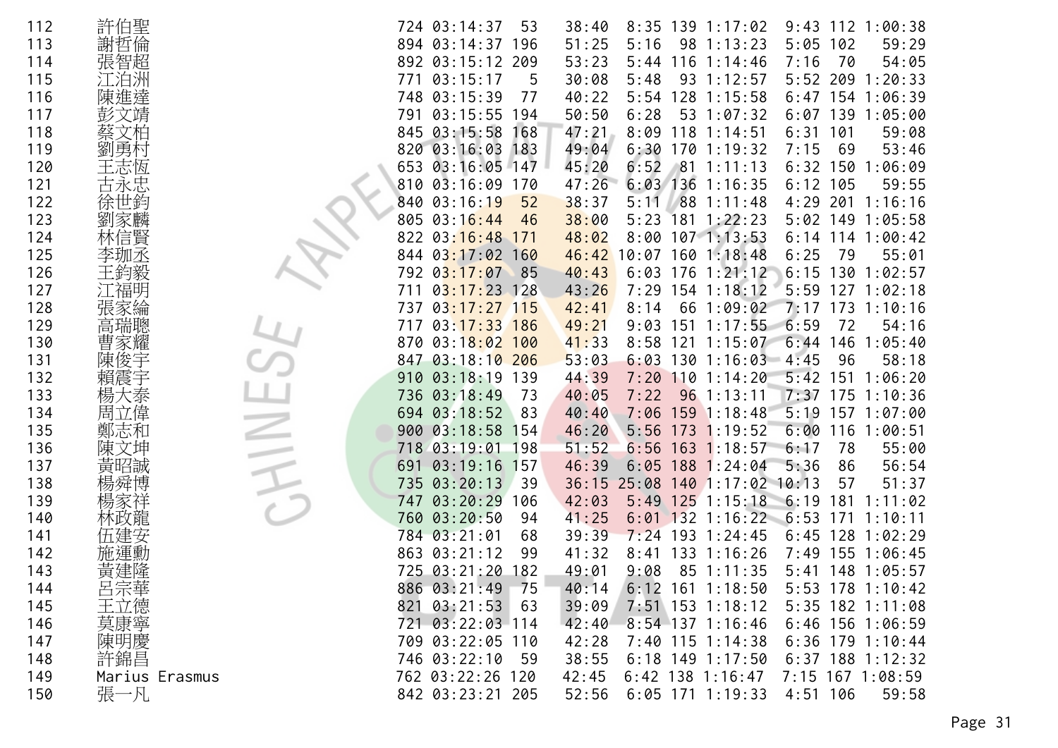| | | | | | | | | | | | | |
|---|---|---|---|---|---|---|---|---|---|---|---|---|
| 112 | 許伯聖 | 724 | 03:14:37 | 53 | 38:40 | 8:35 | 139 | 1:17:02 | 9:43 | 112 | 1:00:38 |
| 113 | 謝哲倫 | 894 | 03:14:37 | 196 | 51:25 | 5:16 | 98 | 1:13:23 | 5:05 | 102 | 59:29 |
| 114 | 張智超 | 892 | 03:15:12 | 209 | 53:23 | 5:44 | 116 | 1:14:46 | 7:16 | 70 | 54:05 |
| 115 | 江泊洲 | 771 | 03:15:17 | 5 | 30:08 | 5:48 | 93 | 1:12:57 | 5:52 | 209 | 1:20:33 |
| 116 | 陳進達 | 748 | 03:15:39 | 77 | 40:22 | 5:54 | 128 | 1:15:58 | 6:47 | 154 | 1:06:39 |
| 117 | 彭文靖 | 791 | 03:15:55 | 194 | 50:50 | 6:28 | 53 | 1:07:32 | 6:07 | 139 | 1:05:00 |
| 118 | 蔡文柏 | 845 | 03:15:58 | 168 | 47:21 | 8:09 | 118 | 1:14:51 | 6:31 | 101 | 59:08 |
| 119 | 劉勇村 | 820 | 03:16:03 | 183 | 49:04 | 6:30 | 170 | 1:19:32 | 7:15 | 69 | 53:46 |
| 120 | 王志恆 | 653 | 03:16:05 | 147 | 45:20 | 6:52 | 81 | 1:11:13 | 6:32 | 150 | 1:06:09 |
| 121 | 古永忠 | 810 | 03:16:09 | 170 | 47:26 | 6:03 | 136 | 1:16:35 | 6:12 | 105 | 59:55 |
| 122 | 徐世鈞 | 840 | 03:16:19 | 52 | 38:37 | 5:11 | 88 | 1:11:48 | 4:29 | 201 | 1:16:16 |
| 123 | 劉家麟 | 805 | 03:16:44 | 46 | 38:00 | 5:23 | 181 | 1:22:23 | 5:02 | 149 | 1:05:58 |
| 124 | 林信賢 | 822 | 03:16:48 | 171 | 48:02 | 8:00 | 107 | 1:13:53 | 6:14 | 114 | 1:00:42 |
| 125 | 李珈丞 | 844 | 03:17:02 | 160 | 46:42 | 10:07 | 160 | 1:18:48 | 6:25 | 79 | 55:01 |
| 126 | 王鈞毅 | 792 | 03:17:07 | 85 | 40:43 | 6:03 | 176 | 1:21:12 | 6:15 | 130 | 1:02:57 |
| 127 | 江福明 | 711 | 03:17:23 | 128 | 43:26 | 7:29 | 154 | 1:18:12 | 5:59 | 127 | 1:02:18 |
| 128 | 張家綸 | 737 | 03:17:27 | 115 | 42:41 | 8:14 | 66 | 1:09:02 | 7:17 | 173 | 1:10:16 |
| 129 | 高瑞聰 | 717 | 03:17:33 | 186 | 49:21 | 9:03 | 151 | 1:17:55 | 6:59 | 72 | 54:16 |
| 130 | 曹家耀 | 870 | 03:18:02 | 100 | 41:33 | 8:58 | 121 | 1:15:07 | 6:44 | 146 | 1:05:40 |
| 131 | 陳俊宇 | 847 | 03:18:10 | 206 | 53:03 | 6:03 | 130 | 1:16:03 | 4:45 | 96 | 58:18 |
| 132 | 賴震宇 | 910 | 03:18:19 | 139 | 44:39 | 7:20 | 110 | 1:14:20 | 5:42 | 151 | 1:06:20 |
| 133 | 楊大泰 | 736 | 03:18:49 | 73 | 40:05 | 7:22 | 96 | 1:13:11 | 7:37 | 175 | 1:10:36 |
| 134 | 周立偉 | 694 | 03:18:52 | 83 | 40:40 | 7:06 | 159 | 1:18:48 | 5:19 | 157 | 1:07:00 |
| 135 | 鄭志和 | 900 | 03:18:58 | 154 | 46:20 | 5:56 | 173 | 1:19:52 | 6:00 | 116 | 1:00:51 |
| 136 | 陳文坤 | 718 | 03:19:01 | 198 | 51:52 | 6:56 | 163 | 1:18:57 | 6:17 | 78 | 55:00 |
| 137 | 黃昭誠 | 691 | 03:19:16 | 157 | 46:39 | 6:05 | 188 | 1:24:04 | 5:36 | 86 | 56:54 |
| 138 | 楊舜博 | 735 | 03:20:13 | 39 | 36:15 | 25:08 | 140 | 1:17:02 | 10:13 | 57 | 51:37 |
| 139 | 楊家祥 | 747 | 03:20:29 | 106 | 42:03 | 5:49 | 125 | 1:15:18 | 6:19 | 181 | 1:11:02 |
| 140 | 林政龍 | 760 | 03:20:50 | 94 | 41:25 | 6:01 | 132 | 1:16:22 | 6:53 | 171 | 1:10:11 |
| 141 | 伍建安 | 784 | 03:21:01 | 68 | 39:39 | 7:24 | 193 | 1:24:45 | 6:45 | 128 | 1:02:29 |
| 142 | 施運勳 | 863 | 03:21:12 | 99 | 41:32 | 8:41 | 133 | 1:16:26 | 7:49 | 155 | 1:06:45 |
| 143 | 黃建隆 | 725 | 03:21:20 | 182 | 49:01 | 9:08 | 85 | 1:11:35 | 5:41 | 148 | 1:05:57 |
| 144 | 呂宗華 | 886 | 03:21:49 | 75 | 40:14 | 6:12 | 161 | 1:18:50 | 5:53 | 178 | 1:10:42 |
| 145 | 王立德 | 821 | 03:21:53 | 63 | 39:09 | 7:51 | 153 | 1:18:12 | 5:35 | 182 | 1:11:08 |
| 146 | 莫康寧 | 721 | 03:22:03 | 114 | 42:40 | 8:54 | 137 | 1:16:46 | 6:46 | 156 | 1:06:59 |
| 147 | 陳明慶 | 709 | 03:22:05 | 110 | 42:28 | 7:40 | 115 | 1:14:38 | 6:36 | 179 | 1:10:44 |
| 148 | 許錦昌 | 746 | 03:22:10 | 59 | 38:55 | 6:18 | 149 | 1:17:50 | 6:37 | 188 | 1:12:32 |
| 149 | Marius Erasmus | 762 | 03:22:26 | 120 | 42:45 | 6:42 | 138 | 1:16:47 | 7:15 | 167 | 1:08:59 |
| 150 | 張一凡 | 842 | 03:23:21 | 205 | 52:56 | 6:05 | 171 | 1:19:33 | 4:51 | 106 | 59:58 |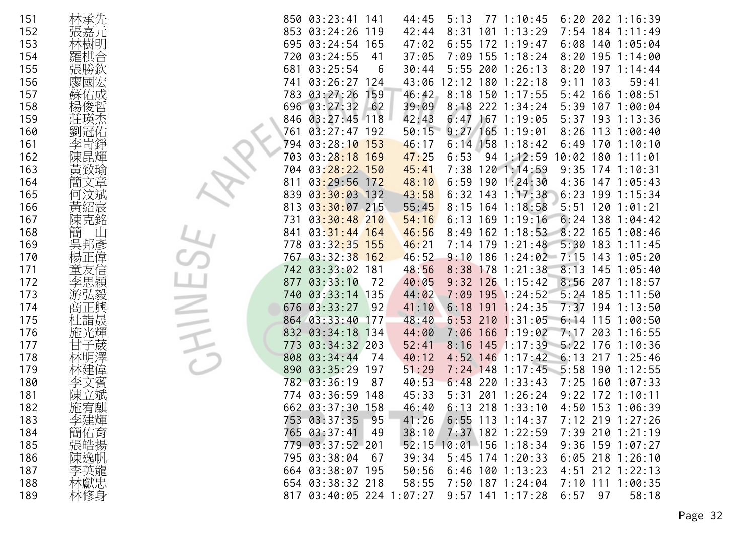| | | | | | | | | | | | | |
|---|---|---|---|---|---|---|---|---|---|---|---|---|
| 151 | 林承先 | 850 | 03:23:41 | 141 | 44:45 | 5:13 | 77 | 1:10:45 | 6:20 | 202 | 1:16:39 |
| 152 | 張嘉元 | 853 | 03:24:26 | 119 | 42:44 | 8:31 | 101 | 1:13:29 | 7:54 | 184 | 1:11:49 |
| 153 | 林樹明 | 695 | 03:24:54 | 165 | 47:02 | 6:55 | 172 | 1:19:47 | 6:08 | 140 | 1:05:04 |
| 154 | 羅棋合 | 720 | 03:24:55 | 41 | 37:05 | 7:09 | 155 | 1:18:24 | 8:20 | 195 | 1:14:00 |
| 155 | 張勝欽 | 681 | 03:25:54 | 6 | 30:44 | 5:55 | 200 | 1:26:13 | 8:20 | 197 | 1:14:44 |
| 156 | 廖國宏 | 741 | 03:26:27 | 124 | 43:06 | 12:12 | 180 | 1:22:18 | 9:11 | 103 | 59:41 |
| 157 | 蘇佑成 | 783 | 03:27:26 | 159 | 46:42 | 8:18 | 150 | 1:17:55 | 5:42 | 166 | 1:08:51 |
| 158 | 楊俊哲 | 696 | 03:27:32 | 62 | 39:09 | 8:18 | 222 | 1:34:24 | 5:39 | 107 | 1:00:04 |
| 159 | 莊瑛杰 | 846 | 03:27:45 | 118 | 42:43 | 6:47 | 167 | 1:19:05 | 5:37 | 193 | 1:13:36 |
| 160 | 劉冠佑 | 761 | 03:27:47 | 192 | 50:15 | 9:27 | 165 | 1:19:01 | 8:26 | 113 | 1:00:40 |
| 161 | 李岢錚 | 794 | 03:28:10 | 153 | 46:17 | 6:14 | 158 | 1:18:42 | 6:49 | 170 | 1:10:10 |
| 162 | 陳昆輝 | 703 | 03:28:18 | 169 | 47:25 | 6:53 | 94 | 1:12:59 | 10:02 | 180 | 1:11:01 |
| 163 | 黃致瑜 | 704 | 03:28:22 | 150 | 45:41 | 7:38 | 120 | 1:14:59 | 9:35 | 174 | 1:10:31 |
| 164 | 簡文章 | 811 | 03:29:56 | 172 | 48:10 | 6:59 | 190 | 1:24:30 | 4:36 | 147 | 1:05:43 |
| 165 | 何汶斌 | 839 | 03:30:03 | 132 | 43:58 | 6:32 | 143 | 1:17:38 | 6:23 | 199 | 1:15:34 |
| 166 | 黃紹宸 | 813 | 03:30:07 | 215 | 55:45 | 8:15 | 164 | 1:18:58 | 5:51 | 120 | 1:01:21 |
| 167 | 陳克銘 | 731 | 03:30:48 | 210 | 54:16 | 6:13 | 169 | 1:19:16 | 6:24 | 138 | 1:04:42 |
| 168 | 簡　山 | 841 | 03:31:44 | 164 | 46:56 | 8:49 | 162 | 1:18:53 | 8:22 | 165 | 1:08:46 |
| 169 | 吳邦彥 | 778 | 03:32:35 | 155 | 46:21 | 7:14 | 179 | 1:21:48 | 5:30 | 183 | 1:11:45 |
| 170 | 楊正偉 | 767 | 03:32:38 | 162 | 46:52 | 9:10 | 186 | 1:24:02 | 7:15 | 143 | 1:05:20 |
| 171 | 童友信 | 742 | 03:33:02 | 181 | 48:56 | 8:38 | 178 | 1:21:38 | 8:13 | 145 | 1:05:40 |
| 172 | 李思穎 | 877 | 03:33:10 | 72 | 40:05 | 9:32 | 126 | 1:15:42 | 8:56 | 207 | 1:18:57 |
| 173 | 游弘毅 | 740 | 03:33:14 | 135 | 44:02 | 7:09 | 195 | 1:24:52 | 5:24 | 185 | 1:11:50 |
| 174 | 商正興 | 676 | 03:33:27 | 92 | 41:10 | 6:18 | 191 | 1:24:35 | 7:37 | 194 | 1:13:50 |
| 175 | 杜詣晟 | 864 | 03:33:40 | 177 | 48:40 | 6:53 | 210 | 1:31:05 | 6:14 | 115 | 1:00:50 |
| 176 | 施光輝 | 832 | 03:34:18 | 134 | 44:00 | 7:06 | 166 | 1:19:02 | 7:17 | 203 | 1:16:55 |
| 177 | 甘子葳 | 773 | 03:34:32 | 203 | 52:41 | 8:16 | 145 | 1:17:39 | 5:22 | 176 | 1:10:36 |
| 178 | 林明澤 | 808 | 03:34:44 | 74 | 40:12 | 4:52 | 146 | 1:17:42 | 6:13 | 217 | 1:25:46 |
| 179 | 林建偉 | 890 | 03:35:29 | 197 | 51:29 | 7:24 | 148 | 1:17:45 | 5:58 | 190 | 1:12:55 |
| 180 | 李文賓 | 782 | 03:36:19 | 87 | 40:53 | 6:48 | 220 | 1:33:43 | 7:25 | 160 | 1:07:33 |
| 181 | 陳立斌 | 774 | 03:36:59 | 148 | 45:33 | 5:31 | 201 | 1:26:24 | 9:22 | 172 | 1:10:11 |
| 182 | 施宥麒 | 662 | 03:37:30 | 158 | 46:40 | 6:13 | 218 | 1:33:10 | 4:50 | 153 | 1:06:39 |
| 183 | 李建輝 | 753 | 03:37:35 | 95 | 41:26 | 6:55 | 113 | 1:14:37 | 7:12 | 219 | 1:27:26 |
| 184 | 簡佑育 | 765 | 03:37:41 | 49 | 38:10 | 7:37 | 182 | 1:22:59 | 7:39 | 210 | 1:21:19 |
| 185 | 張皓揚 | 779 | 03:37:52 | 201 | 52:15 | 10:01 | 156 | 1:18:34 | 9:36 | 159 | 1:07:27 |
| 186 | 陳逸帆 | 795 | 03:38:04 | 67 | 39:34 | 5:45 | 174 | 1:20:33 | 6:05 | 218 | 1:26:10 |
| 187 | 李英龍 | 664 | 03:38:07 | 195 | 50:56 | 6:46 | 100 | 1:13:23 | 4:51 | 212 | 1:22:13 |
| 188 | 林獻忠 | 654 | 03:38:32 | 218 | 58:55 | 7:50 | 187 | 1:24:04 | 7:10 | 111 | 1:00:35 |
| 189 | 林修身 | 817 | 03:40:05 | 224 | 1:07:27 | 9:57 | 141 | 1:17:28 | 6:57 | 97 | 58:18 |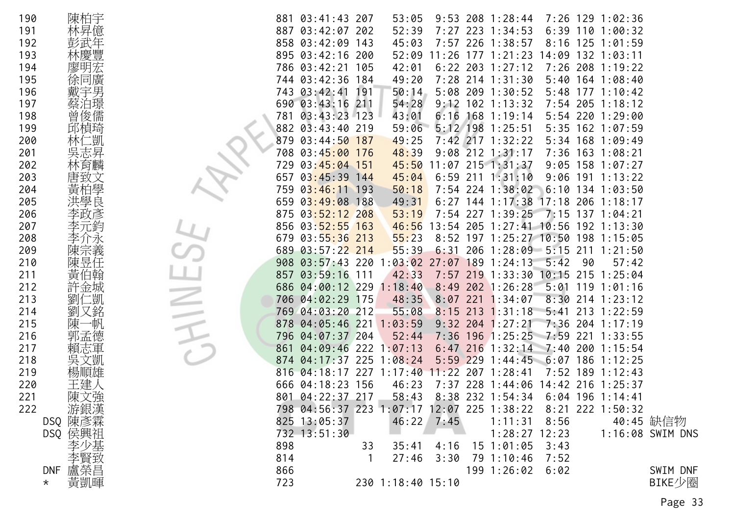| | | | | | | | | | | | | | |
|---|---|---|---|---|---|---|---|---|---|---|---|---|---|
| 190 | 陳柏宇 | 881 | 03:41:43 | 207 | 53:05 | 9:53 | 208 | 1:28:44 | 7:26 | 129 | 1:02:36 | |
| 191 | 林昇億 | 887 | 03:42:07 | 202 | 52:39 | 7:27 | 223 | 1:34:53 | 6:39 | 110 | 1:00:32 | |
| 192 | 彭武年 | 858 | 03:42:09 | 143 | 45:03 | 7:57 | 226 | 1:38:57 | 8:16 | 125 | 1:01:59 | |
| 193 | 林慶豐 | 895 | 03:42:16 | 200 | 52:09 | 11:26 | 177 | 1:21:23 | 14:09 | 132 | 1:03:11 | |
| 194 | 廖明宏 | 786 | 03:42:21 | 105 | 42:01 | 6:22 | 203 | 1:27:12 | 7:26 | 208 | 1:19:22 | |
| 195 | 徐同廣 | 744 | 03:42:36 | 184 | 49:20 | 7:28 | 214 | 1:31:30 | 5:40 | 164 | 1:08:40 | |
| 196 | 戴宇男 | 743 | 03:42:41 | 191 | 50:14 | 5:08 | 209 | 1:30:52 | 5:48 | 177 | 1:10:42 | |
| 197 | 蔡泊璟 | 690 | 03:43:16 | 211 | 54:28 | 9:12 | 102 | 1:13:32 | 7:54 | 205 | 1:18:12 | |
| 198 | 曾俊儒 | 781 | 03:43:23 | 123 | 43:01 | 6:16 | 168 | 1:19:14 | 5:54 | 220 | 1:29:00 | |
| 199 | 邱楨琦 | 882 | 03:43:40 | 219 | 59:06 | 5:12 | 198 | 1:25:51 | 5:35 | 162 | 1:07:59 | |
| 200 | 林仁凱 | 879 | 03:44:50 | 187 | 49:25 | 7:42 | 217 | 1:32:22 | 5:34 | 168 | 1:09:49 | |
| 201 | 吳志昇 | 708 | 03:45:00 | 176 | 48:39 | 9:08 | 212 | 1:31:17 | 7:36 | 163 | 1:08:21 | |
| 202 | 林育麟 | 729 | 03:45:04 | 151 | 45:50 | 11:07 | 215 | 1:31:37 | 9:05 | 158 | 1:07:27 | |
| 203 | 唐致文 | 657 | 03:45:39 | 144 | 45:04 | 6:59 | 211 | 1:31:10 | 9:06 | 191 | 1:13:22 | |
| 204 | 黃柏學 | 759 | 03:46:11 | 193 | 50:18 | 7:54 | 224 | 1:38:02 | 6:10 | 134 | 1:03:50 | |
| 205 | 洪學良 | 659 | 03:49:08 | 188 | 49:31 | 6:27 | 144 | 1:17:38 | 17:18 | 206 | 1:18:17 | |
| 206 | 李政彥 | 875 | 03:52:12 | 208 | 53:19 | 7:54 | 227 | 1:39:25 | 7:15 | 137 | 1:04:21 | |
| 207 | 李元鈞 | 856 | 03:52:55 | 163 | 46:56 | 13:54 | 205 | 1:27:41 | 10:56 | 192 | 1:13:30 | |
| 208 | 李介永 | 679 | 03:55:36 | 213 | 55:23 | 8:52 | 197 | 1:25:27 | 10:50 | 198 | 1:15:05 | |
| 209 | 陳宗義 | 689 | 03:57:22 | 214 | 55:39 | 6:31 | 206 | 1:28:09 | 5:15 | 211 | 1:21:50 | |
| 210 | 陳昱任 | 908 | 03:57:43 | 220 | 1:03:02 | 27:07 | 189 | 1:24:13 | 5:42 | 90 | 57:42 | |
| 211 | 黃伯翰 | 857 | 03:59:16 | 111 | 42:33 | 7:57 | 219 | 1:33:30 | 10:15 | 215 | 1:25:04 | |
| 212 | 許金城 | 686 | 04:00:12 | 229 | 1:18:40 | 8:49 | 202 | 1:26:28 | 5:01 | 119 | 1:01:16 | |
| 213 | 劉仁凱 | 706 | 04:02:29 | 175 | 48:35 | 8:07 | 221 | 1:34:07 | 8:30 | 214 | 1:23:12 | |
| 214 | 劉又銘 | 769 | 04:03:20 | 212 | 55:08 | 8:15 | 213 | 1:31:18 | 5:41 | 213 | 1:22:59 | |
| 215 | 陳一帆 | 878 | 04:05:46 | 221 | 1:03:59 | 9:32 | 204 | 1:27:21 | 7:36 | 204 | 1:17:19 | |
| 216 | 郭孟德 | 796 | 04:07:37 | 204 | 52:44 | 7:36 | 196 | 1:25:25 | 7:59 | 221 | 1:33:55 | |
| 217 | 賴志軍 | 861 | 04:09:46 | 222 | 1:07:13 | 6:47 | 216 | 1:32:14 | 7:40 | 200 | 1:15:54 | |
| 218 | 吳文凱 | 874 | 04:17:37 | 225 | 1:08:24 | 5:59 | 229 | 1:44:45 | 6:07 | 186 | 1:12:25 | |
| 219 | 楊順雄 | 816 | 04:18:17 | 227 | 1:17:40 | 11:22 | 207 | 1:28:41 | 7:52 | 189 | 1:12:43 | |
| 220 | 王建人 | 666 | 04:18:23 | 156 | 46:23 | 7:37 | 228 | 1:44:06 | 14:42 | 216 | 1:25:37 | |
| 221 | 陳文強 | 801 | 04:22:37 | 217 | 58:43 | 8:38 | 232 | 1:54:34 | 6:04 | 196 | 1:14:41 | |
| 222 | 游銀漢 | 798 | 04:56:37 | 223 | 1:07:17 | 12:07 | 225 | 1:38:22 | 8:21 | 222 | 1:50:32 | |
| DSQ | 陳彥霖 | 825 | 13:05:37 | | 46:22 | 7:45 | | 1:11:31 | 8:56 | | 40:45 | 缺信物 |
| DSQ | 侯興祖 | 732 | 13:51:30 | | | | | 1:28:27 | 12:23 | | 1:16:08 | SWIM DNS |
| | 李少基 | 898 | | 33 | 35:41 | 4:16 | 15 | 1:01:05 | 3:43 | | | |
| | 李賢致 | 814 | | 1 | 27:46 | 3:30 | 79 | 1:10:46 | 7:52 | | | |
| DNF | 盧榮昌 | 866 | | | | | 199 | 1:26:02 | 6:02 | | | SWIM DNF |
| * | 黃凱暉 | 723 | | 230 | 1:18:40 | 15:10 | | | | | | BIKE少圈 |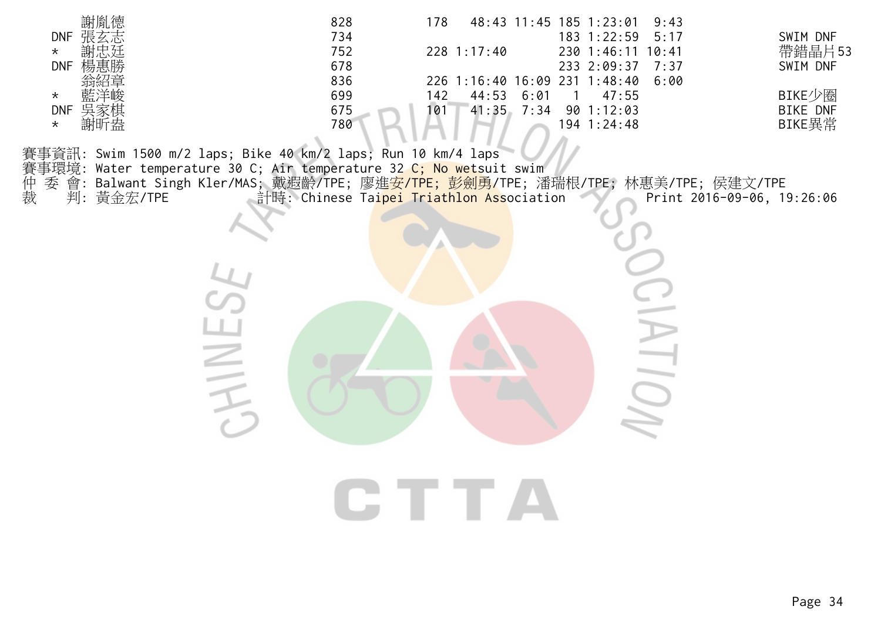| | Name | No. | | | | | | | | Note |
|---|---|---|---|---|---|---|---|---|---|---|
| | 謝胤德 | 828 | 178 | 48:43 | 11:45 | 185 | 1:23:01 | 9:43 | | |
| DNF | 張玄志 | 734 | | | | 183 | 1:22:59 | 5:17 | | SWIM DNF |
| * | 謝忠廷 | 752 | 228 | 1:17:40 | | 230 | 1:46:11 | 10:41 | | 帶錯晶片53 |
| DNF | 楊惠勝 | 678 | | | | 233 | 2:09:37 | 7:37 | | SWIM DNF |
| | 翁紹章 | 836 | 226 | 1:16:40 | 16:09 | 231 | 1:48:40 | 6:00 | | |
| * | 藍洋峻 | 699 | 142 | 44:53 | 6:01 | 1 | 47:55 | | | BIKE少圈 |
| DNF | 吳家棋 | 675 | 101 | 41:35 | 7:34 | 90 | 1:12:03 | | | BIKE DNF |
| * | 謝昕盎 | 780 | | | | 194 | 1:24:48 | | | BIKE異常 |

賽事資訊: Swim 1500 m/2 laps; Bike 40 km/2 laps; Run 10 km/4 laps
賽事環境: Water temperature 30 C; Air temperature 32 C; No wetsuit swim
仲 委 會: Balwant Singh Kler/MAS; 戴遐齡/TPE; 廖進安/TPE; 彭劍勇/TPE; 潘瑞根/TPE; 林惠美/TPE; 侯建文/TPE
裁　　判: 黃金宏/TPE　　計時: Chinese Taipei Triathlon Association　　Print 2016-09-06, 19:26:06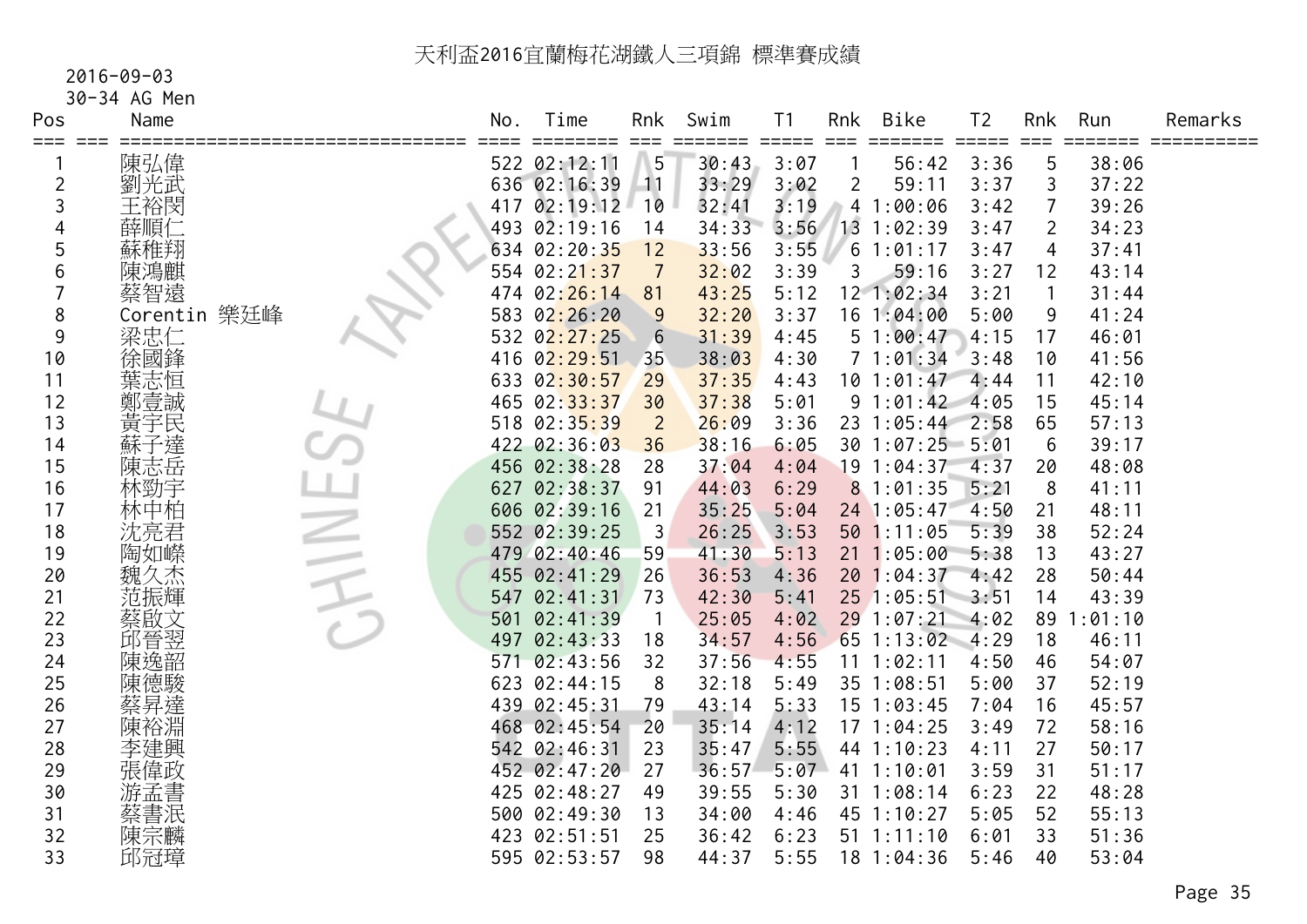# 天利盃2016宜蘭梅花湖鐵人三項錦 標準賽成績

2016-09-03

30-34 AG Men

| Pos | Name | No. | Time | Rnk | Swim | T1 | Rnk | Bike | T2 | Rnk | Run | Remarks |
|---|---|---|---|---|---|---|---|---|---|---|---|---|
| 1 | 陳弘偉 | 522 | 02:12:11 | 5 | 30:43 | 3:07 | 1 | 56:42 | 3:36 | 5 | 38:06 | |
| 2 | 劉光武 | 636 | 02:16:39 | 11 | 33:29 | 3:02 | 2 | 59:11 | 3:37 | 3 | 37:22 | |
| 3 | 王裕閔 | 417 | 02:19:12 | 10 | 32:41 | 3:19 | 4 | 1:00:06 | 3:42 | 7 | 39:26 | |
| 4 | 薛順仁 | 493 | 02:19:16 | 14 | 34:33 | 3:56 | 13 | 1:02:39 | 3:47 | 2 | 34:23 | |
| 5 | 蘇稚翔 | 634 | 02:20:35 | 12 | 33:56 | 3:55 | 6 | 1:01:17 | 3:47 | 4 | 37:41 | |
| 6 | 陳鴻麒 | 554 | 02:21:37 | 7 | 32:02 | 3:39 | 3 | 59:16 | 3:27 | 12 | 43:14 | |
| 7 | 蔡智遠 | 474 | 02:26:14 | 81 | 43:25 | 5:12 | 12 | 1:02:34 | 3:21 | 1 | 31:44 | |
| 8 | Corentin 樂廷峰 | 583 | 02:26:20 | 9 | 32:20 | 3:37 | 16 | 1:04:00 | 5:00 | 9 | 41:24 | |
| 9 | 梁忠仁 | 532 | 02:27:25 | 6 | 31:39 | 4:45 | 5 | 1:00:47 | 4:15 | 17 | 46:01 | |
| 10 | 徐國鋒 | 416 | 02:29:51 | 35 | 38:03 | 4:30 | 7 | 1:01:34 | 3:48 | 10 | 41:56 | |
| 11 | 葉志恒 | 633 | 02:30:57 | 29 | 37:35 | 4:43 | 10 | 1:01:47 | 4:44 | 11 | 42:10 | |
| 12 | 鄭壹誠 | 465 | 02:33:37 | 30 | 37:38 | 5:01 | 9 | 1:01:42 | 4:05 | 15 | 45:14 | |
| 13 | 黃宇民 | 518 | 02:35:39 | 2 | 26:09 | 3:36 | 23 | 1:05:44 | 2:58 | 65 | 57:13 | |
| 14 | 蘇子達 | 422 | 02:36:03 | 36 | 38:16 | 6:05 | 30 | 1:07:25 | 5:01 | 6 | 39:17 | |
| 15 | 陳志岳 | 456 | 02:38:28 | 28 | 37:04 | 4:04 | 19 | 1:04:37 | 4:37 | 20 | 48:08 | |
| 16 | 林勁宇 | 627 | 02:38:37 | 91 | 44:03 | 6:29 | 8 | 1:01:35 | 5:21 | 8 | 41:11 | |
| 17 | 林中柏 | 606 | 02:39:16 | 21 | 35:25 | 5:04 | 24 | 1:05:47 | 4:50 | 21 | 48:11 | |
| 18 | 沈亮君 | 552 | 02:39:25 | 3 | 26:25 | 3:53 | 50 | 1:11:05 | 5:39 | 38 | 52:24 | |
| 19 | 陶如嶸 | 479 | 02:40:46 | 59 | 41:30 | 5:13 | 21 | 1:05:00 | 5:38 | 13 | 43:27 | |
| 20 | 魏久杰 | 455 | 02:41:29 | 26 | 36:53 | 4:36 | 20 | 1:04:37 | 4:42 | 28 | 50:44 | |
| 21 | 范振輝 | 547 | 02:41:31 | 73 | 42:30 | 5:41 | 25 | 1:05:51 | 3:51 | 14 | 43:39 | |
| 22 | 蔡啟文 | 501 | 02:41:39 | 1 | 25:05 | 4:02 | 29 | 1:07:21 | 4:02 | 89 | 1:01:10 | |
| 23 | 邱晉翌 | 497 | 02:43:33 | 18 | 34:57 | 4:56 | 65 | 1:13:02 | 4:29 | 18 | 46:11 | |
| 24 | 陳逸韶 | 571 | 02:43:56 | 32 | 37:56 | 4:55 | 11 | 1:02:11 | 4:50 | 46 | 54:07 | |
| 25 | 陳德駿 | 623 | 02:44:15 | 8 | 32:18 | 5:49 | 35 | 1:08:51 | 5:00 | 37 | 52:19 | |
| 26 | 蔡昇達 | 439 | 02:45:31 | 79 | 43:14 | 5:33 | 15 | 1:03:45 | 7:04 | 16 | 45:57 | |
| 27 | 陳裕淵 | 468 | 02:45:54 | 20 | 35:14 | 4:12 | 17 | 1:04:25 | 3:49 | 72 | 58:16 | |
| 28 | 李建興 | 542 | 02:46:31 | 23 | 35:47 | 5:55 | 44 | 1:10:23 | 4:11 | 27 | 50:17 | |
| 29 | 張偉政 | 452 | 02:47:20 | 27 | 36:57 | 5:07 | 41 | 1:10:01 | 3:59 | 31 | 51:17 | |
| 30 | 游孟書 | 425 | 02:48:27 | 49 | 39:55 | 5:30 | 31 | 1:08:14 | 6:23 | 22 | 48:28 | |
| 31 | 蔡書泯 | 500 | 02:49:30 | 13 | 34:00 | 4:46 | 45 | 1:10:27 | 5:05 | 52 | 55:13 | |
| 32 | 陳宗麟 | 423 | 02:51:51 | 25 | 36:42 | 6:23 | 51 | 1:11:10 | 6:01 | 33 | 51:36 | |
| 33 | 邱冠璋 | 595 | 02:53:57 | 98 | 44:37 | 5:55 | 18 | 1:04:36 | 5:46 | 40 | 53:04 | |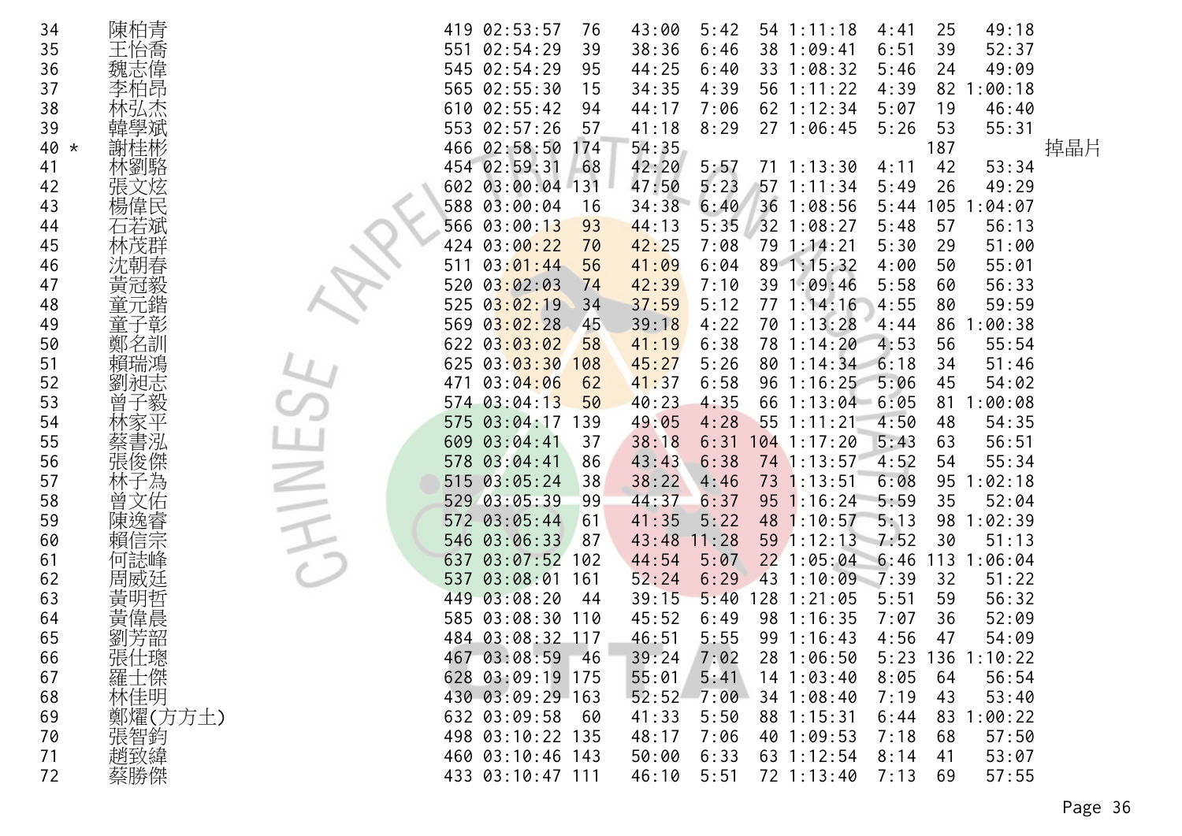| | | | | | | | | | | | | |
|---|---|---|---|---|---|---|---|---|---|---|---|---|
| 34 | 陳柏青 | 419 | 02:53:57 | 76 | 43:00 | 5:42 | 54 | 1:11:18 | 4:41 | 25 | 49:18 | |
| 35 | 王怡喬 | 551 | 02:54:29 | 39 | 38:36 | 6:46 | 38 | 1:09:41 | 6:51 | 39 | 52:37 | |
| 36 | 魏志偉 | 545 | 02:54:29 | 95 | 44:25 | 6:40 | 33 | 1:08:32 | 5:46 | 24 | 49:09 | |
| 37 | 李柏昂 | 565 | 02:55:30 | 15 | 34:35 | 4:39 | 56 | 1:11:22 | 4:39 | 82 | 1:00:18 | |
| 38 | 林弘杰 | 610 | 02:55:42 | 94 | 44:17 | 7:06 | 62 | 1:12:34 | 5:07 | 19 | 46:40 | |
| 39 | 韓學斌 | 553 | 02:57:26 | 57 | 41:18 | 8:29 | 27 | 1:06:45 | 5:26 | 53 | 55:31 | |
| 40 * | 謝桂彬 | 466 | 02:58:50 | 174 | 54:35 | | | | | 187 | | 掉晶片 |
| 41 | 林劉駱 | 454 | 02:59:31 | 68 | 42:20 | 5:57 | 71 | 1:13:30 | 4:11 | 42 | 53:34 | |
| 42 | 張文炫 | 602 | 03:00:04 | 131 | 47:50 | 5:23 | 57 | 1:11:34 | 5:49 | 26 | 49:29 | |
| 43 | 楊偉民 | 588 | 03:00:04 | 16 | 34:38 | 6:40 | 36 | 1:08:56 | 5:44 | 105 | 1:04:07 | |
| 44 | 石若斌 | 566 | 03:00:13 | 93 | 44:13 | 5:35 | 32 | 1:08:27 | 5:48 | 57 | 56:13 | |
| 45 | 林茂群 | 424 | 03:00:22 | 70 | 42:25 | 7:08 | 79 | 1:14:21 | 5:30 | 29 | 51:00 | |
| 46 | 沈朝春 | 511 | 03:01:44 | 56 | 41:09 | 6:04 | 89 | 1:15:32 | 4:00 | 50 | 55:01 | |
| 47 | 黃冠毅 | 520 | 03:02:03 | 74 | 42:39 | 7:10 | 39 | 1:09:46 | 5:58 | 60 | 56:33 | |
| 48 | 童元鍇 | 525 | 03:02:19 | 34 | 37:59 | 5:12 | 77 | 1:14:16 | 4:55 | 80 | 59:59 | |
| 49 | 童子彰 | 569 | 03:02:28 | 45 | 39:18 | 4:22 | 70 | 1:13:28 | 4:44 | 86 | 1:00:38 | |
| 50 | 鄭名訓 | 622 | 03:03:02 | 58 | 41:19 | 6:38 | 78 | 1:14:20 | 4:53 | 56 | 55:54 | |
| 51 | 賴瑞鴻 | 625 | 03:03:30 | 108 | 45:27 | 5:26 | 80 | 1:14:34 | 6:18 | 34 | 51:46 | |
| 52 | 劉昶志 | 471 | 03:04:06 | 62 | 41:37 | 6:58 | 96 | 1:16:25 | 5:06 | 45 | 54:02 | |
| 53 | 曾子毅 | 574 | 03:04:13 | 50 | 40:23 | 4:35 | 66 | 1:13:04 | 6:05 | 81 | 1:00:08 | |
| 54 | 林家平 | 575 | 03:04:17 | 139 | 49:05 | 4:28 | 55 | 1:11:21 | 4:50 | 48 | 54:35 | |
| 55 | 蔡書泓 | 609 | 03:04:41 | 37 | 38:18 | 6:31 | 104 | 1:17:20 | 5:43 | 63 | 56:51 | |
| 56 | 張俊傑 | 578 | 03:04:41 | 86 | 43:43 | 6:38 | 74 | 1:13:57 | 4:52 | 54 | 55:34 | |
| 57 | 林子為 | 515 | 03:05:24 | 38 | 38:22 | 4:46 | 73 | 1:13:51 | 6:08 | 95 | 1:02:18 | |
| 58 | 曾文佑 | 529 | 03:05:39 | 99 | 44:37 | 6:37 | 95 | 1:16:24 | 5:59 | 35 | 52:04 | |
| 59 | 陳逸睿 | 572 | 03:05:44 | 61 | 41:35 | 5:22 | 48 | 1:10:57 | 5:13 | 98 | 1:02:39 | |
| 60 | 賴信宗 | 546 | 03:06:33 | 87 | 43:48 | 11:28 | 59 | 1:12:13 | 7:52 | 30 | 51:13 | |
| 61 | 何誌峰 | 637 | 03:07:52 | 102 | 44:54 | 5:07 | 22 | 1:05:04 | 6:46 | 113 | 1:06:04 | |
| 62 | 周威廷 | 537 | 03:08:01 | 161 | 52:24 | 6:29 | 43 | 1:10:09 | 7:39 | 32 | 51:22 | |
| 63 | 黃明哲 | 449 | 03:08:20 | 44 | 39:15 | 5:40 | 128 | 1:21:05 | 5:51 | 59 | 56:32 | |
| 64 | 黃偉晨 | 585 | 03:08:30 | 110 | 45:52 | 6:49 | 98 | 1:16:35 | 7:07 | 36 | 52:09 | |
| 65 | 劉芳韶 | 484 | 03:08:32 | 117 | 46:51 | 5:55 | 99 | 1:16:43 | 4:56 | 47 | 54:09 | |
| 66 | 張仕璁 | 467 | 03:08:59 | 46 | 39:24 | 7:02 | 28 | 1:06:50 | 5:23 | 136 | 1:10:22 | |
| 67 | 羅士傑 | 628 | 03:09:19 | 175 | 55:01 | 5:41 | 14 | 1:03:40 | 8:05 | 64 | 56:54 | |
| 68 | 林佳明 | 430 | 03:09:29 | 163 | 52:52 | 7:00 | 34 | 1:08:40 | 7:19 | 43 | 53:40 | |
| 69 | 鄭燿(方方土) | 632 | 03:09:58 | 60 | 41:33 | 5:50 | 88 | 1:15:31 | 6:44 | 83 | 1:00:22 | |
| 70 | 張智鈞 | 498 | 03:10:22 | 135 | 48:17 | 7:06 | 40 | 1:09:53 | 7:18 | 68 | 57:50 | |
| 71 | 趙致緯 | 460 | 03:10:46 | 143 | 50:00 | 6:33 | 63 | 1:12:54 | 8:14 | 41 | 53:07 | |
| 72 | 蔡勝傑 | 433 | 03:10:47 | 111 | 46:10 | 5:51 | 72 | 1:13:40 | 7:13 | 69 | 57:55 | |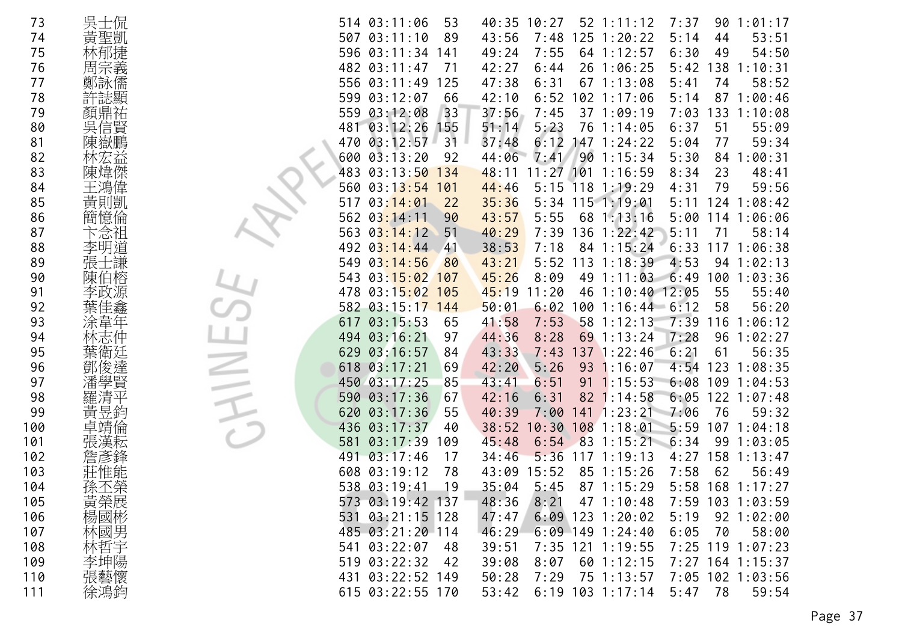| | | | | | | | | | | | | |
|---|---|---|---|---|---|---|---|---|---|---|---|---|
| 73 | 吳士侃 | 514 | 03:11:06 | 53 | 40:35 | 10:27 | 52 | 1:11:12 | 7:37 | 90 | 1:01:17 |
| 74 | 黃聖凱 | 507 | 03:11:10 | 89 | 43:56 | 7:48 | 125 | 1:20:22 | 5:14 | 44 | 53:51 |
| 75 | 林郁捷 | 596 | 03:11:34 | 141 | 49:24 | 7:55 | 64 | 1:12:57 | 6:30 | 49 | 54:50 |
| 76 | 周宗義 | 482 | 03:11:47 | 71 | 42:27 | 6:44 | 26 | 1:06:25 | 5:42 | 138 | 1:10:31 |
| 77 | 鄭詠儒 | 556 | 03:11:49 | 125 | 47:38 | 6:31 | 67 | 1:13:08 | 5:41 | 74 | 58:52 |
| 78 | 許誌顯 | 599 | 03:12:07 | 66 | 42:10 | 6:52 | 102 | 1:17:06 | 5:14 | 87 | 1:00:46 |
| 79 | 顏鼎祐 | 559 | 03:12:08 | 33 | 37:56 | 7:45 | 37 | 1:09:19 | 7:03 | 133 | 1:10:08 |
| 80 | 吳信賢 | 481 | 03:12:26 | 155 | 51:14 | 5:23 | 76 | 1:14:05 | 6:37 | 51 | 55:09 |
| 81 | 陳嶽鵬 | 470 | 03:12:57 | 31 | 37:48 | 6:12 | 147 | 1:24:22 | 5:04 | 77 | 59:34 |
| 82 | 林宏益 | 600 | 03:13:20 | 92 | 44:06 | 7:41 | 90 | 1:15:34 | 5:30 | 84 | 1:00:31 |
| 83 | 陳煒傑 | 483 | 03:13:50 | 134 | 48:11 | 11:27 | 101 | 1:16:59 | 8:34 | 23 | 48:41 |
| 84 | 王鴻偉 | 560 | 03:13:54 | 101 | 44:46 | 5:15 | 118 | 1:19:29 | 4:31 | 79 | 59:56 |
| 85 | 黃則凱 | 517 | 03:14:01 | 22 | 35:36 | 5:34 | 115 | 1:19:01 | 5:11 | 124 | 1:08:42 |
| 86 | 簡憶倫 | 562 | 03:14:11 | 90 | 43:57 | 5:55 | 68 | 1:13:16 | 5:00 | 114 | 1:06:06 |
| 87 | 卞念祖 | 563 | 03:14:12 | 51 | 40:29 | 7:39 | 136 | 1:22:42 | 5:11 | 71 | 58:14 |
| 88 | 李明道 | 492 | 03:14:44 | 41 | 38:53 | 7:18 | 84 | 1:15:24 | 6:33 | 117 | 1:06:38 |
| 89 | 張士謙 | 549 | 03:14:56 | 80 | 43:21 | 5:52 | 113 | 1:18:39 | 4:53 | 94 | 1:02:13 |
| 90 | 陳伯榕 | 543 | 03:15:02 | 107 | 45:26 | 8:09 | 49 | 1:11:03 | 6:49 | 100 | 1:03:36 |
| 91 | 李政源 | 478 | 03:15:02 | 105 | 45:19 | 11:20 | 46 | 1:10:40 | 12:05 | 55 | 55:40 |
| 92 | 葉佳鑫 | 582 | 03:15:17 | 144 | 50:01 | 6:02 | 100 | 1:16:44 | 6:12 | 58 | 56:20 |
| 93 | 涂韋年 | 617 | 03:15:53 | 65 | 41:58 | 7:53 | 58 | 1:12:13 | 7:39 | 116 | 1:06:12 |
| 94 | 林志仲 | 494 | 03:16:21 | 97 | 44:36 | 8:28 | 69 | 1:13:24 | 7:28 | 96 | 1:02:27 |
| 95 | 葉衛廷 | 629 | 03:16:57 | 84 | 43:33 | 7:43 | 137 | 1:22:46 | 6:21 | 61 | 56:35 |
| 96 | 鄧俊達 | 618 | 03:17:21 | 69 | 42:20 | 5:26 | 93 | 1:16:07 | 4:54 | 123 | 1:08:35 |
| 97 | 潘學賢 | 450 | 03:17:25 | 85 | 43:41 | 6:51 | 91 | 1:15:53 | 6:08 | 109 | 1:04:53 |
| 98 | 羅清平 | 590 | 03:17:36 | 67 | 42:16 | 6:31 | 82 | 1:14:58 | 6:05 | 122 | 1:07:48 |
| 99 | 黃昱鈞 | 620 | 03:17:36 | 55 | 40:39 | 7:00 | 141 | 1:23:21 | 7:06 | 76 | 59:32 |
| 100 | 卓靖倫 | 436 | 03:17:37 | 40 | 38:52 | 10:30 | 108 | 1:18:01 | 5:59 | 107 | 1:04:18 |
| 101 | 張漢耘 | 581 | 03:17:39 | 109 | 45:48 | 6:54 | 83 | 1:15:21 | 6:34 | 99 | 1:03:05 |
| 102 | 詹彥鋒 | 491 | 03:17:46 | 17 | 34:46 | 5:36 | 117 | 1:19:13 | 4:27 | 158 | 1:13:47 |
| 103 | 莊惟能 | 608 | 03:19:12 | 78 | 43:09 | 15:52 | 85 | 1:15:26 | 7:58 | 62 | 56:49 |
| 104 | 孫丕榮 | 538 | 03:19:41 | 19 | 35:04 | 5:45 | 87 | 1:15:29 | 5:58 | 168 | 1:17:27 |
| 105 | 黃榮展 | 573 | 03:19:42 | 137 | 48:36 | 8:21 | 47 | 1:10:48 | 7:59 | 103 | 1:03:59 |
| 106 | 楊國彬 | 531 | 03:21:15 | 128 | 47:47 | 6:09 | 123 | 1:20:02 | 5:19 | 92 | 1:02:00 |
| 107 | 林國男 | 485 | 03:21:20 | 114 | 46:29 | 6:09 | 149 | 1:24:40 | 6:05 | 70 | 58:00 |
| 108 | 林哲宇 | 541 | 03:22:07 | 48 | 39:51 | 7:35 | 121 | 1:19:55 | 7:25 | 119 | 1:07:23 |
| 109 | 李坤陽 | 519 | 03:22:32 | 42 | 39:08 | 8:07 | 60 | 1:12:15 | 7:27 | 164 | 1:15:37 |
| 110 | 張藝懷 | 431 | 03:22:52 | 149 | 50:28 | 7:29 | 75 | 1:13:57 | 7:05 | 102 | 1:03:56 |
| 111 | 徐鴻鈞 | 615 | 03:22:55 | 170 | 53:42 | 6:19 | 103 | 1:17:14 | 5:47 | 78 | 59:54 |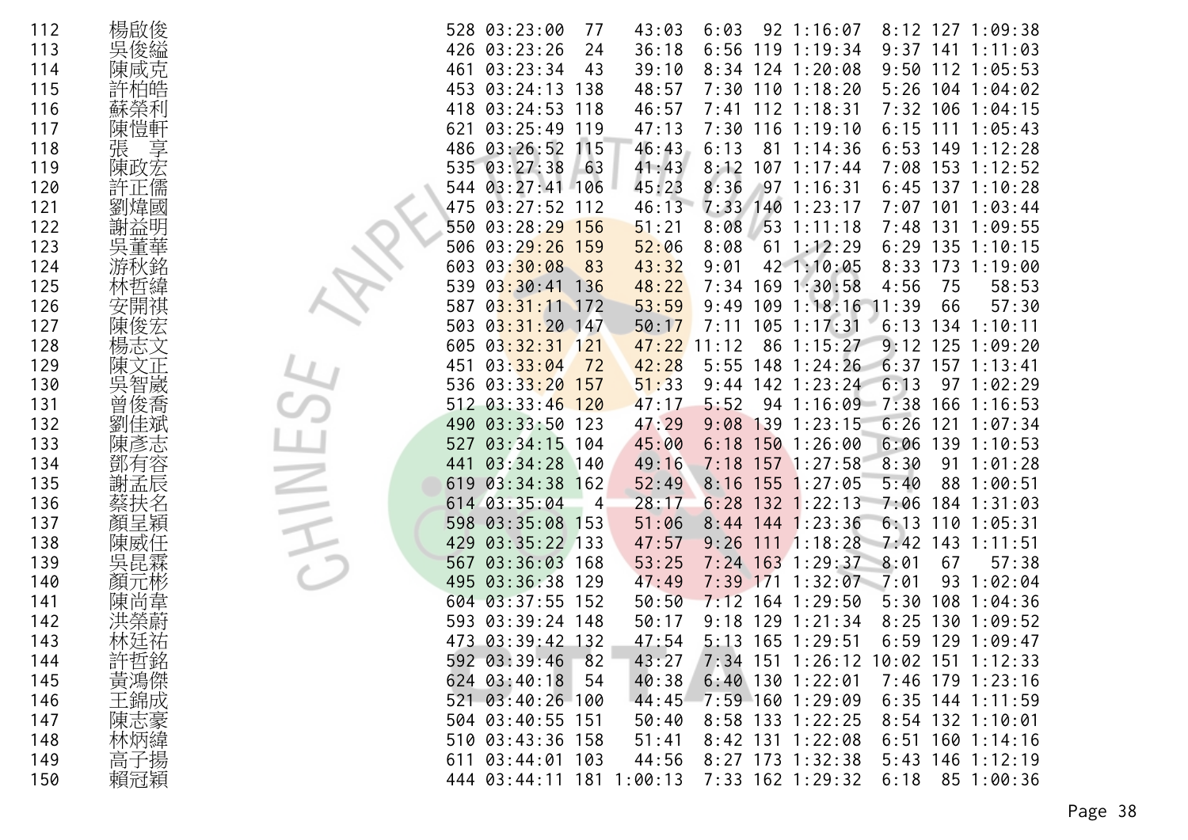| | | | | | | | | | | | |
|---|---|---|---|---|---|---|---|---|---|---|---|
| 112 | 楊啟俊 | 528 | 03:23:00 | 77 | 43:03 | 6:03 | 92 | 1:16:07 | 8:12 | 127 | 1:09:38 |
| 113 | 吳俊繿 | 426 | 03:23:26 | 24 | 36:18 | 6:56 | 119 | 1:19:34 | 9:37 | 141 | 1:11:03 |
| 114 | 陳咸克 | 461 | 03:23:34 | 43 | 39:10 | 8:34 | 124 | 1:20:08 | 9:50 | 112 | 1:05:53 |
| 115 | 許柏皓 | 453 | 03:24:13 | 138 | 48:57 | 7:30 | 110 | 1:18:20 | 5:26 | 104 | 1:04:02 |
| 116 | 蘇榮利 | 418 | 03:24:53 | 118 | 46:57 | 7:41 | 112 | 1:18:31 | 7:32 | 106 | 1:04:15 |
| 117 | 陳愷軒 | 621 | 03:25:49 | 119 | 47:13 | 7:30 | 116 | 1:19:10 | 6:15 | 111 | 1:05:43 |
| 118 | 張　享 | 486 | 03:26:52 | 115 | 46:43 | 6:13 | 81 | 1:14:36 | 6:53 | 149 | 1:12:28 |
| 119 | 陳政宏 | 535 | 03:27:38 | 63 | 41:43 | 8:12 | 107 | 1:17:44 | 7:08 | 153 | 1:12:52 |
| 120 | 許正儒 | 544 | 03:27:41 | 106 | 45:23 | 8:36 | 97 | 1:16:31 | 6:45 | 137 | 1:10:28 |
| 121 | 劉煒國 | 475 | 03:27:52 | 112 | 46:13 | 7:33 | 140 | 1:23:17 | 7:07 | 101 | 1:03:44 |
| 122 | 謝益明 | 550 | 03:28:29 | 156 | 51:21 | 8:08 | 53 | 1:11:18 | 7:48 | 131 | 1:09:55 |
| 123 | 吳董華 | 506 | 03:29:26 | 159 | 52:06 | 8:08 | 61 | 1:12:29 | 6:29 | 135 | 1:10:15 |
| 124 | 游秋銘 | 603 | 03:30:08 | 83 | 43:32 | 9:01 | 42 | 1:10:05 | 8:33 | 173 | 1:19:00 |
| 125 | 林哲緯 | 539 | 03:30:41 | 136 | 48:22 | 7:34 | 169 | 1:30:58 | 4:56 | 75 | 58:53 |
| 126 | 安開祺 | 587 | 03:31:11 | 172 | 53:59 | 9:49 | 109 | 1:18:16 | 11:39 | 66 | 57:30 |
| 127 | 陳俊宏 | 503 | 03:31:20 | 147 | 50:17 | 7:11 | 105 | 1:17:31 | 6:13 | 134 | 1:10:11 |
| 128 | 楊志文 | 605 | 03:32:31 | 121 | 47:22 | 11:12 | 86 | 1:15:27 | 9:12 | 125 | 1:09:20 |
| 129 | 陳文正 | 451 | 03:33:04 | 72 | 42:28 | 5:55 | 148 | 1:24:26 | 6:37 | 157 | 1:13:41 |
| 130 | 吳智崴 | 536 | 03:33:20 | 157 | 51:33 | 9:44 | 142 | 1:23:24 | 6:13 | 97 | 1:02:29 |
| 131 | 曾俊喬 | 512 | 03:33:46 | 120 | 47:17 | 5:52 | 94 | 1:16:09 | 7:38 | 166 | 1:16:53 |
| 132 | 劉佳斌 | 490 | 03:33:50 | 123 | 47:29 | 9:08 | 139 | 1:23:15 | 6:26 | 121 | 1:07:34 |
| 133 | 陳彥志 | 527 | 03:34:15 | 104 | 45:00 | 6:18 | 150 | 1:26:00 | 6:06 | 139 | 1:10:53 |
| 134 | 鄧有容 | 441 | 03:34:28 | 140 | 49:16 | 7:18 | 157 | 1:27:58 | 8:30 | 91 | 1:01:28 |
| 135 | 謝孟辰 | 619 | 03:34:38 | 162 | 52:49 | 8:16 | 155 | 1:27:05 | 5:40 | 88 | 1:00:51 |
| 136 | 蔡扶名 | 614 | 03:35:04 | 4 | 28:17 | 6:28 | 132 | 1:22:13 | 7:06 | 184 | 1:31:03 |
| 137 | 顏呈穎 | 598 | 03:35:08 | 153 | 51:06 | 8:44 | 144 | 1:23:36 | 6:13 | 110 | 1:05:31 |
| 138 | 陳威任 | 429 | 03:35:22 | 133 | 47:57 | 9:26 | 111 | 1:18:28 | 7:42 | 143 | 1:11:51 |
| 139 | 吳昆霖 | 567 | 03:36:03 | 168 | 53:25 | 7:24 | 163 | 1:29:37 | 8:01 | 67 | 57:38 |
| 140 | 顏元彬 | 495 | 03:36:38 | 129 | 47:49 | 7:39 | 171 | 1:32:07 | 7:01 | 93 | 1:02:04 |
| 141 | 陳尚韋 | 604 | 03:37:55 | 152 | 50:50 | 7:12 | 164 | 1:29:50 | 5:30 | 108 | 1:04:36 |
| 142 | 洪榮蔚 | 593 | 03:39:24 | 148 | 50:17 | 9:18 | 129 | 1:21:34 | 8:25 | 130 | 1:09:52 |
| 143 | 林廷祐 | 473 | 03:39:42 | 132 | 47:54 | 5:13 | 165 | 1:29:51 | 6:59 | 129 | 1:09:47 |
| 144 | 許哲銘 | 592 | 03:39:46 | 82 | 43:27 | 7:34 | 151 | 1:26:12 | 10:02 | 151 | 1:12:33 |
| 145 | 黃鴻傑 | 624 | 03:40:18 | 54 | 40:38 | 6:40 | 130 | 1:22:01 | 7:46 | 179 | 1:23:16 |
| 146 | 王錦成 | 521 | 03:40:26 | 100 | 44:45 | 7:59 | 160 | 1:29:09 | 6:35 | 144 | 1:11:59 |
| 147 | 陳志豪 | 504 | 03:40:55 | 151 | 50:40 | 8:58 | 133 | 1:22:25 | 8:54 | 132 | 1:10:01 |
| 148 | 林炳緯 | 510 | 03:43:36 | 158 | 51:41 | 8:42 | 131 | 1:22:08 | 6:51 | 160 | 1:14:16 |
| 149 | 高子揚 | 611 | 03:44:01 | 103 | 44:56 | 8:27 | 173 | 1:32:38 | 5:43 | 146 | 1:12:19 |
| 150 | 賴冠穎 | 444 | 03:44:11 | 181 | 1:00:13 | 7:33 | 162 | 1:29:32 | 6:18 | 85 | 1:00:36 |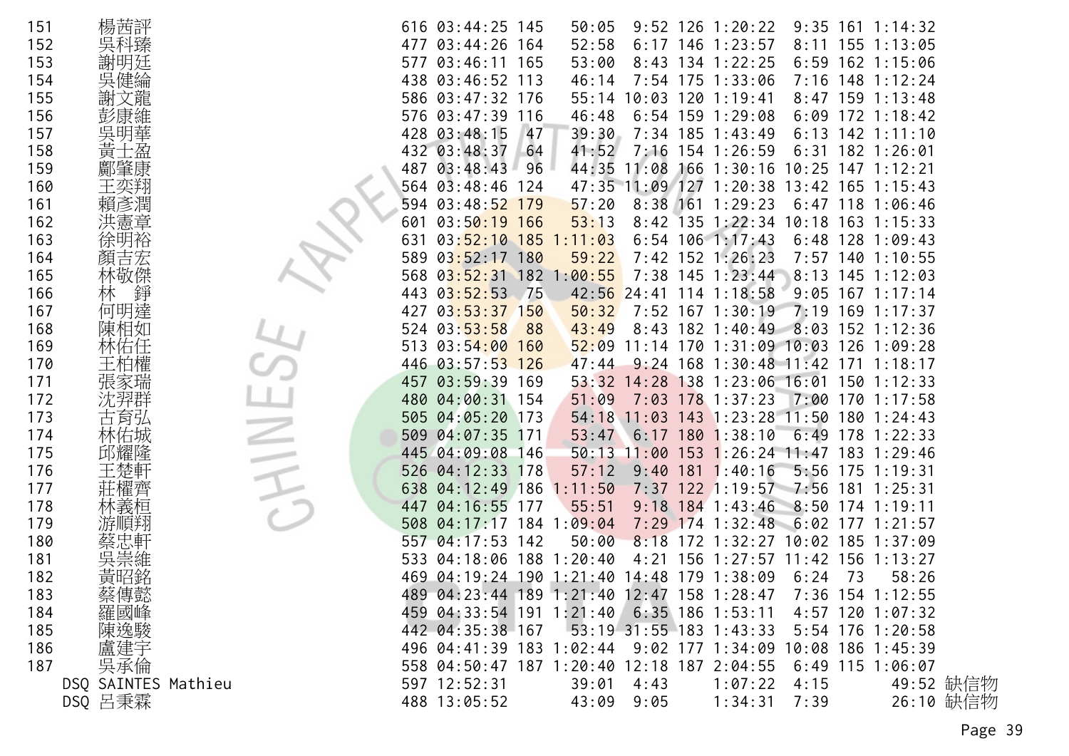| | | | | | | | | | | | | | |
|---|---|---|---|---|---|---|---|---|---|---|---|---|---|
| 151 | 楊茜評 | 616 | 03:44:25 | 145 | 50:05 | 9:52 | 126 | 1:20:22 | 9:35 | 161 | 1:14:32 | |
| 152 | 吳科臻 | 477 | 03:44:26 | 164 | 52:58 | 6:17 | 146 | 1:23:57 | 8:11 | 155 | 1:13:05 | |
| 153 | 謝明廷 | 577 | 03:46:11 | 165 | 53:00 | 8:43 | 134 | 1:22:25 | 6:59 | 162 | 1:15:06 | |
| 154 | 吳健綸 | 438 | 03:46:52 | 113 | 46:14 | 7:54 | 175 | 1:33:06 | 7:16 | 148 | 1:12:24 | |
| 155 | 謝文龍 | 586 | 03:47:32 | 176 | 55:14 | 10:03 | 120 | 1:19:41 | 8:47 | 159 | 1:13:48 | |
| 156 | 彭康維 | 576 | 03:47:39 | 116 | 46:48 | 6:54 | 159 | 1:29:08 | 6:09 | 172 | 1:18:42 | |
| 157 | 吳明華 | 428 | 03:48:15 | 47 | 39:30 | 7:34 | 185 | 1:43:49 | 6:13 | 142 | 1:11:10 | |
| 158 | 黃士盈 | 432 | 03:48:37 | 64 | 41:52 | 7:16 | 154 | 1:26:59 | 6:31 | 182 | 1:26:01 | |
| 159 | 鄺肇康 | 487 | 03:48:43 | 96 | 44:35 | 11:08 | 166 | 1:30:16 | 10:25 | 147 | 1:12:21 | |
| 160 | 王奕翔 | 564 | 03:48:46 | 124 | 47:35 | 11:09 | 127 | 1:20:38 | 13:42 | 165 | 1:15:43 | |
| 161 | 賴彥潤 | 594 | 03:48:52 | 179 | 57:20 | 8:38 | 161 | 1:29:23 | 6:47 | 118 | 1:06:46 | |
| 162 | 洪憲章 | 601 | 03:50:19 | 166 | 53:13 | 8:42 | 135 | 1:22:34 | 10:18 | 163 | 1:15:33 | |
| 163 | 徐明裕 | 631 | 03:52:10 | 185 | 1:11:03 | 6:54 | 106 | 1:17:43 | 6:48 | 128 | 1:09:43 | |
| 164 | 顏吉宏 | 589 | 03:52:17 | 180 | 59:22 | 7:42 | 152 | 1:26:23 | 7:57 | 140 | 1:10:55 | |
| 165 | 林敬傑 | 568 | 03:52:31 | 182 | 1:00:55 | 7:38 | 145 | 1:23:44 | 8:13 | 145 | 1:12:03 | |
| 166 | 林 錚 | 443 | 03:52:53 | 75 | 42:56 | 24:41 | 114 | 1:18:58 | 9:05 | 167 | 1:17:14 | |
| 167 | 何明達 | 427 | 03:53:37 | 150 | 50:32 | 7:52 | 167 | 1:30:19 | 7:19 | 169 | 1:17:37 | |
| 168 | 陳相如 | 524 | 03:53:58 | 88 | 43:49 | 8:43 | 182 | 1:40:49 | 8:03 | 152 | 1:12:36 | |
| 169 | 林佑任 | 513 | 03:54:00 | 160 | 52:09 | 11:14 | 170 | 1:31:09 | 10:03 | 126 | 1:09:28 | |
| 170 | 王柏權 | 446 | 03:57:53 | 126 | 47:44 | 9:24 | 168 | 1:30:48 | 11:42 | 171 | 1:18:17 | |
| 171 | 張家瑞 | 457 | 03:59:39 | 169 | 53:32 | 14:28 | 138 | 1:23:06 | 16:01 | 150 | 1:12:33 | |
| 172 | 沈羿群 | 480 | 04:00:31 | 154 | 51:09 | 7:03 | 178 | 1:37:23 | 7:00 | 170 | 1:17:58 | |
| 173 | 古育弘 | 505 | 04:05:20 | 173 | 54:18 | 11:03 | 143 | 1:23:28 | 11:50 | 180 | 1:24:43 | |
| 174 | 林佑城 | 509 | 04:07:35 | 171 | 53:47 | 6:17 | 180 | 1:38:10 | 6:49 | 178 | 1:22:33 | |
| 175 | 邱耀隆 | 445 | 04:09:08 | 146 | 50:13 | 11:00 | 153 | 1:26:24 | 11:47 | 183 | 1:29:46 | |
| 176 | 王楚軒 | 526 | 04:12:33 | 178 | 57:12 | 9:40 | 181 | 1:40:16 | 5:56 | 175 | 1:19:31 | |
| 177 | 莊權齊 | 638 | 04:12:49 | 186 | 1:11:50 | 7:37 | 122 | 1:19:57 | 7:56 | 181 | 1:25:31 | |
| 178 | 林義桓 | 447 | 04:16:55 | 177 | 55:51 | 9:18 | 184 | 1:43:46 | 8:50 | 174 | 1:19:11 | |
| 179 | 游順翔 | 508 | 04:17:17 | 184 | 1:09:04 | 7:29 | 174 | 1:32:48 | 6:02 | 177 | 1:21:57 | |
| 180 | 蔡忠軒 | 557 | 04:17:53 | 142 | 50:00 | 8:18 | 172 | 1:32:27 | 10:02 | 185 | 1:37:09 | |
| 181 | 吳崇維 | 533 | 04:18:06 | 188 | 1:20:40 | 4:21 | 156 | 1:27:57 | 11:42 | 156 | 1:13:27 | |
| 182 | 黃昭銘 | 469 | 04:19:24 | 190 | 1:21:40 | 14:48 | 179 | 1:38:09 | 6:24 | 73 | 58:26 | |
| 183 | 蔡傳懿 | 489 | 04:23:44 | 189 | 1:21:40 | 12:47 | 158 | 1:28:47 | 7:36 | 154 | 1:12:55 | |
| 184 | 羅國峰 | 459 | 04:33:54 | 191 | 1:21:40 | 6:35 | 186 | 1:53:11 | 4:57 | 120 | 1:07:32 | |
| 185 | 陳逸駿 | 442 | 04:35:38 | 167 | 53:19 | 31:55 | 183 | 1:43:33 | 5:54 | 176 | 1:20:58 | |
| 186 | 盧建宇 | 496 | 04:41:39 | 183 | 1:02:44 | 9:02 | 177 | 1:34:09 | 10:08 | 186 | 1:45:39 | |
| 187 | 吳承倫 | 558 | 04:50:47 | 187 | 1:20:40 | 12:18 | 187 | 2:04:55 | 6:49 | 115 | 1:06:07 | |
| DSQ | SAINTES Mathieu | 597 | 12:52:31 | | 39:01 | 4:43 | | 1:07:22 | 4:15 | | 49:52 | 缺信物 |
| DSQ | 呂秉霖 | 488 | 13:05:52 | | 43:09 | 9:05 | | 1:34:31 | 7:39 | | 26:10 | 缺信物 |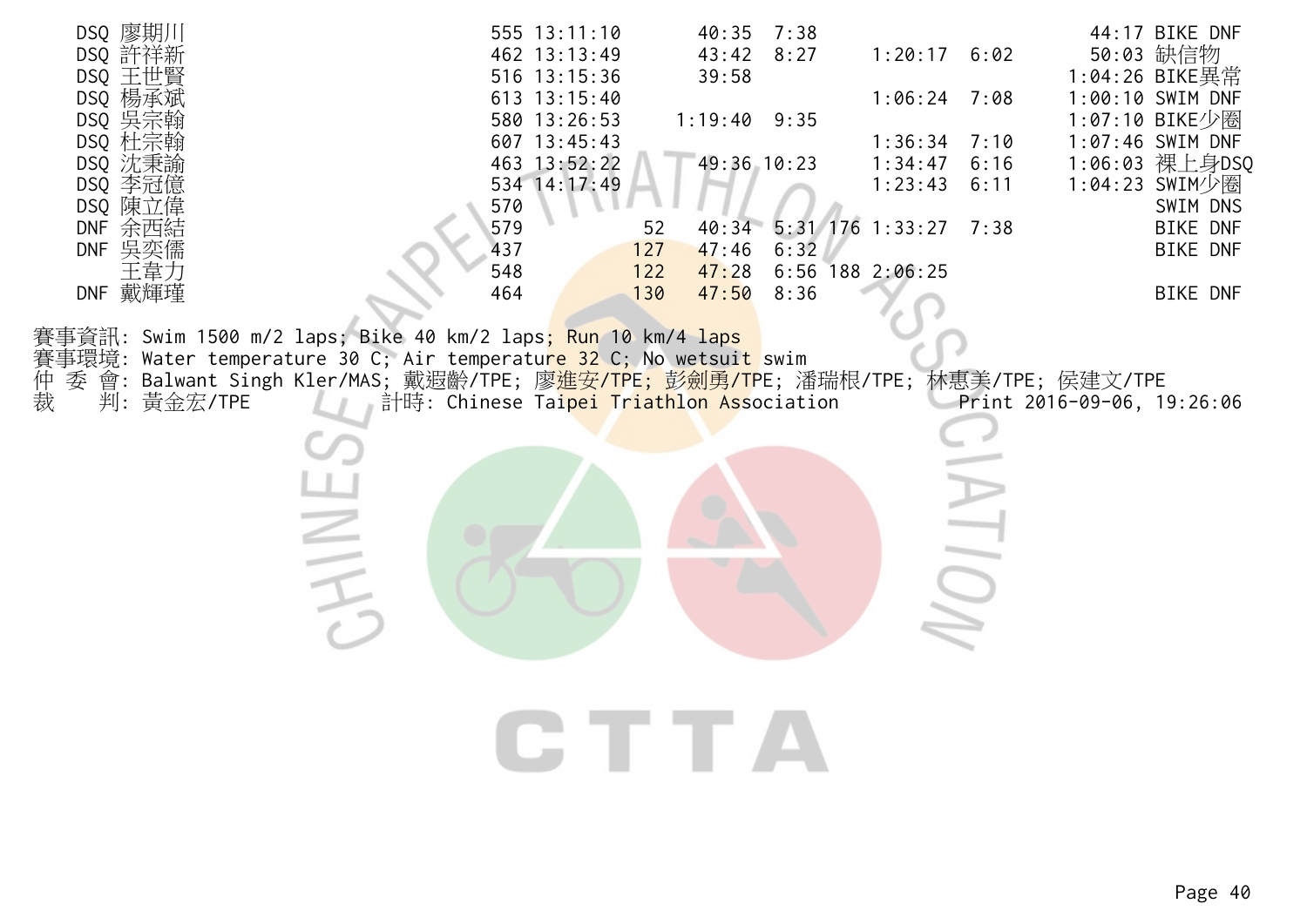| Status | Name | No. | Total | Swim Rank | Swim | T1 | Bike Rank | Bike | T2 | Run | Note |
|---|---|---|---|---|---|---|---|---|---|---|---|
| DSQ | 廖期川 | 555 | 13:11:10 | | 40:35 | 7:38 | | | | 44:17 | BIKE DNF |
| DSQ | 許祥新 | 462 | 13:13:49 | | 43:42 | 8:27 | | 1:20:17 | 6:02 | 50:03 | 缺信物 |
| DSQ | 王世賢 | 516 | 13:15:36 | | 39:58 | | | | | 1:04:26 | BIKE異常 |
| DSQ | 楊承斌 | 613 | 13:15:40 | | | | | 1:06:24 | 7:08 | 1:00:10 | SWIM DNF |
| DSQ | 吳宗翰 | 580 | 13:26:53 | | 1:19:40 | 9:35 | | | | 1:07:10 | BIKE少圈 |
| DSQ | 杜宗翰 | 607 | 13:45:43 | | | | | 1:36:34 | 7:10 | 1:07:46 | SWIM DNF |
| DSQ | 沈秉諭 | 463 | 13:52:22 | | 49:36 | 10:23 | | 1:34:47 | 6:16 | 1:06:03 | 裸上身DSQ |
| DSQ | 李冠億 | 534 | 14:17:49 | | | | | 1:23:43 | 6:11 | 1:04:23 | SWIM少圈 |
| DSQ | 陳立偉 | 570 | | | | | | | | | SWIM DNS |
| DNF | 余西結 | 579 | | 52 | 40:34 | 5:31 | 176 | 1:33:27 | 7:38 | | BIKE DNF |
| DNF | 吳奕儒 | 437 | | 127 | 47:46 | 6:32 | | | | | BIKE DNF |
| | 王韋力 | 548 | | 122 | 47:28 | 6:56 | 188 | 2:06:25 | | | |
| DNF | 戴輝瑾 | 464 | | 130 | 47:50 | 8:36 | | | | | BIKE DNF |

賽事資訊: Swim 1500 m/2 laps; Bike 40 km/2 laps; Run 10 km/4 laps
賽事環境: Water temperature 30 C; Air temperature 32 C; No wetsuit swim
仲 委 會: Balwant Singh Kler/MAS; 戴遐齡/TPE; 廖進安/TPE; 彭劍勇/TPE; 潘瑞根/TPE; 林惠美/TPE; 侯建文/TPE
裁　　判: 黃金宏/TPE　　計時: Chinese Taipei Triathlon Association　　Print 2016-09-06, 19:26:06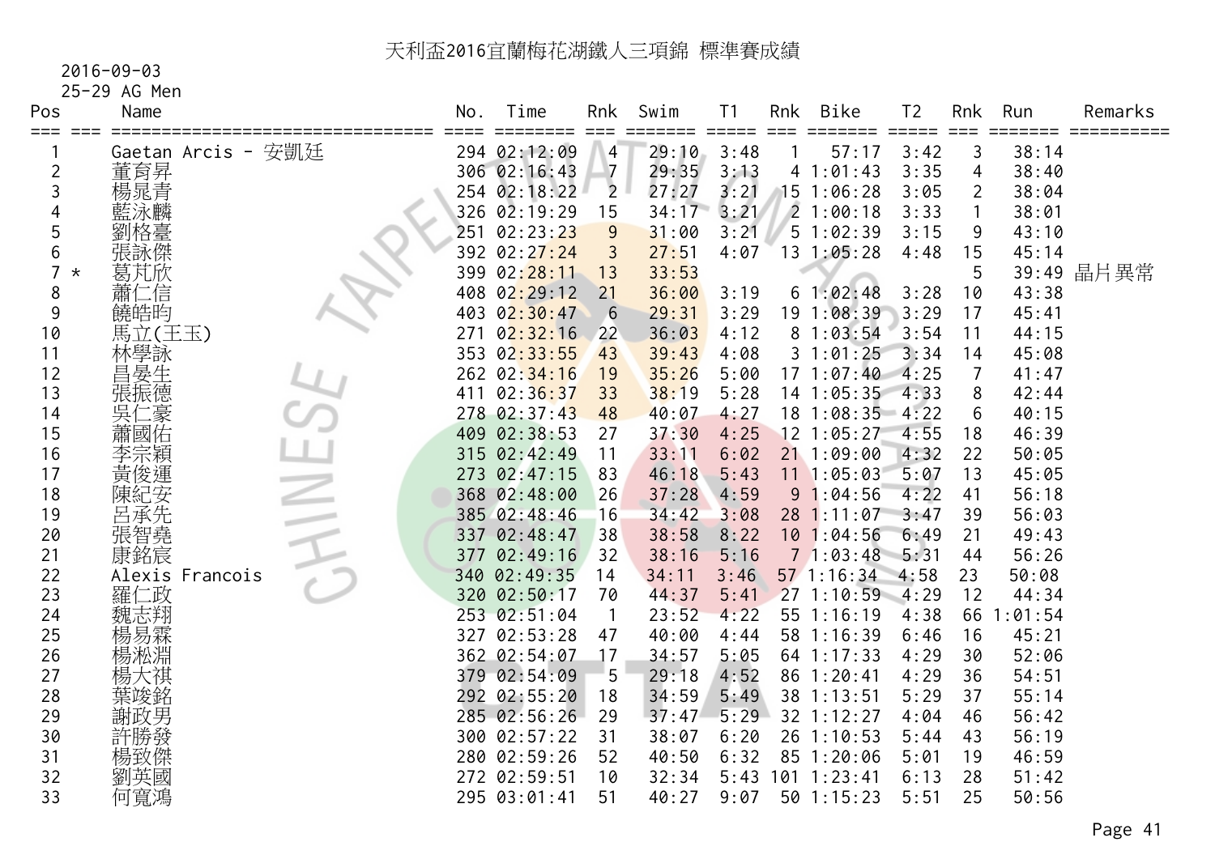# 天利盃2016宜蘭梅花湖鐵人三項錦 標準賽成績

2016-09-03

25-29 AG Men

| Pos | | Name | No. | Time | Rnk | Swim | T1 | Rnk | Bike | T2 | Rnk | Run | Remarks |
|---|---|---|---|---|---|---|---|---|---|---|---|---|---|
| 1 | | Gaetan Arcis - 安凱廷 | 294 | 02:12:09 | 4 | 29:10 | 3:48 | 1 | 57:17 | 3:42 | 3 | 38:14 | |
| 2 | | 董育昇 | 306 | 02:16:43 | 7 | 29:35 | 3:13 | 4 | 1:01:43 | 3:35 | 4 | 38:40 | |
| 3 | | 楊晁青 | 254 | 02:18:22 | 2 | 27:27 | 3:21 | 15 | 1:06:28 | 3:05 | 2 | 38:04 | |
| 4 | | 藍泳麟 | 326 | 02:19:29 | 15 | 34:17 | 3:21 | 2 | 1:00:18 | 3:33 | 1 | 38:01 | |
| 5 | | 劉格臺 | 251 | 02:23:23 | 9 | 31:00 | 3:21 | 5 | 1:02:39 | 3:15 | 9 | 43:10 | |
| 6 | | 張詠傑 | 392 | 02:27:24 | 3 | 27:51 | 4:07 | 13 | 1:05:28 | 4:48 | 15 | 45:14 | |
| 7 | * | 葛芃欣 | 399 | 02:28:11 | 13 | 33:53 | | | | | 5 | 39:49 | 晶片異常 |
| 8 | | 蕭仁信 | 408 | 02:29:12 | 21 | 36:00 | 3:19 | 6 | 1:02:48 | 3:28 | 10 | 43:38 | |
| 9 | | 饒皓昀 | 403 | 02:30:47 | 6 | 29:31 | 3:29 | 19 | 1:08:39 | 3:29 | 17 | 45:41 | |
| 10 | | 馬立(王玉) | 271 | 02:32:16 | 22 | 36:03 | 4:12 | 8 | 1:03:54 | 3:54 | 11 | 44:15 | |
| 11 | | 林學詠 | 353 | 02:33:55 | 43 | 39:43 | 4:08 | 3 | 1:01:25 | 3:34 | 14 | 45:08 | |
| 12 | | 昌晏生 | 262 | 02:34:16 | 19 | 35:26 | 5:00 | 17 | 1:07:40 | 4:25 | 7 | 41:47 | |
| 13 | | 張振德 | 411 | 02:36:37 | 33 | 38:19 | 5:28 | 14 | 1:05:35 | 4:33 | 8 | 42:44 | |
| 14 | | 吳仁豪 | 278 | 02:37:43 | 48 | 40:07 | 4:27 | 18 | 1:08:35 | 4:22 | 6 | 40:15 | |
| 15 | | 蕭國佑 | 409 | 02:38:53 | 27 | 37:30 | 4:25 | 12 | 1:05:27 | 4:55 | 18 | 46:39 | |
| 16 | | 李宗穎 | 315 | 02:42:49 | 11 | 33:11 | 6:02 | 21 | 1:09:00 | 4:32 | 22 | 50:05 | |
| 17 | | 黃俊運 | 273 | 02:47:15 | 83 | 46:18 | 5:43 | 11 | 1:05:03 | 5:07 | 13 | 45:05 | |
| 18 | | 陳紀安 | 368 | 02:48:00 | 26 | 37:28 | 4:59 | 9 | 1:04:56 | 4:22 | 41 | 56:18 | |
| 19 | | 呂承先 | 385 | 02:48:46 | 16 | 34:42 | 3:08 | 28 | 1:11:07 | 3:47 | 39 | 56:03 | |
| 20 | | 張智堯 | 337 | 02:48:47 | 38 | 38:58 | 8:22 | 10 | 1:04:56 | 6:49 | 21 | 49:43 | |
| 21 | | 康銘宸 | 377 | 02:49:16 | 32 | 38:16 | 5:16 | 7 | 1:03:48 | 5:31 | 44 | 56:26 | |
| 22 | | Alexis Francois | 340 | 02:49:35 | 14 | 34:11 | 3:46 | 57 | 1:16:34 | 4:58 | 23 | 50:08 | |
| 23 | | 羅仁政 | 320 | 02:50:17 | 70 | 44:37 | 5:41 | 27 | 1:10:59 | 4:29 | 12 | 44:34 | |
| 24 | | 魏志翔 | 253 | 02:51:04 | 1 | 23:52 | 4:22 | 55 | 1:16:19 | 4:38 | 66 | 1:01:54 | |
| 25 | | 楊易霖 | 327 | 02:53:28 | 47 | 40:00 | 4:44 | 58 | 1:16:39 | 6:46 | 16 | 45:21 | |
| 26 | | 楊淞淵 | 362 | 02:54:07 | 17 | 34:57 | 5:05 | 64 | 1:17:33 | 4:29 | 30 | 52:06 | |
| 27 | | 楊大祺 | 379 | 02:54:09 | 5 | 29:18 | 4:52 | 86 | 1:20:41 | 4:29 | 36 | 54:51 | |
| 28 | | 葉竣銘 | 292 | 02:55:20 | 18 | 34:59 | 5:49 | 38 | 1:13:51 | 5:29 | 37 | 55:14 | |
| 29 | | 謝政男 | 285 | 02:56:26 | 29 | 37:47 | 5:29 | 32 | 1:12:27 | 4:04 | 46 | 56:42 | |
| 30 | | 許勝發 | 300 | 02:57:22 | 31 | 38:07 | 6:20 | 26 | 1:10:53 | 5:44 | 43 | 56:19 | |
| 31 | | 楊致傑 | 280 | 02:59:26 | 52 | 40:50 | 6:32 | 85 | 1:20:06 | 5:01 | 19 | 46:59 | |
| 32 | | 劉英國 | 272 | 02:59:51 | 10 | 32:34 | 5:43 | 101 | 1:23:41 | 6:13 | 28 | 51:42 | |
| 33 | | 何寬鴻 | 295 | 03:01:41 | 51 | 40:27 | 9:07 | 50 | 1:15:23 | 5:51 | 25 | 50:56 | |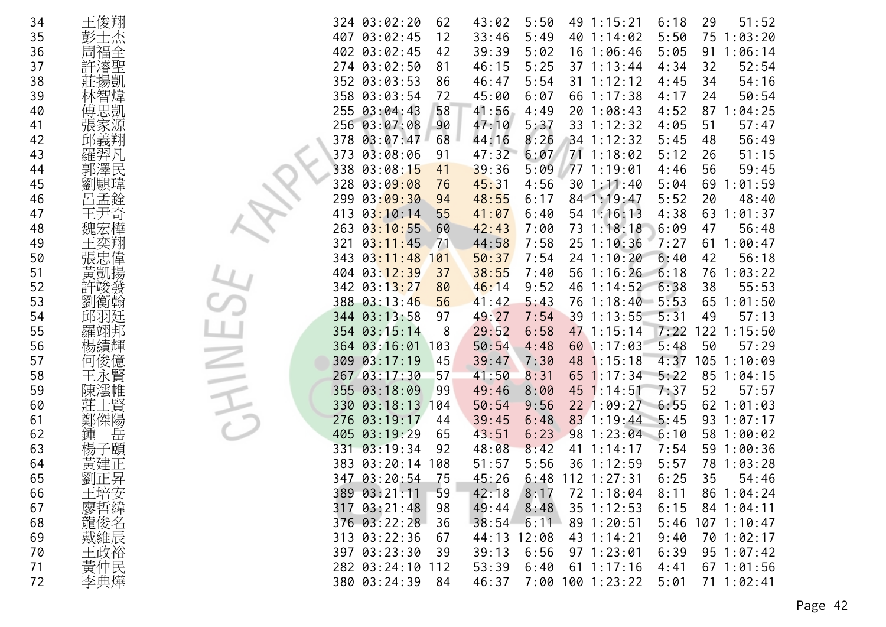| | | | | | | | | | | | | |
|---|---|---|---|---|---|---|---|---|---|---|---|---|
| 34 | 王俊翔 | 324 | 03:02:20 | 62 | 43:02 | 5:50 | 49 | 1:15:21 | 6:18 | 29 | 51:52 |
| 35 | 彭士杰 | 407 | 03:02:45 | 12 | 33:46 | 5:49 | 40 | 1:14:02 | 5:50 | 75 | 1:03:20 |
| 36 | 周福全 | 402 | 03:02:45 | 42 | 39:39 | 5:02 | 16 | 1:06:46 | 5:05 | 91 | 1:06:14 |
| 37 | 許濬聖 | 274 | 03:02:50 | 81 | 46:15 | 5:25 | 37 | 1:13:44 | 4:34 | 32 | 52:54 |
| 38 | 莊揚凱 | 352 | 03:03:53 | 86 | 46:47 | 5:54 | 31 | 1:12:12 | 4:45 | 34 | 54:16 |
| 39 | 林智煒 | 358 | 03:03:54 | 72 | 45:00 | 6:07 | 66 | 1:17:38 | 4:17 | 24 | 50:54 |
| 40 | 傅思凱 | 255 | 03:04:43 | 58 | 41:56 | 4:49 | 20 | 1:08:43 | 4:52 | 87 | 1:04:25 |
| 41 | 張家源 | 256 | 03:07:08 | 90 | 47:10 | 5:37 | 33 | 1:12:32 | 4:05 | 51 | 57:47 |
| 42 | 邱義翔 | 378 | 03:07:47 | 68 | 44:16 | 8:26 | 34 | 1:12:32 | 5:45 | 48 | 56:49 |
| 43 | 羅羿凡 | 373 | 03:08:06 | 91 | 47:32 | 6:07 | 71 | 1:18:02 | 5:12 | 26 | 51:15 |
| 44 | 郭澤民 | 338 | 03:08:15 | 41 | 39:36 | 5:09 | 77 | 1:19:01 | 4:46 | 56 | 59:45 |
| 45 | 劉騏瑋 | 328 | 03:09:08 | 76 | 45:31 | 4:56 | 30 | 1:11:40 | 5:04 | 69 | 1:01:59 |
| 46 | 呂孟銓 | 299 | 03:09:30 | 94 | 48:55 | 6:17 | 84 | 1:19:47 | 5:52 | 20 | 48:40 |
| 47 | 王尹奇 | 413 | 03:10:14 | 55 | 41:07 | 6:40 | 54 | 1:16:13 | 4:38 | 63 | 1:01:37 |
| 48 | 魏宏樺 | 263 | 03:10:55 | 60 | 42:43 | 7:00 | 73 | 1:18:18 | 6:09 | 47 | 56:48 |
| 49 | 王奕翔 | 321 | 03:11:45 | 71 | 44:58 | 7:58 | 25 | 1:10:36 | 7:27 | 61 | 1:00:47 |
| 50 | 張忠偉 | 343 | 03:11:48 | 101 | 50:37 | 7:54 | 24 | 1:10:20 | 6:40 | 42 | 56:18 |
| 51 | 黃凱揚 | 404 | 03:12:39 | 37 | 38:55 | 7:40 | 56 | 1:16:26 | 6:18 | 76 | 1:03:22 |
| 52 | 許竣發 | 342 | 03:13:27 | 80 | 46:14 | 9:52 | 46 | 1:14:52 | 6:38 | 38 | 55:53 |
| 53 | 劉衡翰 | 388 | 03:13:46 | 56 | 41:42 | 5:43 | 76 | 1:18:40 | 5:53 | 65 | 1:01:50 |
| 54 | 邱羽廷 | 344 | 03:13:58 | 97 | 49:27 | 7:54 | 39 | 1:13:55 | 5:31 | 49 | 57:13 |
| 55 | 羅翊邦 | 354 | 03:15:14 | 8 | 29:52 | 6:58 | 47 | 1:15:14 | 7:22 | 122 | 1:15:50 |
| 56 | 楊績輝 | 364 | 03:16:01 | 103 | 50:54 | 4:48 | 60 | 1:17:03 | 5:48 | 50 | 57:29 |
| 57 | 何俊億 | 309 | 03:17:19 | 45 | 39:47 | 7:30 | 48 | 1:15:18 | 4:37 | 105 | 1:10:09 |
| 58 | 王永賢 | 267 | 03:17:30 | 57 | 41:50 | 8:31 | 65 | 1:17:34 | 5:22 | 85 | 1:04:15 |
| 59 | 陳澐帷 | 355 | 03:18:09 | 99 | 49:46 | 8:00 | 45 | 1:14:51 | 7:37 | 52 | 57:57 |
| 60 | 莊士賢 | 330 | 03:18:13 | 104 | 50:54 | 9:56 | 22 | 1:09:27 | 6:55 | 62 | 1:01:03 |
| 61 | 鄭傑陽 | 276 | 03:19:17 | 44 | 39:45 | 6:48 | 83 | 1:19:44 | 5:45 | 93 | 1:07:17 |
| 62 | 鍾　岳 | 405 | 03:19:29 | 65 | 43:51 | 6:23 | 98 | 1:23:04 | 6:10 | 58 | 1:00:02 |
| 63 | 楊子頤 | 331 | 03:19:34 | 92 | 48:08 | 8:42 | 41 | 1:14:17 | 7:54 | 59 | 1:00:36 |
| 64 | 黃建正 | 383 | 03:20:14 | 108 | 51:57 | 5:56 | 36 | 1:12:59 | 5:57 | 78 | 1:03:28 |
| 65 | 劉正昇 | 347 | 03:20:54 | 75 | 45:26 | 6:48 | 112 | 1:27:31 | 6:25 | 35 | 54:46 |
| 66 | 王培安 | 389 | 03:21:11 | 59 | 42:18 | 8:17 | 72 | 1:18:04 | 8:11 | 86 | 1:04:24 |
| 67 | 廖哲緯 | 317 | 03:21:48 | 98 | 49:44 | 8:48 | 35 | 1:12:53 | 6:15 | 84 | 1:04:11 |
| 68 | 龍俊名 | 376 | 03:22:28 | 36 | 38:54 | 6:11 | 89 | 1:20:51 | 5:46 | 107 | 1:10:47 |
| 69 | 戴維辰 | 313 | 03:22:36 | 67 | 44:13 | 12:08 | 43 | 1:14:21 | 9:40 | 70 | 1:02:17 |
| 70 | 王政裕 | 397 | 03:23:30 | 39 | 39:13 | 6:56 | 97 | 1:23:01 | 6:39 | 95 | 1:07:42 |
| 71 | 黃仲民 | 282 | 03:24:10 | 112 | 53:39 | 6:40 | 61 | 1:17:16 | 4:41 | 67 | 1:01:56 |
| 72 | 李典燁 | 380 | 03:24:39 | 84 | 46:37 | 7:00 | 100 | 1:23:22 | 5:01 | 71 | 1:02:41 |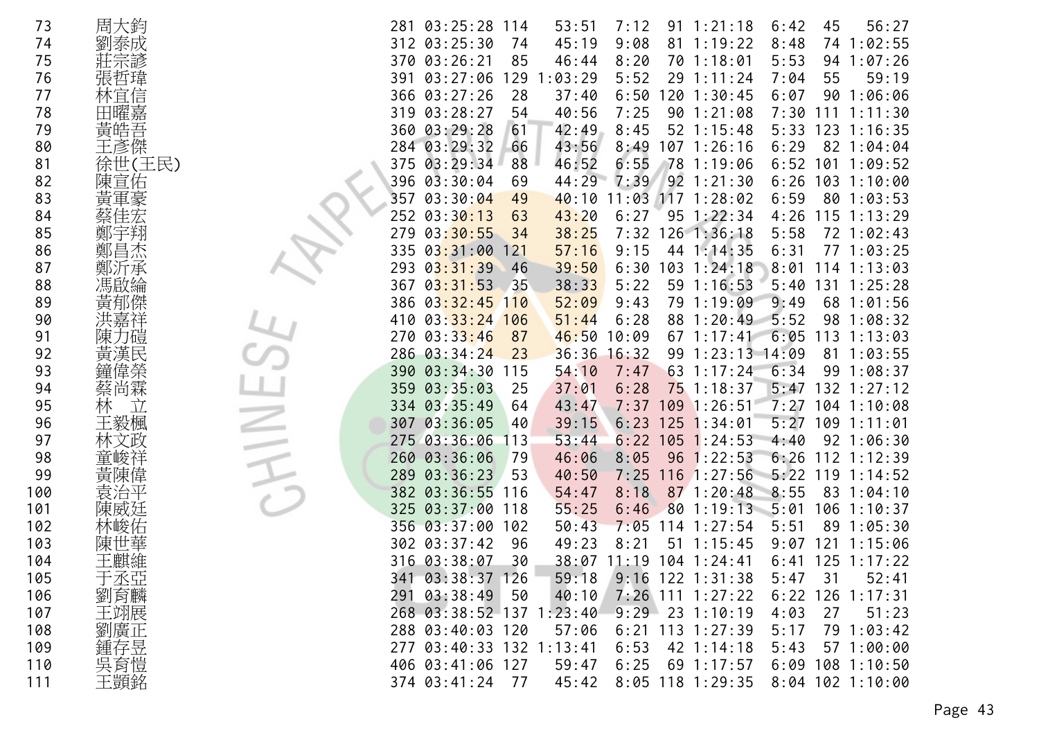| | | | | | | | | | | | |
|---|---|---|---|---|---|---|---|---|---|---|---|
| 73 | 周大鈞 | 281 | 03:25:28 | 114 | 53:51 | 7:12 | 91 | 1:21:18 | 6:42 | 45 | 56:27 |
| 74 | 劉泰成 | 312 | 03:25:30 | 74 | 45:19 | 9:08 | 81 | 1:19:22 | 8:48 | 74 | 1:02:55 |
| 75 | 莊宗諺 | 370 | 03:26:21 | 85 | 46:44 | 8:20 | 70 | 1:18:01 | 5:53 | 94 | 1:07:26 |
| 76 | 張哲瑋 | 391 | 03:27:06 | 129 | 1:03:29 | 5:52 | 29 | 1:11:24 | 7:04 | 55 | 59:19 |
| 77 | 林宜信 | 366 | 03:27:26 | 28 | 37:40 | 6:50 | 120 | 1:30:45 | 6:07 | 90 | 1:06:06 |
| 78 | 田曜嘉 | 319 | 03:28:27 | 54 | 40:56 | 7:25 | 90 | 1:21:08 | 7:30 | 111 | 1:11:30 |
| 79 | 黃皓吾 | 360 | 03:29:28 | 61 | 42:49 | 8:45 | 52 | 1:15:48 | 5:33 | 123 | 1:16:35 |
| 80 | 王彥傑 | 284 | 03:29:32 | 66 | 43:56 | 8:49 | 107 | 1:26:16 | 6:29 | 82 | 1:04:04 |
| 81 | 徐世(王民) | 375 | 03:29:34 | 88 | 46:52 | 6:55 | 78 | 1:19:06 | 6:52 | 101 | 1:09:52 |
| 82 | 陳宣佑 | 396 | 03:30:04 | 69 | 44:29 | 7:39 | 92 | 1:21:30 | 6:26 | 103 | 1:10:00 |
| 83 | 黃軍豪 | 357 | 03:30:04 | 49 | 40:10 | 11:03 | 117 | 1:28:02 | 6:59 | 80 | 1:03:53 |
| 84 | 蔡佳宏 | 252 | 03:30:13 | 63 | 43:20 | 6:27 | 95 | 1:22:34 | 4:26 | 115 | 1:13:29 |
| 85 | 鄭宇翔 | 279 | 03:30:55 | 34 | 38:25 | 7:32 | 126 | 1:36:18 | 5:58 | 72 | 1:02:43 |
| 86 | 鄭昌杰 | 335 | 03:31:00 | 121 | 57:16 | 9:15 | 44 | 1:14:35 | 6:31 | 77 | 1:03:25 |
| 87 | 鄭沂承 | 293 | 03:31:39 | 46 | 39:50 | 6:30 | 103 | 1:24:18 | 8:01 | 114 | 1:13:03 |
| 88 | 馮啟綸 | 367 | 03:31:53 | 35 | 38:33 | 5:22 | 59 | 1:16:53 | 5:40 | 131 | 1:25:28 |
| 89 | 黃郁傑 | 386 | 03:32:45 | 110 | 52:09 | 9:43 | 79 | 1:19:09 | 9:49 | 68 | 1:01:56 |
| 90 | 洪嘉祥 | 410 | 03:33:24 | 106 | 51:44 | 6:28 | 88 | 1:20:49 | 5:52 | 98 | 1:08:32 |
| 91 | 陳力磑 | 270 | 03:33:46 | 87 | 46:50 | 10:09 | 67 | 1:17:41 | 6:05 | 113 | 1:13:03 |
| 92 | 黃漢民 | 286 | 03:34:24 | 23 | 36:36 | 16:32 | 99 | 1:23:13 | 14:09 | 81 | 1:03:55 |
| 93 | 鐘偉榮 | 390 | 03:34:30 | 115 | 54:10 | 7:47 | 63 | 1:17:24 | 6:34 | 99 | 1:08:37 |
| 94 | 蔡尚霖 | 359 | 03:35:03 | 25 | 37:01 | 6:28 | 75 | 1:18:37 | 5:47 | 132 | 1:27:12 |
| 95 | 林　立 | 334 | 03:35:49 | 64 | 43:47 | 7:37 | 109 | 1:26:51 | 7:27 | 104 | 1:10:08 |
| 96 | 王毅楓 | 307 | 03:36:05 | 40 | 39:15 | 6:23 | 125 | 1:34:01 | 5:27 | 109 | 1:11:01 |
| 97 | 林文政 | 275 | 03:36:06 | 113 | 53:44 | 6:22 | 105 | 1:24:53 | 4:40 | 92 | 1:06:30 |
| 98 | 童峻祥 | 260 | 03:36:06 | 79 | 46:06 | 8:05 | 96 | 1:22:53 | 6:26 | 112 | 1:12:39 |
| 99 | 黃陳偉 | 289 | 03:36:23 | 53 | 40:50 | 7:25 | 116 | 1:27:56 | 5:22 | 119 | 1:14:52 |
| 100 | 袁治平 | 382 | 03:36:55 | 116 | 54:47 | 8:18 | 87 | 1:20:48 | 8:55 | 83 | 1:04:10 |
| 101 | 陳威廷 | 325 | 03:37:00 | 118 | 55:25 | 6:46 | 80 | 1:19:13 | 5:01 | 106 | 1:10:37 |
| 102 | 林峻佑 | 356 | 03:37:00 | 102 | 50:43 | 7:05 | 114 | 1:27:54 | 5:51 | 89 | 1:05:30 |
| 103 | 陳世華 | 302 | 03:37:42 | 96 | 49:23 | 8:21 | 51 | 1:15:45 | 9:07 | 121 | 1:15:06 |
| 104 | 王麒維 | 316 | 03:38:07 | 30 | 38:07 | 11:19 | 104 | 1:24:41 | 6:41 | 125 | 1:17:22 |
| 105 | 于丞亞 | 341 | 03:38:37 | 126 | 59:18 | 9:16 | 122 | 1:31:38 | 5:47 | 31 | 52:41 |
| 106 | 劉育麟 | 291 | 03:38:49 | 50 | 40:10 | 7:26 | 111 | 1:27:22 | 6:22 | 126 | 1:17:31 |
| 107 | 王翊展 | 268 | 03:38:52 | 137 | 1:23:40 | 9:29 | 23 | 1:10:19 | 4:03 | 27 | 51:23 |
| 108 | 劉廣正 | 288 | 03:40:03 | 120 | 57:06 | 6:21 | 113 | 1:27:39 | 5:17 | 79 | 1:03:42 |
| 109 | 鍾存昱 | 277 | 03:40:33 | 132 | 1:13:41 | 6:53 | 42 | 1:14:18 | 5:43 | 57 | 1:00:00 |
| 110 | 吳育愷 | 406 | 03:41:06 | 127 | 59:47 | 6:25 | 69 | 1:17:57 | 6:09 | 108 | 1:10:50 |
| 111 | 王顗銘 | 374 | 03:41:24 | 77 | 45:42 | 8:05 | 118 | 1:29:35 | 8:04 | 102 | 1:10:00 |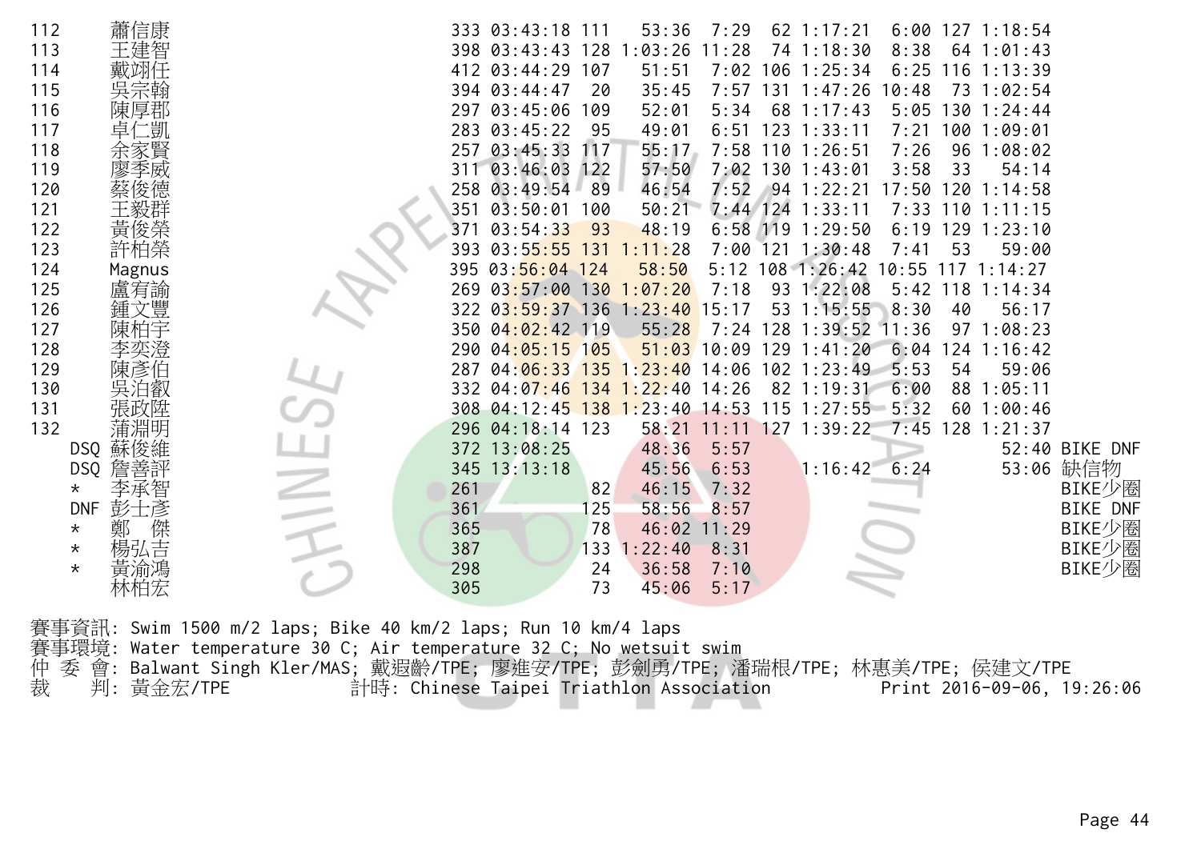| Rank | Name | No. | Total | Swim Rank | Swim | T1 | Bike Rank | Bike | T2 | Run Rank | Run | Note |
|---|---|---|---|---|---|---|---|---|---|---|---|---|
| 112 | 蕭信康 | 333 | 03:43:18 | 111 | 53:36 | 7:29 | 62 | 1:17:21 | 6:00 | 127 | 1:18:54 | |
| 113 | 王建智 | 398 | 03:43:43 | 128 | 1:03:26 | 11:28 | 74 | 1:18:30 | 8:38 | 64 | 1:01:43 | |
| 114 | 戴翊任 | 412 | 03:44:29 | 107 | 51:51 | 7:02 | 106 | 1:25:34 | 6:25 | 116 | 1:13:39 | |
| 115 | 吳宗翰 | 394 | 03:44:47 | 20 | 35:45 | 7:57 | 131 | 1:47:26 | 10:48 | 73 | 1:02:54 | |
| 116 | 陳厚郡 | 297 | 03:45:06 | 109 | 52:01 | 5:34 | 68 | 1:17:43 | 5:05 | 130 | 1:24:44 | |
| 117 | 卓仁凱 | 283 | 03:45:22 | 95 | 49:01 | 6:51 | 123 | 1:33:11 | 7:21 | 100 | 1:09:01 | |
| 118 | 余家賢 | 257 | 03:45:33 | 117 | 55:17 | 7:58 | 110 | 1:26:51 | 7:26 | 96 | 1:08:02 | |
| 119 | 廖季威 | 311 | 03:46:03 | 122 | 57:50 | 7:02 | 130 | 1:43:01 | 3:58 | 33 | 54:14 | |
| 120 | 蔡俊德 | 258 | 03:49:54 | 89 | 46:54 | 7:52 | 94 | 1:22:21 | 17:50 | 120 | 1:14:58 | |
| 121 | 王毅群 | 351 | 03:50:01 | 100 | 50:21 | 7:44 | 124 | 1:33:11 | 7:33 | 110 | 1:11:15 | |
| 122 | 黃俊榮 | 371 | 03:54:33 | 93 | 48:19 | 6:58 | 119 | 1:29:50 | 6:19 | 129 | 1:23:10 | |
| 123 | 許柏榮 | 393 | 03:55:55 | 131 | 1:11:28 | 7:00 | 121 | 1:30:48 | 7:41 | 53 | 59:00 | |
| 124 | Magnus | 395 | 03:56:04 | 124 | 58:50 | 5:12 | 108 | 1:26:42 | 10:55 | 117 | 1:14:27 | |
| 125 | 盧宥諭 | 269 | 03:57:00 | 130 | 1:07:20 | 7:18 | 93 | 1:22:08 | 5:42 | 118 | 1:14:34 | |
| 126 | 鍾文豐 | 322 | 03:59:37 | 136 | 1:23:40 | 15:17 | 53 | 1:15:55 | 8:30 | 40 | 56:17 | |
| 127 | 陳柏宇 | 350 | 04:02:42 | 119 | 55:28 | 7:24 | 128 | 1:39:52 | 11:36 | 97 | 1:08:23 | |
| 128 | 李奕澄 | 290 | 04:05:15 | 105 | 51:03 | 10:09 | 129 | 1:41:20 | 6:04 | 124 | 1:16:42 | |
| 129 | 陳彥伯 | 287 | 04:06:33 | 135 | 1:23:40 | 14:06 | 102 | 1:23:49 | 5:53 | 54 | 59:06 | |
| 130 | 吳泊叡 | 332 | 04:07:46 | 134 | 1:22:40 | 14:26 | 82 | 1:19:31 | 6:00 | 88 | 1:05:11 | |
| 131 | 張政陞 | 308 | 04:12:45 | 138 | 1:23:40 | 14:53 | 115 | 1:27:55 | 5:32 | 60 | 1:00:46 | |
| 132 | 蒲淵明 | 296 | 04:18:14 | 123 | 58:21 | 11:11 | 127 | 1:39:22 | 7:45 | 128 | 1:21:37 | |
| DSQ | 蘇俊維 | 372 | 13:08:25 | | 48:36 | 5:57 | | | | | 52:40 | BIKE DNF |
| DSQ | 詹善評 | 345 | 13:13:18 | | 45:56 | 6:53 | | 1:16:42 | 6:24 | | 53:06 | 缺信物 |
| * | 李承智 | 261 | | 82 | 46:15 | 7:32 | | | | | | BIKE少圈 |
| DNF | 彭士彥 | 361 | | 125 | 58:56 | 8:57 | | | | | | BIKE DNF |
| * | 鄭　傑 | 365 | | 78 | 46:02 | 11:29 | | | | | | BIKE少圈 |
| * | 楊弘吉 | 387 | | 133 | 1:22:40 | 8:31 | | | | | | BIKE少圈 |
| * | 黃渝鴻 | 298 | | 24 | 36:58 | 7:10 | | | | | | BIKE少圈 |
| | 林柏宏 | 305 | | 73 | 45:06 | 5:17 | | | | | | |

賽事資訊: Swim 1500 m/2 laps; Bike 40 km/2 laps; Run 10 km/4 laps
賽事環境: Water temperature 30 C; Air temperature 32 C; No wetsuit swim
仲 委 會: Balwant Singh Kler/MAS; 戴遐齡/TPE; 廖進安/TPE; 彭劍勇/TPE; 潘瑞根/TPE; 林惠美/TPE; 侯建文/TPE
裁　　判: 黃金宏/TPE　　　計時: Chinese Taipei Triathlon Association　　　Print 2016-09-06, 19:26:06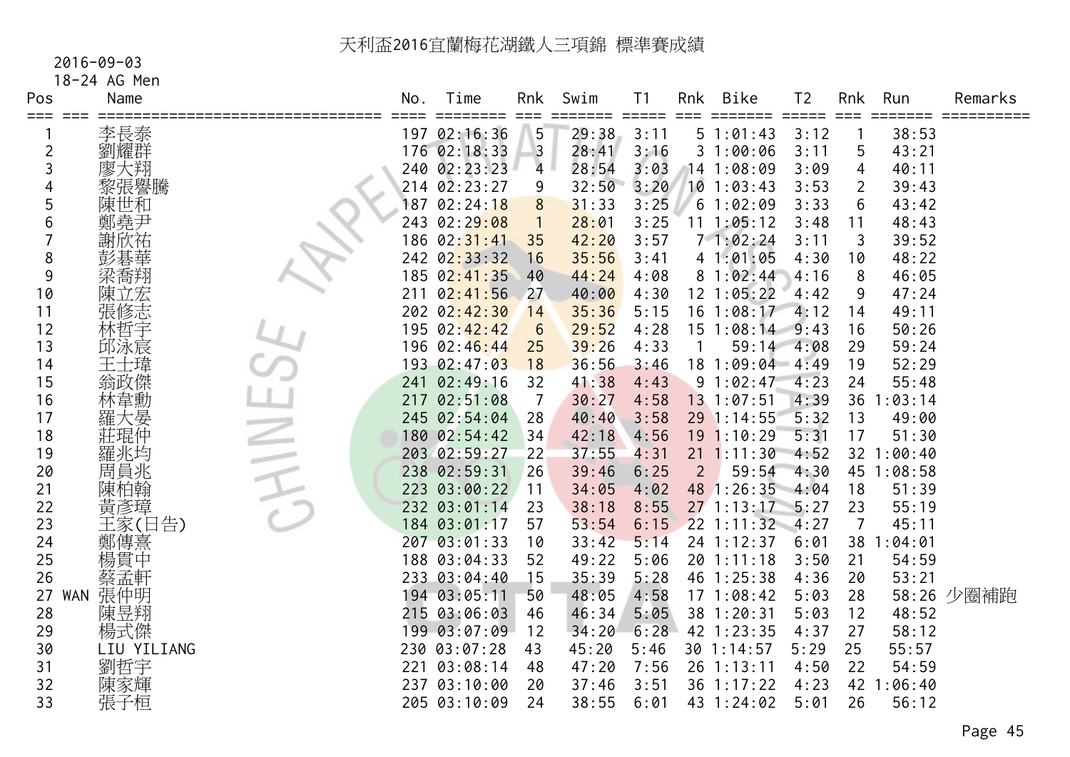# 天利盃2016宜蘭梅花湖鐵人三項錦 標準賽成績

2016-09-03

18-24 AG Men

| Pos | | Name | No. | Time | Rnk | Swim | T1 | Rnk | Bike | T2 | Rnk | Run | Remarks |
|---|---|---|---|---|---|---|---|---|---|---|---|---|---|
| 1 | | 李長泰 | 197 | 02:16:36 | 5 | 29:38 | 3:11 | 5 | 1:01:43 | 3:12 | 1 | 38:53 | |
| 2 | | 劉耀群 | 176 | 02:18:33 | 3 | 28:41 | 3:16 | 3 | 1:00:06 | 3:11 | 5 | 43:21 | |
| 3 | | 廖大翔 | 240 | 02:23:23 | 4 | 28:54 | 3:03 | 14 | 1:08:09 | 3:09 | 4 | 40:11 | |
| 4 | | 黎張譽騰 | 214 | 02:23:27 | 9 | 32:50 | 3:20 | 10 | 1:03:43 | 3:53 | 2 | 39:43 | |
| 5 | | 陳世和 | 187 | 02:24:18 | 8 | 31:33 | 3:25 | 6 | 1:02:09 | 3:33 | 6 | 43:42 | |
| 6 | | 鄭堯尹 | 243 | 02:29:08 | 1 | 28:01 | 3:25 | 11 | 1:05:12 | 3:48 | 11 | 48:43 | |
| 7 | | 謝欣祐 | 186 | 02:31:41 | 35 | 42:20 | 3:57 | 7 | 1:02:24 | 3:11 | 3 | 39:52 | |
| 8 | | 彭碁華 | 242 | 02:33:32 | 16 | 35:56 | 3:41 | 4 | 1:01:05 | 4:30 | 10 | 48:22 | |
| 9 | | 梁喬翔 | 185 | 02:41:35 | 40 | 44:24 | 4:08 | 8 | 1:02:44 | 4:16 | 8 | 46:05 | |
| 10 | | 陳立宏 | 211 | 02:41:56 | 27 | 40:00 | 4:30 | 12 | 1:05:22 | 4:42 | 9 | 47:24 | |
| 11 | | 張修志 | 202 | 02:42:30 | 14 | 35:36 | 5:15 | 16 | 1:08:17 | 4:12 | 14 | 49:11 | |
| 12 | | 林哲宇 | 195 | 02:42:42 | 6 | 29:52 | 4:28 | 15 | 1:08:14 | 9:43 | 16 | 50:26 | |
| 13 | | 邱泳宸 | 196 | 02:46:44 | 25 | 39:26 | 4:33 | 1 | 59:14 | 4:08 | 29 | 59:24 | |
| 14 | | 王士瑋 | 193 | 02:47:03 | 18 | 36:56 | 3:46 | 18 | 1:09:04 | 4:49 | 19 | 52:29 | |
| 15 | | 翁政傑 | 241 | 02:49:16 | 32 | 41:38 | 4:43 | 9 | 1:02:47 | 4:23 | 24 | 55:48 | |
| 16 | | 林韋勳 | 217 | 02:51:08 | 7 | 30:27 | 4:58 | 13 | 1:07:51 | 4:39 | 36 | 1:03:14 | |
| 17 | | 羅大晏 | 245 | 02:54:04 | 28 | 40:40 | 3:58 | 29 | 1:14:55 | 5:32 | 13 | 49:00 | |
| 18 | | 莊琨仲 | 180 | 02:54:42 | 34 | 42:18 | 4:56 | 19 | 1:10:29 | 5:31 | 17 | 51:30 | |
| 19 | | 羅兆均 | 203 | 02:59:27 | 22 | 37:55 | 4:31 | 21 | 1:11:30 | 4:52 | 32 | 1:00:40 | |
| 20 | | 周員兆 | 238 | 02:59:31 | 26 | 39:46 | 6:25 | 2 | 59:54 | 4:30 | 45 | 1:08:58 | |
| 21 | | 陳柏翰 | 223 | 03:00:22 | 11 | 34:05 | 4:02 | 48 | 1:26:35 | 4:04 | 18 | 51:39 | |
| 22 | | 黃彥瑋 | 232 | 03:01:14 | 23 | 38:18 | 8:55 | 27 | 1:13:17 | 5:27 | 23 | 55:19 | |
| 23 | | 王家(日告) | 184 | 03:01:17 | 57 | 53:54 | 6:15 | 22 | 1:11:32 | 4:27 | 7 | 45:11 | |
| 24 | | 鄭傳熹 | 207 | 03:01:33 | 10 | 33:42 | 5:14 | 24 | 1:12:37 | 6:01 | 38 | 1:04:01 | |
| 25 | | 楊貫中 | 188 | 03:04:33 | 52 | 49:22 | 5:06 | 20 | 1:11:18 | 3:50 | 21 | 54:59 | |
| 26 | | 蔡孟軒 | 233 | 03:04:40 | 15 | 35:39 | 5:28 | 46 | 1:25:38 | 4:36 | 20 | 53:21 | |
| 27 | WAN | 張仲明 | 194 | 03:05:11 | 50 | 48:05 | 4:58 | 17 | 1:08:42 | 5:03 | 28 | 58:26 | 少圈補跑 |
| 28 | | 陳昱翔 | 215 | 03:06:03 | 46 | 46:34 | 5:05 | 38 | 1:20:31 | 5:03 | 12 | 48:52 | |
| 29 | | 楊式傑 | 199 | 03:07:09 | 12 | 34:20 | 6:28 | 42 | 1:23:35 | 4:37 | 27 | 58:12 | |
| 30 | | LIU YILIANG | 230 | 03:07:28 | 43 | 45:20 | 5:46 | 30 | 1:14:57 | 5:29 | 25 | 55:57 | |
| 31 | | 劉哲宇 | 221 | 03:08:14 | 48 | 47:20 | 7:56 | 26 | 1:13:11 | 4:50 | 22 | 54:59 | |
| 32 | | 陳家輝 | 237 | 03:10:00 | 20 | 37:46 | 3:51 | 36 | 1:17:22 | 4:23 | 42 | 1:06:40 | |
| 33 | | 張子桓 | 205 | 03:10:09 | 24 | 38:55 | 6:01 | 43 | 1:24:02 | 5:01 | 26 | 56:12 | |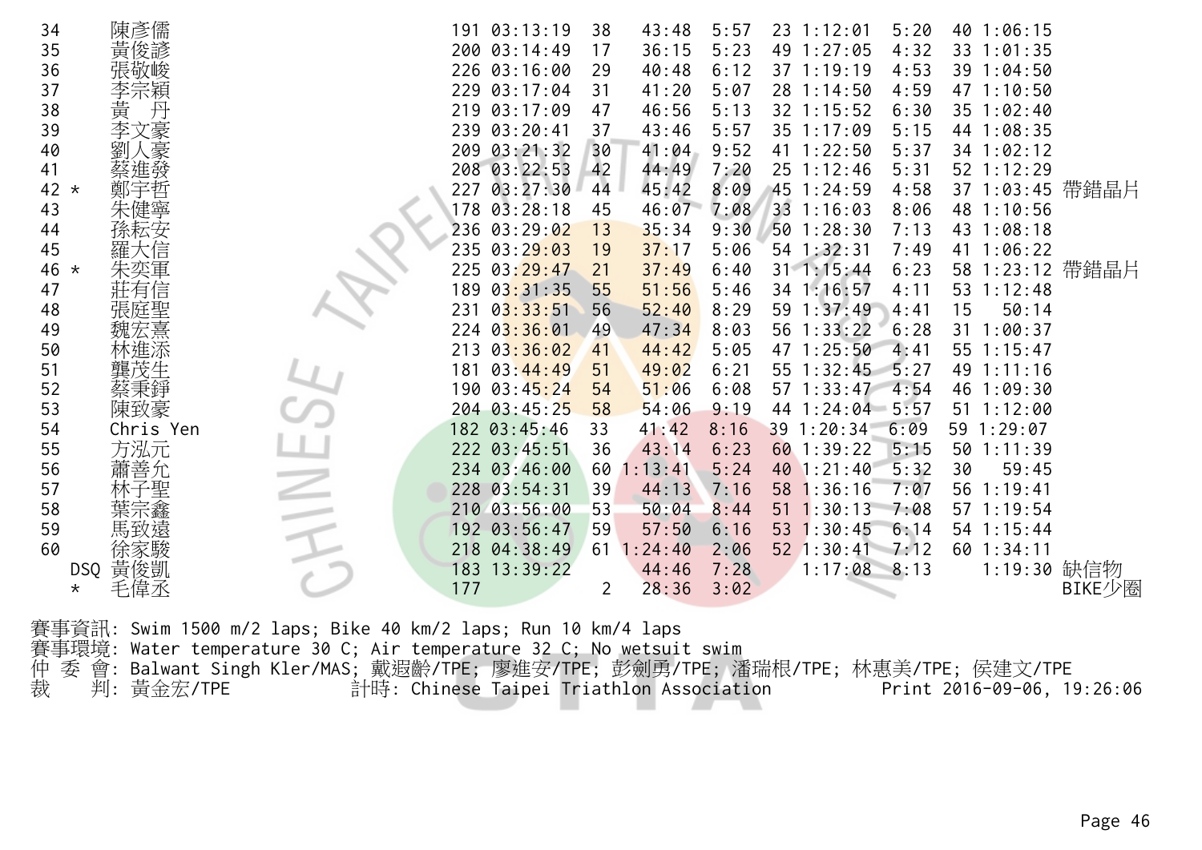| | | | | | | | | | | | | |
|---|---|---|---|---|---|---|---|---|---|---|---|---|
| 34 | 陳彥儒 | 191 | 03:13:19 | 38 | 43:48 | 5:57 | 23 | 1:12:01 | 5:20 | 40 | 1:06:15 | |
| 35 | 黃俊諺 | 200 | 03:14:49 | 17 | 36:15 | 5:23 | 49 | 1:27:05 | 4:32 | 33 | 1:01:35 | |
| 36 | 張敬峻 | 226 | 03:16:00 | 29 | 40:48 | 6:12 | 37 | 1:19:19 | 4:53 | 39 | 1:04:50 | |
| 37 | 李宗穎 | 229 | 03:17:04 | 31 | 41:20 | 5:07 | 28 | 1:14:50 | 4:59 | 47 | 1:10:50 | |
| 38 | 黃　丹 | 219 | 03:17:09 | 47 | 46:56 | 5:13 | 32 | 1:15:52 | 6:30 | 35 | 1:02:40 | |
| 39 | 李文豪 | 239 | 03:20:41 | 37 | 43:46 | 5:57 | 35 | 1:17:09 | 5:15 | 44 | 1:08:35 | |
| 40 | 劉人豪 | 209 | 03:21:32 | 30 | 41:04 | 9:52 | 41 | 1:22:50 | 5:37 | 34 | 1:02:12 | |
| 41 | 蔡進發 | 208 | 03:22:53 | 42 | 44:49 | 7:20 | 25 | 1:12:46 | 5:31 | 52 | 1:12:29 | |
| 42 * | 鄭宇哲 | 227 | 03:27:30 | 44 | 45:42 | 8:09 | 45 | 1:24:59 | 4:58 | 37 | 1:03:45 | 帶錯晶片 |
| 43 | 朱健寧 | 178 | 03:28:18 | 45 | 46:07 | 7:08 | 33 | 1:16:03 | 8:06 | 48 | 1:10:56 | |
| 44 | 孫秐安 | 236 | 03:29:02 | 13 | 35:34 | 9:30 | 50 | 1:28:30 | 7:13 | 43 | 1:08:18 | |
| 45 | 羅大信 | 235 | 03:29:03 | 19 | 37:17 | 5:06 | 54 | 1:32:31 | 7:49 | 41 | 1:06:22 | |
| 46 * | 朱奕軍 | 225 | 03:29:47 | 21 | 37:49 | 6:40 | 31 | 1:15:44 | 6:23 | 58 | 1:23:12 | 帶錯晶片 |
| 47 | 莊有信 | 189 | 03:31:35 | 55 | 51:56 | 5:46 | 34 | 1:16:57 | 4:11 | 53 | 1:12:48 | |
| 48 | 張庭聖 | 231 | 03:33:51 | 56 | 52:40 | 8:29 | 59 | 1:37:49 | 4:41 | 15 | 50:14 | |
| 49 | 魏宏熹 | 224 | 03:36:01 | 49 | 47:34 | 8:03 | 56 | 1:33:22 | 6:28 | 31 | 1:00:37 | |
| 50 | 林進添 | 213 | 03:36:02 | 41 | 44:42 | 5:05 | 47 | 1:25:50 | 4:41 | 55 | 1:15:47 | |
| 51 | 龔茂生 | 181 | 03:44:49 | 51 | 49:02 | 6:21 | 55 | 1:32:45 | 5:27 | 49 | 1:11:16 | |
| 52 | 蔡秉錚 | 190 | 03:45:24 | 54 | 51:06 | 6:08 | 57 | 1:33:47 | 4:54 | 46 | 1:09:30 | |
| 53 | 陳致豪 | 204 | 03:45:25 | 58 | 54:06 | 9:19 | 44 | 1:24:04 | 5:57 | 51 | 1:12:00 | |
| 54 | Chris Yen | 182 | 03:45:46 | 33 | 41:42 | 8:16 | 39 | 1:20:34 | 6:09 | 59 | 1:29:07 | |
| 55 | 方泓元 | 222 | 03:45:51 | 36 | 43:14 | 6:23 | 60 | 1:39:22 | 5:15 | 50 | 1:11:39 | |
| 56 | 蕭善允 | 234 | 03:46:00 | 60 | 1:13:41 | 5:24 | 40 | 1:21:40 | 5:32 | 30 | 59:45 | |
| 57 | 林子聖 | 228 | 03:54:31 | 39 | 44:13 | 7:16 | 58 | 1:36:16 | 7:07 | 56 | 1:19:41 | |
| 58 | 葉宗鑫 | 210 | 03:56:00 | 53 | 50:04 | 8:44 | 51 | 1:30:13 | 7:08 | 57 | 1:19:54 | |
| 59 | 馬致遠 | 192 | 03:56:47 | 59 | 57:50 | 6:16 | 53 | 1:30:45 | 6:14 | 54 | 1:15:44 | |
| 60 | 徐家駿 | 218 | 04:38:49 | 61 | 1:24:40 | 2:06 | 52 | 1:30:41 | 7:12 | 60 | 1:34:11 | |
| DSQ | 黃俊凱 | 183 | 13:39:22 | | 44:46 | 7:28 | | 1:17:08 | 8:13 | | 1:19:30 | 缺信物 |
| * | 毛偉丞 | 177 | | 2 | 28:36 | 3:02 | | | | | | BIKE少圈 |

賽事資訊: Swim 1500 m/2 laps; Bike 40 km/2 laps; Run 10 km/4 laps
賽事環境: Water temperature 30 C; Air temperature 32 C; No wetsuit swim
仲 委 會: Balwant Singh Kler/MAS; 戴遐齡/TPE; 廖進安/TPE; 彭劍勇/TPE; 潘瑞根/TPE; 林惠美/TPE; 侯建文/TPE
裁　 判: 黃金宏/TPE　　　　計時: Chinese Taipei Triathlon Association　　　　Print 2016-09-06, 19:26:06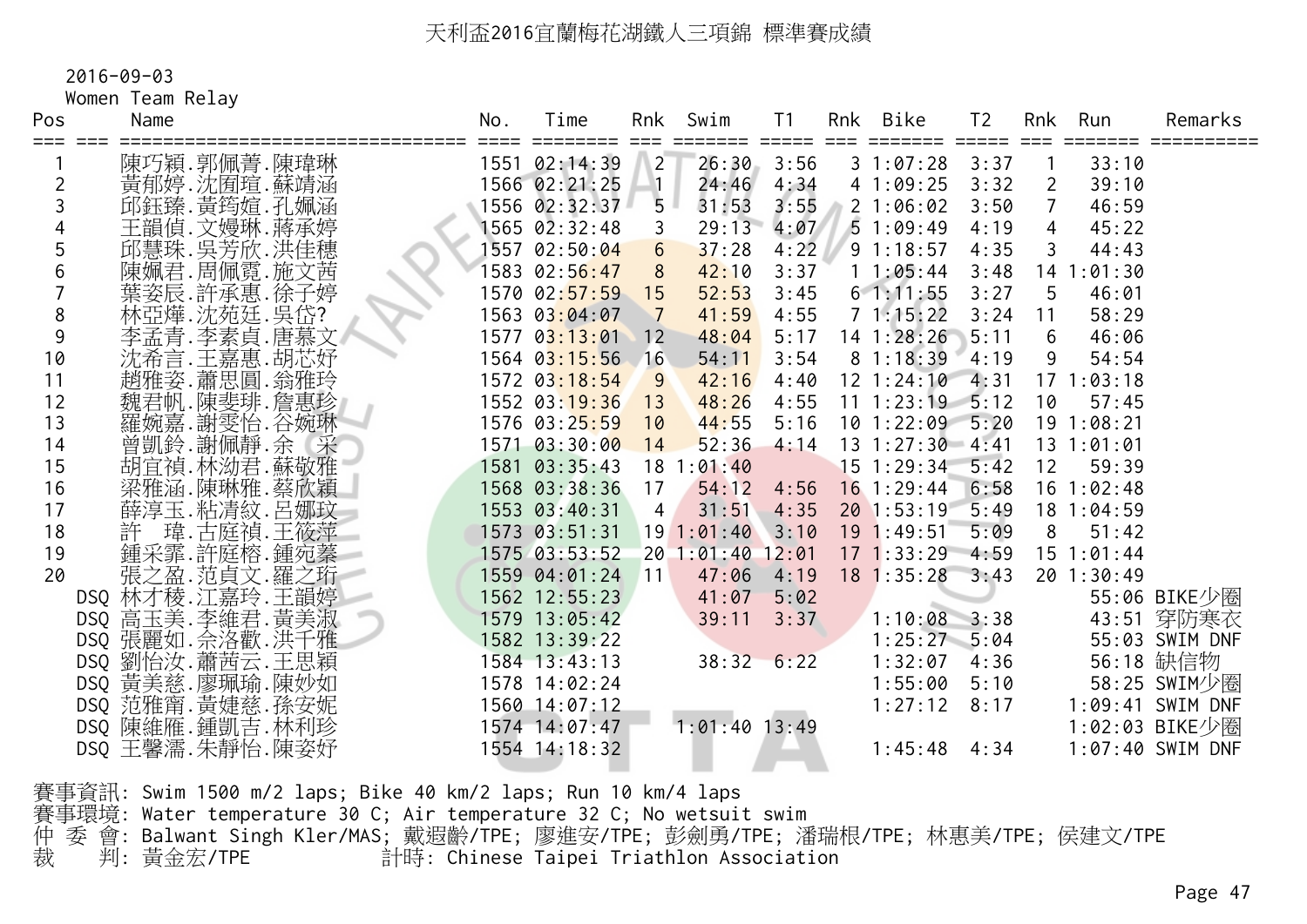# 天利盃2016宜蘭梅花湖鐵人三項錦 標準賽成績

2016-09-03

Women Team Relay

| Pos | Name | No. | Time | Rnk | Swim | T1 | Rnk | Bike | T2 | Rnk | Run | Remarks |
|---|---|---|---|---|---|---|---|---|---|---|---|---|
| 1 | 陳巧穎.郭佩菁.陳瑋琳 | 1551 | 02:14:39 | 2 | 26:30 | 3:56 | 3 | 1:07:28 | 3:37 | 1 | 33:10 | |
| 2 | 黃郁婷.沈囿瑄.蘇靖涵 | 1566 | 02:21:25 | 1 | 24:46 | 4:34 | 4 | 1:09:25 | 3:32 | 2 | 39:10 | |
| 3 | 邱鈺臻.黃筠媗.孔姵涵 | 1556 | 02:32:37 | 5 | 31:53 | 3:55 | 2 | 1:06:02 | 3:50 | 7 | 46:59 | |
| 4 | 王韻偵.文嫚琳.蔣承婷 | 1565 | 02:32:48 | 3 | 29:13 | 4:07 | 5 | 1:09:49 | 4:19 | 4 | 45:22 | |
| 5 | 邱慧珠.吳芳欣.洪佳穗 | 1557 | 02:50:04 | 6 | 37:28 | 4:22 | 9 | 1:18:57 | 4:35 | 3 | 44:43 | |
| 6 | 陳姵君.周佩霓.施文茜 | 1583 | 02:56:47 | 8 | 42:10 | 3:37 | 1 | 1:05:44 | 3:48 | 14 | 1:01:30 | |
| 7 | 葉姿辰.許承惠.徐子婷 | 1570 | 02:57:59 | 15 | 52:53 | 3:45 | 6 | 1:11:55 | 3:27 | 5 | 46:01 | |
| 8 | 林亞燁.沈苑廷.吳岱? | 1563 | 03:04:07 | 7 | 41:59 | 4:55 | 7 | 1:15:22 | 3:24 | 11 | 58:29 | |
| 9 | 李孟青.李素貞.唐慕文 | 1577 | 03:13:01 | 12 | 48:04 | 5:17 | 14 | 1:28:26 | 5:11 | 6 | 46:06 | |
| 10 | 沈希言.王嘉惠.胡芯妤 | 1564 | 03:15:56 | 16 | 54:11 | 3:54 | 8 | 1:18:39 | 4:19 | 9 | 54:54 | |
| 11 | 趙雅姿.蕭思圓.翁雅玲 | 1572 | 03:18:54 | 9 | 42:16 | 4:40 | 12 | 1:24:10 | 4:31 | 17 | 1:03:18 | |
| 12 | 魏君帆.陳斐琲.詹惠珍 | 1552 | 03:19:36 | 13 | 48:26 | 4:55 | 11 | 1:23:19 | 5:12 | 10 | 57:45 | |
| 13 | 羅婉嘉.謝雯怡.谷婉琳 | 1576 | 03:25:59 | 10 | 44:55 | 5:16 | 10 | 1:22:09 | 5:20 | 19 | 1:08:21 | |
| 14 | 曾凱鈴.謝佩靜.余 采 | 1571 | 03:30:00 | 14 | 52:36 | 4:14 | 13 | 1:27:30 | 4:41 | 13 | 1:01:01 | |
| 15 | 胡宜禎.林泐君.蘇敬雅 | 1581 | 03:35:43 | 18 | 1:01:40 | | 15 | 1:29:34 | 5:42 | 12 | 59:39 | |
| 16 | 梁雅涵.陳琳雅.蔡欣穎 | 1568 | 03:38:36 | 17 | 54:12 | 4:56 | 16 | 1:29:44 | 6:58 | 16 | 1:02:48 | |
| 17 | 薛淳玉.粘清紋.呂娜玟 | 1553 | 03:40:31 | 4 | 31:51 | 4:35 | 20 | 1:53:19 | 5:49 | 18 | 1:04:59 | |
| 18 | 許 瑋.古庭禎.王筱萍 | 1573 | 03:51:31 | 19 | 1:01:40 | 3:10 | 19 | 1:49:51 | 5:09 | 8 | 51:42 | |
| 19 | 鍾采霏.許庭榕.鍾宛蓁 | 1575 | 03:53:52 | 20 | 1:01:40 | 12:01 | 17 | 1:33:29 | 4:59 | 15 | 1:01:44 | |
| 20 | 張之盈.范貞文.羅之珩 | 1559 | 04:01:24 | 11 | 47:06 | 4:19 | 18 | 1:35:28 | 3:43 | 20 | 1:30:49 | |
| DSQ | 林才稜.江嘉玲.王韻婷 | 1562 | 12:55:23 | | 41:07 | 5:02 | | | | | 55:06 | BIKE少圈 |
| DSQ | 高玉美.李維君.黃美淑 | 1579 | 13:05:42 | | 39:11 | 3:37 | | 1:10:08 | 3:38 | | 43:51 | 穿防寒衣 |
| DSQ | 張麗如.佘洛歡.洪千雅 | 1582 | 13:39:22 | | | | | 1:25:27 | 5:04 | | 55:03 | SWIM DNF |
| DSQ | 劉怡汝.蕭茜云.王思穎 | 1584 | 13:43:13 | | 38:32 | 6:22 | | 1:32:07 | 4:36 | | 56:18 | 缺信物 |
| DSQ | 黃美慈.廖珮瑜.陳妙如 | 1578 | 14:02:24 | | | | | 1:55:00 | 5:10 | | 58:25 | SWIM少圈 |
| DSQ | 范雅甯.黃婕慈.孫安妮 | 1560 | 14:07:12 | | | | | 1:27:12 | 8:17 | | 1:09:41 | SWIM DNF |
| DSQ | 陳維雁.鍾凱吉.林利珍 | 1574 | 14:07:47 | | 1:01:40 | 13:49 | | | | | 1:02:03 | BIKE少圈 |
| DSQ | 王馨濡.朱靜怡.陳姿妤 | 1554 | 14:18:32 | | | | | 1:45:48 | 4:34 | | 1:07:40 | SWIM DNF |

賽事資訊: Swim 1500 m/2 laps; Bike 40 km/2 laps; Run 10 km/4 laps

賽事環境: Water temperature 30 C; Air temperature 32 C; No wetsuit swim

仲 委 會: Balwant Singh Kler/MAS; 戴遐齡/TPE; 廖進安/TPE; 彭劍勇/TPE; 潘瑞根/TPE; 林惠美/TPE; 侯建文/TPE

裁　　判: 黃金宏/TPE　　　　　計時: Chinese Taipei Triathlon Association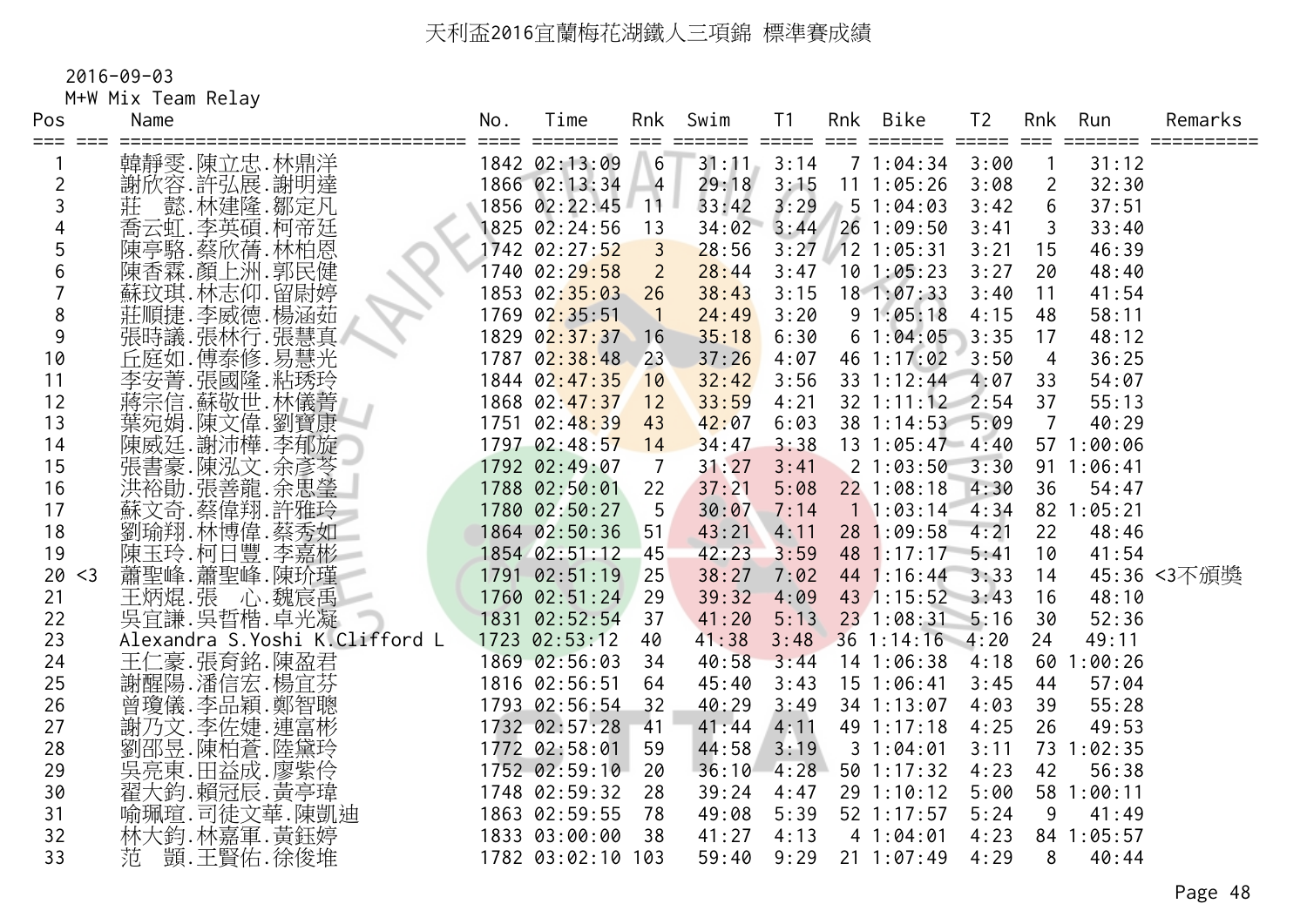# 天利盃2016宜蘭梅花湖鐵人三項錦 標準賽成績

2016-09-03

M+W Mix Team Relay

| Pos | | Name | No. | Time | Rnk | Swim | T1 | Rnk | Bike | T2 | Rnk | Run | Remarks |
|---|---|---|---|---|---|---|---|---|---|---|---|---|---|
| 1 | | 韓靜雯.陳立忠.林鼎洋 | 1842 | 02:13:09 | 6 | 31:11 | 3:14 | 7 | 1:04:34 | 3:00 | 1 | 31:12 | |
| 2 | | 謝欣容.許弘展.謝明達 | 1866 | 02:13:34 | 4 | 29:18 | 3:15 | 11 | 1:05:26 | 3:08 | 2 | 32:30 | |
| 3 | | 莊 懿.林建隆.鄒定凡 | 1856 | 02:22:45 | 11 | 33:42 | 3:29 | 5 | 1:04:03 | 3:42 | 6 | 37:51 | |
| 4 | | 喬云虹.李英碩.柯帝廷 | 1825 | 02:24:56 | 13 | 34:02 | 3:44 | 26 | 1:09:50 | 3:41 | 3 | 33:40 | |
| 5 | | 陳亭駱.蔡欣蒨.林柏恩 | 1742 | 02:27:52 | 3 | 28:56 | 3:27 | 12 | 1:05:31 | 3:21 | 15 | 46:39 | |
| 6 | | 陳香霖.顏上洲.郭民健 | 1740 | 02:29:58 | 2 | 28:44 | 3:47 | 10 | 1:05:23 | 3:27 | 20 | 48:40 | |
| 7 | | 蘇玟琪.林志仰.留尉婷 | 1853 | 02:35:03 | 26 | 38:43 | 3:15 | 18 | 1:07:33 | 3:40 | 11 | 41:54 | |
| 8 | | 莊順捷.李威德.楊涵茹 | 1769 | 02:35:51 | 1 | 24:49 | 3:20 | 9 | 1:05:18 | 4:15 | 48 | 58:11 | |
| 9 | | 張時議.張林行.張慧真 | 1829 | 02:37:37 | 16 | 35:18 | 6:30 | 6 | 1:04:05 | 3:35 | 17 | 48:12 | |
| 10 | | 丘庭如.傅泰修.易慧光 | 1787 | 02:38:48 | 23 | 37:26 | 4:07 | 46 | 1:17:02 | 3:50 | 4 | 36:25 | |
| 11 | | 李安菁.張國隆.粘琇玲 | 1844 | 02:47:35 | 10 | 32:42 | 3:56 | 33 | 1:12:44 | 4:07 | 33 | 54:07 | |
| 12 | | 蔣宗信.蘇敬世.林儀菁 | 1868 | 02:47:37 | 12 | 33:59 | 4:21 | 32 | 1:11:12 | 2:54 | 37 | 55:13 | |
| 13 | | 葉宛娟.陳文偉.劉寶康 | 1751 | 02:48:39 | 43 | 42:07 | 6:03 | 38 | 1:14:53 | 5:09 | 7 | 40:29 | |
| 14 | | 陳威廷.謝沛樺.李郁旋 | 1797 | 02:48:57 | 14 | 34:47 | 3:38 | 13 | 1:05:47 | 4:40 | 57 | 1:00:06 | |
| 15 | | 張書豪.陳泓文.余彥芩 | 1792 | 02:49:07 | 7 | 31:27 | 3:41 | 2 | 1:03:50 | 3:30 | 91 | 1:06:41 | |
| 16 | | 洪裕勛.張善龍.余思瑩 | 1788 | 02:50:01 | 22 | 37:21 | 5:08 | 22 | 1:08:18 | 4:30 | 36 | 54:47 | |
| 17 | | 蘇文奇.蔡偉翔.許雅玲 | 1780 | 02:50:27 | 5 | 30:07 | 7:14 | 1 | 1:03:14 | 4:34 | 82 | 1:05:21 | |
| 18 | | 劉瑜翔.林博偉.蔡秀如 | 1864 | 02:50:36 | 51 | 43:21 | 4:11 | 28 | 1:09:58 | 4:21 | 22 | 48:46 | |
| 19 | | 陳玉玲.柯日豐.李嘉彬 | 1854 | 02:51:12 | 45 | 42:23 | 3:59 | 48 | 1:17:17 | 5:41 | 10 | 41:54 | |
| 20 | <3 | 蕭聖峰.蕭聖峰.陳玠瑾 | 1791 | 02:51:19 | 25 | 38:27 | 7:02 | 44 | 1:16:44 | 3:33 | 14 | 45:36 | <3不頒獎 |
| 21 | | 王炳焜.張 心.魏宸禹 | 1760 | 02:51:24 | 29 | 39:32 | 4:09 | 43 | 1:15:52 | 3:43 | 16 | 48:10 | |
| 22 | | 吳宜謙.吳哲楷.卓光凝 | 1831 | 02:52:54 | 37 | 41:20 | 5:13 | 23 | 1:08:31 | 5:16 | 30 | 52:36 | |
| 23 | | Alexandra S.Yoshi K.Clifford L | 1723 | 02:53:12 | 40 | 41:38 | 3:48 | 36 | 1:14:16 | 4:20 | 24 | 49:11 | |
| 24 | | 王仁豪.張育銘.陳盈君 | 1869 | 02:56:03 | 34 | 40:58 | 3:44 | 14 | 1:06:38 | 4:18 | 60 | 1:00:26 | |
| 25 | | 謝醒陽.潘信宏.楊宜芬 | 1816 | 02:56:51 | 64 | 45:40 | 3:43 | 15 | 1:06:41 | 3:45 | 44 | 57:04 | |
| 26 | | 曾瓊儀.李品穎.鄭智聰 | 1793 | 02:56:54 | 32 | 40:29 | 3:49 | 34 | 1:13:07 | 4:03 | 39 | 55:28 | |
| 27 | | 謝乃文.李佐婕.連富彬 | 1732 | 02:57:28 | 41 | 41:44 | 4:11 | 49 | 1:17:18 | 4:25 | 26 | 49:53 | |
| 28 | | 劉邵昱.陳柏蒼.陸黛玲 | 1772 | 02:58:01 | 59 | 44:58 | 3:19 | 3 | 1:04:01 | 3:11 | 73 | 1:02:35 | |
| 29 | | 吳亮東.田益成.廖紫伶 | 1752 | 02:59:10 | 20 | 36:10 | 4:28 | 50 | 1:17:32 | 4:23 | 42 | 56:38 | |
| 30 | | 翟大鈞.賴冠辰.黃亭瑋 | 1748 | 02:59:32 | 28 | 39:24 | 4:47 | 29 | 1:10:12 | 5:00 | 58 | 1:00:11 | |
| 31 | | 喻珮瑄.司徒文華.陳凱迪 | 1863 | 02:59:55 | 78 | 49:08 | 5:39 | 52 | 1:17:57 | 5:24 | 9 | 41:49 | |
| 32 | | 林大鈞.林嘉軍.黃鈺婷 | 1833 | 03:00:00 | 38 | 41:27 | 4:13 | 4 | 1:04:01 | 4:23 | 84 | 1:05:57 | |
| 33 | | 范 顗.王賢佑.徐俊堆 | 1782 | 03:02:10 | 103 | 59:40 | 9:29 | 21 | 1:07:49 | 4:29 | 8 | 40:44 | |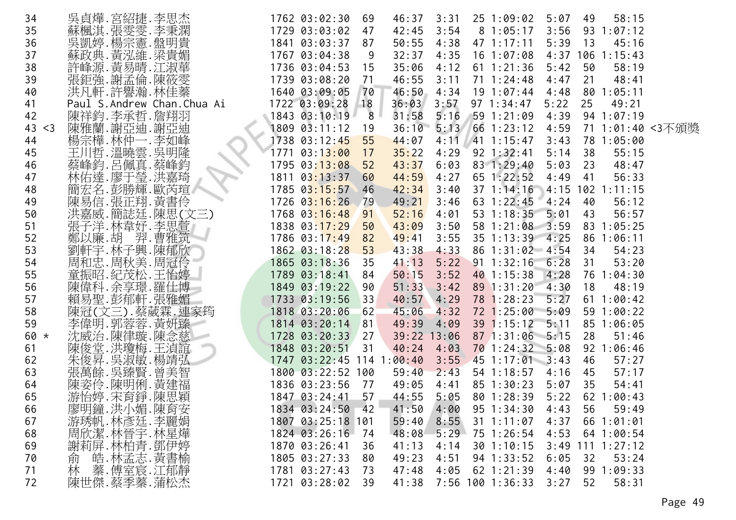| | | | | | | | | | | | | |
|---|---|---|---|---|---|---|---|---|---|---|---|---|
| 34 | 吳貞燁.宮紹捷.李思杰 | 1762 | 03:02:30 | 69 | 46:37 | 3:31 | 25 | 1:09:02 | 5:07 | 49 | 58:15 | |
| 35 | 蘇楓淇.張雯雯.李秉淵 | 1729 | 03:03:02 | 47 | 42:45 | 3:54 | 8 | 1:05:17 | 3:56 | 93 | 1:07:12 | |
| 36 | 吳凱婷.楊宗憲.盤明貴 | 1841 | 03:03:37 | 87 | 50:55 | 4:38 | 47 | 1:17:11 | 5:39 | 13 | 45:16 | |
| 37 | 蘇政典.黃泓維.梁貴媚 | 1767 | 03:04:38 | 9 | 32:37 | 4:35 | 16 | 1:07:08 | 4:37 | 106 | 1:15:43 | |
| 38 | 許峰源.黃易晴.江淑華 | 1736 | 03:04:53 | 15 | 35:06 | 4:12 | 61 | 1:21:36 | 5:42 | 50 | 58:19 | |
| 39 | 張鉅強.謝孟倫.陳筱雯 | 1739 | 03:08:20 | 71 | 46:55 | 3:11 | 71 | 1:24:48 | 4:47 | 21 | 48:41 | |
| 40 | 洪凡軒.許譽瀚.林佳蓁 | 1640 | 03:09:05 | 70 | 46:50 | 4:34 | 19 | 1:07:44 | 4:48 | 80 | 1:05:11 | |
| 41 | Paul S.Andrew Chan.Chua Ai | 1722 | 03:09:28 | 18 | 36:03 | 3:57 | 97 | 1:34:47 | 5:22 | 25 | 49:21 | |
| 42 | 陳祥鈞.李承哲.詹翔羽 | 1843 | 03:10:19 | 8 | 31:58 | 5:16 | 59 | 1:21:09 | 4:39 | 94 | 1:07:19 | |
| 43 <3 | 陳雅蘭.謝亞迪.謝亞迪 | 1809 | 03:11:12 | 19 | 36:10 | 5:13 | 66 | 1:23:12 | 4:59 | 71 | 1:01:40 | <3不頒獎 |
| 44 | 楊宗樺.林仲一.李如峰 | 1738 | 03:12:45 | 55 | 44:07 | 4:11 | 41 | 1:15:47 | 3:43 | 78 | 1:05:00 | |
| 45 | 王川哲.溫曉雲.吳明隆 | 1771 | 03:13:00 | 17 | 35:22 | 4:29 | 92 | 1:32:41 | 5:14 | 38 | 55:15 | |
| 46 | 蔡峰鈞.呂佩真.蔡峰鈞 | 1795 | 03:13:08 | 52 | 43:37 | 6:03 | 83 | 1:29:40 | 5:03 | 23 | 48:47 | |
| 47 | 林佑達.廖于瑩.洪嘉琦 | 1811 | 03:13:37 | 60 | 44:59 | 4:27 | 65 | 1:22:52 | 4:49 | 41 | 56:33 | |
| 48 | 簡宏名.彭勝輝.歐芮瑄 | 1785 | 03:15:57 | 46 | 42:34 | 3:40 | 37 | 1:14:16 | 4:15 | 102 | 1:11:15 | |
| 49 | 陳易信.張正翔.黃書伶 | 1726 | 03:16:26 | 79 | 49:21 | 3:46 | 63 | 1:22:45 | 4:24 | 40 | 56:12 | |
| 50 | 洪嘉威.簡誌廷.陳思(文三) | 1768 | 03:16:48 | 91 | 52:16 | 4:01 | 53 | 1:18:35 | 5:01 | 43 | 56:57 | |
| 51 | 張子洋.林韋妤.李思萱 | 1838 | 03:17:29 | 50 | 43:09 | 3:50 | 58 | 1:21:08 | 3:59 | 83 | 1:05:25 | |
| 52 | 鄭以廉.胡 羿.曹雅筑 | 1786 | 03:17:49 | 82 | 49:41 | 3:55 | 35 | 1:13:39 | 4:25 | 86 | 1:06:11 | |
| 53 | 劉軒宇.林子興.陳郁欣 | 1862 | 03:18:28 | 53 | 43:38 | 4:33 | 86 | 1:31:02 | 4:54 | 34 | 54:23 | |
| 54 | 周和忠.周秋美.周冠伶 | 1865 | 03:18:36 | 35 | 41:13 | 5:22 | 91 | 1:32:16 | 6:28 | 31 | 53:20 | |
| 55 | 童振昭.紀茂松.王怡婷 | 1789 | 03:18:41 | 84 | 50:15 | 3:52 | 40 | 1:15:38 | 4:28 | 76 | 1:04:30 | |
| 56 | 陳偉科.余享璟.羅仕博 | 1849 | 03:19:22 | 90 | 51:33 | 3:42 | 89 | 1:31:20 | 4:30 | 18 | 48:19 | |
| 57 | 賴易聖.彭郁軒.張雅媚 | 1733 | 03:19:56 | 33 | 40:57 | 4:29 | 78 | 1:28:23 | 5:27 | 61 | 1:00:42 | |
| 58 | 陳冠(文三).蔡葳霖.連家筠 | 1818 | 03:20:06 | 62 | 45:06 | 4:32 | 72 | 1:25:00 | 5:09 | 59 | 1:00:22 | |
| 59 | 李偉明.郭蓉蓉.黃妍臻 | 1814 | 03:20:14 | 81 | 49:39 | 4:09 | 39 | 1:15:12 | 5:11 | 85 | 1:06:05 | |
| 60 * | 沈威治.陳律璇.陳念慈 | 1728 | 03:20:33 | 27 | 39:22 | 13:06 | 87 | 1:31:06 | 5:15 | 28 | 51:46 | |
| 61 | 陳俊堂.洪瓊梅.王湞誼 | 1848 | 03:20:51 | 31 | 40:24 | 4:03 | 70 | 1:24:32 | 5:08 | 92 | 1:06:46 | |
| 62 | 朱俊昇.吳淑敏.楊靖弘 | 1747 | 03:22:45 | 114 | 1:00:40 | 3:55 | 45 | 1:17:01 | 3:43 | 46 | 57:27 | |
| 63 | 張萬餘.吳臻賢.曾美智 | 1800 | 03:22:52 | 100 | 59:40 | 2:43 | 54 | 1:18:57 | 4:16 | 45 | 57:17 | |
| 64 | 陳姿伶.陳明俐.黃建福 | 1836 | 03:23:56 | 77 | 49:05 | 4:41 | 85 | 1:30:23 | 5:07 | 35 | 54:41 | |
| 65 | 游怡婷.宋育錚.陳思穎 | 1847 | 03:24:41 | 57 | 44:55 | 5:05 | 80 | 1:28:39 | 5:22 | 62 | 1:00:43 | |
| 66 | 廖明鐘.洪小媚.陳育安 | 1834 | 03:24:50 | 42 | 41:50 | 4:00 | 95 | 1:34:30 | 4:43 | 56 | 59:49 | |
| 67 | 游琇帆.林彥廷.李麗娟 | 1807 | 03:25:18 | 101 | 59:40 | 8:55 | 31 | 1:11:07 | 4:37 | 66 | 1:01:01 | |
| 68 | 周欣潔.林晉宇.林星燁 | 1824 | 03:26:16 | 74 | 48:08 | 5:29 | 75 | 1:26:54 | 4:53 | 64 | 1:00:54 | |
| 69 | 謝莉屏.林柏青.鄧伊婷 | 1870 | 03:26:41 | 36 | 41:13 | 4:14 | 30 | 1:10:15 | 3:49 | 111 | 1:27:12 | |
| 70 | 俞 皓.林孟志.黃書榆 | 1805 | 03:27:33 | 80 | 49:23 | 4:51 | 94 | 1:33:52 | 6:05 | 32 | 53:24 | |
| 71 | 林 蓁.傅室宸.江郁靜 | 1781 | 03:27:43 | 73 | 47:48 | 4:05 | 62 | 1:21:39 | 4:40 | 99 | 1:09:33 | |
| 72 | 陳世傑.蔡季蓁.蒲松杰 | 1721 | 03:28:02 | 39 | 41:38 | 7:56 | 100 | 1:36:33 | 3:27 | 52 | 58:31 | |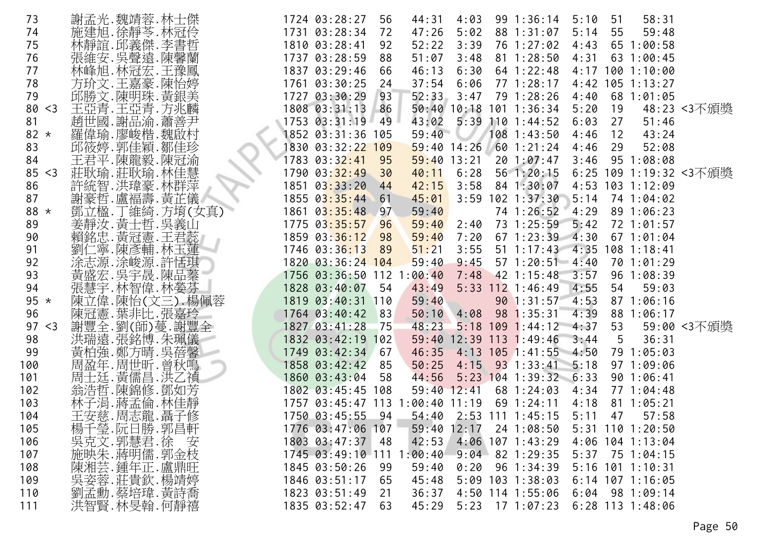| | | | | | | | | | | | | | |
|---|---|---|---|---|---|---|---|---|---|---|---|---|---|
| 73 | | 謝孟光.魏靖蓉.林士傑 | 1724 | 03:28:27 | 56 | 44:31 | 4:03 | 99 | 1:36:14 | 5:10 | 51 | 58:31 | |
| 74 | | 施建旭.徐靜苓.林冠伶 | 1731 | 03:28:34 | 72 | 47:26 | 5:02 | 88 | 1:31:07 | 5:14 | 55 | 59:48 | |
| 75 | | 林靜誼.邱義傑.李書哲 | 1810 | 03:28:41 | 92 | 52:22 | 3:39 | 76 | 1:27:02 | 4:43 | 65 | 1:00:58 | |
| 76 | | 張維安.吳聲遠.陳馨蘭 | 1737 | 03:28:59 | 88 | 51:07 | 3:48 | 81 | 1:28:50 | 4:31 | 63 | 1:00:45 | |
| 77 | | 林峰旭.林冠宏.王豫鳳 | 1837 | 03:29:46 | 66 | 46:13 | 6:30 | 64 | 1:22:48 | 4:17 | 100 | 1:10:00 | |
| 78 | | 方玠文.王嘉豪.陳怡婷 | 1761 | 03:30:25 | 24 | 37:54 | 6:06 | 77 | 1:28:17 | 4:42 | 105 | 1:13:27 | |
| 79 | | 邱勝文.陳明珠.黃銀美 | 1727 | 03:30:29 | 93 | 52:33 | 3:47 | 79 | 1:28:26 | 4:40 | 68 | 1:01:05 | |
| 80 | <3 | 王亞青.王亞青.方兆麟 | 1808 | 03:31:13 | 86 | 50:40 | 10:18 | 101 | 1:36:34 | 5:20 | 19 | 48:23 | <3不頒獎 |
| 81 | | 趙世國.謝品渝.蕭善尹 | 1753 | 03:31:19 | 49 | 43:02 | 5:39 | 110 | 1:44:52 | 6:03 | 27 | 51:46 | |
| 82 | * | 羅偉瑜.廖峻楷.魏啟村 | 1852 | 03:31:36 | 105 | 59:40 | | 108 | 1:43:50 | 4:46 | 12 | 43:24 | |
| 83 | | 邱筱婷.郭佳穎.鄒佳珍 | 1830 | 03:32:22 | 109 | 59:40 | 14:26 | 60 | 1:21:24 | 4:46 | 29 | 52:08 | |
| 84 | | 王君平.陳龍毅.陳冠渝 | 1783 | 03:32:41 | 95 | 59:40 | 13:21 | 20 | 1:07:47 | 3:46 | 95 | 1:08:08 | |
| 85 | <3 | 莊耿瑜.莊耿瑜.林佳慧 | 1790 | 03:32:49 | 30 | 40:11 | 6:28 | 56 | 1:20:15 | 6:25 | 109 | 1:19:32 | <3不頒獎 |
| 86 | | 許統智.洪瑋豪.林群萍 | 1851 | 03:33:20 | 44 | 42:15 | 3:58 | 84 | 1:30:07 | 4:53 | 103 | 1:12:09 | |
| 87 | | 謝豪哲.盧福壽.黃芷儀 | 1855 | 03:35:44 | 61 | 45:01 | 3:59 | 102 | 1:37:30 | 5:14 | 74 | 1:04:02 | |
| 88 | * | 鄧立楹.丁維綺.方堉(女真) | 1861 | 03:35:48 | 97 | 59:40 | | 74 | 1:26:52 | 4:29 | 89 | 1:06:23 | |
| 89 | | 姜靜汝.黃士哲.吳義山 | 1775 | 03:35:57 | 96 | 59:40 | 2:40 | 73 | 1:25:59 | 5:42 | 72 | 1:01:57 | |
| 90 | | 賴銘忠.黃冠憲.王君蕊 | 1859 | 03:36:12 | 98 | 59:40 | 7:20 | 67 | 1:23:39 | 4:30 | 67 | 1:01:04 | |
| 91 | | 劉仁寧.陳彥輔.林玉蓮 | 1746 | 03:36:13 | 89 | 51:21 | 3:55 | 51 | 1:17:43 | 4:35 | 108 | 1:18:41 | |
| 92 | | 涂志源.涂峻源.許恬琪 | 1820 | 03:36:24 | 104 | 59:40 | 9:45 | 57 | 1:20:51 | 4:40 | 70 | 1:01:29 | |
| 93 | | 黃盛宏.吳宇晟.陳品蓁 | 1756 | 03:36:50 | 112 | 1:00:40 | 7:48 | 42 | 1:15:48 | 3:57 | 96 | 1:08:39 | |
| 94 | | 張慧宇.林智偉.林婺芬 | 1828 | 03:40:07 | 54 | 43:49 | 5:33 | 112 | 1:46:49 | 4:55 | 54 | 59:03 | |
| 95 | * | 陳立偉.陳怡(文三).楊佩蓉 | 1819 | 03:40:31 | 110 | 59:40 | | 90 | 1:31:57 | 4:53 | 87 | 1:06:16 | |
| 96 | | 陳冠憲.葉非比.張嘉玲 | 1764 | 03:40:42 | 83 | 50:10 | 4:08 | 98 | 1:35:31 | 4:39 | 88 | 1:06:17 | |
| 97 | <3 | 謝豐全.劉(師)蔓.謝豐全 | 1827 | 03:41:28 | 75 | 48:23 | 5:18 | 109 | 1:44:12 | 4:37 | 53 | 59:00 | <3不頒獎 |
| 98 | | 洪瑞遠.張銘博.朱珮儀 | 1832 | 03:42:19 | 102 | 59:40 | 12:39 | 113 | 1:49:46 | 3:44 | 5 | 36:31 | |
| 99 | | 黃柏強.鄭方晴.吳蓓馨 | 1749 | 03:42:34 | 67 | 46:35 | 4:13 | 105 | 1:41:55 | 4:50 | 79 | 1:05:03 | |
| 100 | | 周盈年.周世昕.曾秋鳴 | 1858 | 03:42:42 | 85 | 50:25 | 4:15 | 93 | 1:33:41 | 5:18 | 97 | 1:09:06 | |
| 101 | | 周士廷.黃儒昌.洪乙禎 | 1860 | 03:43:04 | 58 | 44:56 | 5:23 | 104 | 1:39:32 | 6:33 | 90 | 1:06:41 | |
| 102 | | 翁浩哲.陳錦修.鄧如芳 | 1802 | 03:45:45 | 108 | 59:40 | 12:41 | 68 | 1:24:03 | 4:34 | 77 | 1:04:48 | |
| 103 | | 林子涓.蔣孟倫.林佳靜 | 1757 | 03:45:47 | 113 | 1:00:40 | 11:19 | 69 | 1:24:11 | 4:18 | 81 | 1:05:21 | |
| 104 | | 王安慈.周志龍.聶子修 | 1750 | 03:45:55 | 94 | 54:40 | 2:53 | 111 | 1:45:15 | 5:11 | 47 | 57:58 | |
| 105 | | 楊千瑩.阮日勝.郭昌軒 | 1776 | 03:47:06 | 107 | 59:40 | 12:17 | 24 | 1:08:50 | 5:31 | 110 | 1:20:50 | |
| 106 | | 吳克文.郭慧君.徐　安 | 1803 | 03:47:37 | 48 | 42:53 | 4:06 | 107 | 1:43:29 | 4:06 | 104 | 1:13:04 | |
| 107 | | 施映朱.蔣明儒.郭金枝 | 1745 | 03:49:10 | 111 | 1:00:40 | 9:04 | 82 | 1:29:35 | 5:37 | 75 | 1:04:15 | |
| 108 | | 陳湘芸.鍾年正.盧鼎旺 | 1845 | 03:50:26 | 99 | 59:40 | 0:20 | 96 | 1:34:39 | 5:16 | 101 | 1:10:31 | |
| 109 | | 吳姿蓉.莊貴欽.楊靖婷 | 1846 | 03:51:17 | 65 | 45:48 | 5:09 | 103 | 1:38:03 | 6:14 | 107 | 1:16:05 | |
| 110 | | 劉孟勳.蔡培瑋.黃詩喬 | 1823 | 03:51:49 | 21 | 36:37 | 4:50 | 114 | 1:55:06 | 6:04 | 98 | 1:09:14 | |
| 111 | | 洪智賢.林旻翰.何靜禧 | 1835 | 03:52:47 | 63 | 45:29 | 5:23 | 17 | 1:07:23 | 6:28 | 113 | 1:48:06 | |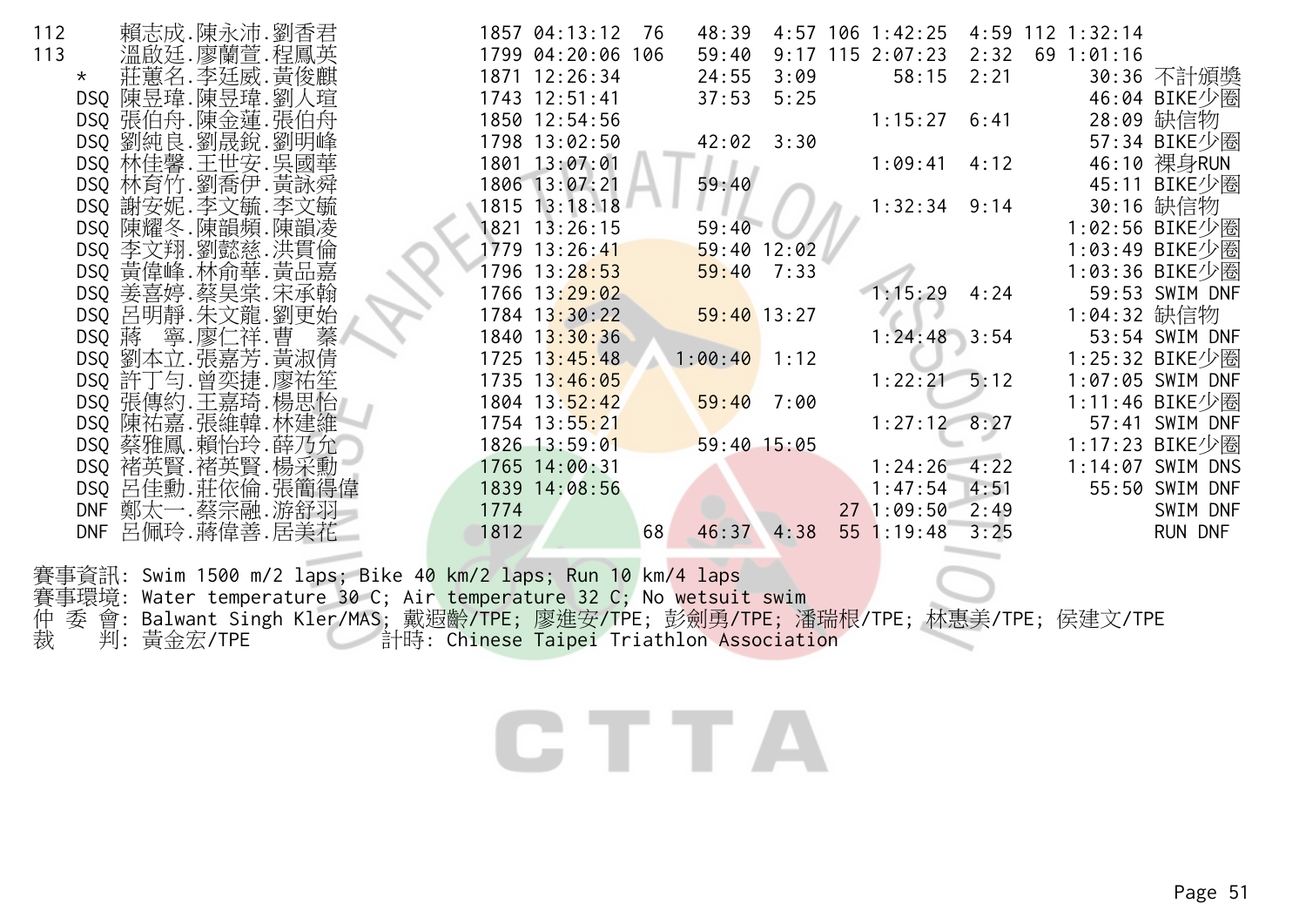| 名次 | 姓名 | 號碼 | 總成績 | 游泳名次 | 游泳 | T1 | 自由車名次 | 自由車 | T2 | 路跑名次 | 路跑 | 備註 |
|---|---|---|---|---|---|---|---|---|---|---|---|---|
| 112 | 賴志成.陳永沛.劉香君 | 1857 | 04:13:12 | 76 | 48:39 | 4:57 | 106 | 1:42:25 | 4:59 | 112 | 1:32:14 | |
| 113 | 溫啟廷.廖蘭萱.程鳳英 | 1799 | 04:20:06 | 106 | 59:40 | 9:17 | 115 | 2:07:23 | 2:32 | 69 | 1:01:16 | |
| * | 莊蕙名.李廷威.黃俊麒 | 1871 | 12:26:34 | | 24:55 | 3:09 | | 58:15 | 2:21 | | 30:36 | 不計頒獎 |
| DSQ | 陳昱瑋.陳昱瑋.劉人瑄 | 1743 | 12:51:41 | | 37:53 | 5:25 | | | | | 46:04 | BIKE少圈 |
| DSQ | 張伯舟.陳金蓮.張伯舟 | 1850 | 12:54:56 | | | | | 1:15:27 | 6:41 | | 28:09 | 缺信物 |
| DSQ | 劉純良.劉晟銳.劉明峰 | 1798 | 13:02:50 | | 42:02 | 3:30 | | | | | 57:34 | BIKE少圈 |
| DSQ | 林佳馨.王世安.吳國華 | 1801 | 13:07:01 | | | | | 1:09:41 | 4:12 | | 46:10 | 裸身RUN |
| DSQ | 林育竹.劉喬伊.黃詠舜 | 1806 | 13:07:21 | | 59:40 | | | | | | 45:11 | BIKE少圈 |
| DSQ | 謝安妮.李文毓.李文毓 | 1815 | 13:18:18 | | | | | 1:32:34 | 9:14 | | 30:16 | 缺信物 |
| DSQ | 陳耀冬.陳韻頻.陳韻凌 | 1821 | 13:26:15 | | 59:40 | | | | | | 1:02:56 | BIKE少圈 |
| DSQ | 李文翔.劉懿慈.洪貫倫 | 1779 | 13:26:41 | | 59:40 | 12:02 | | | | | 1:03:49 | BIKE少圈 |
| DSQ | 黃偉峰.林俞華.黃品嘉 | 1796 | 13:28:53 | | 59:40 | 7:33 | | | | | 1:03:36 | BIKE少圈 |
| DSQ | 姜喜婷.蔡昊棠.宋承翰 | 1766 | 13:29:02 | | | | | 1:15:29 | 4:24 | | 59:53 | SWIM DNF |
| DSQ | 呂明靜.朱文龍.劉更始 | 1784 | 13:30:22 | | 59:40 | 13:27 | | | | | 1:04:32 | 缺信物 |
| DSQ | 蔣　寧.廖仁祥.曹　蓁 | 1840 | 13:30:36 | | | | | 1:24:48 | 3:54 | | 53:54 | SWIM DNF |
| DSQ | 劉本立.張嘉芳.黃淑倩 | 1725 | 13:45:48 | | 1:00:40 | 1:12 | | | | | 1:25:32 | BIKE少圈 |
| DSQ | 許丁匀.曾奕捷.廖祐笙 | 1735 | 13:46:05 | | | | | 1:22:21 | 5:12 | | 1:07:05 | SWIM DNF |
| DSQ | 張傳約.王嘉琦.楊思怡 | 1804 | 13:52:42 | | 59:40 | 7:00 | | | | | 1:11:46 | BIKE少圈 |
| DSQ | 陳祐嘉.張維韓.林建維 | 1754 | 13:55:21 | | | | | 1:27:12 | 8:27 | | 57:41 | SWIM DNF |
| DSQ | 蔡雅鳳.賴怡玲.薛乃允 | 1826 | 13:59:01 | | 59:40 | 15:05 | | | | | 1:17:23 | BIKE少圈 |
| DSQ | 褚英賢.褚英賢.楊采勳 | 1765 | 14:00:31 | | | | | 1:24:26 | 4:22 | | 1:14:07 | SWIM DNS |
| DSQ | 呂佳勳.莊依倫.張簡得偉 | 1839 | 14:08:56 | | | | | 1:47:54 | 4:51 | | 55:50 | SWIM DNF |
| DNF | 鄭太一.蔡宗融.游舒羽 | 1774 | | | | | 27 | 1:09:50 | 2:49 | | | SWIM DNF |
| DNF | 呂佩玲.蔣偉善.居美花 | 1812 | | 68 | 46:37 | 4:38 | 55 | 1:19:48 | 3:25 | | | RUN DNF |

賽事資訊: Swim 1500 m/2 laps; Bike 40 km/2 laps; Run 10 km/4 laps
賽事環境: Water temperature 30 C; Air temperature 32 C; No wetsuit swim
仲 委 會: Balwant Singh Kler/MAS; 戴遐齡/TPE; 廖進安/TPE; 彭劍勇/TPE; 潘瑞根/TPE; 林惠美/TPE; 侯建文/TPE
裁　　判: 黃金宏/TPE　　　　計時: Chinese Taipei Triathlon Association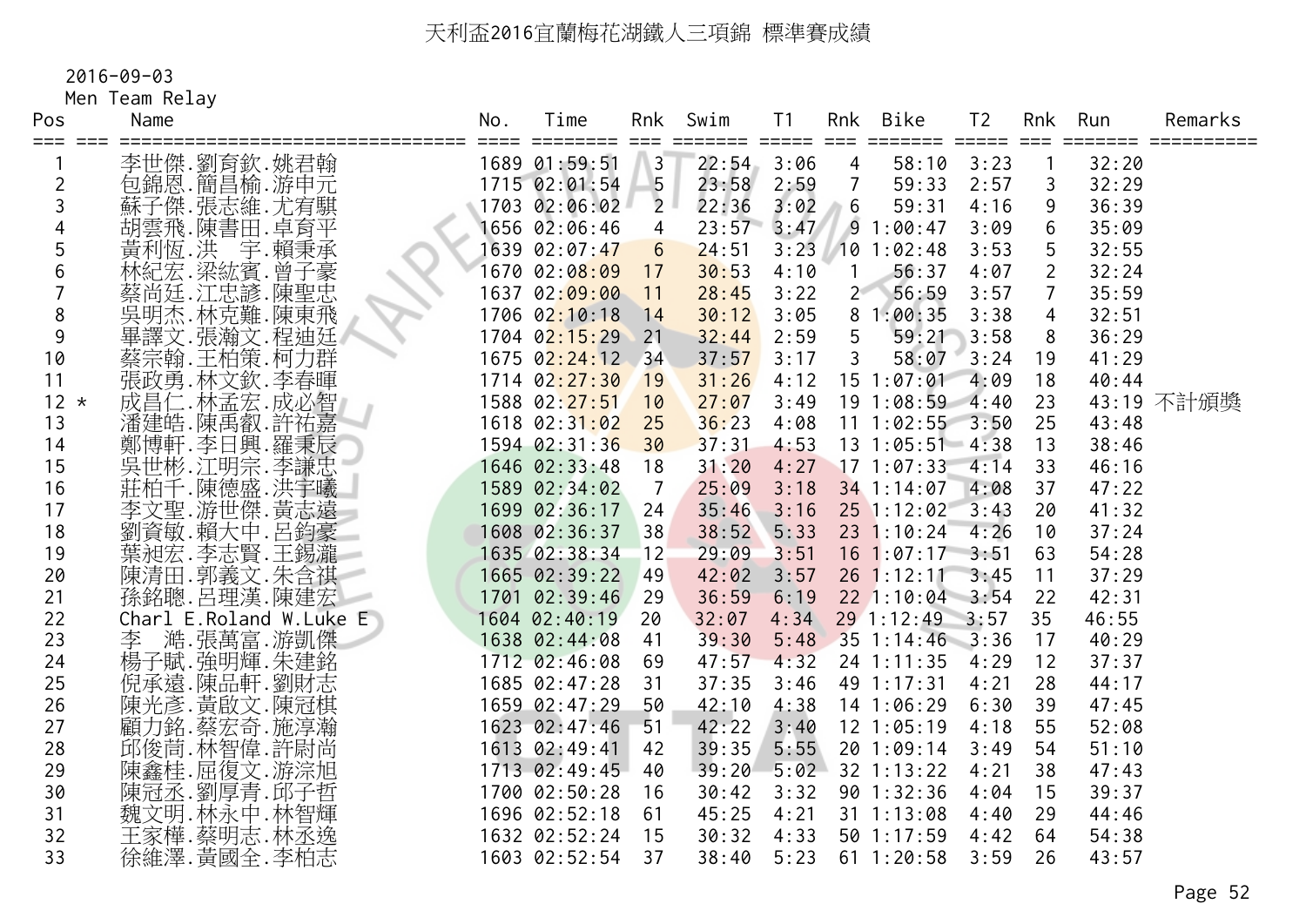# 天利盃2016宜蘭梅花湖鐵人三項錦 標準賽成績

2016-09-03

Men Team Relay

| Pos | | Name | No. | Time | Rnk | Swim | T1 | Rnk | Bike | T2 | Rnk | Run | Remarks |
|---|---|---|---|---|---|---|---|---|---|---|---|---|---|
| 1 | | 李世傑.劉育欽.姚君翰 | 1689 | 01:59:51 | 3 | 22:54 | 3:06 | 4 | 58:10 | 3:23 | 1 | 32:20 | |
| 2 | | 包錦恩.簡昌榆.游申元 | 1715 | 02:01:54 | 5 | 23:58 | 2:59 | 7 | 59:33 | 2:57 | 3 | 32:29 | |
| 3 | | 蘇子傑.張志維.尤宥騏 | 1703 | 02:06:02 | 2 | 22:36 | 3:02 | 6 | 59:31 | 4:16 | 9 | 36:39 | |
| 4 | | 胡雲飛.陳書田.卓育平 | 1656 | 02:06:46 | 4 | 23:57 | 3:47 | 9 | 1:00:47 | 3:09 | 6 | 35:09 | |
| 5 | | 黃利恆.洪 宇.賴秉承 | 1639 | 02:07:47 | 6 | 24:51 | 3:23 | 10 | 1:02:48 | 3:53 | 5 | 32:55 | |
| 6 | | 林紀宏.梁紘賓.曾子豪 | 1670 | 02:08:09 | 17 | 30:53 | 4:10 | 1 | 56:37 | 4:07 | 2 | 32:24 | |
| 7 | | 蔡尚廷.江忠諺.陳聖忠 | 1637 | 02:09:00 | 11 | 28:45 | 3:22 | 2 | 56:59 | 3:57 | 7 | 35:59 | |
| 8 | | 吳明杰.林克難.陳東飛 | 1706 | 02:10:18 | 14 | 30:12 | 3:05 | 8 | 1:00:35 | 3:38 | 4 | 32:51 | |
| 9 | | 畢譯文.張瀚文.程迪廷 | 1704 | 02:15:29 | 21 | 32:44 | 2:59 | 5 | 59:21 | 3:58 | 8 | 36:29 | |
| 10 | | 蔡宗翰.王柏策.柯力群 | 1675 | 02:24:12 | 34 | 37:57 | 3:17 | 3 | 58:07 | 3:24 | 19 | 41:29 | |
| 11 | | 張政勇.林文欽.李春暉 | 1714 | 02:27:30 | 19 | 31:26 | 4:12 | 15 | 1:07:01 | 4:09 | 18 | 40:44 | |
| 12 | * | 成昌仁.林孟宏.成必智 | 1588 | 02:27:51 | 10 | 27:07 | 3:49 | 19 | 1:08:59 | 4:40 | 23 | 43:19 | 不計頒獎 |
| 13 | | 潘建皓.陳禹叡.許祐嘉 | 1618 | 02:31:02 | 25 | 36:23 | 4:08 | 11 | 1:02:55 | 3:50 | 25 | 43:48 | |
| 14 | | 鄭博軒.李日興.羅秉辰 | 1594 | 02:31:36 | 30 | 37:31 | 4:53 | 13 | 1:05:51 | 4:38 | 13 | 38:46 | |
| 15 | | 吳世彬.江明宗.李謙忠 | 1646 | 02:33:48 | 18 | 31:20 | 4:27 | 17 | 1:07:33 | 4:14 | 33 | 46:16 | |
| 16 | | 莊柏千.陳德盛.洪宇曦 | 1589 | 02:34:02 | 7 | 25:09 | 3:18 | 34 | 1:14:07 | 4:08 | 37 | 47:22 | |
| 17 | | 李文聖.游世傑.黃志遠 | 1699 | 02:36:17 | 24 | 35:46 | 3:16 | 25 | 1:12:02 | 3:43 | 20 | 41:32 | |
| 18 | | 劉資敏.賴大中.呂鈞豪 | 1608 | 02:36:37 | 38 | 38:52 | 5:33 | 23 | 1:10:24 | 4:26 | 10 | 37:24 | |
| 19 | | 葉昶宏.李志賢.王錫瀧 | 1635 | 02:38:34 | 12 | 29:09 | 3:51 | 16 | 1:07:17 | 3:51 | 63 | 54:28 | |
| 20 | | 陳清田.郭義文.朱含祺 | 1665 | 02:39:22 | 49 | 42:02 | 3:57 | 26 | 1:12:11 | 3:45 | 11 | 37:29 | |
| 21 | | 孫銘聰.呂理漢.陳建宏 | 1701 | 02:39:46 | 29 | 36:59 | 6:19 | 22 | 1:10:04 | 3:54 | 22 | 42:31 | |
| 22 | | Charl E.Roland W.Luke E | 1604 | 02:40:19 | 20 | 32:07 | 4:34 | 29 | 1:12:49 | 3:57 | 35 | 46:55 | |
| 23 | | 李 澔.張萬富.游凱傑 | 1638 | 02:44:08 | 41 | 39:30 | 5:48 | 35 | 1:14:46 | 3:36 | 17 | 40:29 | |
| 24 | | 楊子賦.強明輝.朱建銘 | 1712 | 02:46:08 | 69 | 47:57 | 4:32 | 24 | 1:11:35 | 4:29 | 12 | 37:37 | |
| 25 | | 倪承遠.陳品軒.劉財志 | 1685 | 02:47:28 | 31 | 37:35 | 3:46 | 49 | 1:17:31 | 4:21 | 28 | 44:17 | |
| 26 | | 陳光彥.黃啟文.陳冠棋 | 1659 | 02:47:29 | 50 | 42:10 | 4:38 | 14 | 1:06:29 | 6:30 | 39 | 47:45 | |
| 27 | | 顧力銘.蔡宏奇.施淳瀚 | 1623 | 02:47:46 | 51 | 42:22 | 3:40 | 12 | 1:05:19 | 4:18 | 55 | 52:08 | |
| 28 | | 邱俊尚.林智偉.許尉尚 | 1613 | 02:49:41 | 42 | 39:35 | 5:55 | 20 | 1:09:14 | 3:49 | 54 | 51:10 | |
| 29 | | 陳鑫桂.屈復文.游淙旭 | 1713 | 02:49:45 | 40 | 39:20 | 5:02 | 32 | 1:13:22 | 4:21 | 38 | 47:43 | |
| 30 | | 陳冠丞.劉厚青.邱子哲 | 1700 | 02:50:28 | 16 | 30:42 | 3:32 | 90 | 1:32:36 | 4:04 | 15 | 39:37 | |
| 31 | | 魏文明.林永中.林智輝 | 1696 | 02:52:18 | 61 | 45:25 | 4:21 | 31 | 1:13:08 | 4:40 | 29 | 44:46 | |
| 32 | | 王家樺.蔡明志.林丞逸 | 1632 | 02:52:24 | 15 | 30:32 | 4:33 | 50 | 1:17:59 | 4:42 | 64 | 54:38 | |
| 33 | | 徐維澤.黃國全.李柏志 | 1603 | 02:52:54 | 37 | 38:40 | 5:23 | 61 | 1:20:58 | 3:59 | 26 | 43:57 | |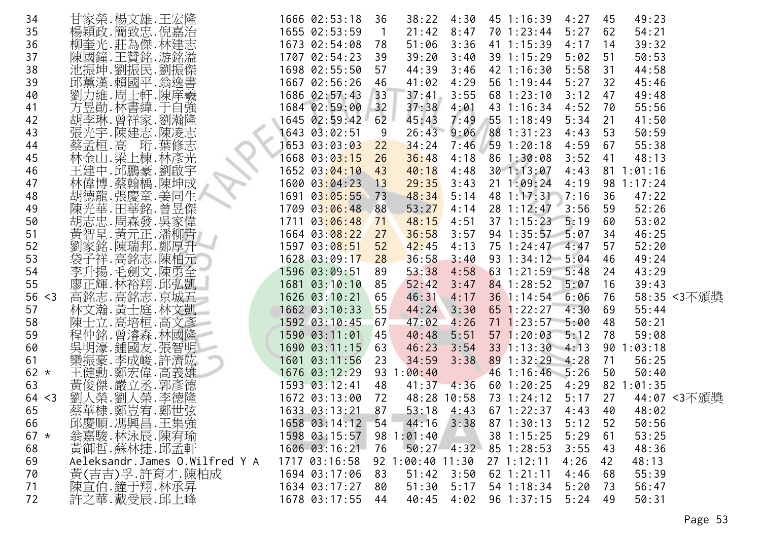| | | | | | | | | | | | | |
|---|---|---|---|---|---|---|---|---|---|---|---|---|
| 34 | 甘家榮.楊文雄.王宏隆 | 1666 | 02:53:18 | 36 | 38:22 | 4:30 | 45 | 1:16:39 | 4:27 | 45 | 49:23 | |
| 35 | 楊穎政.簡致忠.倪嘉治 | 1655 | 02:53:59 | 1 | 21:42 | 8:47 | 70 | 1:23:44 | 5:27 | 62 | 54:21 | |
| 36 | 柳奎光.莊為傑.林建志 | 1673 | 02:54:08 | 78 | 51:06 | 3:36 | 41 | 1:15:39 | 4:17 | 14 | 39:32 | |
| 37 | 陳國鐘.王贊銘.游銘溢 | 1707 | 02:54:23 | 39 | 39:20 | 3:40 | 39 | 1:15:29 | 5:02 | 51 | 50:53 | |
| 38 | 池振坤.劉振民.劉振傑 | 1698 | 02:55:50 | 57 | 44:39 | 3:46 | 42 | 1:16:30 | 5:58 | 31 | 44:58 | |
| 39 | 邱薰漢.賴國平.翁逸書 | 1667 | 02:56:26 | 46 | 41:02 | 4:29 | 56 | 1:19:44 | 5:27 | 32 | 45:46 | |
| 40 | 劉力維.周士軒.陳庠羲 | 1686 | 02:57:43 | 33 | 37:41 | 3:55 | 68 | 1:23:10 | 3:12 | 47 | 49:48 | |
| 41 | 方昱勛.林書緯.于自強 | 1684 | 02:59:00 | 32 | 37:38 | 4:01 | 43 | 1:16:34 | 4:52 | 70 | 55:56 | |
| 42 | 胡李琳.曾祥家.劉瀚隆 | 1645 | 02:59:42 | 62 | 45:43 | 7:49 | 55 | 1:18:49 | 5:34 | 21 | 41:50 | |
| 43 | 張光宇.陳建志.陳凌志 | 1643 | 03:02:51 | 9 | 26:43 | 9:06 | 88 | 1:31:23 | 4:43 | 53 | 50:59 | |
| 44 | 蔡孟桓.高　珩.葉修志 | 1653 | 03:03:03 | 22 | 34:24 | 7:46 | 59 | 1:20:18 | 4:59 | 67 | 55:38 | |
| 45 | 林金山.梁上棟.林彥光 | 1668 | 03:03:15 | 26 | 36:48 | 4:18 | 86 | 1:30:08 | 3:52 | 41 | 48:13 | |
| 46 | 王建中.邱鵬豪.劉啟宇 | 1652 | 03:04:10 | 43 | 40:18 | 4:48 | 30 | 1:13:07 | 4:43 | 81 | 1:01:16 | |
| 47 | 林偉博.蔡翰楀.陳坤成 | 1600 | 03:04:23 | 13 | 29:35 | 3:43 | 21 | 1:09:24 | 4:19 | 98 | 1:17:24 | |
| 48 | 胡德龍.張慶童.姜同生 | 1691 | 03:05:55 | 73 | 48:34 | 5:14 | 48 | 1:17:31 | 7:16 | 36 | 47:22 | |
| 49 | 陳光華.田華銘.曾昱傑 | 1709 | 03:06:48 | 88 | 53:27 | 4:14 | 28 | 1:12:47 | 3:56 | 59 | 52:26 | |
| 50 | 胡志忠.周森發.吳家偉 | 1711 | 03:06:48 | 71 | 48:15 | 4:51 | 37 | 1:15:23 | 5:19 | 60 | 53:02 | |
| 51 | 黃智呈.黃元正.潘柳青 | 1664 | 03:08:22 | 27 | 36:58 | 3:57 | 94 | 1:35:57 | 5:07 | 34 | 46:25 | |
| 52 | 劉家銘.陳瑞邦.鄭厚升 | 1597 | 03:08:51 | 52 | 42:45 | 4:13 | 75 | 1:24:47 | 4:47 | 57 | 52:20 | |
| 53 | 袋子祥.高銘志.陳柏元 | 1628 | 03:09:17 | 28 | 36:58 | 3:40 | 93 | 1:34:12 | 5:04 | 46 | 49:24 | |
| 54 | 李升揚.毛劍文.陳勇全 | 1596 | 03:09:51 | 89 | 53:38 | 4:58 | 63 | 1:21:59 | 5:48 | 24 | 43:29 | |
| 55 | 廖正輝.林裕翔.邱弘凱 | 1681 | 03:10:10 | 85 | 52:42 | 3:47 | 84 | 1:28:52 | 5:07 | 16 | 39:43 | |
| 56 <3 | 高銘志.高銘志.京城五 | 1626 | 03:10:21 | 65 | 46:31 | 4:17 | 36 | 1:14:54 | 6:06 | 76 | 58:35 | <3不頒獎 |
| 57 | 林文瀚.黃士庭.林文凱 | 1662 | 03:10:33 | 55 | 44:24 | 3:30 | 65 | 1:22:27 | 4:30 | 69 | 55:44 | |
| 58 | 陳士立.高培桓.高文彥 | 1592 | 03:10:45 | 67 | 47:02 | 4:26 | 71 | 1:23:57 | 5:00 | 48 | 50:21 | |
| 59 | 程仲銘.曾濬森.林國隆 | 1590 | 03:11:01 | 45 | 40:48 | 5:51 | 57 | 1:20:03 | 5:12 | 78 | 59:08 | |
| 60 | 吳明濠.鍾國友.張智明 | 1690 | 03:11:15 | 63 | 46:23 | 3:54 | 33 | 1:13:30 | 4:13 | 90 | 1:03:18 | |
| 61 | 欒振豪.李成峻.許濟竑 | 1601 | 03:11:56 | 23 | 34:59 | 3:38 | 89 | 1:32:29 | 4:28 | 71 | 56:25 | |
| 62 * | 王健勳.鄭宏偉.高義雄 | 1676 | 03:12:29 | 93 | 1:00:40 | | 46 | 1:16:46 | 5:26 | 50 | 50:40 | |
| 63 | 黃俊傑.嚴立丞.郭彥德 | 1593 | 03:12:41 | 48 | 41:37 | 4:36 | 60 | 1:20:25 | 4:29 | 82 | 1:01:35 | |
| 64 <3 | 劉人榮.劉人榮.李德隆 | 1672 | 03:13:00 | 72 | 48:28 | 10:58 | 73 | 1:24:12 | 5:17 | 27 | 44:07 | <3不頒獎 |
| 65 | 蔡華棣.鄭豈宥.鄭世弦 | 1633 | 03:13:21 | 87 | 53:18 | 4:43 | 67 | 1:22:37 | 4:43 | 40 | 48:02 | |
| 66 | 邱慶順.馮興昌.王集強 | 1658 | 03:14:12 | 54 | 44:16 | 3:38 | 87 | 1:30:13 | 5:12 | 52 | 50:56 | |
| 67 * | 翁嘉駿.林泳辰.陳宥瑜 | 1598 | 03:15:57 | 98 | 1:01:40 | | 38 | 1:15:25 | 5:29 | 61 | 53:25 | |
| 68 | 黃御哲.蘇林捷.邱孟軒 | 1606 | 03:16:21 | 76 | 50:27 | 4:32 | 85 | 1:28:53 | 3:55 | 43 | 48:36 | |
| 69 | Aeleksandr.James O.Wilfred Y A | 1717 | 03:16:58 | 92 | 1:00:40 | 11:30 | 27 | 1:12:11 | 4:26 | 42 | 48:13 | |
| 70 | 黃(吉吉)孚.許育才.陳柏成 | 1694 | 03:17:06 | 83 | 51:42 | 3:50 | 62 | 1:21:11 | 4:46 | 68 | 55:39 | |
| 71 | 陳宣伯.鐘于翔.林承昇 | 1634 | 03:17:27 | 80 | 51:30 | 5:17 | 54 | 1:18:34 | 5:20 | 73 | 56:47 | |
| 72 | 許之華.戴受辰.邱上峰 | 1678 | 03:17:55 | 44 | 40:45 | 4:02 | 96 | 1:37:15 | 5:24 | 49 | 50:31 | |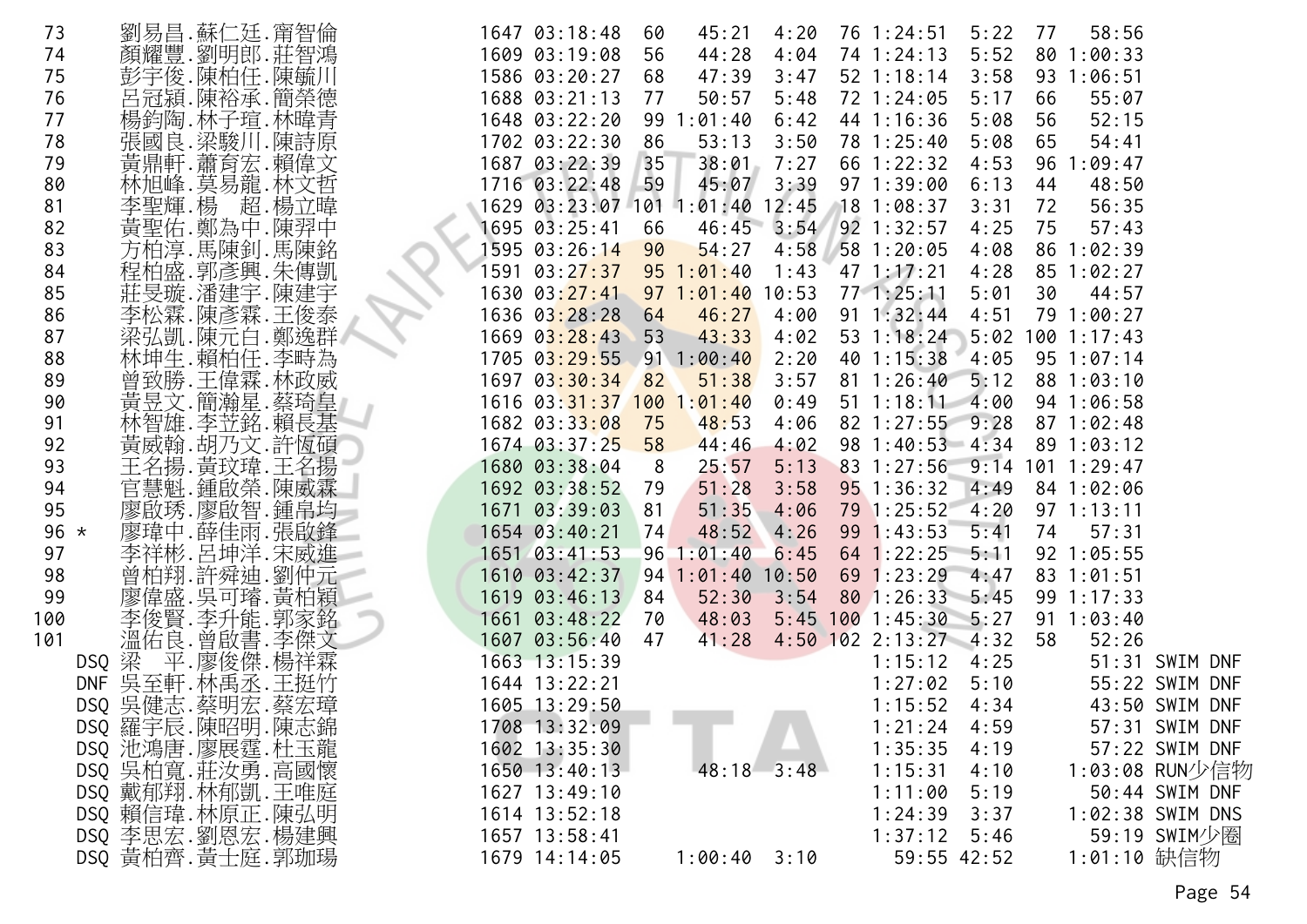| Rank | Names | No. | Total | Swim Rank | Swim | T1 | Bike Rank | Bike | T2 | Run Rank | Run | Note |
|---|---|---|---|---|---|---|---|---|---|---|---|---|
| 73 | 劉易昌.蘇仁廷.甯智倫 | 1647 | 03:18:48 | 60 | 45:21 | 4:20 | 76 | 1:24:51 | 5:22 | 77 | 58:56 | |
| 74 | 顏耀豐.劉明郎.莊智鴻 | 1609 | 03:19:08 | 56 | 44:28 | 4:04 | 74 | 1:24:13 | 5:52 | 80 | 1:00:33 | |
| 75 | 彭宇俊.陳柏任.陳毓川 | 1586 | 03:20:27 | 68 | 47:39 | 3:47 | 52 | 1:18:14 | 3:58 | 93 | 1:06:51 | |
| 76 | 呂冠穎.陳裕承.簡榮德 | 1688 | 03:21:13 | 77 | 50:57 | 5:48 | 72 | 1:24:05 | 5:17 | 66 | 55:07 | |
| 77 | 楊鈞陶.林子瑄.林暐青 | 1648 | 03:22:20 | 99 | 1:01:40 | 6:42 | 44 | 1:16:36 | 5:08 | 56 | 52:15 | |
| 78 | 張國良.梁駿川.陳詩原 | 1702 | 03:22:30 | 86 | 53:13 | 3:50 | 78 | 1:25:40 | 5:08 | 65 | 54:41 | |
| 79 | 黃鼎軒.蕭育宏.賴偉文 | 1687 | 03:22:39 | 35 | 38:01 | 7:27 | 66 | 1:22:32 | 4:53 | 96 | 1:09:47 | |
| 80 | 林旭峰.莫易龍.林文哲 | 1716 | 03:22:48 | 59 | 45:07 | 3:39 | 97 | 1:39:00 | 6:13 | 44 | 48:50 | |
| 81 | 李聖輝.楊 超.楊立暐 | 1629 | 03:23:07 | 101 | 1:01:40 | 12:45 | 18 | 1:08:37 | 3:31 | 72 | 56:35 | |
| 82 | 黃聖佑.鄭為中.陳羿中 | 1695 | 03:25:41 | 66 | 46:45 | 3:54 | 92 | 1:32:57 | 4:25 | 75 | 57:43 | |
| 83 | 方柏淳.馬陳釗.馬陳銘 | 1595 | 03:26:14 | 90 | 54:27 | 4:58 | 58 | 1:20:05 | 4:08 | 86 | 1:02:39 | |
| 84 | 程柏盛.郭彥興.朱傳凱 | 1591 | 03:27:37 | 95 | 1:01:40 | 1:43 | 47 | 1:17:21 | 4:28 | 85 | 1:02:27 | |
| 85 | 莊旻璇.潘建宇.陳建宇 | 1630 | 03:27:41 | 97 | 1:01:40 | 10:53 | 77 | 1:25:11 | 5:01 | 30 | 44:57 | |
| 86 | 李松霖.陳彥霖.王俊泰 | 1636 | 03:28:28 | 64 | 46:27 | 4:00 | 91 | 1:32:44 | 4:51 | 79 | 1:00:27 | |
| 87 | 梁弘凱.陳元白.鄭逸群 | 1669 | 03:28:43 | 53 | 43:33 | 4:02 | 53 | 1:18:24 | 5:02 | 100 | 1:17:43 | |
| 88 | 林坤生.賴柏任.李畤為 | 1705 | 03:29:55 | 91 | 1:00:40 | 2:20 | 40 | 1:15:38 | 4:05 | 95 | 1:07:14 | |
| 89 | 曾致勝.王偉霖.林政威 | 1697 | 03:30:34 | 82 | 51:38 | 3:57 | 81 | 1:26:40 | 5:12 | 88 | 1:03:10 | |
| 90 | 黃昱文.簡瀚星.蔡琦皇 | 1616 | 03:31:37 | 100 | 1:01:40 | 0:49 | 51 | 1:18:11 | 4:00 | 94 | 1:06:58 | |
| 91 | 林智雄.李苙銘.賴長基 | 1682 | 03:33:08 | 75 | 48:53 | 4:06 | 82 | 1:27:55 | 9:28 | 87 | 1:02:48 | |
| 92 | 黃威翰.胡乃文.許恆碩 | 1674 | 03:37:25 | 58 | 44:46 | 4:02 | 98 | 1:40:53 | 4:34 | 89 | 1:03:12 | |
| 93 | 王名揚.黃玟瑋.王名揚 | 1680 | 03:38:04 | 8 | 25:57 | 5:13 | 83 | 1:27:56 | 9:14 | 101 | 1:29:47 | |
| 94 | 官慧魁.鍾啟榮.陳威霖 | 1692 | 03:38:52 | 79 | 51:28 | 3:58 | 95 | 1:36:32 | 4:49 | 84 | 1:02:06 | |
| 95 | 廖啟琇.廖啟智.鍾帛均 | 1671 | 03:39:03 | 81 | 51:35 | 4:06 | 79 | 1:25:52 | 4:20 | 97 | 1:13:11 | |
| 96 * | 廖瑋中.薛佳雨.張啟鋒 | 1654 | 03:40:21 | 74 | 48:52 | 4:26 | 99 | 1:43:53 | 5:41 | 74 | 57:31 | |
| 97 | 李祥彬.呂坤洋.宋威進 | 1651 | 03:41:53 | 96 | 1:01:40 | 6:45 | 64 | 1:22:25 | 5:11 | 92 | 1:05:55 | |
| 98 | 曾柏翔.許舜迪.劉仲元 | 1610 | 03:42:37 | 94 | 1:01:40 | 10:50 | 69 | 1:23:29 | 4:47 | 83 | 1:01:51 | |
| 99 | 廖偉盛.吳可璿.黃柏穎 | 1619 | 03:46:13 | 84 | 52:30 | 3:54 | 80 | 1:26:33 | 5:45 | 99 | 1:17:33 | |
| 100 | 李俊賢.李升能.郭家銘 | 1661 | 03:48:22 | 70 | 48:03 | 5:45 | 100 | 1:45:30 | 5:27 | 91 | 1:03:40 | |
| 101 | 溫佑良.曾啟書.李傑文 | 1607 | 03:56:40 | 47 | 41:28 | 4:50 | 102 | 2:13:27 | 4:32 | 58 | 52:26 | |
| DSQ | 梁 平.廖俊傑.楊祥霖 | 1663 | 13:15:39 | | | | | 1:15:12 | 4:25 | | 51:31 | SWIM DNF |
| DNF | 吳至軒.林禹丞.王挺竹 | 1644 | 13:22:21 | | | | | 1:27:02 | 5:10 | | 55:22 | SWIM DNF |
| DSQ | 吳健志.蔡明宏.蔡宏璋 | 1605 | 13:29:50 | | | | | 1:15:52 | 4:34 | | 43:50 | SWIM DNF |
| DSQ | 羅宇辰.陳昭明.陳志錦 | 1708 | 13:32:09 | | | | | 1:21:24 | 4:59 | | 57:31 | SWIM DNF |
| DSQ | 池鴻唐.廖展霆.杜玉龍 | 1602 | 13:35:30 | | | | | 1:35:35 | 4:19 | | 57:22 | SWIM DNF |
| DSQ | 吳柏寬.莊汝勇.高國懷 | 1650 | 13:40:13 | | 48:18 | 3:48 | | 1:15:31 | 4:10 | | 1:03:08 | RUN少信物 |
| DSQ | 戴郁翔.林郁凱.王唯庭 | 1627 | 13:49:10 | | | | | 1:11:00 | 5:19 | | 50:44 | SWIM DNF |
| DSQ | 賴信瑋.林原正.陳弘明 | 1614 | 13:52:18 | | | | | 1:24:39 | 3:37 | | 1:02:38 | SWIM DNS |
| DSQ | 李思宏.劉恩宏.楊建興 | 1657 | 13:58:41 | | | | | 1:37:12 | 5:46 | | 59:19 | SWIM少圈 |
| DSQ | 黃柏齊.黃士庭.郭珈瑒 | 1679 | 14:14:05 | | 1:00:40 | 3:10 | | 59:55 | 42:52 | | 1:01:10 | 缺信物 |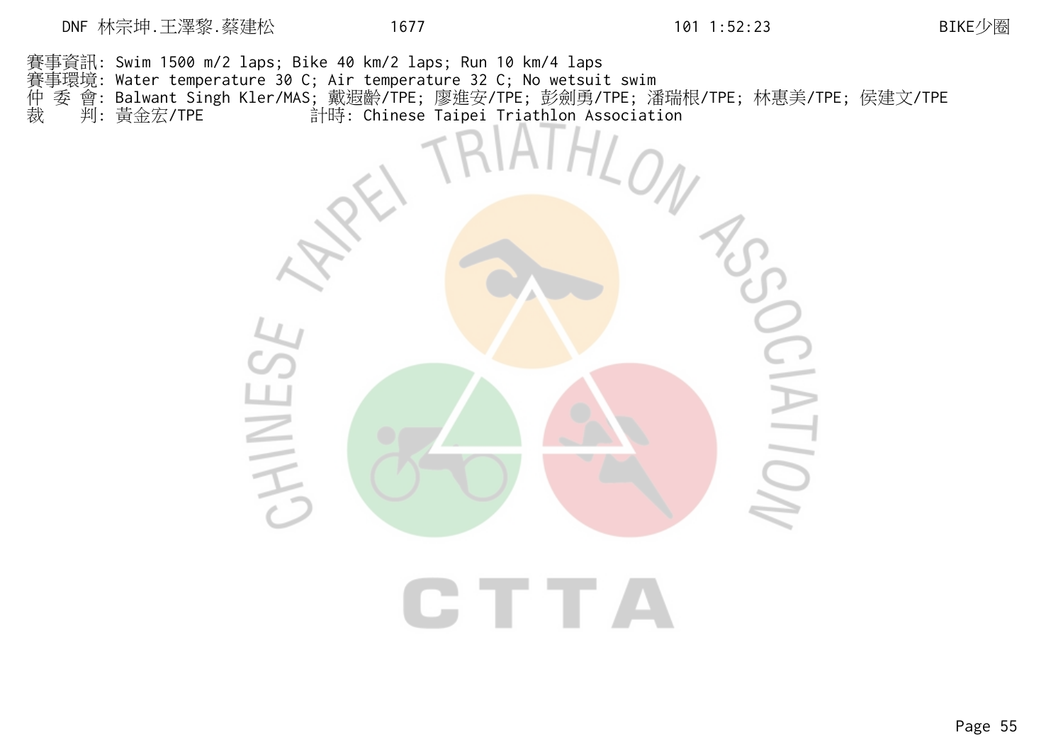| | | | |
|---|---|---|---|
| DNF 林宗坤.王澤黎.蔡建松 | 1677 | 101 1:52:23 | BIKE少圈 |

賽事資訊: Swim 1500 m/2 laps; Bike 40 km/2 laps; Run 10 km/4 laps
賽事環境: Water temperature 30 C; Air temperature 32 C; No wetsuit swim
仲 委 會: Balwant Singh Kler/MAS; 戴遐齡/TPE; 廖進安/TPE; 彭劍勇/TPE; 潘瑞根/TPE; 林惠美/TPE; 侯建文/TPE
裁　　判: 黃金宏/TPE　　　　　計時: Chinese Taipei Triathlon Association